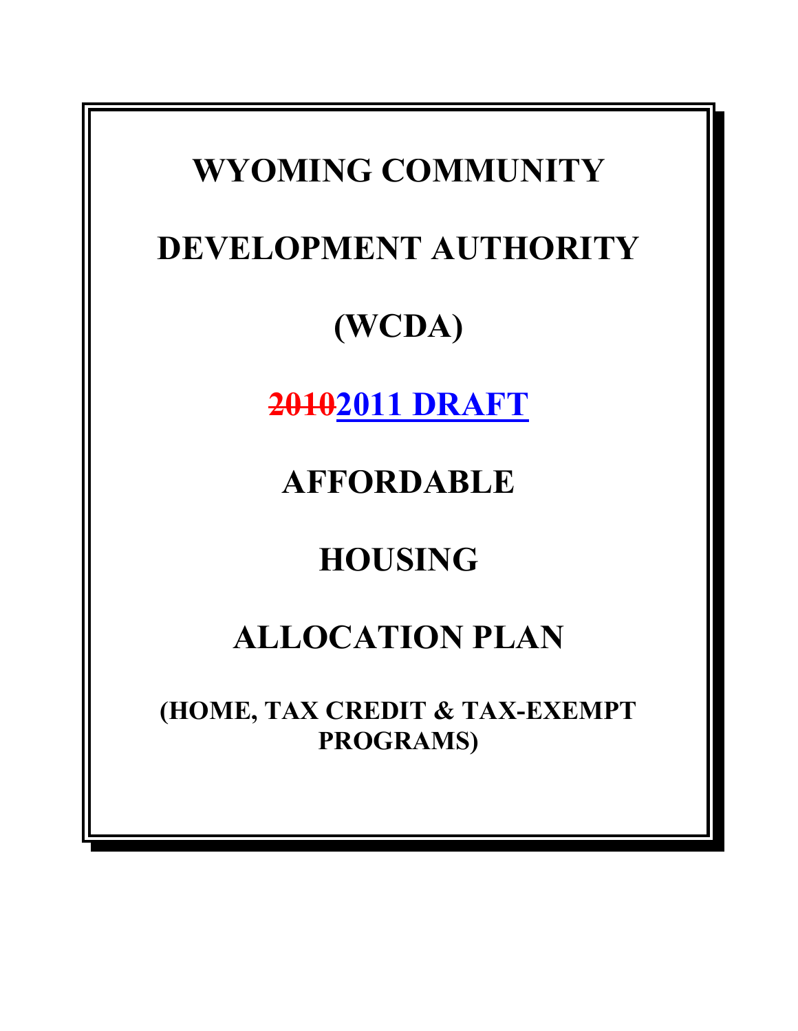# WYOMING COMMUNITY DEVELOPMENT AUTHORITY (WCDA)

# ~~2010~~2011 DRAFT

# AFFORDABLE HOUSING ALLOCATION PLAN

**(HOME, TAX CREDIT & TAX-EXEMPT PROGRAMS)**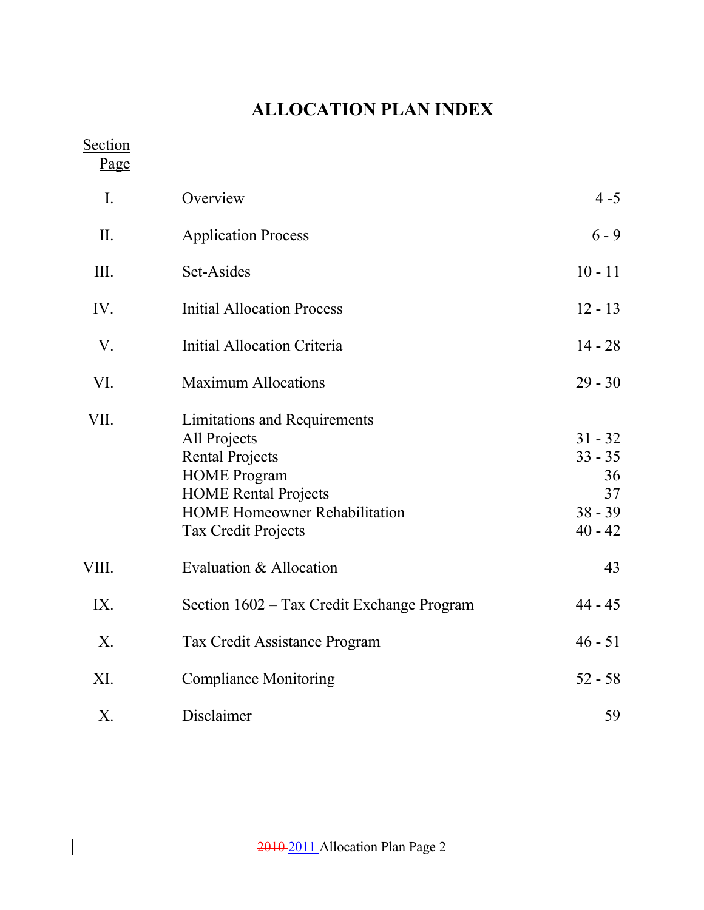# ALLOCATION PLAN INDEX

| Section | | Page |
|---|---|---|
| I. | Overview | 4 -5 |
| II. | Application Process | 6 - 9 |
| III. | Set-Asides | 10 - 11 |
| IV. | Initial Allocation Process | 12 - 13 |
| V. | Initial Allocation Criteria | 14 - 28 |
| VI. | Maximum Allocations | 29 - 30 |
| VII. | Limitations and Requirements | |
| | All Projects | 31 - 32 |
| | Rental Projects | 33 - 35 |
| | HOME Program | 36 |
| | HOME Rental Projects | 37 |
| | HOME Homeowner Rehabilitation | 38 - 39 |
| | Tax Credit Projects | 40 - 42 |
| VIII. | Evaluation & Allocation | 43 |
| IX. | Section 1602 – Tax Credit Exchange Program | 44 - 45 |
| X. | Tax Credit Assistance Program | 46 - 51 |
| XI. | Compliance Monitoring | 52 - 58 |
| X. | Disclaimer | 59 |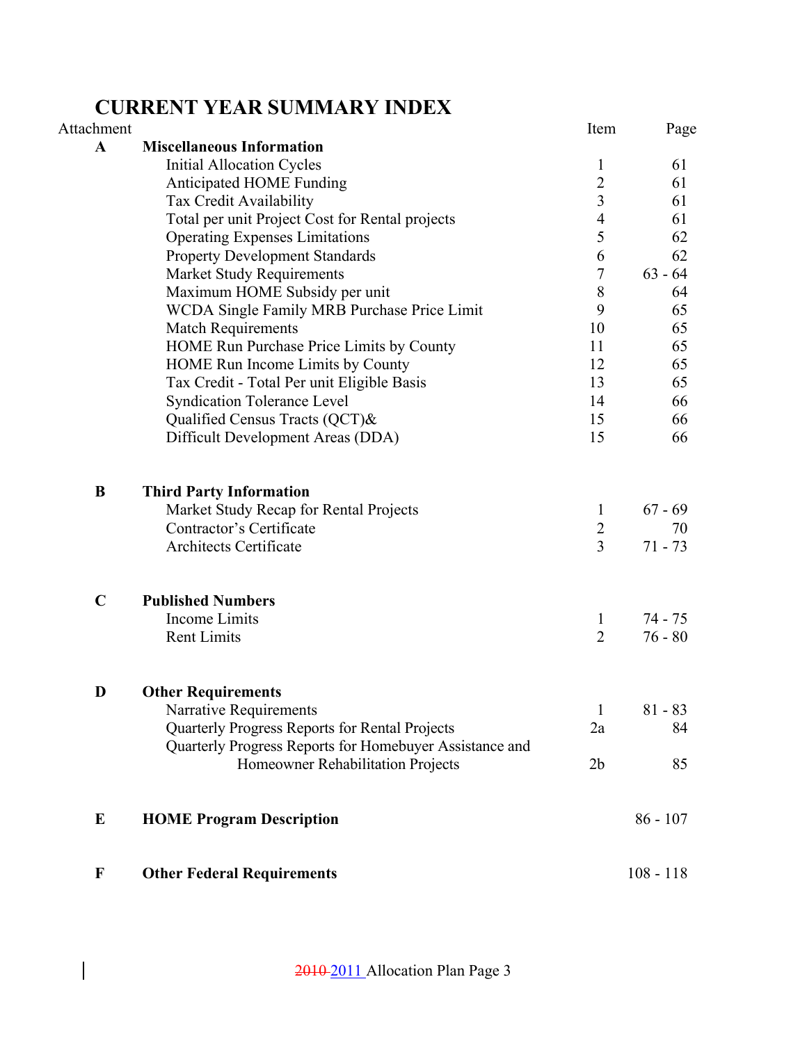# CURRENT YEAR SUMMARY INDEX

| Attachment | | Item | Page |
|---|---|---|---|
| **A** | **Miscellaneous Information** | | |
| | Initial Allocation Cycles | 1 | 61 |
| | Anticipated HOME Funding | 2 | 61 |
| | Tax Credit Availability | 3 | 61 |
| | Total per unit Project Cost for Rental projects | 4 | 61 |
| | Operating Expenses Limitations | 5 | 62 |
| | Property Development Standards | 6 | 62 |
| | Market Study Requirements | 7 | 63 - 64 |
| | Maximum HOME Subsidy per unit | 8 | 64 |
| | WCDA Single Family MRB Purchase Price Limit | 9 | 65 |
| | Match Requirements | 10 | 65 |
| | HOME Run Purchase Price Limits by County | 11 | 65 |
| | HOME Run Income Limits by County | 12 | 65 |
| | Tax Credit - Total Per unit Eligible Basis | 13 | 65 |
| | Syndication Tolerance Level | 14 | 66 |
| | Qualified Census Tracts (QCT)& | 15 | 66 |
| | Difficult Development Areas (DDA) | 15 | 66 |
| **B** | **Third Party Information** | | |
| | Market Study Recap for Rental Projects | 1 | 67 - 69 |
| | Contractor's Certificate | 2 | 70 |
| | Architects Certificate | 3 | 71 - 73 |
| **C** | **Published Numbers** | | |
| | Income Limits | 1 | 74 - 75 |
| | Rent Limits | 2 | 76 - 80 |
| **D** | **Other Requirements** | | |
| | Narrative Requirements | 1 | 81 - 83 |
| | Quarterly Progress Reports for Rental Projects | 2a | 84 |
| | Quarterly Progress Reports for Homebuyer Assistance and Homeowner Rehabilitation Projects | 2b | 85 |
| **E** | **HOME Program Description** | | 86 - 107 |
| **F** | **Other Federal Requirements** | | 108 - 118 |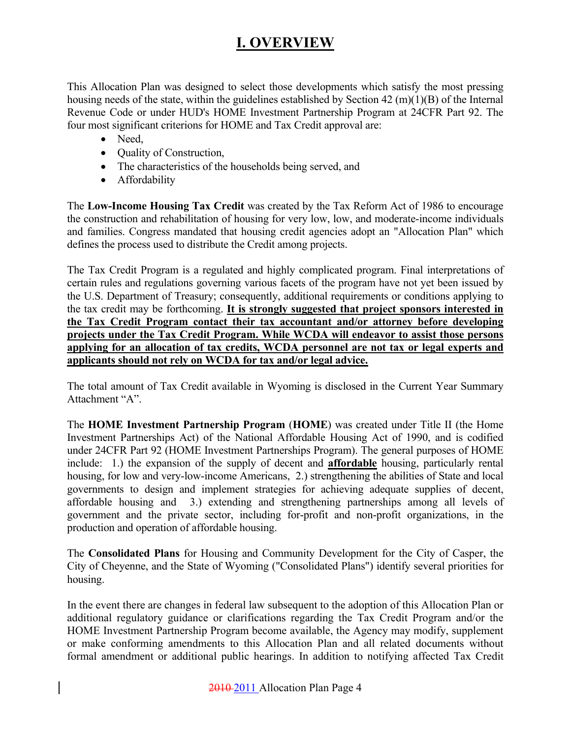# I. OVERVIEW

This Allocation Plan was designed to select those developments which satisfy the most pressing housing needs of the state, within the guidelines established by Section 42 (m)(1)(B) of the Internal Revenue Code or under HUD's HOME Investment Partnership Program at 24CFR Part 92. The four most significant criterions for HOME and Tax Credit approval are:

- Need,
- Quality of Construction,
- The characteristics of the households being served, and
- Affordability

The **Low-Income Housing Tax Credit** was created by the Tax Reform Act of 1986 to encourage the construction and rehabilitation of housing for very low, low, and moderate-income individuals and families. Congress mandated that housing credit agencies adopt an "Allocation Plan" which defines the process used to distribute the Credit among projects.

The Tax Credit Program is a regulated and highly complicated program. Final interpretations of certain rules and regulations governing various facets of the program have not yet been issued by the U.S. Department of Treasury; consequently, additional requirements or conditions applying to the tax credit may be forthcoming. **It is strongly suggested that project sponsors interested in the Tax Credit Program contact their tax accountant and/or attorney before developing projects under the Tax Credit Program. While WCDA will endeavor to assist those persons applying for an allocation of tax credits, WCDA personnel are not tax or legal experts and applicants should not rely on WCDA for tax and/or legal advice.**

The total amount of Tax Credit available in Wyoming is disclosed in the Current Year Summary Attachment "A".

The **HOME Investment Partnership Program** (**HOME**) was created under Title II (the Home Investment Partnerships Act) of the National Affordable Housing Act of 1990, and is codified under 24CFR Part 92 (HOME Investment Partnerships Program). The general purposes of HOME include: 1.) the expansion of the supply of decent and **affordable** housing, particularly rental housing, for low and very-low-income Americans, 2.) strengthening the abilities of State and local governments to design and implement strategies for achieving adequate supplies of decent, affordable housing and 3.) extending and strengthening partnerships among all levels of government and the private sector, including for-profit and non-profit organizations, in the production and operation of affordable housing.

The **Consolidated Plans** for Housing and Community Development for the City of Casper, the City of Cheyenne, and the State of Wyoming ("Consolidated Plans") identify several priorities for housing.

In the event there are changes in federal law subsequent to the adoption of this Allocation Plan or additional regulatory guidance or clarifications regarding the Tax Credit Program and/or the HOME Investment Partnership Program become available, the Agency may modify, supplement or make conforming amendments to this Allocation Plan and all related documents without formal amendment or additional public hearings. In addition to notifying affected Tax Credit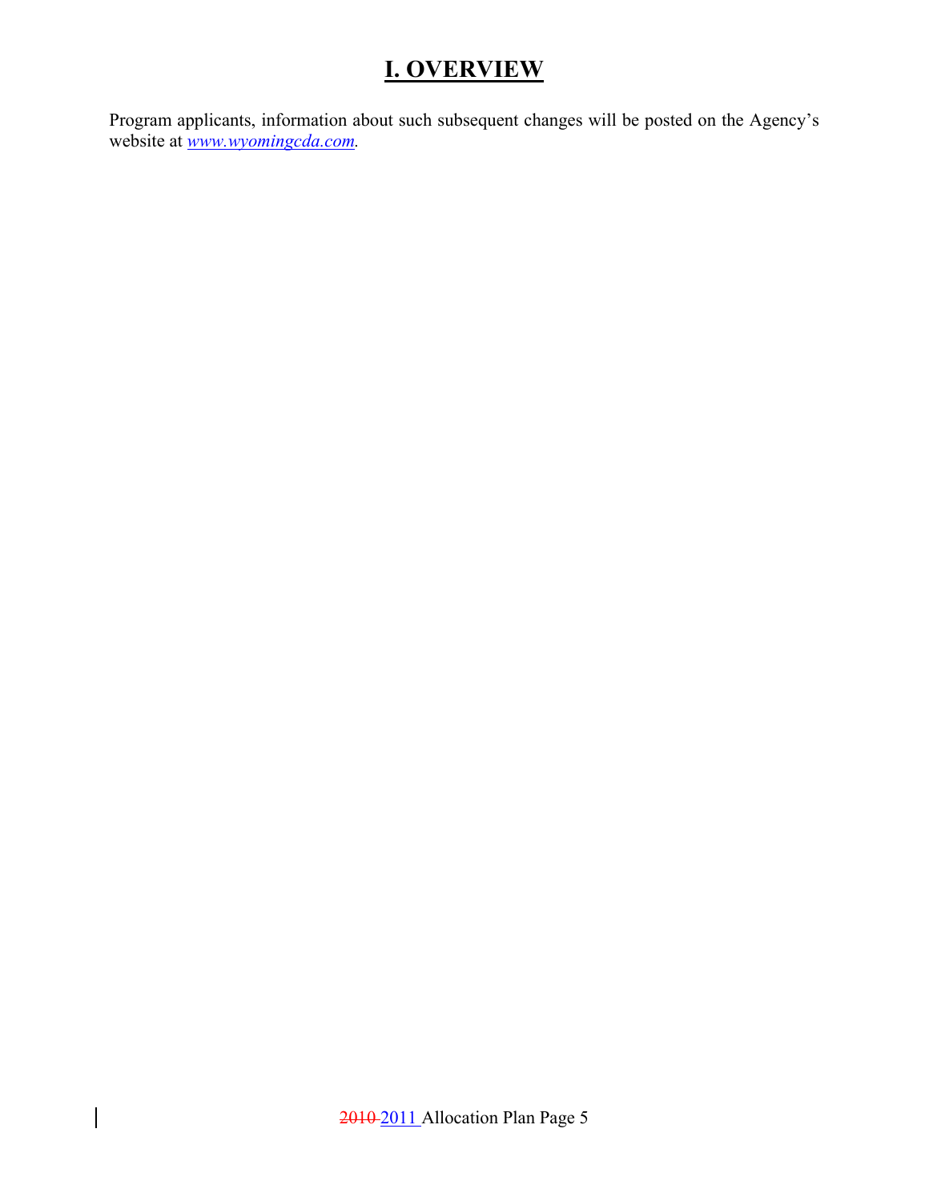# I. OVERVIEW

Program applicants, information about such subsequent changes will be posted on the Agency's website at *www.wyomingcda.com.*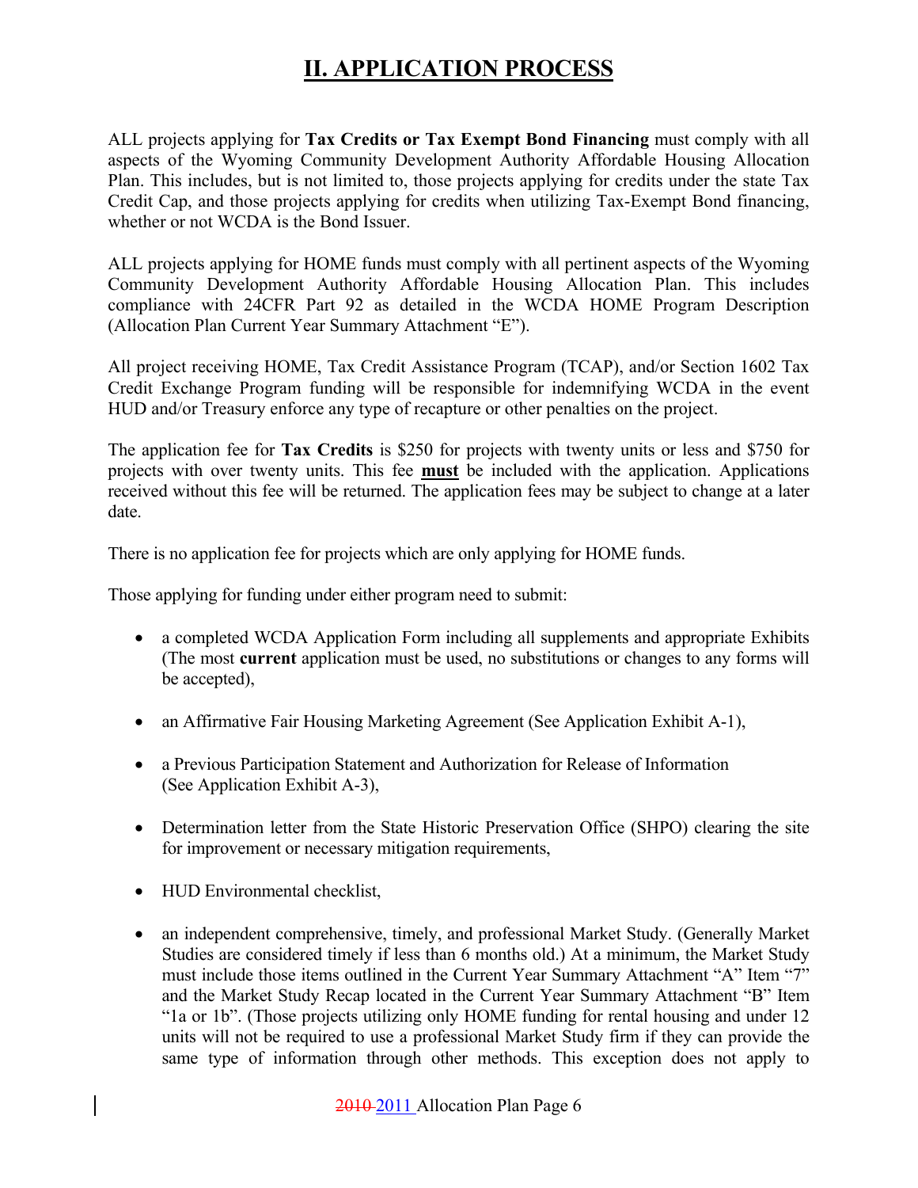# II. APPLICATION PROCESS

ALL projects applying for **Tax Credits or Tax Exempt Bond Financing** must comply with all aspects of the Wyoming Community Development Authority Affordable Housing Allocation Plan. This includes, but is not limited to, those projects applying for credits under the state Tax Credit Cap, and those projects applying for credits when utilizing Tax-Exempt Bond financing, whether or not WCDA is the Bond Issuer.

ALL projects applying for HOME funds must comply with all pertinent aspects of the Wyoming Community Development Authority Affordable Housing Allocation Plan. This includes compliance with 24CFR Part 92 as detailed in the WCDA HOME Program Description (Allocation Plan Current Year Summary Attachment "E").

All project receiving HOME, Tax Credit Assistance Program (TCAP), and/or Section 1602 Tax Credit Exchange Program funding will be responsible for indemnifying WCDA in the event HUD and/or Treasury enforce any type of recapture or other penalties on the project.

The application fee for **Tax Credits** is $250 for projects with twenty units or less and $750 for projects with over twenty units. This fee **must** be included with the application. Applications received without this fee will be returned. The application fees may be subject to change at a later date.

There is no application fee for projects which are only applying for HOME funds.

Those applying for funding under either program need to submit:

- a completed WCDA Application Form including all supplements and appropriate Exhibits (The most **current** application must be used, no substitutions or changes to any forms will be accepted),
- an Affirmative Fair Housing Marketing Agreement (See Application Exhibit A-1),
- a Previous Participation Statement and Authorization for Release of Information (See Application Exhibit A-3),
- Determination letter from the State Historic Preservation Office (SHPO) clearing the site for improvement or necessary mitigation requirements,
- HUD Environmental checklist,
- an independent comprehensive, timely, and professional Market Study. (Generally Market Studies are considered timely if less than 6 months old.) At a minimum, the Market Study must include those items outlined in the Current Year Summary Attachment "A" Item "7" and the Market Study Recap located in the Current Year Summary Attachment "B" Item "1a or 1b". (Those projects utilizing only HOME funding for rental housing and under 12 units will not be required to use a professional Market Study firm if they can provide the same type of information through other methods. This exception does not apply to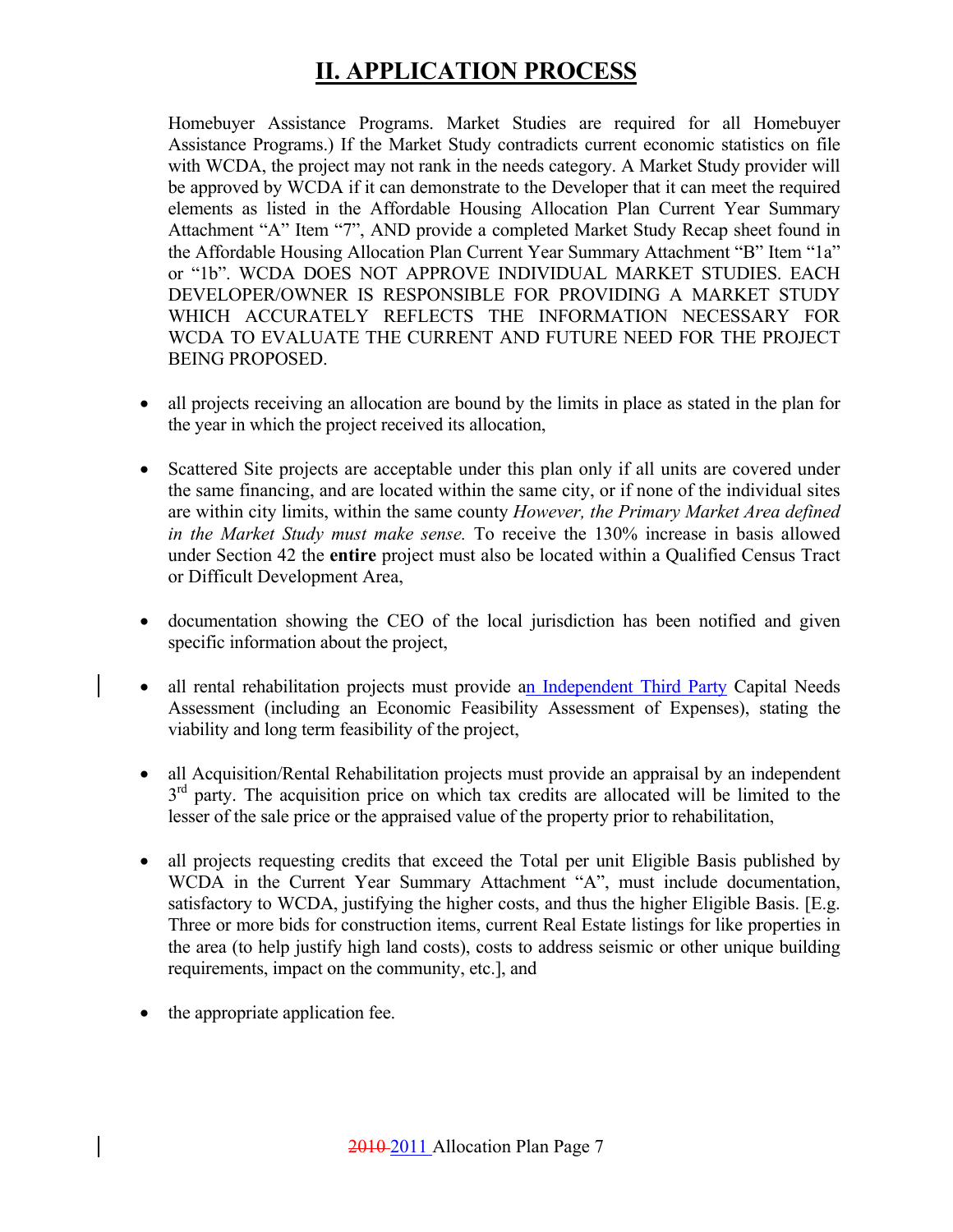# II. APPLICATION PROCESS

Homebuyer Assistance Programs. Market Studies are required for all Homebuyer Assistance Programs.) If the Market Study contradicts current economic statistics on file with WCDA, the project may not rank in the needs category. A Market Study provider will be approved by WCDA if it can demonstrate to the Developer that it can meet the required elements as listed in the Affordable Housing Allocation Plan Current Year Summary Attachment "A" Item "7", AND provide a completed Market Study Recap sheet found in the Affordable Housing Allocation Plan Current Year Summary Attachment "B" Item "1a" or "1b". WCDA DOES NOT APPROVE INDIVIDUAL MARKET STUDIES. EACH DEVELOPER/OWNER IS RESPONSIBLE FOR PROVIDING A MARKET STUDY WHICH ACCURATELY REFLECTS THE INFORMATION NECESSARY FOR WCDA TO EVALUATE THE CURRENT AND FUTURE NEED FOR THE PROJECT BEING PROPOSED.

- all projects receiving an allocation are bound by the limits in place as stated in the plan for the year in which the project received its allocation,

- Scattered Site projects are acceptable under this plan only if all units are covered under the same financing, and are located within the same city, or if none of the individual sites are within city limits, within the same county *However, the Primary Market Area defined in the Market Study must make sense.* To receive the 130% increase in basis allowed under Section 42 the **entire** project must also be located within a Qualified Census Tract or Difficult Development Area,

- documentation showing the CEO of the local jurisdiction has been notified and given specific information about the project,

- all rental rehabilitation projects must provide an Independent Third Party Capital Needs Assessment (including an Economic Feasibility Assessment of Expenses), stating the viability and long term feasibility of the project,

- all Acquisition/Rental Rehabilitation projects must provide an appraisal by an independent 3rd party. The acquisition price on which tax credits are allocated will be limited to the lesser of the sale price or the appraised value of the property prior to rehabilitation,

- all projects requesting credits that exceed the Total per unit Eligible Basis published by WCDA in the Current Year Summary Attachment "A", must include documentation, satisfactory to WCDA, justifying the higher costs, and thus the higher Eligible Basis. [E.g. Three or more bids for construction items, current Real Estate listings for like properties in the area (to help justify high land costs), costs to address seismic or other unique building requirements, impact on the community, etc.], and

- the appropriate application fee.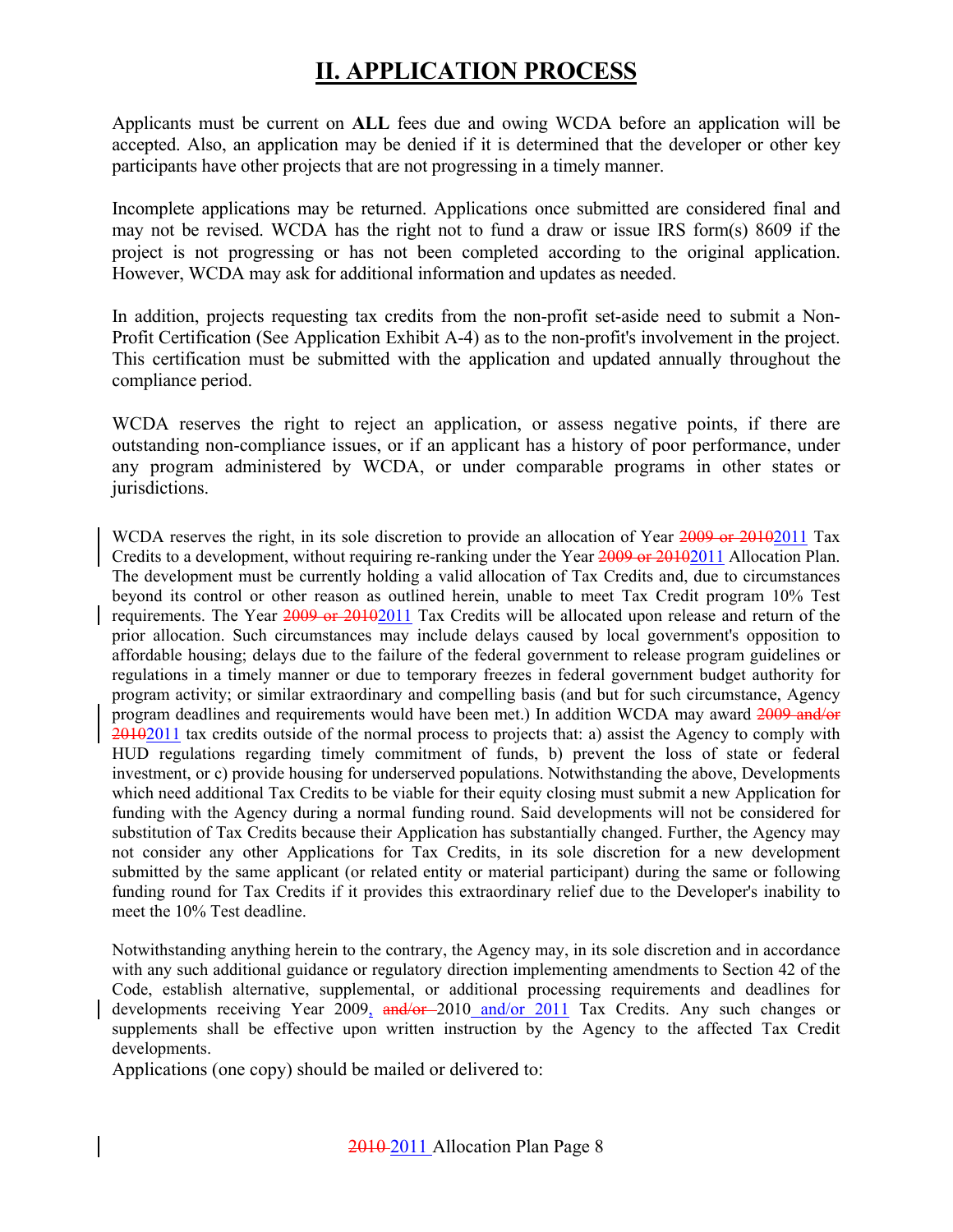# II. APPLICATION PROCESS

Applicants must be current on **ALL** fees due and owing WCDA before an application will be accepted. Also, an application may be denied if it is determined that the developer or other key participants have other projects that are not progressing in a timely manner.

Incomplete applications may be returned. Applications once submitted are considered final and may not be revised. WCDA has the right not to fund a draw or issue IRS form(s) 8609 if the project is not progressing or has not been completed according to the original application. However, WCDA may ask for additional information and updates as needed.

In addition, projects requesting tax credits from the non-profit set-aside need to submit a Non-Profit Certification (See Application Exhibit A-4) as to the non-profit's involvement in the project. This certification must be submitted with the application and updated annually throughout the compliance period.

WCDA reserves the right to reject an application, or assess negative points, if there are outstanding non-compliance issues, or if an applicant has a history of poor performance, under any program administered by WCDA, or under comparable programs in other states or jurisdictions.

WCDA reserves the right, in its sole discretion to provide an allocation of Year ~~2009 or 2010~~2011 Tax Credits to a development, without requiring re-ranking under the Year ~~2009 or 2010~~2011 Allocation Plan. The development must be currently holding a valid allocation of Tax Credits and, due to circumstances beyond its control or other reason as outlined herein, unable to meet Tax Credit program 10% Test requirements. The Year ~~2009 or 2010~~2011 Tax Credits will be allocated upon release and return of the prior allocation. Such circumstances may include delays caused by local government's opposition to affordable housing; delays due to the failure of the federal government to release program guidelines or regulations in a timely manner or due to temporary freezes in federal government budget authority for program activity; or similar extraordinary and compelling basis (and but for such circumstance, Agency program deadlines and requirements would have been met.) In addition WCDA may award ~~2009 and/or 2010~~2011 tax credits outside of the normal process to projects that: a) assist the Agency to comply with HUD regulations regarding timely commitment of funds, b) prevent the loss of state or federal investment, or c) provide housing for underserved populations. Notwithstanding the above, Developments which need additional Tax Credits to be viable for their equity closing must submit a new Application for funding with the Agency during a normal funding round. Said developments will not be considered for substitution of Tax Credits because their Application has substantially changed. Further, the Agency may not consider any other Applications for Tax Credits, in its sole discretion for a new development submitted by the same applicant (or related entity or material participant) during the same or following funding round for Tax Credits if it provides this extraordinary relief due to the Developer's inability to meet the 10% Test deadline.

Notwithstanding anything herein to the contrary, the Agency may, in its sole discretion and in accordance with any such additional guidance or regulatory direction implementing amendments to Section 42 of the Code, establish alternative, supplemental, or additional processing requirements and deadlines for developments receiving Year 2009, ~~and/or~~ 2010 and/or 2011 Tax Credits. Any such changes or supplements shall be effective upon written instruction by the Agency to the affected Tax Credit developments.

Applications (one copy) should be mailed or delivered to: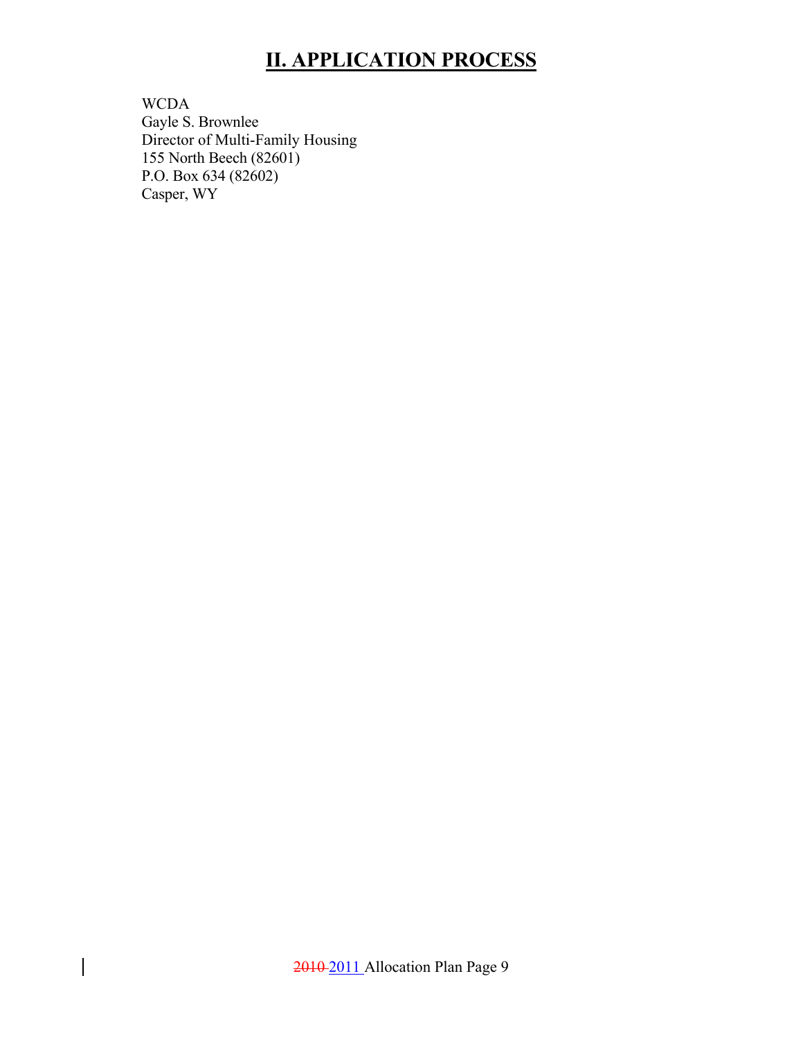# II. APPLICATION PROCESS

WCDA
Gayle S. Brownlee
Director of Multi-Family Housing
155 North Beech (82601)
P.O. Box 634 (82602)
Casper, WY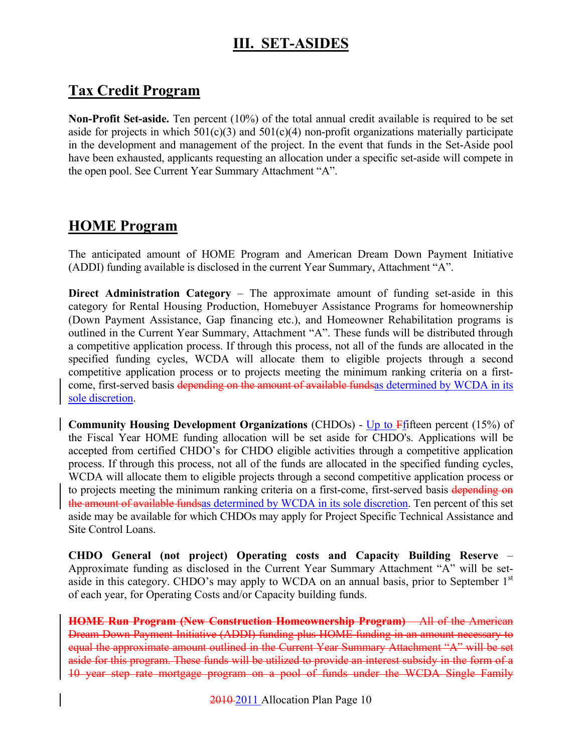# III. SET-ASIDES

## Tax Credit Program

**Non-Profit Set-aside.** Ten percent (10%) of the total annual credit available is required to be set aside for projects in which 501(c)(3) and 501(c)(4) non-profit organizations materially participate in the development and management of the project. In the event that funds in the Set-Aside pool have been exhausted, applicants requesting an allocation under a specific set-aside will compete in the open pool. See Current Year Summary Attachment "A".

## HOME Program

The anticipated amount of HOME Program and American Dream Down Payment Initiative (ADDI) funding available is disclosed in the current Year Summary, Attachment "A".

**Direct Administration Category** – The approximate amount of funding set-aside in this category for Rental Housing Production, Homebuyer Assistance Programs for homeownership (Down Payment Assistance, Gap financing etc.), and Homeowner Rehabilitation programs is outlined in the Current Year Summary, Attachment "A". These funds will be distributed through a competitive application process. If through this process, not all of the funds are allocated in the specified funding cycles, WCDA will allocate them to eligible projects through a second competitive application process or to projects meeting the minimum ranking criteria on a first-come, first-served basis ~~depending on the amount of available funds~~as determined by WCDA in its sole discretion.

**Community Housing Development Organizations** (CHDOs) - Up to ~~F~~fifteen percent (15%) of the Fiscal Year HOME funding allocation will be set aside for CHDO's. Applications will be accepted from certified CHDO's for CHDO eligible activities through a competitive application process. If through this process, not all of the funds are allocated in the specified funding cycles, WCDA will allocate them to eligible projects through a second competitive application process or to projects meeting the minimum ranking criteria on a first-come, first-served basis ~~depending on the amount of available funds~~as determined by WCDA in its sole discretion. Ten percent of this set aside may be available for which CHDOs may apply for Project Specific Technical Assistance and Site Control Loans.

**CHDO General (not project) Operating costs and Capacity Building Reserve** – Approximate funding as disclosed in the Current Year Summary Attachment "A" will be set-aside in this category. CHDO's may apply to WCDA on an annual basis, prior to September 1st of each year, for Operating Costs and/or Capacity building funds.

~~**HOME Run Program (New Construction Homeownership Program)** – All of the American Dream Down Payment Initiative (ADDI) funding plus HOME funding in an amount necessary to equal the approximate amount outlined in the Current Year Summary Attachment "A" will be set aside for this program. These funds will be utilized to provide an interest subsidy in the form of a 10 year step rate mortgage program on a pool of funds under the WCDA Single Family~~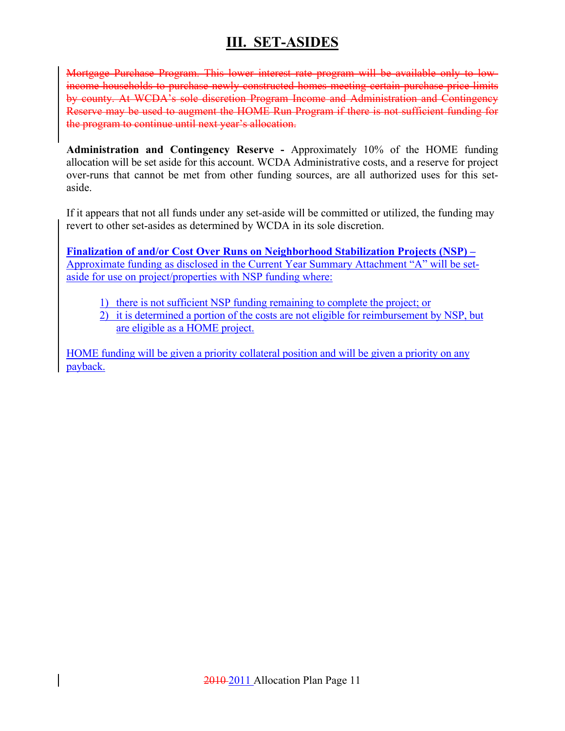# III. SET-ASIDES

~~Mortgage Purchase Program. This lower interest rate program will be available only to low-income households to purchase newly constructed homes meeting certain purchase price limits by county. At WCDA's sole discretion Program Income and Administration and Contingency Reserve may be used to augment the HOME Run Program if there is not sufficient funding for the program to continue until next year's allocation.~~

**Administration and Contingency Reserve -** Approximately 10% of the HOME funding allocation will be set aside for this account. WCDA Administrative costs, and a reserve for project over-runs that cannot be met from other funding sources, are all authorized uses for this set-aside.

If it appears that not all funds under any set-aside will be committed or utilized, the funding may revert to other set-asides as determined by WCDA in its sole discretion.

**Finalization of and/or Cost Over Runs on Neighborhood Stabilization Projects (NSP) –** Approximate funding as disclosed in the Current Year Summary Attachment "A" will be set-aside for use on project/properties with NSP funding where:

1) there is not sufficient NSP funding remaining to complete the project; or
2) it is determined a portion of the costs are not eligible for reimbursement by NSP, but are eligible as a HOME project.

HOME funding will be given a priority collateral position and will be given a priority on any payback.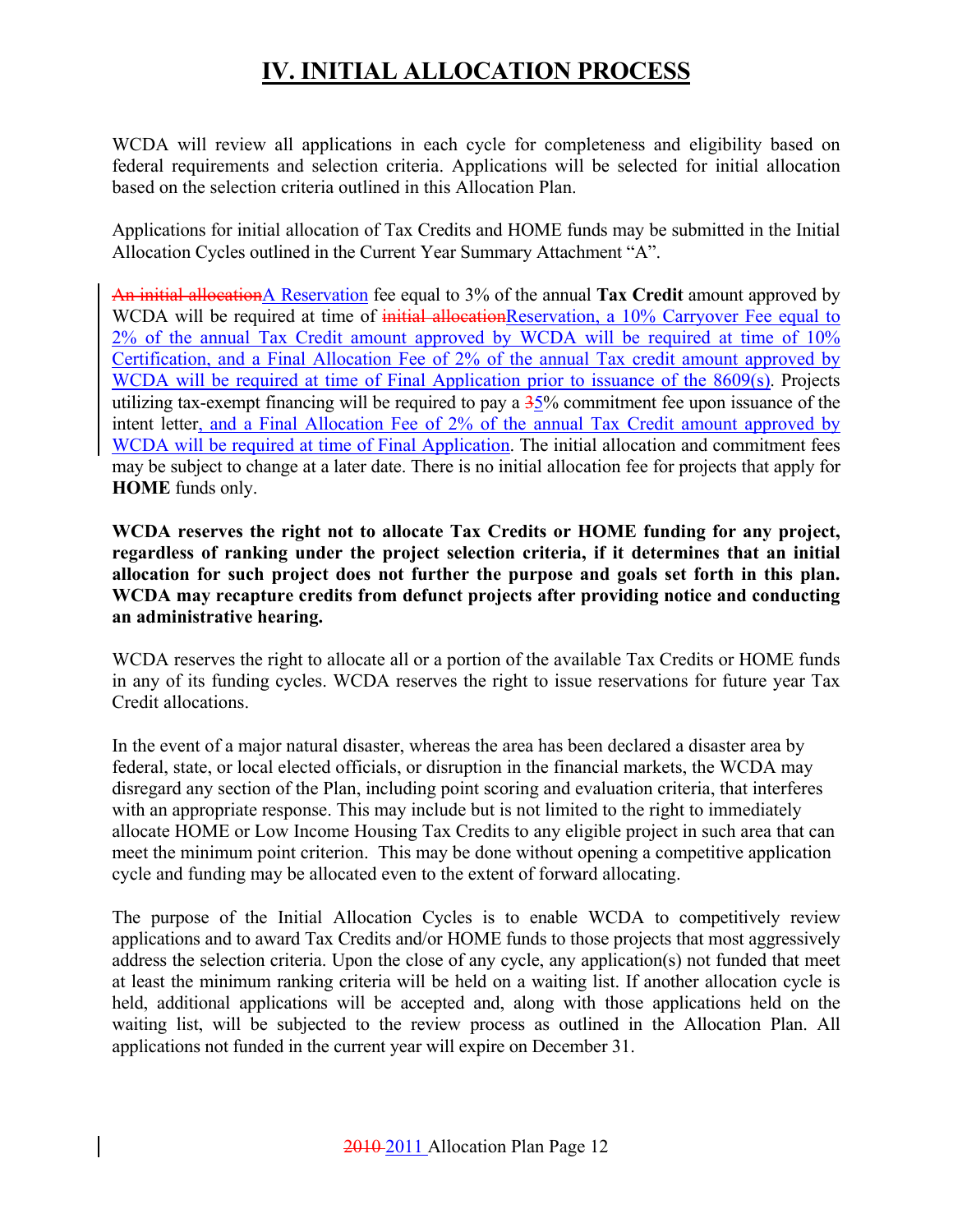# IV. INITIAL ALLOCATION PROCESS

WCDA will review all applications in each cycle for completeness and eligibility based on federal requirements and selection criteria. Applications will be selected for initial allocation based on the selection criteria outlined in this Allocation Plan.

Applications for initial allocation of Tax Credits and HOME funds may be submitted in the Initial Allocation Cycles outlined in the Current Year Summary Attachment "A".

~~An initial allocation~~A Reservation fee equal to 3% of the annual **Tax Credit** amount approved by WCDA will be required at time of ~~initial allocation~~Reservation, a 10% Carryover Fee equal to 2% of the annual Tax Credit amount approved by WCDA will be required at time of 10% Certification, and a Final Allocation Fee of 2% of the annual Tax credit amount approved by WCDA will be required at time of Final Application prior to issuance of the 8609(s). Projects utilizing tax-exempt financing will be required to pay a ~~3~~5% commitment fee upon issuance of the intent letter, and a Final Allocation Fee of 2% of the annual Tax Credit amount approved by WCDA will be required at time of Final Application. The initial allocation and commitment fees may be subject to change at a later date. There is no initial allocation fee for projects that apply for **HOME** funds only.

**WCDA reserves the right not to allocate Tax Credits or HOME funding for any project, regardless of ranking under the project selection criteria, if it determines that an initial allocation for such project does not further the purpose and goals set forth in this plan. WCDA may recapture credits from defunct projects after providing notice and conducting an administrative hearing.**

WCDA reserves the right to allocate all or a portion of the available Tax Credits or HOME funds in any of its funding cycles. WCDA reserves the right to issue reservations for future year Tax Credit allocations.

In the event of a major natural disaster, whereas the area has been declared a disaster area by federal, state, or local elected officials, or disruption in the financial markets, the WCDA may disregard any section of the Plan, including point scoring and evaluation criteria, that interferes with an appropriate response. This may include but is not limited to the right to immediately allocate HOME or Low Income Housing Tax Credits to any eligible project in such area that can meet the minimum point criterion. This may be done without opening a competitive application cycle and funding may be allocated even to the extent of forward allocating.

The purpose of the Initial Allocation Cycles is to enable WCDA to competitively review applications and to award Tax Credits and/or HOME funds to those projects that most aggressively address the selection criteria. Upon the close of any cycle, any application(s) not funded that meet at least the minimum ranking criteria will be held on a waiting list. If another allocation cycle is held, additional applications will be accepted and, along with those applications held on the waiting list, will be subjected to the review process as outlined in the Allocation Plan. All applications not funded in the current year will expire on December 31.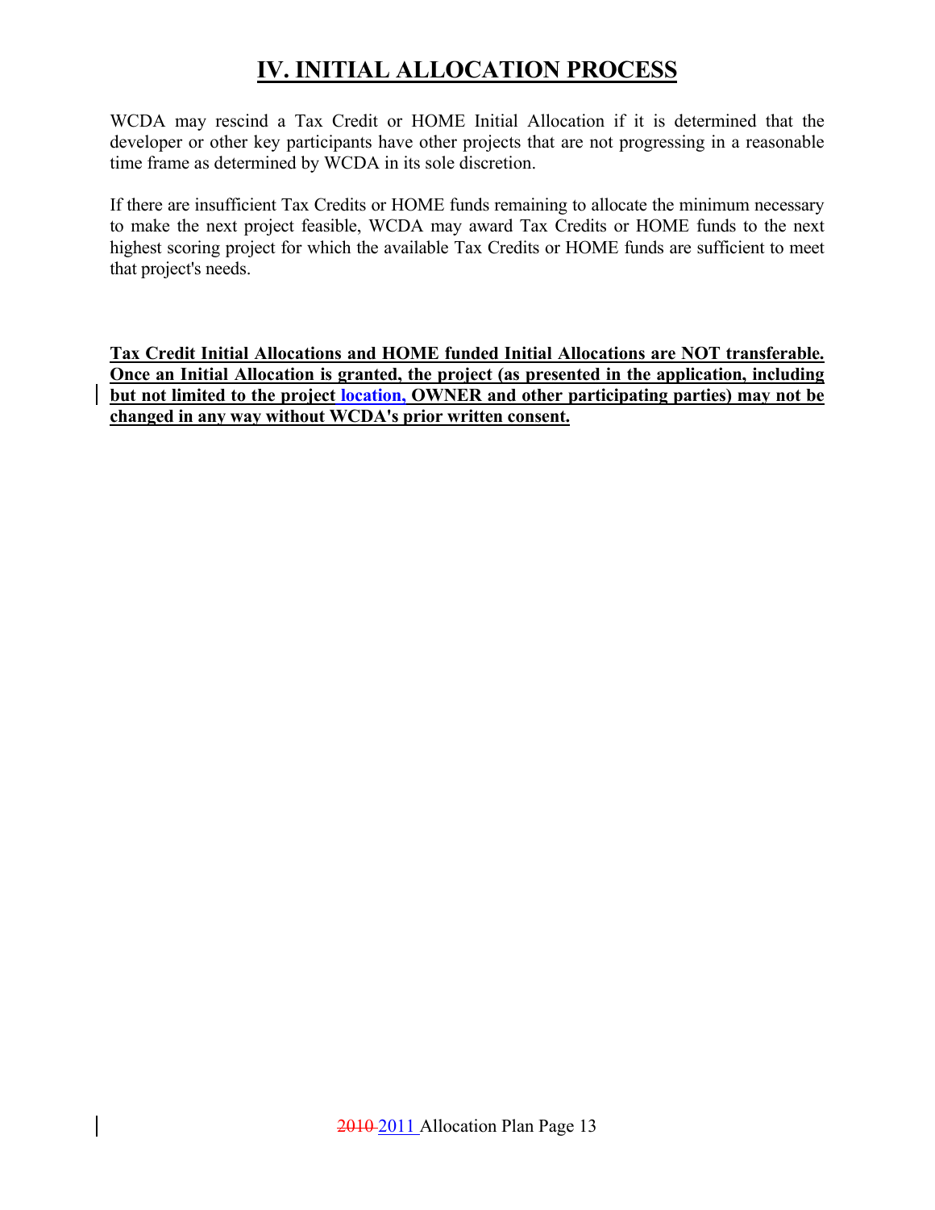# IV. INITIAL ALLOCATION PROCESS

WCDA may rescind a Tax Credit or HOME Initial Allocation if it is determined that the developer or other key participants have other projects that are not progressing in a reasonable time frame as determined by WCDA in its sole discretion.

If there are insufficient Tax Credits or HOME funds remaining to allocate the minimum necessary to make the next project feasible, WCDA may award Tax Credits or HOME funds to the next highest scoring project for which the available Tax Credits or HOME funds are sufficient to meet that project's needs.

**Tax Credit Initial Allocations and HOME funded Initial Allocations are NOT transferable. Once an Initial Allocation is granted, the project (as presented in the application, including but not limited to the project location, OWNER and other participating parties) may not be changed in any way without WCDA's prior written consent.**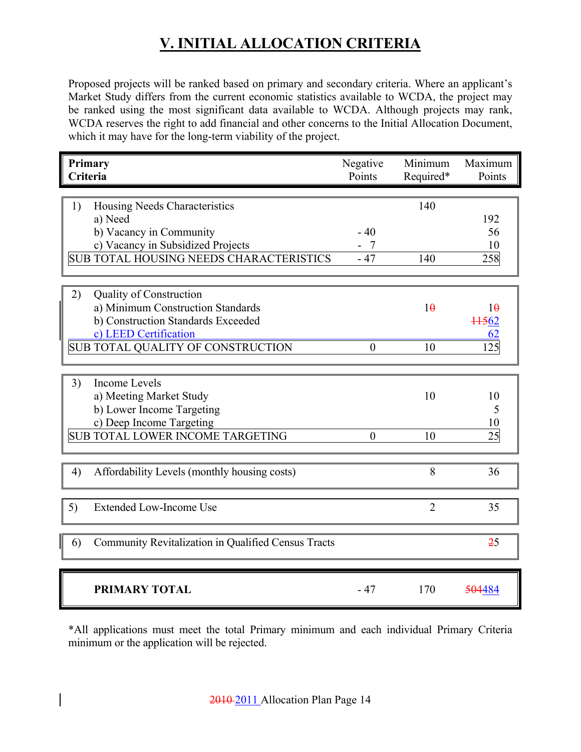# V. INITIAL ALLOCATION CRITERIA

Proposed projects will be ranked based on primary and secondary criteria. Where an applicant's Market Study differs from the current economic statistics available to WCDA, the project may be ranked using the most significant data available to WCDA. Although projects may rank, WCDA reserves the right to add financial and other concerns to the Initial Allocation Document, which it may have for the long-term viability of the project.

| **Primary Criteria** | Negative Points | Minimum Required* | Maximum Points |
|---|---|---|---|
| 1) Housing Needs Characteristics | | 140 | |
| a) Need | | | 192 |
| b) Vacancy in Community | - 40 | | 56 |
| c) Vacancy in Subsidized Projects | - 7 | | 10 |
| SUB TOTAL HOUSING NEEDS CHARACTERISTICS | - 47 | 140 | 258 |
| 2) Quality of Construction | | | |
| a) Minimum Construction Standards | | 1~~0~~ | 1~~0~~ |
| b) Construction Standards Exceeded | | | ~~115~~62 |
| c) LEED Certification | | | 62 |
| SUB TOTAL QUALITY OF CONSTRUCTION | 0 | 10 | 125 |
| 3) Income Levels | | | |
| a) Meeting Market Study | | 10 | 10 |
| b) Lower Income Targeting | | | 5 |
| c) Deep Income Targeting | | | 10 |
| SUB TOTAL LOWER INCOME TARGETING | 0 | 10 | 25 |
| 4) Affordability Levels (monthly housing costs) | | 8 | 36 |
| 5) Extended Low-Income Use | | 2 | 35 |
| 6) Community Revitalization in Qualified Census Tracts | | | ~~2~~5 |
| **PRIMARY TOTAL** | - 47 | 170 | ~~504~~484 |

*All applications must meet the total Primary minimum and each individual Primary Criteria minimum or the application will be rejected.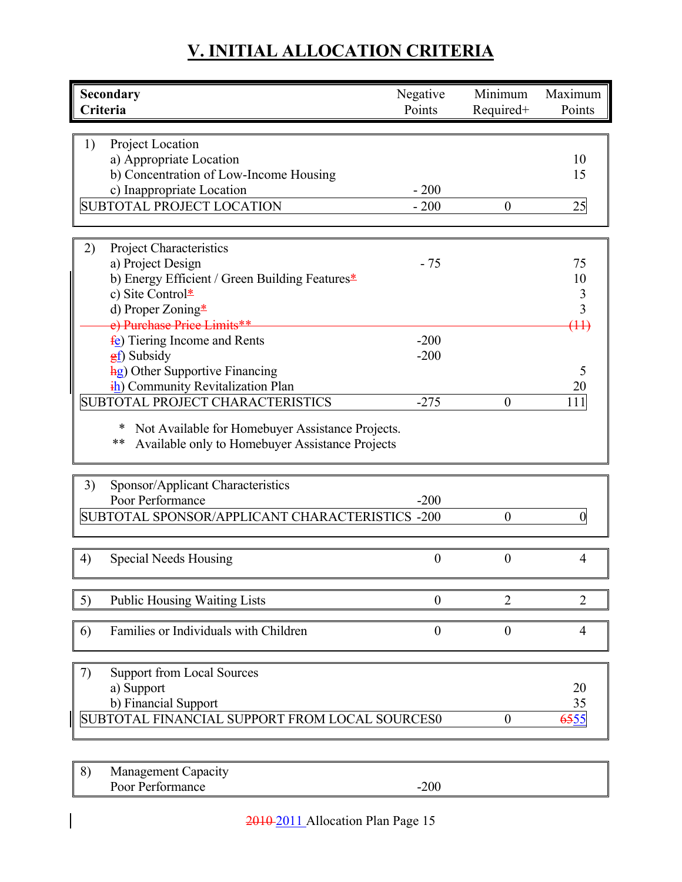# V. INITIAL ALLOCATION CRITERIA

| Secondary Criteria | Negative Points | Minimum Required+ | Maximum Points |
|---|---|---|---|
| 1) Project Location | | | |
| a) Appropriate Location | | | 10 |
| b) Concentration of Low-Income Housing | | | 15 |
| c) Inappropriate Location | - 200 | | |
| SUBTOTAL PROJECT LOCATION | - 200 | 0 | 25 |
| 2) Project Characteristics | | | |
| a) Project Design | - 75 | | 75 |
| b) Energy Efficient / Green Building Features* | | | 10 |
| c) Site Control* | | | 3 |
| d) Proper Zoning* | | | 3 |
| ~~e) Purchase Price Limits**~~ | | | ~~(11)~~ |
| ~~f~~e) Tiering Income and Rents | -200 | | |
| ~~g~~f) Subsidy | -200 | | |
| ~~h~~g) Other Supportive Financing | | | 5 |
| ~~i~~h) Community Revitalization Plan | | | 20 |
| SUBTOTAL PROJECT CHARACTERISTICS | -275 | 0 | 111 |
| 3) Sponsor/Applicant Characteristics | | | |
| Poor Performance | -200 | | |
| SUBTOTAL SPONSOR/APPLICANT CHARACTERISTICS | -200 | 0 | 0 |
| 4) Special Needs Housing | 0 | 0 | 4 |
| 5) Public Housing Waiting Lists | 0 | 2 | 2 |
| 6) Families or Individuals with Children | 0 | 0 | 4 |
| 7) Support from Local Sources | | | |
| a) Support | | | 20 |
| b) Financial Support | | | 35 |
| SUBTOTAL FINANCIAL SUPPORT FROM LOCAL SOURCES | 0 | 0 | ~~65~~55 |
| 8) Management Capacity | | | |
| Poor Performance | -200 | | |

\* Not Available for Homebuyer Assistance Projects.
\** Available only to Homebuyer Assistance Projects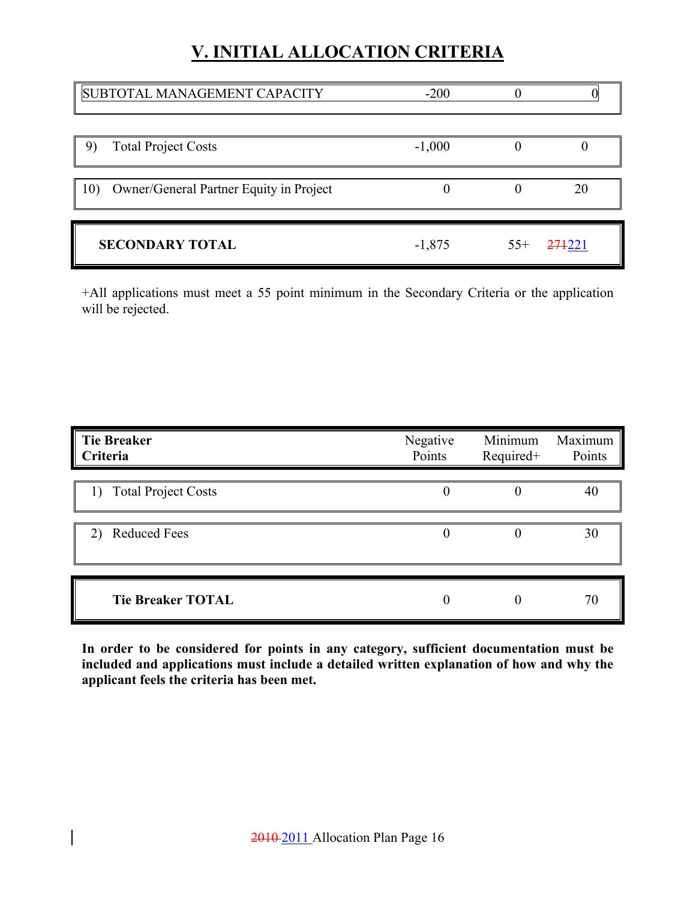# V. INITIAL ALLOCATION CRITERIA

| | Negative Points | Minimum Required+ | Maximum Points |
|---|---|---|---|
| SUBTOTAL MANAGEMENT CAPACITY | -200 | 0 | 0 |
| 9) Total Project Costs | -1,000 | 0 | 0 |
| 10) Owner/General Partner Equity in Project | 0 | 0 | 20 |
| **SECONDARY TOTAL** | -1,875 | 55+ | ~~271~~221 |

+All applications must meet a 55 point minimum in the Secondary Criteria or the application will be rejected.

| **Tie Breaker Criteria** | Negative Points | Minimum Required+ | Maximum Points |
|---|---|---|---|
| 1) Total Project Costs | 0 | 0 | 40 |
| 2) Reduced Fees | 0 | 0 | 30 |
| **Tie Breaker TOTAL** | 0 | 0 | 70 |

**In order to be considered for points in any category, sufficient documentation must be included and applications must include a detailed written explanation of how and why the applicant feels the criteria has been met.**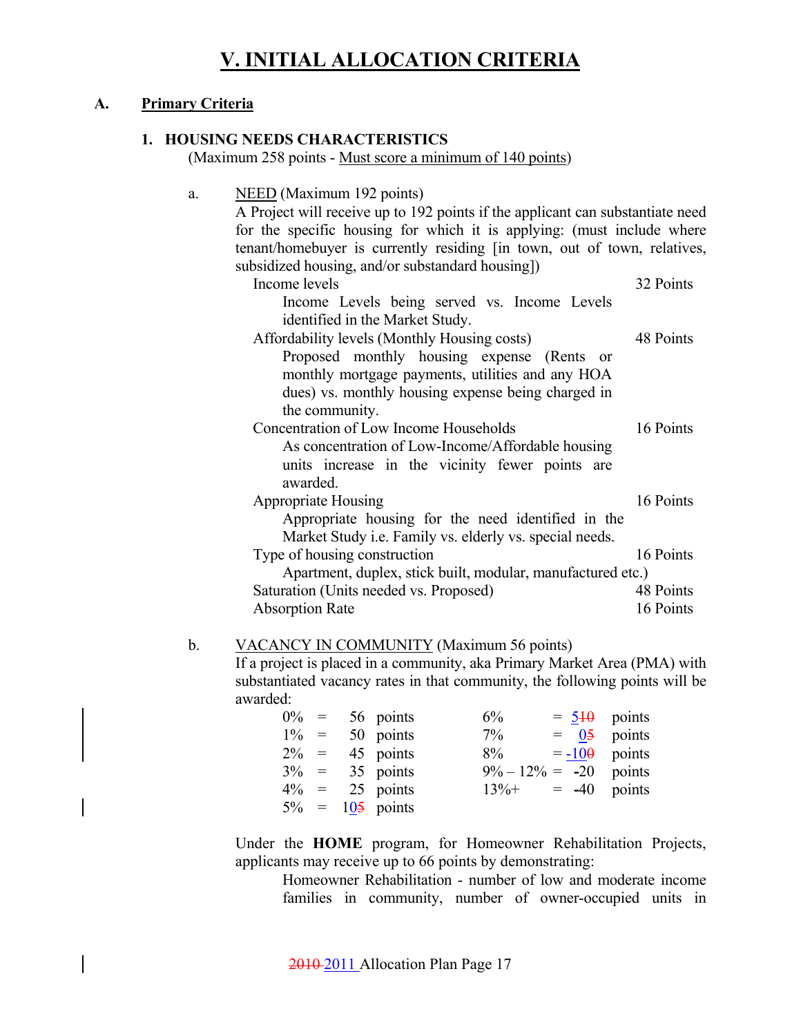# V. INITIAL ALLOCATION CRITERIA

## A. Primary Criteria

### 1. HOUSING NEEDS CHARACTERISTICS

(Maximum 258 points - Must score a minimum of 140 points)

a. NEED (Maximum 192 points)

A Project will receive up to 192 points if the applicant can substantiate need for the specific housing for which it is applying: (must include where tenant/homebuyer is currently residing [in town, out of town, relatives, subsidized housing, and/or substandard housing])

| Criterion | Points |
|---|---|
| Income levels<br>Income Levels being served vs. Income Levels identified in the Market Study. | 32 Points |
| Affordability levels (Monthly Housing costs)<br>Proposed monthly housing expense (Rents or monthly mortgage payments, utilities and any HOA dues) vs. monthly housing expense being charged in the community. | 48 Points |
| Concentration of Low Income Households<br>As concentration of Low-Income/Affordable housing units increase in the vicinity fewer points are awarded. | 16 Points |
| Appropriate Housing<br>Appropriate housing for the need identified in the Market Study i.e. Family vs. elderly vs. special needs. | 16 Points |
| Type of housing construction<br>Apartment, duplex, stick built, modular, manufactured etc.) | 16 Points |
| Saturation (Units needed vs. Proposed) | 48 Points |
| Absorption Rate | 16 Points |

b. VACANCY IN COMMUNITY (Maximum 56 points)

If a project is placed in a community, aka Primary Market Area (PMA) with substantiated vacancy rates in that community, the following points will be awarded:

| Vacancy | Points | Vacancy | Points |
|---|---|---|---|
| 0% | = 56 points | 6% | = 5~~10~~ points |
| 1% | = 50 points | 7% | = 0~~5~~ points |
| 2% | = 45 points | 8% | = -10~~0~~ points |
| 3% | = 35 points | 9% – 12% | = -20 points |
| 4% | = 25 points | 13%+ | = -40 points |
| 5% | = 10~~5~~ points | | |

Under the **HOME** program, for Homeowner Rehabilitation Projects, applicants may receive up to 66 points by demonstrating:

Homeowner Rehabilitation - number of low and moderate income families in community, number of owner-occupied units in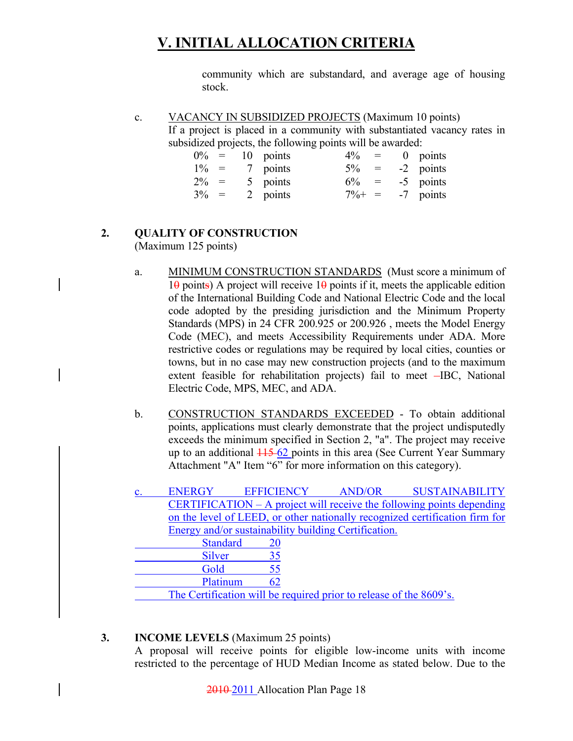# V. INITIAL ALLOCATION CRITERIA

community which are substandard, and average age of housing stock.

c. VACANCY IN SUBSIDIZED PROJECTS (Maximum 10 points)
If a project is placed in a community with substantiated vacancy rates in subsidized projects, the following points will be awarded:

| | | | | | | |
|---|---|---|---|---|---|---|
| 0% | = | 10 points | | 4% | = | 0 points |
| 1% | = | 7 points | | 5% | = | -2 points |
| 2% | = | 5 points | | 6% | = | -5 points |
| 3% | = | 2 points | | 7%+ | = | -7 points |

**2. QUALITY OF CONSTRUCTION**
(Maximum 125 points)

a. MINIMUM CONSTRUCTION STANDARDS (Must score a minimum of 1~~0~~ point~~s~~) A project will receive 1~~0~~ points if it, meets the applicable edition of the International Building Code and National Electric Code and the local code adopted by the presiding jurisdiction and the Minimum Property Standards (MPS) in 24 CFR 200.925 or 200.926 , meets the Model Energy Code (MEC), and meets Accessibility Requirements under ADA. More restrictive codes or regulations may be required by local cities, counties or towns, but in no case may new construction projects (and to the maximum extent feasible for rehabilitation projects) fail to meet –IBC, National Electric Code, MPS, MEC, and ADA.

b. CONSTRUCTION STANDARDS EXCEEDED - To obtain additional points, applications must clearly demonstrate that the project undisputedly exceeds the minimum specified in Section 2, "a". The project may receive up to an additional ~~115~~ 62 points in this area (See Current Year Summary Attachment "A" Item "6" for more information on this category).

c. ENERGY EFFICIENCY AND/OR SUSTAINABILITY CERTIFICATION – A project will receive the following points depending on the level of LEED, or other nationally recognized certification firm for Energy and/or sustainability building Certification.

| | |
|---|---|
| Standard | 20 |
| Silver | 35 |
| Gold | 55 |
| Platinum | 62 |

The Certification will be required prior to release of the 8609's.

**3. INCOME LEVELS** (Maximum 25 points)
A proposal will receive points for eligible low-income units with income restricted to the percentage of HUD Median Income as stated below. Due to the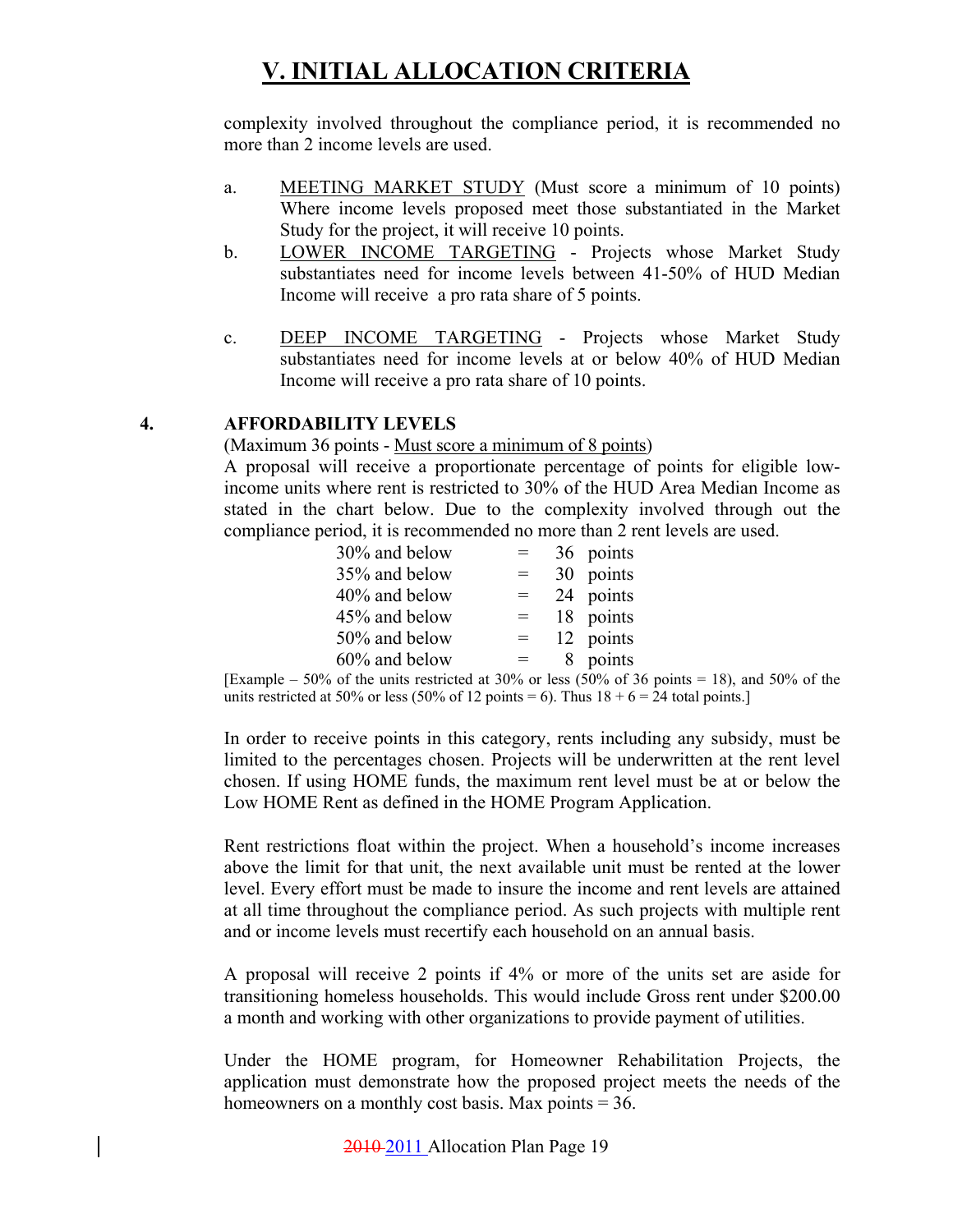# V. INITIAL ALLOCATION CRITERIA

complexity involved throughout the compliance period, it is recommended no more than 2 income levels are used.

a. MEETING MARKET STUDY (Must score a minimum of 10 points) Where income levels proposed meet those substantiated in the Market Study for the project, it will receive 10 points.

b. LOWER INCOME TARGETING - Projects whose Market Study substantiates need for income levels between 41-50% of HUD Median Income will receive a pro rata share of 5 points.

c. DEEP INCOME TARGETING - Projects whose Market Study substantiates need for income levels at or below 40% of HUD Median Income will receive a pro rata share of 10 points.

**4. AFFORDABILITY LEVELS**

(Maximum 36 points - Must score a minimum of 8 points)

A proposal will receive a proportionate percentage of points for eligible low-income units where rent is restricted to 30% of the HUD Area Median Income as stated in the chart below. Due to the complexity involved through out the compliance period, it is recommended no more than 2 rent levels are used.

| | | |
|---|---|---|
| 30% and below | = | 36 points |
| 35% and below | = | 30 points |
| 40% and below | = | 24 points |
| 45% and below | = | 18 points |
| 50% and below | = | 12 points |
| 60% and below | = | 8 points |

[Example – 50% of the units restricted at 30% or less (50% of 36 points = 18), and 50% of the units restricted at 50% or less (50% of 12 points = 6). Thus 18 + 6 = 24 total points.]

In order to receive points in this category, rents including any subsidy, must be limited to the percentages chosen. Projects will be underwritten at the rent level chosen. If using HOME funds, the maximum rent level must be at or below the Low HOME Rent as defined in the HOME Program Application.

Rent restrictions float within the project. When a household's income increases above the limit for that unit, the next available unit must be rented at the lower level. Every effort must be made to insure the income and rent levels are attained at all time throughout the compliance period. As such projects with multiple rent and or income levels must recertify each household on an annual basis.

A proposal will receive 2 points if 4% or more of the units set are aside for transitioning homeless households. This would include Gross rent under $200.00 a month and working with other organizations to provide payment of utilities.

Under the HOME program, for Homeowner Rehabilitation Projects, the application must demonstrate how the proposed project meets the needs of the homeowners on a monthly cost basis. Max points = 36.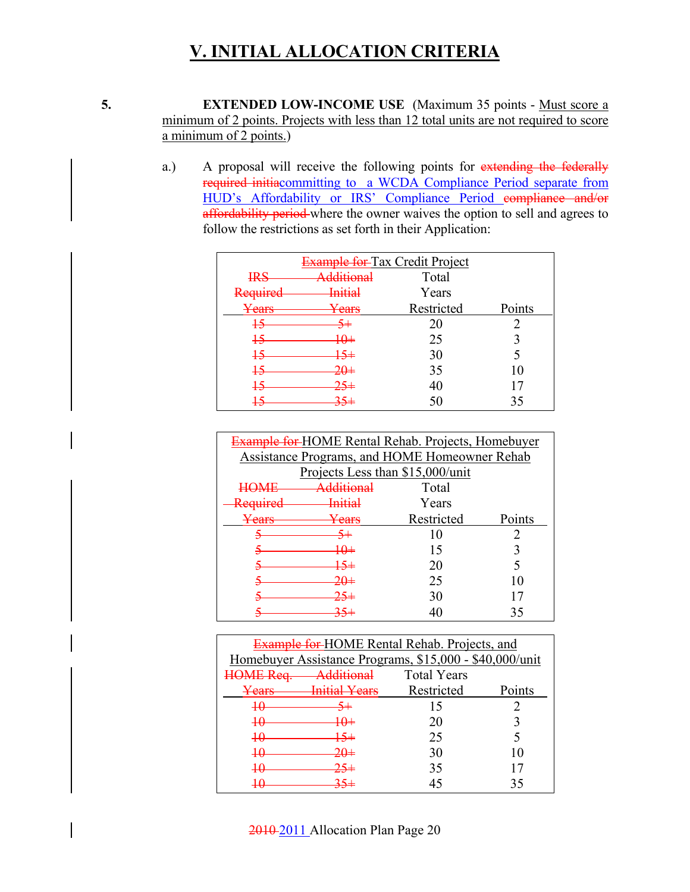# V. INITIAL ALLOCATION CRITERIA

5. **EXTENDED LOW-INCOME USE** (Maximum 35 points - Must score a minimum of 2 points. Projects with less than 12 total units are not required to score a minimum of 2 points.)

a.) A proposal will receive the following points for ~~extending the federally required initia~~committing to a WCDA Compliance Period separate from HUD's Affordability or IRS' Compliance Period ~~compliance and/or affordability period~~ where the owner waives the option to sell and agrees to follow the restrictions as set forth in their Application:

| ~~Example for~~ Tax Credit Project | | | |
|---|---|---|---|
| ~~IRS Required Years~~ | ~~Additional Initial Years~~ | Total Years Restricted | Points |
| ~~15~~ | ~~5+~~ | 20 | 2 |
| ~~15~~ | ~~10+~~ | 25 | 3 |
| ~~15~~ | ~~15+~~ | 30 | 5 |
| ~~15~~ | ~~20+~~ | 35 | 10 |
| ~~15~~ | ~~25+~~ | 40 | 17 |
| ~~15~~ | ~~35+~~ | 50 | 35 |

| ~~Example for~~ HOME Rental Rehab. Projects, Homebuyer Assistance Programs, and HOME Homeowner Rehab Projects Less than $15,000/unit | | | |
|---|---|---|---|
| ~~HOME Required Years~~ | ~~Additional Initial Years~~ | Total Years Restricted | Points |
| ~~5~~ | ~~5+~~ | 10 | 2 |
| ~~5~~ | ~~10+~~ | 15 | 3 |
| ~~5~~ | ~~15+~~ | 20 | 5 |
| ~~5~~ | ~~20+~~ | 25 | 10 |
| ~~5~~ | ~~25+~~ | 30 | 17 |
| ~~5~~ | ~~35+~~ | 40 | 35 |

| ~~Example for~~ HOME Rental Rehab. Projects, and Homebuyer Assistance Programs, $15,000 - $40,000/unit | | | |
|---|---|---|---|
| ~~HOME Req. Years~~ | ~~Additional Initial Years~~ | Total Years Restricted | Points |
| ~~10~~ | ~~5+~~ | 15 | 2 |
| ~~10~~ | ~~10+~~ | 20 | 3 |
| ~~10~~ | ~~15+~~ | 25 | 5 |
| ~~10~~ | ~~20+~~ | 30 | 10 |
| ~~10~~ | ~~25+~~ | 35 | 17 |
| ~~10~~ | ~~35+~~ | 45 | 35 |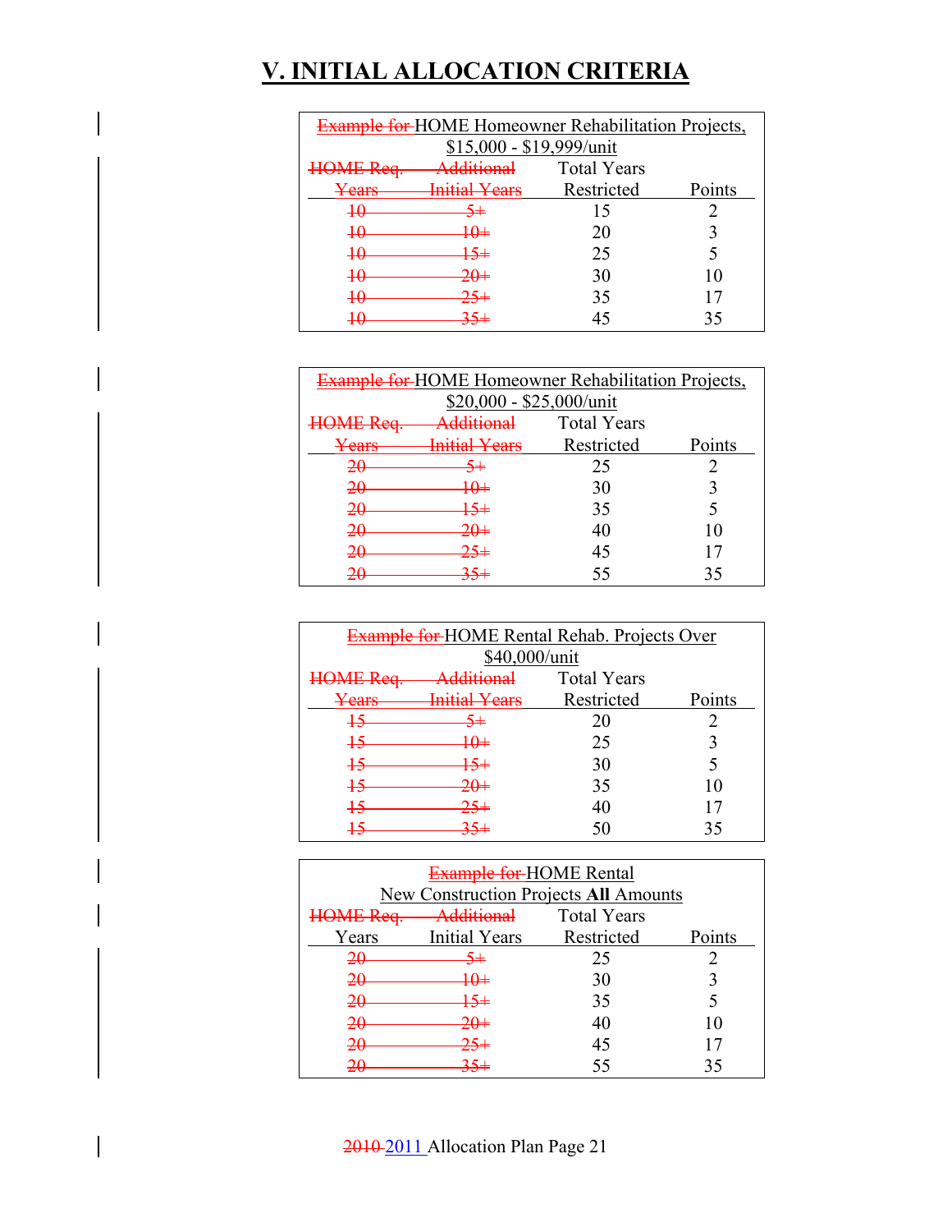# V. INITIAL ALLOCATION CRITERIA

| ~~Example for~~ HOME Homeowner Rehabilitation Projects, $15,000 - $19,999/unit | | | |
|---|---|---|---|
| ~~HOME Req. Years~~ | ~~Additional Initial Years~~ | Total Years Restricted | Points |
| ~~10~~ | ~~5+~~ | 15 | 2 |
| ~~10~~ | ~~10+~~ | 20 | 3 |
| ~~10~~ | ~~15+~~ | 25 | 5 |
| ~~10~~ | ~~20+~~ | 30 | 10 |
| ~~10~~ | ~~25+~~ | 35 | 17 |
| ~~10~~ | ~~35+~~ | 45 | 35 |

| ~~Example for~~ HOME Homeowner Rehabilitation Projects, $20,000 - $25,000/unit | | | |
|---|---|---|---|
| ~~HOME Req. Years~~ | ~~Additional Initial Years~~ | Total Years Restricted | Points |
| ~~20~~ | ~~5+~~ | 25 | 2 |
| ~~20~~ | ~~10+~~ | 30 | 3 |
| ~~20~~ | ~~15+~~ | 35 | 5 |
| ~~20~~ | ~~20+~~ | 40 | 10 |
| ~~20~~ | ~~25+~~ | 45 | 17 |
| ~~20~~ | ~~35+~~ | 55 | 35 |

| ~~Example for~~ HOME Rental Rehab. Projects Over $40,000/unit | | | |
|---|---|---|---|
| ~~HOME Req. Years~~ | ~~Additional Initial Years~~ | Total Years Restricted | Points |
| ~~15~~ | ~~5+~~ | 20 | 2 |
| ~~15~~ | ~~10+~~ | 25 | 3 |
| ~~15~~ | ~~15+~~ | 30 | 5 |
| ~~15~~ | ~~20+~~ | 35 | 10 |
| ~~15~~ | ~~25+~~ | 40 | 17 |
| ~~15~~ | ~~35+~~ | 50 | 35 |

| ~~Example for~~ HOME Rental New Construction Projects **All** Amounts | | | |
|---|---|---|---|
| ~~HOME Req.~~ Years | ~~Additional~~ Initial Years | Total Years Restricted | Points |
| ~~20~~ | ~~5+~~ | 25 | 2 |
| ~~20~~ | ~~10+~~ | 30 | 3 |
| ~~20~~ | ~~15+~~ | 35 | 5 |
| ~~20~~ | ~~20+~~ | 40 | 10 |
| ~~20~~ | ~~25+~~ | 45 | 17 |
| ~~20~~ | ~~35+~~ | 55 | 35 |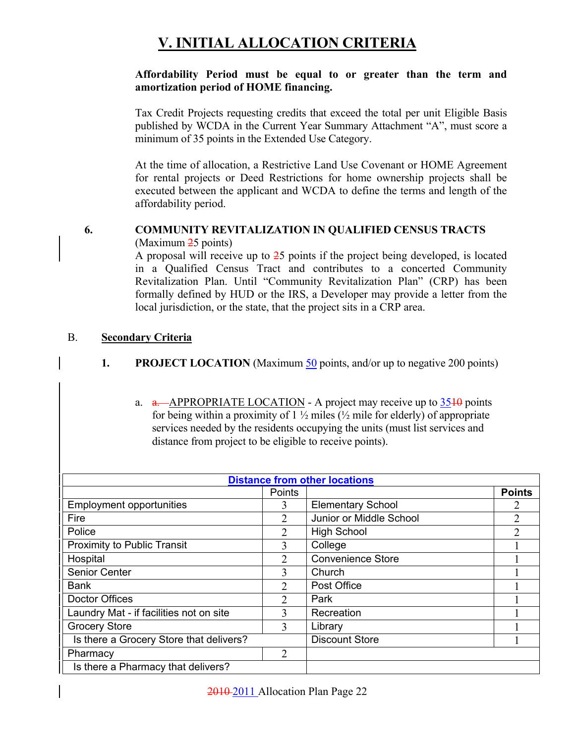# V. INITIAL ALLOCATION CRITERIA

**Affordability Period must be equal to or greater than the term and amortization period of HOME financing.**

Tax Credit Projects requesting credits that exceed the total per unit Eligible Basis published by WCDA in the Current Year Summary Attachment "A", must score a minimum of 35 points in the Extended Use Category.

At the time of allocation, a Restrictive Land Use Covenant or HOME Agreement for rental projects or Deed Restrictions for home ownership projects shall be executed between the applicant and WCDA to define the terms and length of the affordability period.

**6. COMMUNITY REVITALIZATION IN QUALIFIED CENSUS TRACTS**

(Maximum ~~2~~5 points)

A proposal will receive up to ~~2~~5 points if the project being developed, is located in a Qualified Census Tract and contributes to a concerted Community Revitalization Plan. Until "Community Revitalization Plan" (CRP) has been formally defined by HUD or the IRS, a Developer may provide a letter from the local jurisdiction, or the state, that the project sits in a CRP area.

B. **Secondary Criteria**

**1. PROJECT LOCATION** (Maximum 50 points, and/or up to negative 200 points)

a. ~~a.~~ APPROPRIATE LOCATION - A project may receive up to 35~~10~~ points for being within a proximity of 1 ½ miles (½ mile for elderly) of appropriate services needed by the residents occupying the units (must list services and distance from project to be eligible to receive points).

| Distance from other locations | | | |
|---|---|---|---|
| | Points | | **Points** |
| Employment opportunities | 3 | Elementary School | 2 |
| Fire | 2 | Junior or Middle School | 2 |
| Police | 2 | High School | 2 |
| Proximity to Public Transit | 3 | College | 1 |
| Hospital | 2 | Convenience Store | 1 |
| Senior Center | 3 | Church | 1 |
| Bank | 2 | Post Office | 1 |
| Doctor Offices | 2 | Park | 1 |
| Laundry Mat - if facilities not on site | 3 | Recreation | 1 |
| Grocery Store | 3 | Library | 1 |
| Is there a Grocery Store that delivers? | | Discount Store | 1 |
| Pharmacy | 2 | | |
| Is there a Pharmacy that delivers? | | | |

~~2010~~ 2011 Allocation Plan Page 22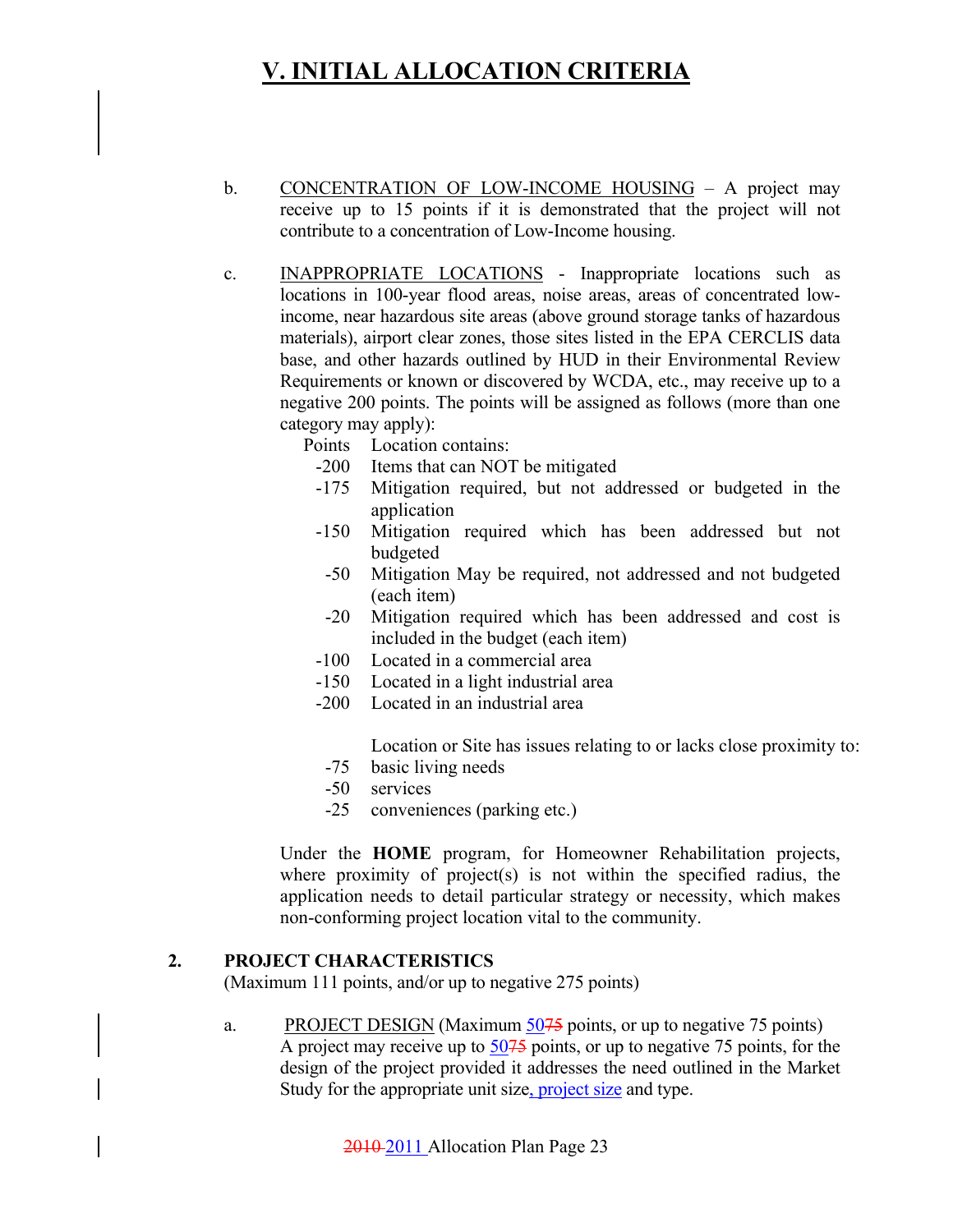b. CONCENTRATION OF LOW-INCOME HOUSING – A project may receive up to 15 points if it is demonstrated that the project will not contribute to a concentration of Low-Income housing.

c. INAPPROPRIATE LOCATIONS - Inappropriate locations such as locations in 100-year flood areas, noise areas, areas of concentrated low-income, near hazardous site areas (above ground storage tanks of hazardous materials), airport clear zones, those sites listed in the EPA CERCLIS data base, and other hazards outlined by HUD in their Environmental Review Requirements or known or discovered by WCDA, etc., may receive up to a negative 200 points. The points will be assigned as follows (more than one category may apply):

| Points | Location contains: |
|---|---|
| -200 | Items that can NOT be mitigated |
| -175 | Mitigation required, but not addressed or budgeted in the application |
| -150 | Mitigation required which has been addressed but not budgeted |
| -50 | Mitigation May be required, not addressed and not budgeted (each item) |
| -20 | Mitigation required which has been addressed and cost is included in the budget (each item) |
| -100 | Located in a commercial area |
| -150 | Located in a light industrial area |
| -200 | Located in an industrial area |
| | Location or Site has issues relating to or lacks close proximity to: |
| -75 | basic living needs |
| -50 | services |
| -25 | conveniences (parking etc.) |

Under the **HOME** program, for Homeowner Rehabilitation projects, where proximity of project(s) is not within the specified radius, the application needs to detail particular strategy or necessity, which makes non-conforming project location vital to the community.

**2. PROJECT CHARACTERISTICS**
(Maximum 111 points, and/or up to negative 275 points)

a. PROJECT DESIGN (Maximum 50~~75~~ points, or up to negative 75 points)
A project may receive up to 50~~75~~ points, or up to negative 75 points, for the design of the project provided it addresses the need outlined in the Market Study for the appropriate unit size, project size and type.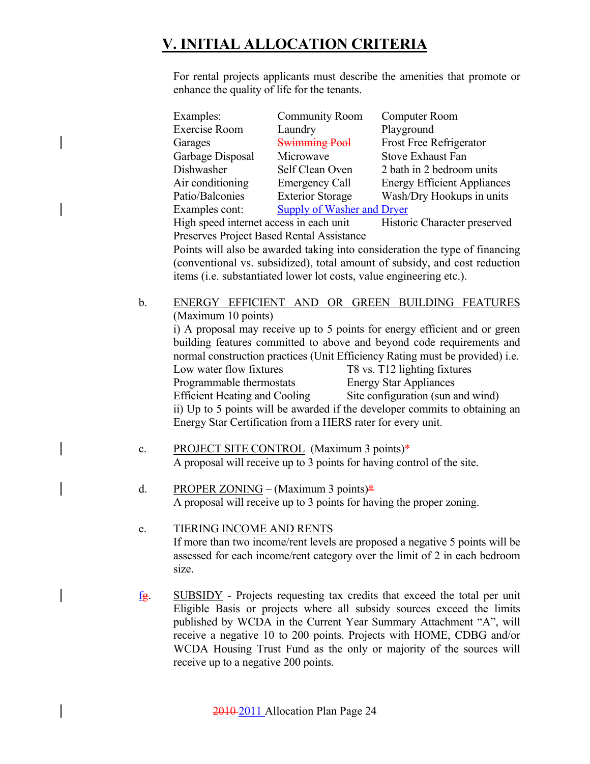# V. INITIAL ALLOCATION CRITERIA

For rental projects applicants must describe the amenities that promote or enhance the quality of life for the tenants.

| Examples: | Community Room | Computer Room |
|---|---|---|
| Exercise Room | Laundry | Playground |
| Garages | ~~Swimming Pool~~ | Frost Free Refrigerator |
| Garbage Disposal | Microwave | Stove Exhaust Fan |
| Dishwasher | Self Clean Oven | 2 bath in 2 bedroom units |
| Air conditioning | Emergency Call | Energy Efficient Appliances |
| Patio/Balconies | Exterior Storage | Wash/Dry Hookups in units |
| Examples cont: | Supply of Washer and Dryer | |

High speed internet access in each unit　　Historic Character preserved

Preserves Project Based Rental Assistance

Points will also be awarded taking into consideration the type of financing (conventional vs. subsidized), total amount of subsidy, and cost reduction items (i.e. substantiated lower lot costs, value engineering etc.).

b. ENERGY EFFICIENT AND OR GREEN BUILDING FEATURES (Maximum 10 points)

i) A proposal may receive up to 5 points for energy efficient and or green building features committed to above and beyond code requirements and normal construction practices (Unit Efficiency Rating must be provided) i.e.

| Low water flow fixtures | T8 vs. T12 lighting fixtures |
|---|---|
| Programmable thermostats | Energy Star Appliances |
| Efficient Heating and Cooling | Site configuration (sun and wind) |

ii) Up to 5 points will be awarded if the developer commits to obtaining an Energy Star Certification from a HERS rater for every unit.

c. PROJECT SITE CONTROL (Maximum 3 points)*

A proposal will receive up to 3 points for having control of the site.

d. PROPER ZONING – (Maximum 3 points)*

A proposal will receive up to 3 points for having the proper zoning.

e. TIERING INCOME AND RENTS

If more than two income/rent levels are proposed a negative 5 points will be assessed for each income/rent category over the limit of 2 in each bedroom size.

f~~g~~. SUBSIDY - Projects requesting tax credits that exceed the total per unit Eligible Basis or projects where all subsidy sources exceed the limits published by WCDA in the Current Year Summary Attachment "A", will receive a negative 10 to 200 points. Projects with HOME, CDBG and/or WCDA Housing Trust Fund as the only or majority of the sources will receive up to a negative 200 points.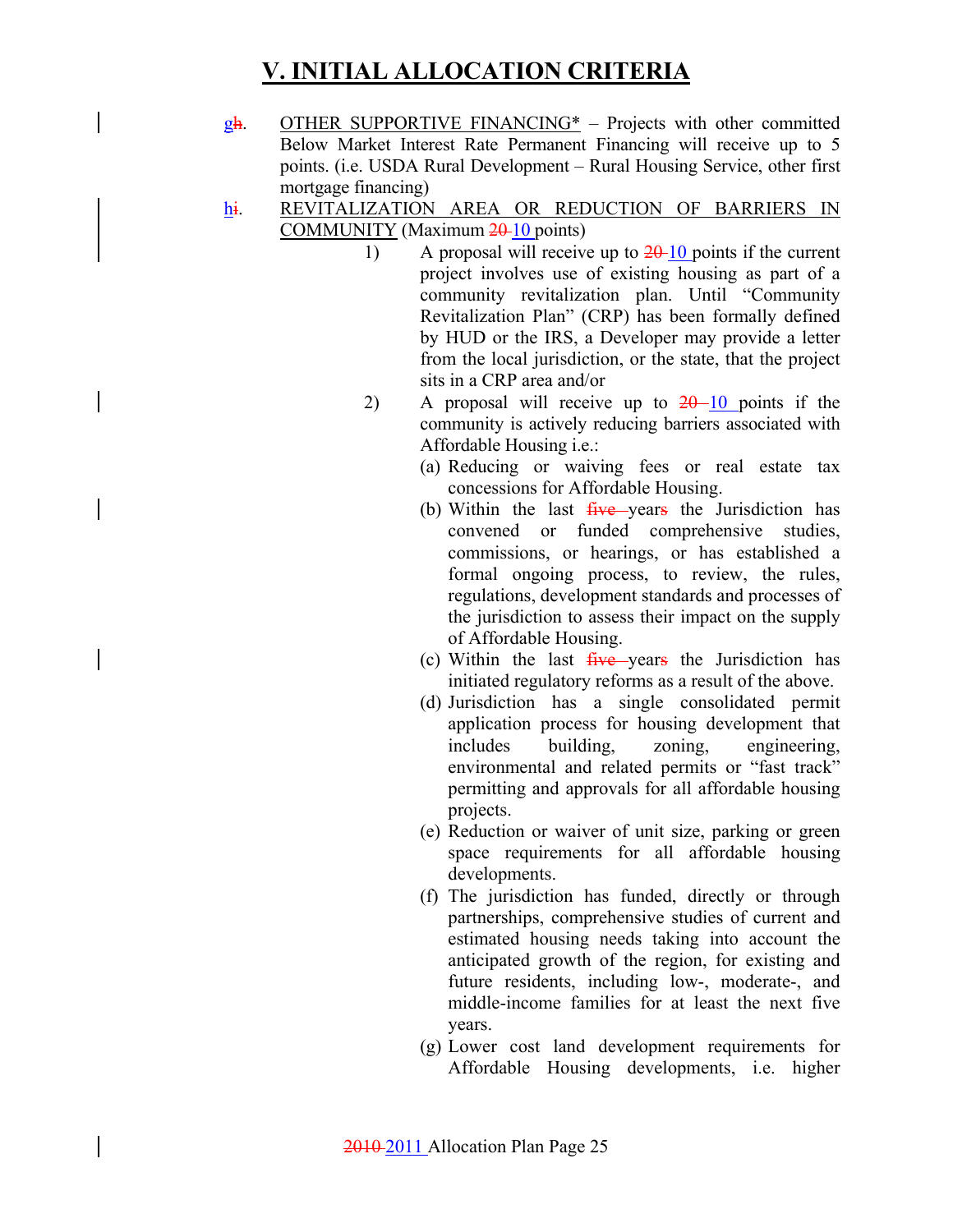# V. INITIAL ALLOCATION CRITERIA

g~~h~~. <u>OTHER SUPPORTIVE FINANCING*</u> – Projects with other committed Below Market Interest Rate Permanent Financing will receive up to 5 points. (i.e. USDA Rural Development – Rural Housing Service, other first mortgage financing)

h~~i~~. <u>REVITALIZATION AREA OR REDUCTION OF BARRIERS IN COMMUNITY</u> (Maximum ~~20~~ 10 points)

1) A proposal will receive up to ~~20~~ 10 points if the current project involves use of existing housing as part of a community revitalization plan. Until "Community Revitalization Plan" (CRP) has been formally defined by HUD or the IRS, a Developer may provide a letter from the local jurisdiction, or the state, that the project sits in a CRP area and/or

2) A proposal will receive up to ~~20~~ 10 points if the community is actively reducing barriers associated with Affordable Housing i.e.:

   (a) Reducing or waiving fees or real estate tax concessions for Affordable Housing.

   (b) Within the last ~~five~~ year~~s~~ the Jurisdiction has convened or funded comprehensive studies, commissions, or hearings, or has established a formal ongoing process, to review, the rules, regulations, development standards and processes of the jurisdiction to assess their impact on the supply of Affordable Housing.

   (c) Within the last ~~five~~ year~~s~~ the Jurisdiction has initiated regulatory reforms as a result of the above.

   (d) Jurisdiction has a single consolidated permit application process for housing development that includes building, zoning, engineering, environmental and related permits or "fast track" permitting and approvals for all affordable housing projects.

   (e) Reduction or waiver of unit size, parking or green space requirements for all affordable housing developments.

   (f) The jurisdiction has funded, directly or through partnerships, comprehensive studies of current and estimated housing needs taking into account the anticipated growth of the region, for existing and future residents, including low-, moderate-, and middle-income families for at least the next five years.

   (g) Lower cost land development requirements for Affordable Housing developments, i.e. higher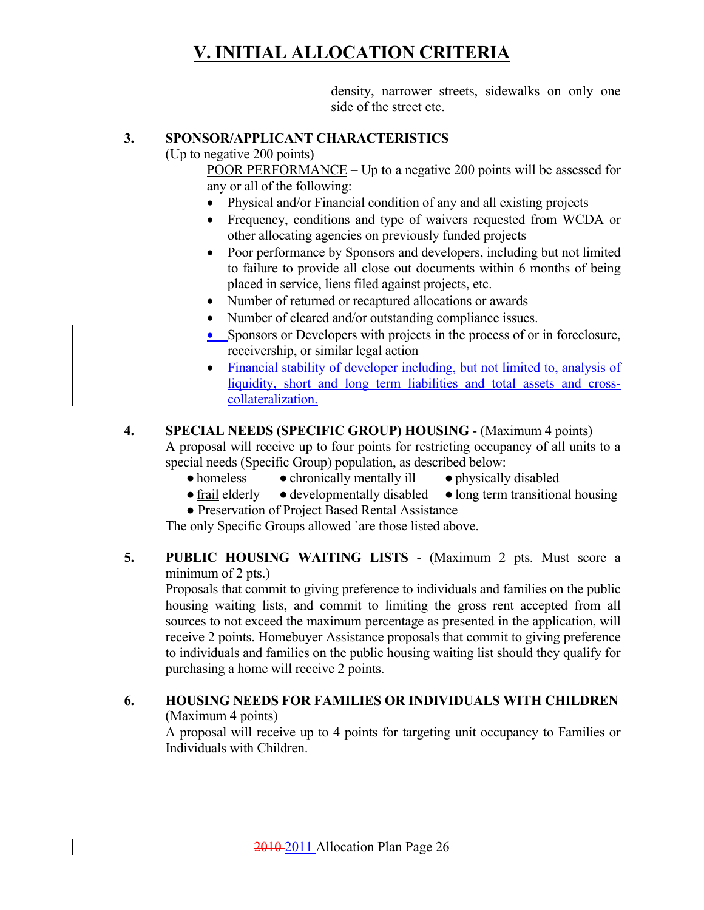# V. INITIAL ALLOCATION CRITERIA

density, narrower streets, sidewalks on only one side of the street etc.

**3. SPONSOR/APPLICANT CHARACTERISTICS**
(Up to negative 200 points)

POOR PERFORMANCE – Up to a negative 200 points will be assessed for any or all of the following:

- Physical and/or Financial condition of any and all existing projects
- Frequency, conditions and type of waivers requested from WCDA or other allocating agencies on previously funded projects
- Poor performance by Sponsors and developers, including but not limited to failure to provide all close out documents within 6 months of being placed in service, liens filed against projects, etc.
- Number of returned or recaptured allocations or awards
- Number of cleared and/or outstanding compliance issues.
- Sponsors or Developers with projects in the process of or in foreclosure, receivership, or similar legal action
- Financial stability of developer including, but not limited to, analysis of liquidity, short and long term liabilities and total assets and cross-collateralization.

**4. SPECIAL NEEDS (SPECIFIC GROUP) HOUSING** - (Maximum 4 points)
A proposal will receive up to four points for restricting occupancy of all units to a special needs (Specific Group) population, as described below:

- homeless
- chronically mentally ill
- physically disabled
- frail elderly
- developmentally disabled
- long term transitional housing
- Preservation of Project Based Rental Assistance

The only Specific Groups allowed `are those listed above.

**5. PUBLIC HOUSING WAITING LISTS** - (Maximum 2 pts. Must score a minimum of 2 pts.)
Proposals that commit to giving preference to individuals and families on the public housing waiting lists, and commit to limiting the gross rent accepted from all sources to not exceed the maximum percentage as presented in the application, will receive 2 points. Homebuyer Assistance proposals that commit to giving preference to individuals and families on the public housing waiting list should they qualify for purchasing a home will receive 2 points.

**6. HOUSING NEEDS FOR FAMILIES OR INDIVIDUALS WITH CHILDREN**
(Maximum 4 points)
A proposal will receive up to 4 points for targeting unit occupancy to Families or Individuals with Children.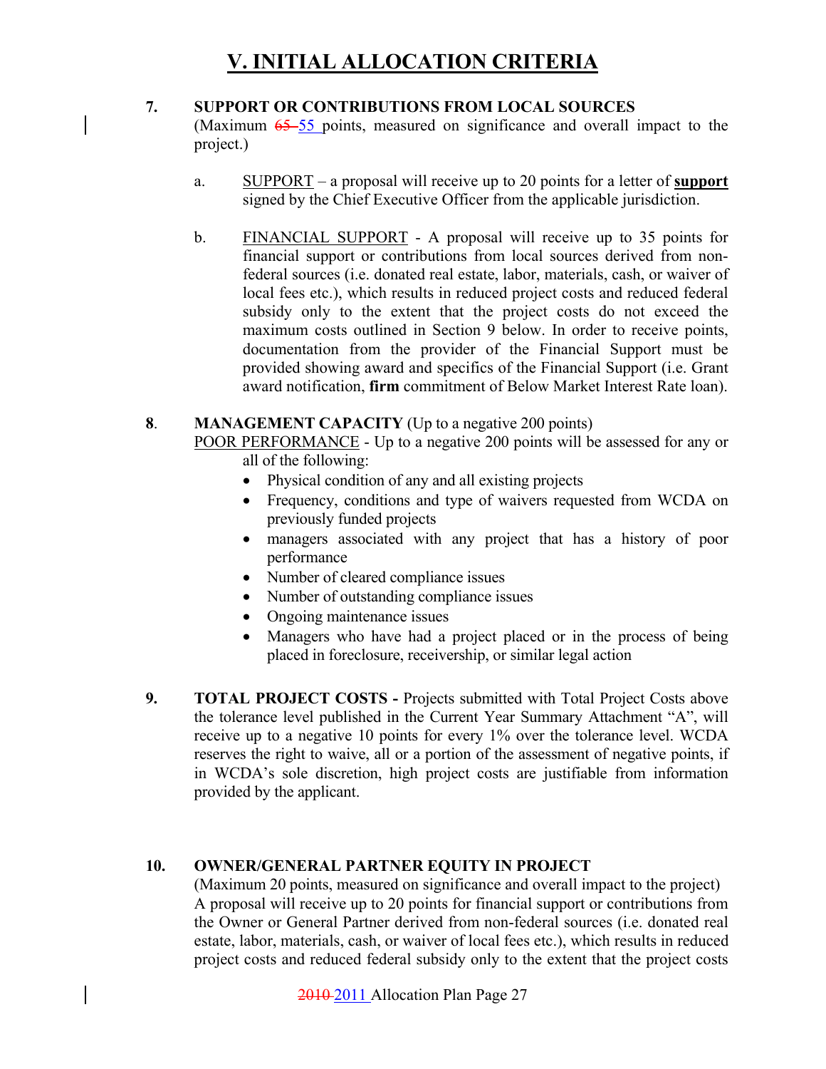# V. INITIAL ALLOCATION CRITERIA

**7. SUPPORT OR CONTRIBUTIONS FROM LOCAL SOURCES**
(Maximum ~~65~~ 55 points, measured on significance and overall impact to the project.)

a. SUPPORT – a proposal will receive up to 20 points for a letter of **support** signed by the Chief Executive Officer from the applicable jurisdiction.

b. FINANCIAL SUPPORT - A proposal will receive up to 35 points for financial support or contributions from local sources derived from non-federal sources (i.e. donated real estate, labor, materials, cash, or waiver of local fees etc.), which results in reduced project costs and reduced federal subsidy only to the extent that the project costs do not exceed the maximum costs outlined in Section 9 below. In order to receive points, documentation from the provider of the Financial Support must be provided showing award and specifics of the Financial Support (i.e. Grant award notification, **firm** commitment of Below Market Interest Rate loan).

**8. MANAGEMENT CAPACITY** (Up to a negative 200 points)
POOR PERFORMANCE - Up to a negative 200 points will be assessed for any or all of the following:

- Physical condition of any and all existing projects
- Frequency, conditions and type of waivers requested from WCDA on previously funded projects
- managers associated with any project that has a history of poor performance
- Number of cleared compliance issues
- Number of outstanding compliance issues
- Ongoing maintenance issues
- Managers who have had a project placed or in the process of being placed in foreclosure, receivership, or similar legal action

**9. TOTAL PROJECT COSTS -** Projects submitted with Total Project Costs above the tolerance level published in the Current Year Summary Attachment "A", will receive up to a negative 10 points for every 1% over the tolerance level. WCDA reserves the right to waive, all or a portion of the assessment of negative points, if in WCDA's sole discretion, high project costs are justifiable from information provided by the applicant.

**10. OWNER/GENERAL PARTNER EQUITY IN PROJECT**
(Maximum 20 points, measured on significance and overall impact to the project)
A proposal will receive up to 20 points for financial support or contributions from the Owner or General Partner derived from non-federal sources (i.e. donated real estate, labor, materials, cash, or waiver of local fees etc.), which results in reduced project costs and reduced federal subsidy only to the extent that the project costs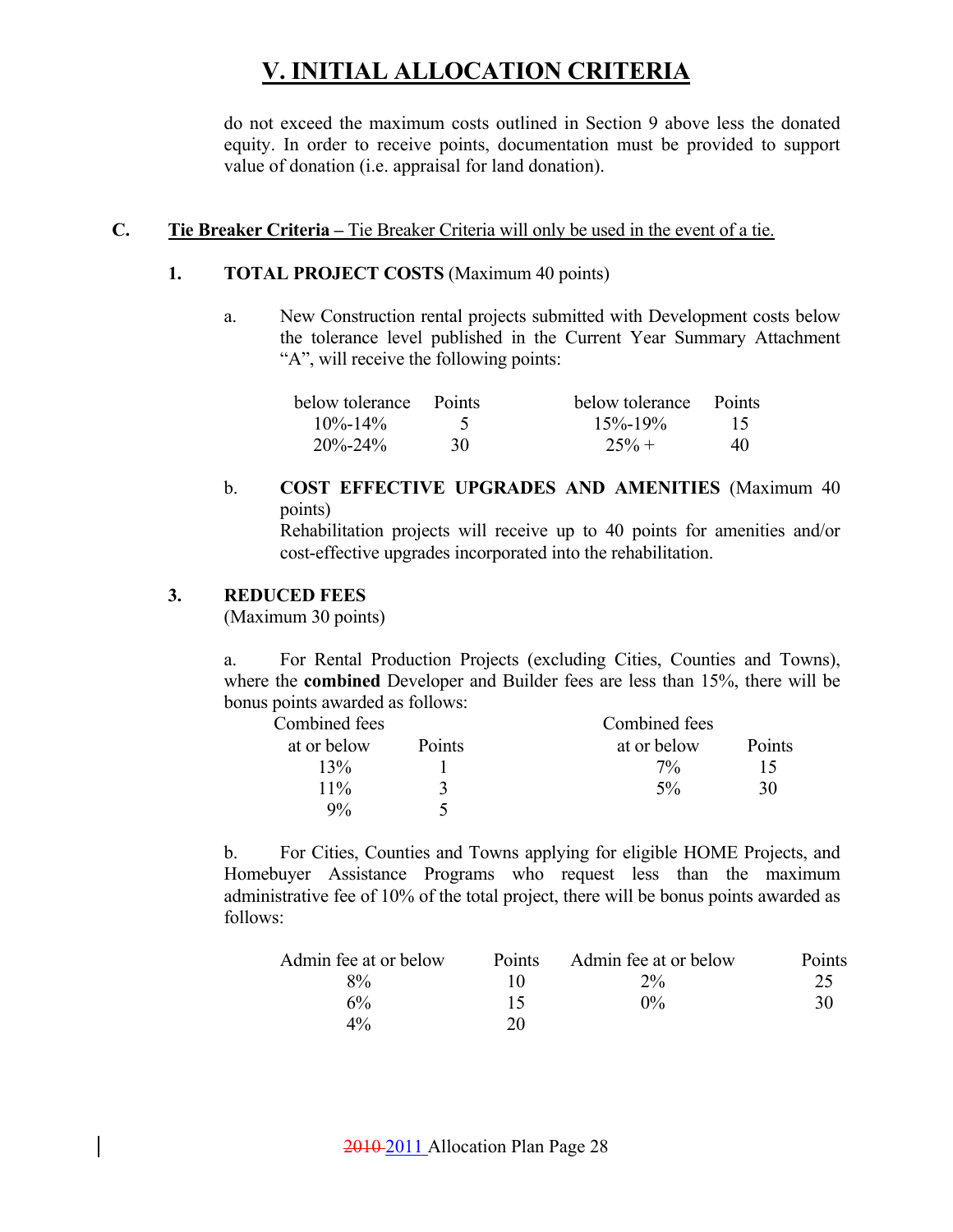# V. INITIAL ALLOCATION CRITERIA

do not exceed the maximum costs outlined in Section 9 above less the donated equity. In order to receive points, documentation must be provided to support value of donation (i.e. appraisal for land donation).

**C.** **Tie Breaker Criteria –** Tie Breaker Criteria will only be used in the event of a tie.

**1.** **TOTAL PROJECT COSTS** (Maximum 40 points)

a. New Construction rental projects submitted with Development costs below the tolerance level published in the Current Year Summary Attachment "A", will receive the following points:

| below tolerance | Points | below tolerance | Points |
|---|---|---|---|
| 10%-14% | 5 | 15%-19% | 15 |
| 20%-24% | 30 | 25% + | 40 |

b. **COST EFFECTIVE UPGRADES AND AMENITIES** (Maximum 40 points)
Rehabilitation projects will receive up to 40 points for amenities and/or cost-effective upgrades incorporated into the rehabilitation.

**3.** **REDUCED FEES**
(Maximum 30 points)

a. For Rental Production Projects (excluding Cities, Counties and Towns), where the **combined** Developer and Builder fees are less than 15%, there will be bonus points awarded as follows:

| Combined fees at or below | Points | Combined fees at or below | Points |
|---|---|---|---|
| 13% | 1 | 7% | 15 |
| 11% | 3 | 5% | 30 |
| 9% | 5 | | |

b. For Cities, Counties and Towns applying for eligible HOME Projects, and Homebuyer Assistance Programs who request less than the maximum administrative fee of 10% of the total project, there will be bonus points awarded as follows:

| Admin fee at or below | Points | Admin fee at or below | Points |
|---|---|---|---|
| 8% | 10 | 2% | 25 |
| 6% | 15 | 0% | 30 |
| 4% | 20 | | |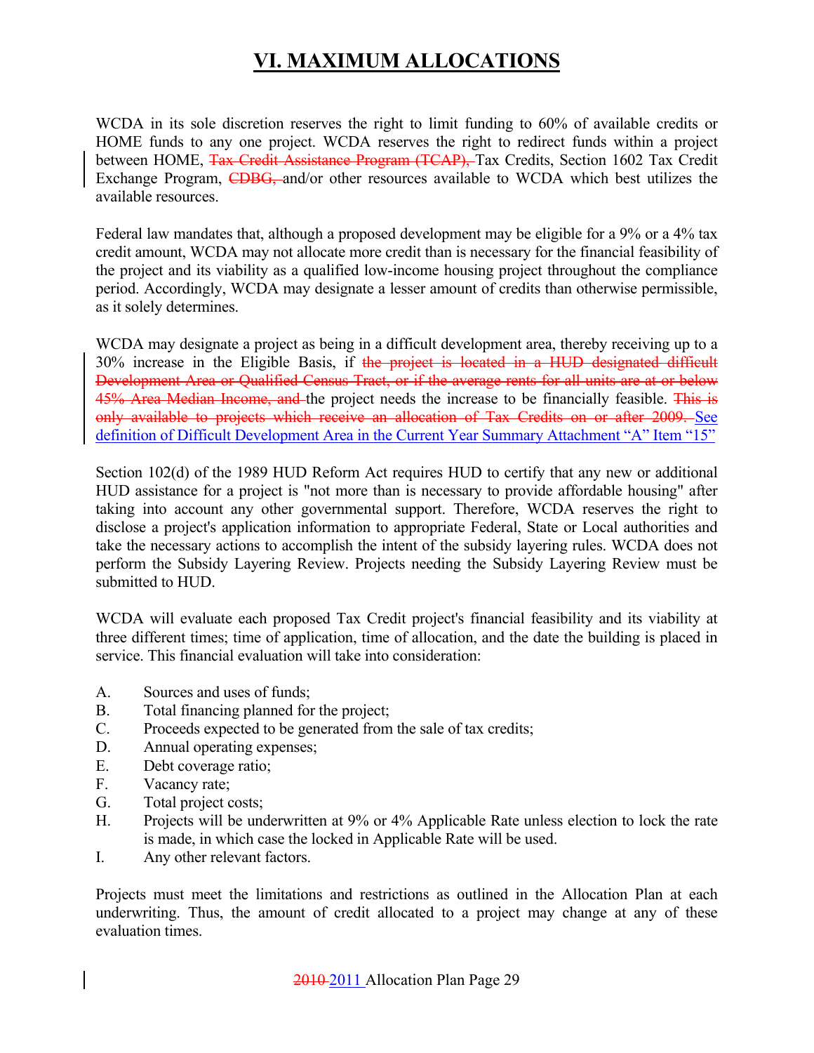# VI. MAXIMUM ALLOCATIONS

WCDA in its sole discretion reserves the right to limit funding to 60% of available credits or HOME funds to any one project. WCDA reserves the right to redirect funds within a project between HOME, ~~Tax Credit Assistance Program (TCAP),~~ Tax Credits, Section 1602 Tax Credit Exchange Program, ~~CDBG,~~ and/or other resources available to WCDA which best utilizes the available resources.

Federal law mandates that, although a proposed development may be eligible for a 9% or a 4% tax credit amount, WCDA may not allocate more credit than is necessary for the financial feasibility of the project and its viability as a qualified low-income housing project throughout the compliance period. Accordingly, WCDA may designate a lesser amount of credits than otherwise permissible, as it solely determines.

WCDA may designate a project as being in a difficult development area, thereby receiving up to a 30% increase in the Eligible Basis, if ~~the project is located in a HUD designated difficult Development Area or Qualified Census Tract, or if the average rents for all units are at or below 45% Area Median Income, and~~ the project needs the increase to be financially feasible. ~~This is only available to projects which receive an allocation of Tax Credits on or after 2009.~~ See definition of Difficult Development Area in the Current Year Summary Attachment "A" Item "15"

Section 102(d) of the 1989 HUD Reform Act requires HUD to certify that any new or additional HUD assistance for a project is "not more than is necessary to provide affordable housing" after taking into account any other governmental support. Therefore, WCDA reserves the right to disclose a project's application information to appropriate Federal, State or Local authorities and take the necessary actions to accomplish the intent of the subsidy layering rules. WCDA does not perform the Subsidy Layering Review. Projects needing the Subsidy Layering Review must be submitted to HUD.

WCDA will evaluate each proposed Tax Credit project's financial feasibility and its viability at three different times; time of application, time of allocation, and the date the building is placed in service. This financial evaluation will take into consideration:

A. Sources and uses of funds;
B. Total financing planned for the project;
C. Proceeds expected to be generated from the sale of tax credits;
D. Annual operating expenses;
E. Debt coverage ratio;
F. Vacancy rate;
G. Total project costs;
H. Projects will be underwritten at 9% or 4% Applicable Rate unless election to lock the rate is made, in which case the locked in Applicable Rate will be used.
I. Any other relevant factors.

Projects must meet the limitations and restrictions as outlined in the Allocation Plan at each underwriting. Thus, the amount of credit allocated to a project may change at any of these evaluation times.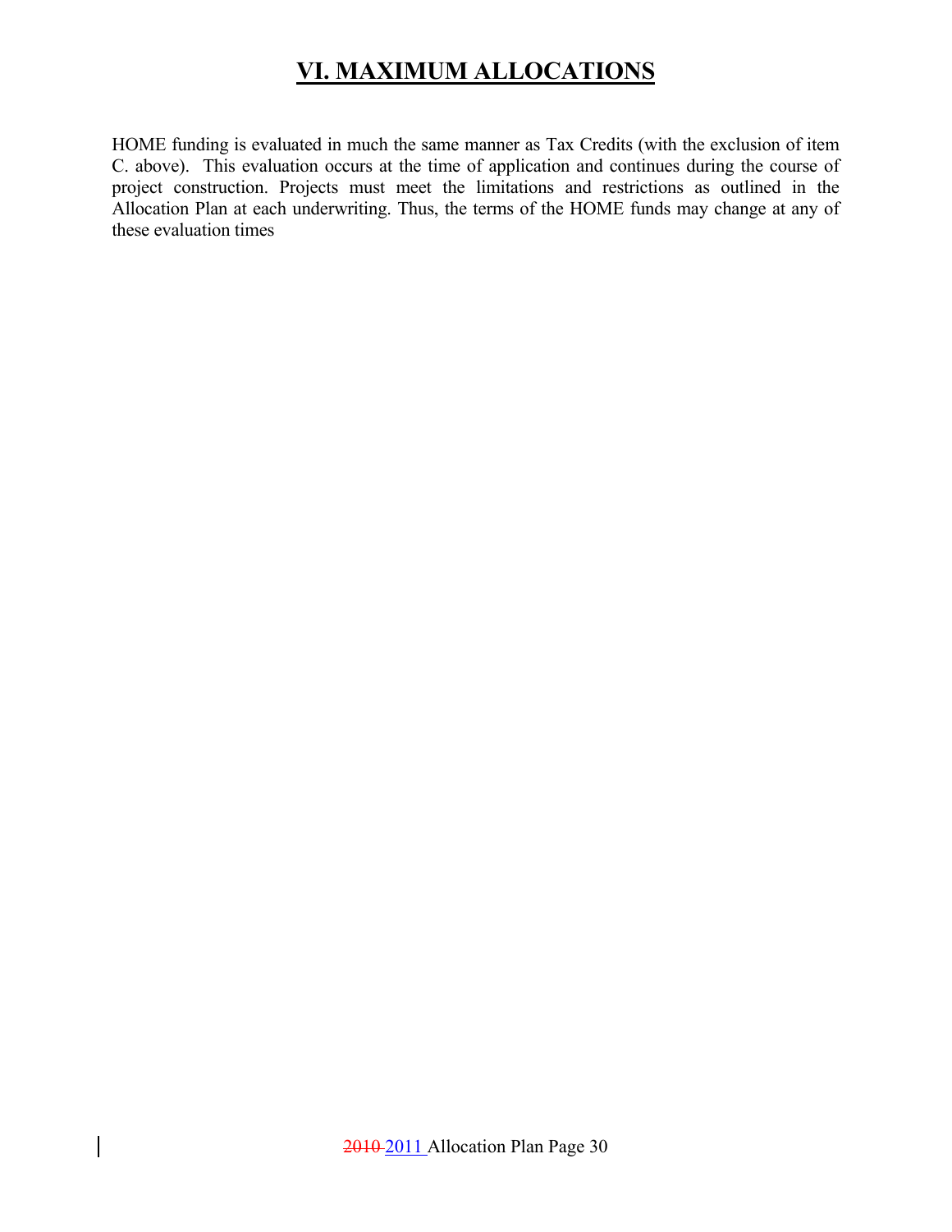# VI. MAXIMUM ALLOCATIONS

HOME funding is evaluated in much the same manner as Tax Credits (with the exclusion of item C. above). This evaluation occurs at the time of application and continues during the course of project construction. Projects must meet the limitations and restrictions as outlined in the Allocation Plan at each underwriting. Thus, the terms of the HOME funds may change at any of these evaluation times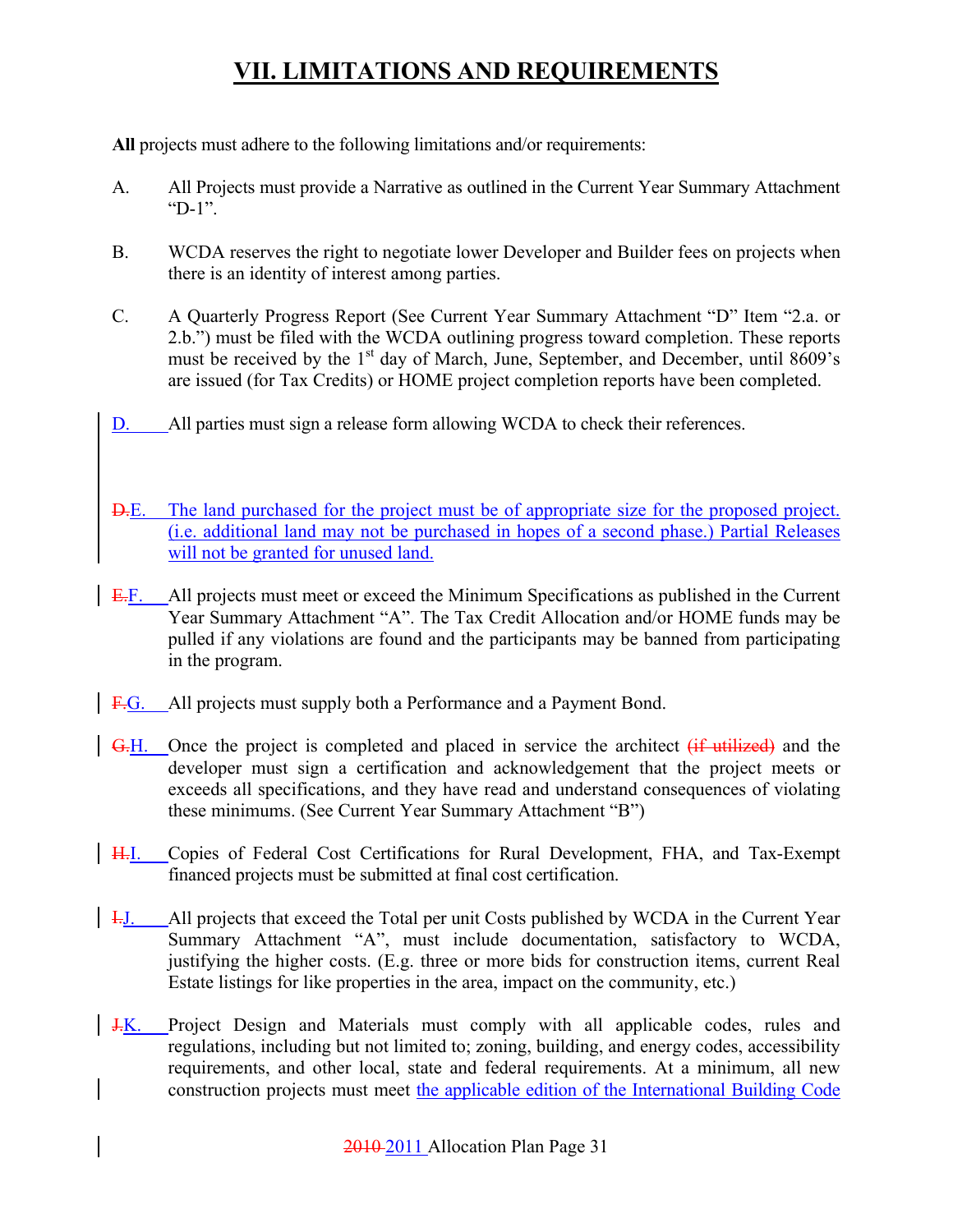# VII. LIMITATIONS AND REQUIREMENTS

**All** projects must adhere to the following limitations and/or requirements:

A. All Projects must provide a Narrative as outlined in the Current Year Summary Attachment "D-1".

B. WCDA reserves the right to negotiate lower Developer and Builder fees on projects when there is an identity of interest among parties.

C. A Quarterly Progress Report (See Current Year Summary Attachment "D" Item "2.a. or 2.b.") must be filed with the WCDA outlining progress toward completion. These reports must be received by the 1st day of March, June, September, and December, until 8609's are issued (for Tax Credits) or HOME project completion reports have been completed.

D. All parties must sign a release form allowing WCDA to check their references.

~~D.~~E. The land purchased for the project must be of appropriate size for the proposed project. (i.e. additional land may not be purchased in hopes of a second phase.) Partial Releases will not be granted for unused land.

~~E.~~F. All projects must meet or exceed the Minimum Specifications as published in the Current Year Summary Attachment "A". The Tax Credit Allocation and/or HOME funds may be pulled if any violations are found and the participants may be banned from participating in the program.

~~F.~~G. All projects must supply both a Performance and a Payment Bond.

~~G.~~H. Once the project is completed and placed in service the architect ~~(if utilized)~~ and the developer must sign a certification and acknowledgement that the project meets or exceeds all specifications, and they have read and understand consequences of violating these minimums. (See Current Year Summary Attachment "B")

~~H.~~I. Copies of Federal Cost Certifications for Rural Development, FHA, and Tax-Exempt financed projects must be submitted at final cost certification.

~~I.~~J. All projects that exceed the Total per unit Costs published by WCDA in the Current Year Summary Attachment "A", must include documentation, satisfactory to WCDA, justifying the higher costs. (E.g. three or more bids for construction items, current Real Estate listings for like properties in the area, impact on the community, etc.)

~~J.~~K. Project Design and Materials must comply with all applicable codes, rules and regulations, including but not limited to; zoning, building, and energy codes, accessibility requirements, and other local, state and federal requirements. At a minimum, all new construction projects must meet the applicable edition of the International Building Code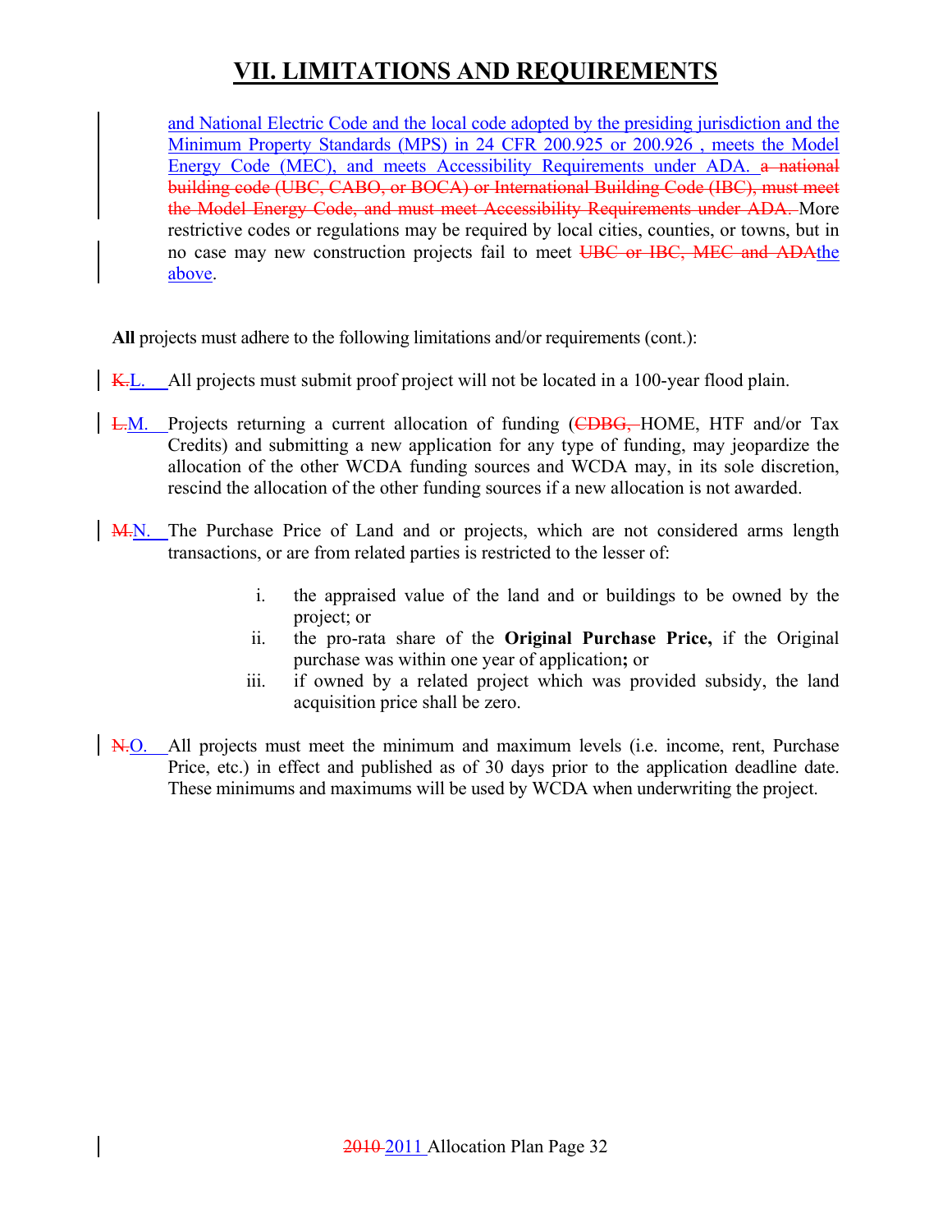# VII. LIMITATIONS AND REQUIREMENTS

and National Electric Code and the local code adopted by the presiding jurisdiction and the Minimum Property Standards (MPS) in 24 CFR 200.925 or 200.926 , meets the Model Energy Code (MEC), and meets Accessibility Requirements under ADA. ~~a national building code (UBC, CABO, or BOCA) or International Building Code (IBC), must meet the Model Energy Code, and must meet Accessibility Requirements under ADA.~~ More restrictive codes or regulations may be required by local cities, counties, or towns, but in no case may new construction projects fail to meet ~~UBC or IBC, MEC and ADA~~the above.

**All** projects must adhere to the following limitations and/or requirements (cont.):

~~K.~~L. All projects must submit proof project will not be located in a 100-year flood plain.

~~L.~~M. Projects returning a current allocation of funding (~~CDBG,~~ HOME, HTF and/or Tax Credits) and submitting a new application for any type of funding, may jeopardize the allocation of the other WCDA funding sources and WCDA may, in its sole discretion, rescind the allocation of the other funding sources if a new allocation is not awarded.

~~M.~~N. The Purchase Price of Land and or projects, which are not considered arms length transactions, or are from related parties is restricted to the lesser of:

i. the appraised value of the land and or buildings to be owned by the project; or

ii. the pro-rata share of the **Original Purchase Price,** if the Original purchase was within one year of application**;** or

iii. if owned by a related project which was provided subsidy, the land acquisition price shall be zero.

~~N.~~O. All projects must meet the minimum and maximum levels (i.e. income, rent, Purchase Price, etc.) in effect and published as of 30 days prior to the application deadline date. These minimums and maximums will be used by WCDA when underwriting the project.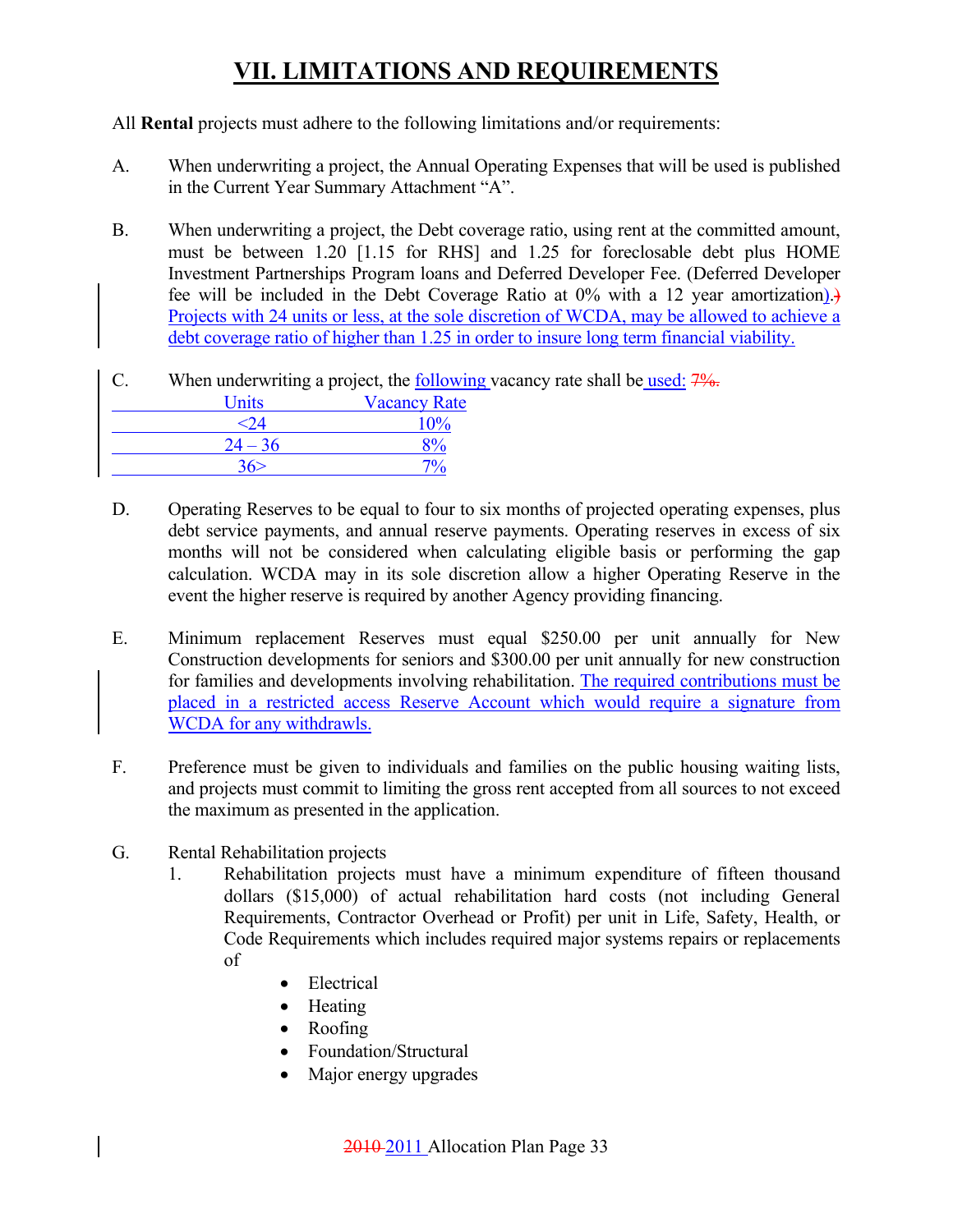# VII. LIMITATIONS AND REQUIREMENTS

All **Rental** projects must adhere to the following limitations and/or requirements:

A. When underwriting a project, the Annual Operating Expenses that will be used is published in the Current Year Summary Attachment "A".

B. When underwriting a project, the Debt coverage ratio, using rent at the committed amount, must be between 1.20 [1.15 for RHS] and 1.25 for foreclosable debt plus HOME Investment Partnerships Program loans and Deferred Developer Fee. (Deferred Developer fee will be included in the Debt Coverage Ratio at 0% with a 12 year amortization).) Projects with 24 units or less, at the sole discretion of WCDA, may be allowed to achieve a debt coverage ratio of higher than 1.25 in order to insure long term financial viability.

C. When underwriting a project, the following vacancy rate shall be used: 7%.

| Units | Vacancy Rate |
|---|---|
| <24 | 10% |
| 24 – 36 | 8% |
| 36> | 7% |

D. Operating Reserves to be equal to four to six months of projected operating expenses, plus debt service payments, and annual reserve payments. Operating reserves in excess of six months will not be considered when calculating eligible basis or performing the gap calculation. WCDA may in its sole discretion allow a higher Operating Reserve in the event the higher reserve is required by another Agency providing financing.

E. Minimum replacement Reserves must equal $250.00 per unit annually for New Construction developments for seniors and $300.00 per unit annually for new construction for families and developments involving rehabilitation. The required contributions must be placed in a restricted access Reserve Account which would require a signature from WCDA for any withdrawls.

F. Preference must be given to individuals and families on the public housing waiting lists, and projects must commit to limiting the gross rent accepted from all sources to not exceed the maximum as presented in the application.

G. Rental Rehabilitation projects

1. Rehabilitation projects must have a minimum expenditure of fifteen thousand dollars ($15,000) of actual rehabilitation hard costs (not including General Requirements, Contractor Overhead or Profit) per unit in Life, Safety, Health, or Code Requirements which includes required major systems repairs or replacements of

   - Electrical
   - Heating
   - Roofing
   - Foundation/Structural
   - Major energy upgrades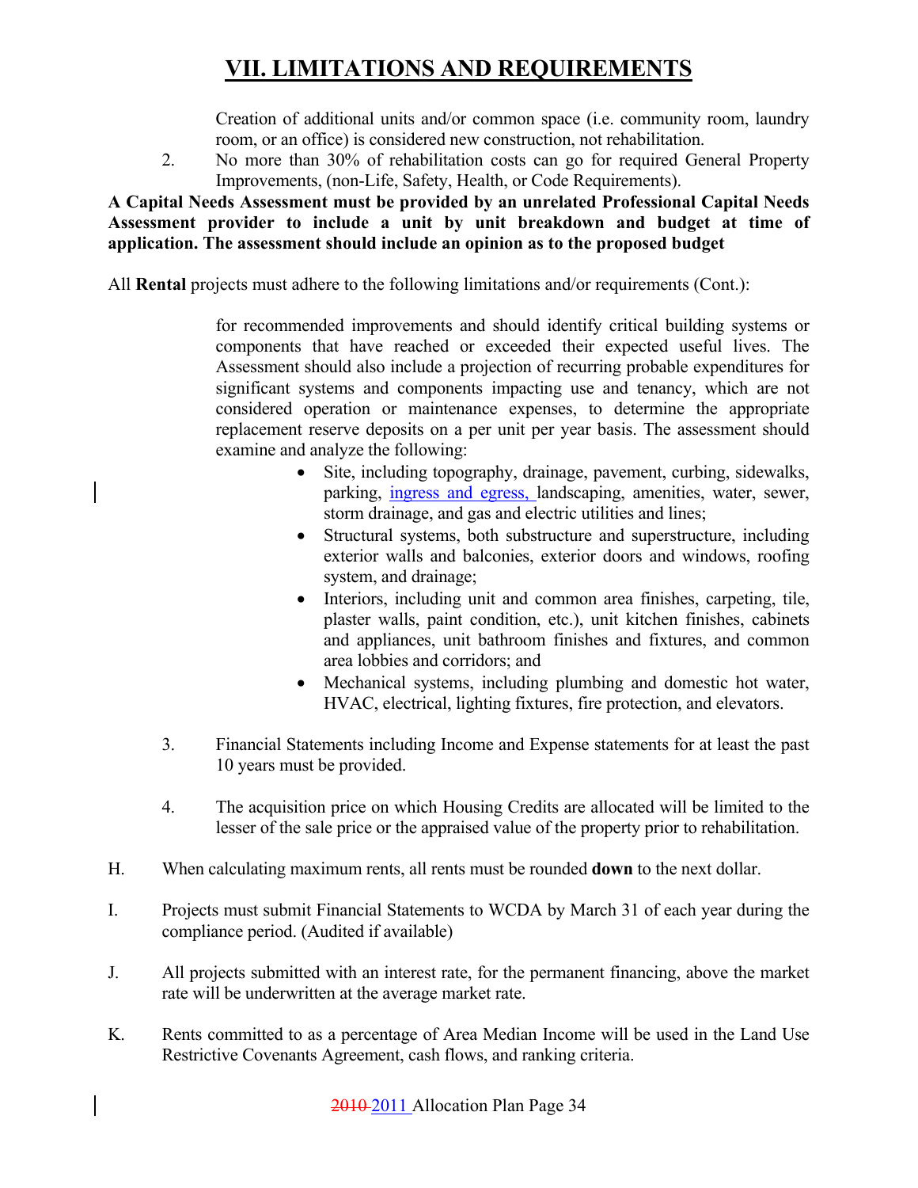# VII. LIMITATIONS AND REQUIREMENTS

Creation of additional units and/or common space (i.e. community room, laundry room, or an office) is considered new construction, not rehabilitation.

2. No more than 30% of rehabilitation costs can go for required General Property Improvements, (non-Life, Safety, Health, or Code Requirements).

**A Capital Needs Assessment must be provided by an unrelated Professional Capital Needs Assessment provider to include a unit by unit breakdown and budget at time of application. The assessment should include an opinion as to the proposed budget**

All **Rental** projects must adhere to the following limitations and/or requirements (Cont.):

for recommended improvements and should identify critical building systems or components that have reached or exceeded their expected useful lives. The Assessment should also include a projection of recurring probable expenditures for significant systems and components impacting use and tenancy, which are not considered operation or maintenance expenses, to determine the appropriate replacement reserve deposits on a per unit per year basis. The assessment should examine and analyze the following:

- Site, including topography, drainage, pavement, curbing, sidewalks, parking, ingress and egress, landscaping, amenities, water, sewer, storm drainage, and gas and electric utilities and lines;
- Structural systems, both substructure and superstructure, including exterior walls and balconies, exterior doors and windows, roofing system, and drainage;
- Interiors, including unit and common area finishes, carpeting, tile, plaster walls, paint condition, etc.), unit kitchen finishes, cabinets and appliances, unit bathroom finishes and fixtures, and common area lobbies and corridors; and
- Mechanical systems, including plumbing and domestic hot water, HVAC, electrical, lighting fixtures, fire protection, and elevators.

3. Financial Statements including Income and Expense statements for at least the past 10 years must be provided.

4. The acquisition price on which Housing Credits are allocated will be limited to the lesser of the sale price or the appraised value of the property prior to rehabilitation.

H. When calculating maximum rents, all rents must be rounded **down** to the next dollar.

I. Projects must submit Financial Statements to WCDA by March 31 of each year during the compliance period. (Audited if available)

J. All projects submitted with an interest rate, for the permanent financing, above the market rate will be underwritten at the average market rate.

K. Rents committed to as a percentage of Area Median Income will be used in the Land Use Restrictive Covenants Agreement, cash flows, and ranking criteria.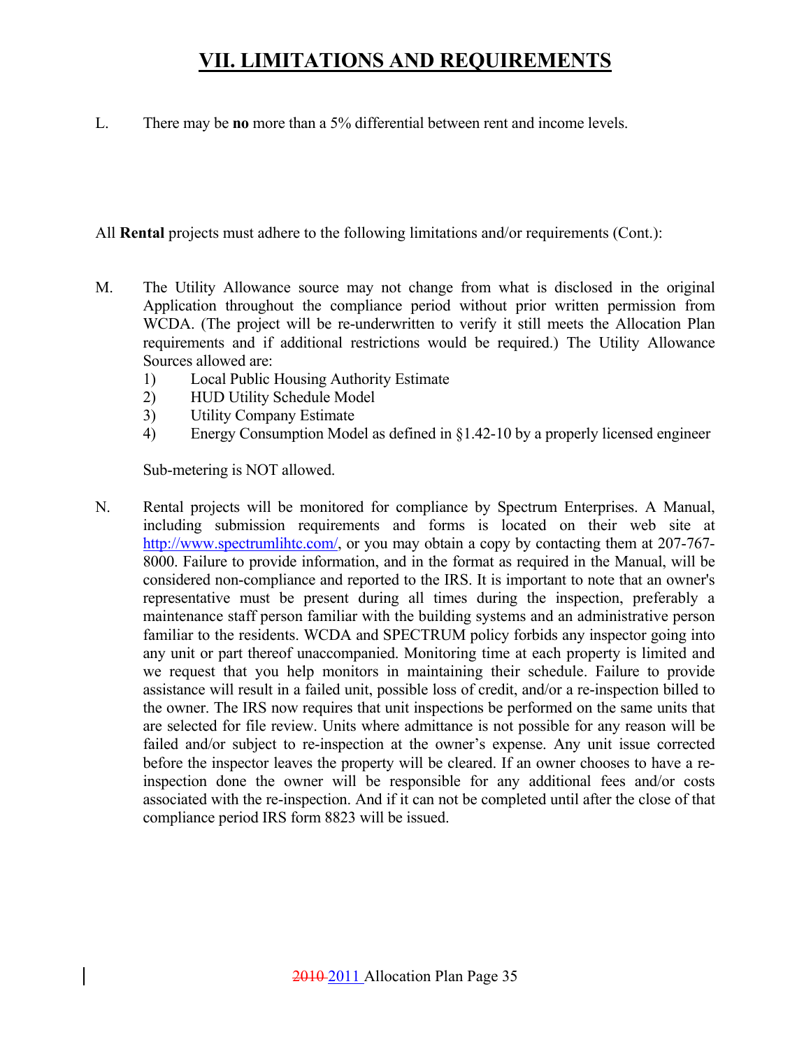# VII. LIMITATIONS AND REQUIREMENTS

L. There may be **no** more than a 5% differential between rent and income levels.

All **Rental** projects must adhere to the following limitations and/or requirements (Cont.):

M. The Utility Allowance source may not change from what is disclosed in the original Application throughout the compliance period without prior written permission from WCDA. (The project will be re-underwritten to verify it still meets the Allocation Plan requirements and if additional restrictions would be required.) The Utility Allowance Sources allowed are:

   1) Local Public Housing Authority Estimate
   2) HUD Utility Schedule Model
   3) Utility Company Estimate
   4) Energy Consumption Model as defined in §1.42-10 by a properly licensed engineer

   Sub-metering is NOT allowed.

N. Rental projects will be monitored for compliance by Spectrum Enterprises. A Manual, including submission requirements and forms is located on their web site at http://www.spectrumlihtc.com/, or you may obtain a copy by contacting them at 207-767-8000. Failure to provide information, and in the format as required in the Manual, will be considered non-compliance and reported to the IRS. It is important to note that an owner's representative must be present during all times during the inspection, preferably a maintenance staff person familiar with the building systems and an administrative person familiar to the residents. WCDA and SPECTRUM policy forbids any inspector going into any unit or part thereof unaccompanied. Monitoring time at each property is limited and we request that you help monitors in maintaining their schedule. Failure to provide assistance will result in a failed unit, possible loss of credit, and/or a re-inspection billed to the owner. The IRS now requires that unit inspections be performed on the same units that are selected for file review. Units where admittance is not possible for any reason will be failed and/or subject to re-inspection at the owner's expense. Any unit issue corrected before the inspector leaves the property will be cleared. If an owner chooses to have a re-inspection done the owner will be responsible for any additional fees and/or costs associated with the re-inspection. And if it can not be completed until after the close of that compliance period IRS form 8823 will be issued.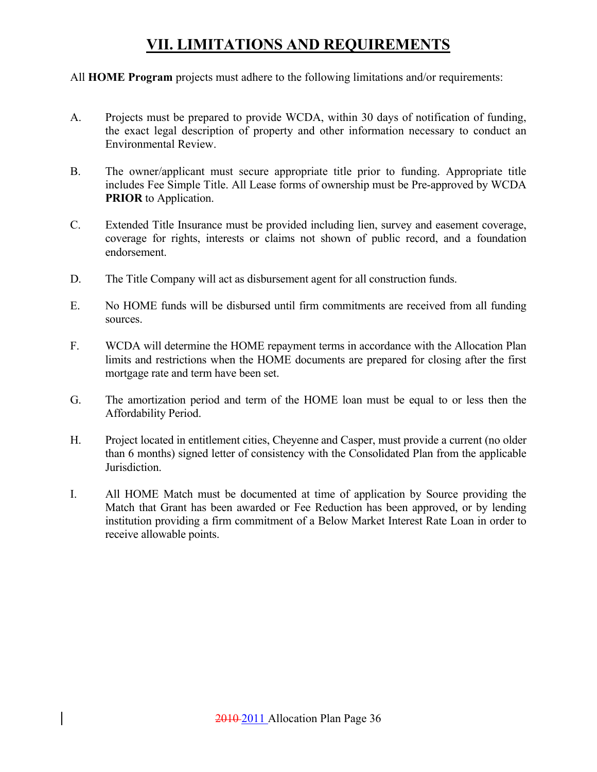# VII. LIMITATIONS AND REQUIREMENTS

All **HOME Program** projects must adhere to the following limitations and/or requirements:

A. Projects must be prepared to provide WCDA, within 30 days of notification of funding, the exact legal description of property and other information necessary to conduct an Environmental Review.

B. The owner/applicant must secure appropriate title prior to funding. Appropriate title includes Fee Simple Title. All Lease forms of ownership must be Pre-approved by WCDA **PRIOR** to Application.

C. Extended Title Insurance must be provided including lien, survey and easement coverage, coverage for rights, interests or claims not shown of public record, and a foundation endorsement.

D. The Title Company will act as disbursement agent for all construction funds.

E. No HOME funds will be disbursed until firm commitments are received from all funding sources.

F. WCDA will determine the HOME repayment terms in accordance with the Allocation Plan limits and restrictions when the HOME documents are prepared for closing after the first mortgage rate and term have been set.

G. The amortization period and term of the HOME loan must be equal to or less then the Affordability Period.

H. Project located in entitlement cities, Cheyenne and Casper, must provide a current (no older than 6 months) signed letter of consistency with the Consolidated Plan from the applicable Jurisdiction.

I. All HOME Match must be documented at time of application by Source providing the Match that Grant has been awarded or Fee Reduction has been approved, or by lending institution providing a firm commitment of a Below Market Interest Rate Loan in order to receive allowable points.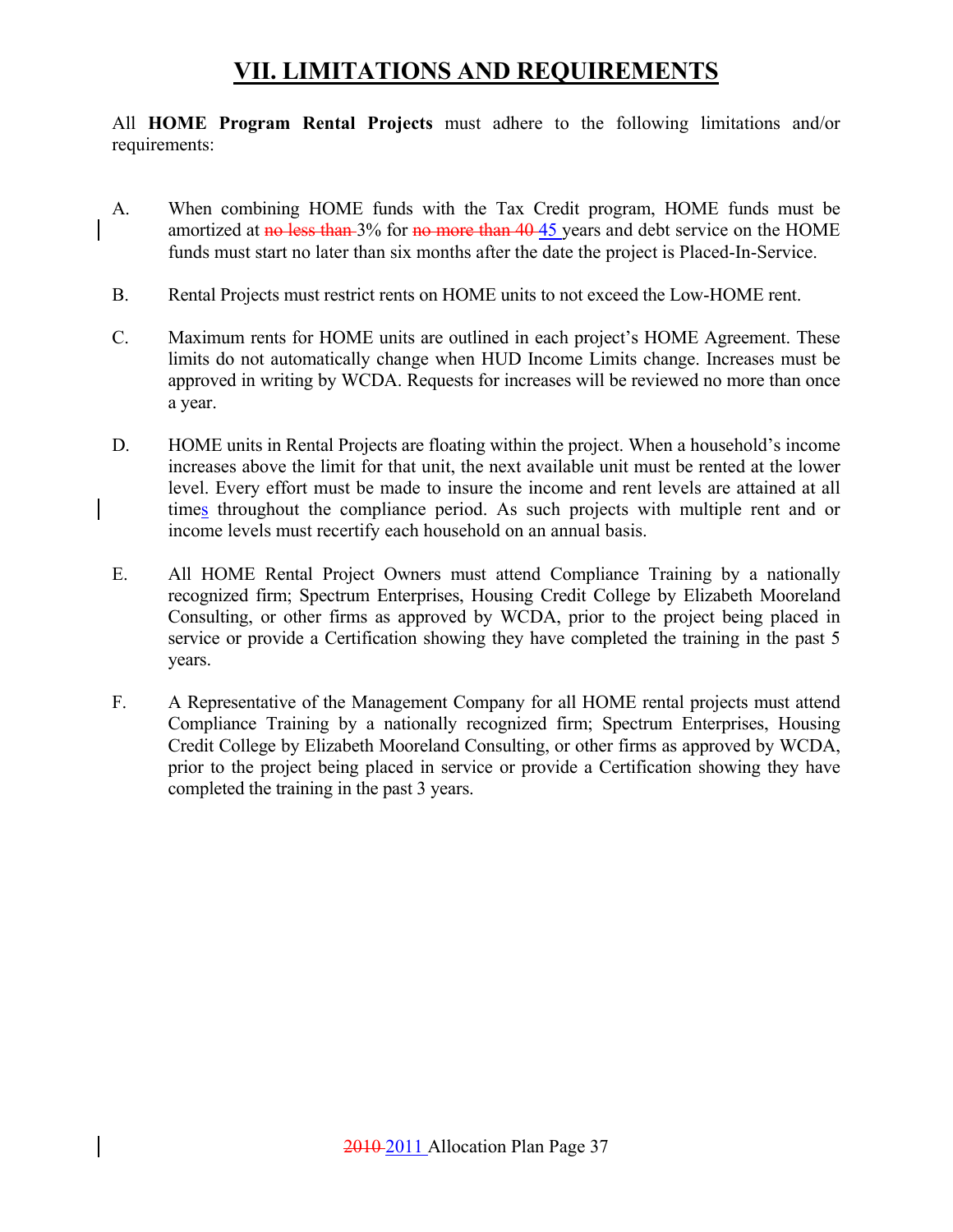# VII. LIMITATIONS AND REQUIREMENTS

All **HOME Program Rental Projects** must adhere to the following limitations and/or requirements:

A. When combining HOME funds with the Tax Credit program, HOME funds must be amortized at ~~no less than~~ 3% for ~~no more than 40~~ 45 years and debt service on the HOME funds must start no later than six months after the date the project is Placed-In-Service.

B. Rental Projects must restrict rents on HOME units to not exceed the Low-HOME rent.

C. Maximum rents for HOME units are outlined in each project's HOME Agreement. These limits do not automatically change when HUD Income Limits change. Increases must be approved in writing by WCDA. Requests for increases will be reviewed no more than once a year.

D. HOME units in Rental Projects are floating within the project. When a household's income increases above the limit for that unit, the next available unit must be rented at the lower level. Every effort must be made to insure the income and rent levels are attained at all times throughout the compliance period. As such projects with multiple rent and or income levels must recertify each household on an annual basis.

E. All HOME Rental Project Owners must attend Compliance Training by a nationally recognized firm; Spectrum Enterprises, Housing Credit College by Elizabeth Mooreland Consulting, or other firms as approved by WCDA, prior to the project being placed in service or provide a Certification showing they have completed the training in the past 5 years.

F. A Representative of the Management Company for all HOME rental projects must attend Compliance Training by a nationally recognized firm; Spectrum Enterprises, Housing Credit College by Elizabeth Mooreland Consulting, or other firms as approved by WCDA, prior to the project being placed in service or provide a Certification showing they have completed the training in the past 3 years.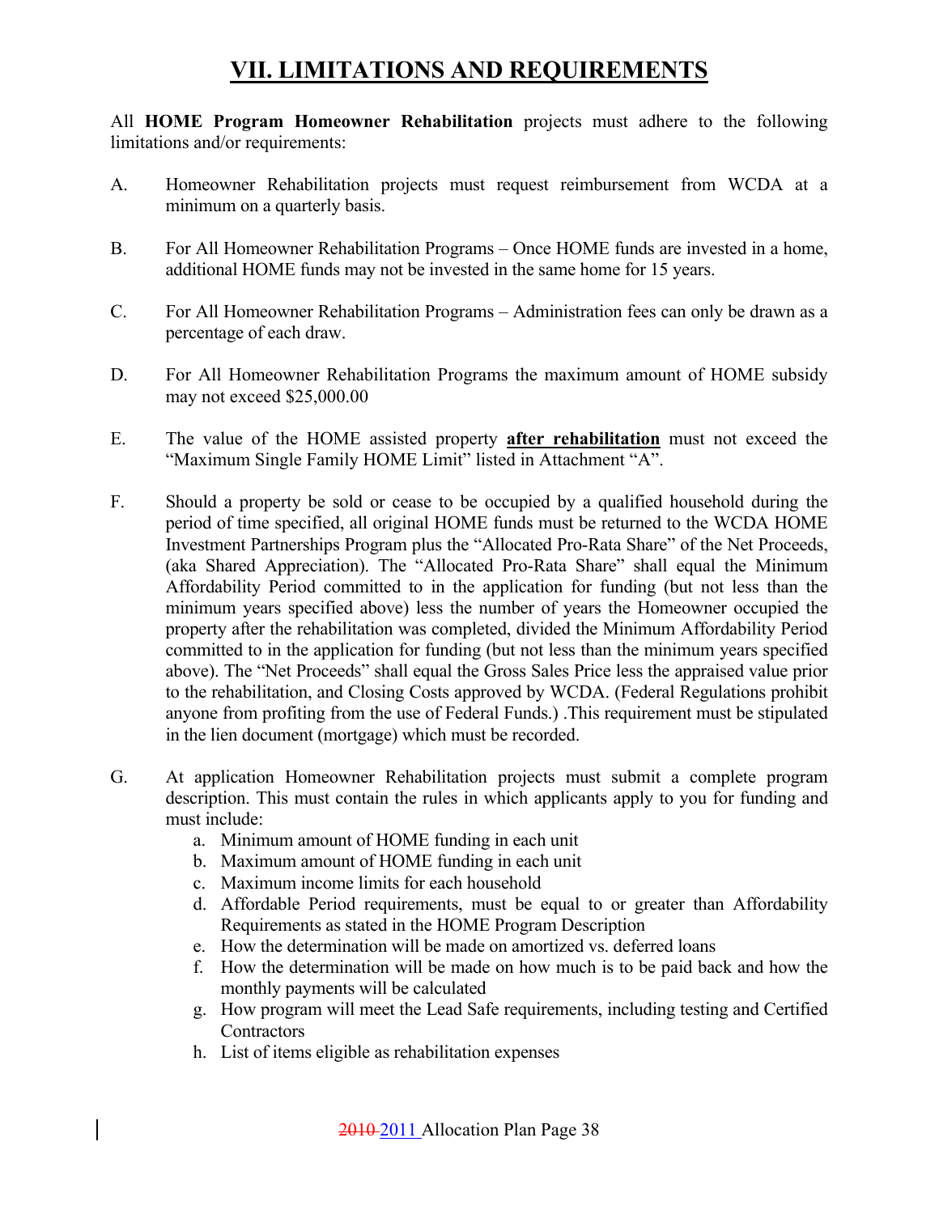# VII. LIMITATIONS AND REQUIREMENTS

All **HOME Program Homeowner Rehabilitation** projects must adhere to the following limitations and/or requirements:

A. Homeowner Rehabilitation projects must request reimbursement from WCDA at a minimum on a quarterly basis.

B. For All Homeowner Rehabilitation Programs – Once HOME funds are invested in a home, additional HOME funds may not be invested in the same home for 15 years.

C. For All Homeowner Rehabilitation Programs – Administration fees can only be drawn as a percentage of each draw.

D. For All Homeowner Rehabilitation Programs the maximum amount of HOME subsidy may not exceed $25,000.00

E. The value of the HOME assisted property **after rehabilitation** must not exceed the "Maximum Single Family HOME Limit" listed in Attachment "A".

F. Should a property be sold or cease to be occupied by a qualified household during the period of time specified, all original HOME funds must be returned to the WCDA HOME Investment Partnerships Program plus the "Allocated Pro-Rata Share" of the Net Proceeds, (aka Shared Appreciation). The "Allocated Pro-Rata Share" shall equal the Minimum Affordability Period committed to in the application for funding (but not less than the minimum years specified above) less the number of years the Homeowner occupied the property after the rehabilitation was completed, divided the Minimum Affordability Period committed to in the application for funding (but not less than the minimum years specified above). The "Net Proceeds" shall equal the Gross Sales Price less the appraised value prior to the rehabilitation, and Closing Costs approved by WCDA. (Federal Regulations prohibit anyone from profiting from the use of Federal Funds.) .This requirement must be stipulated in the lien document (mortgage) which must be recorded.

G. At application Homeowner Rehabilitation projects must submit a complete program description. This must contain the rules in which applicants apply to you for funding and must include:
   a. Minimum amount of HOME funding in each unit
   b. Maximum amount of HOME funding in each unit
   c. Maximum income limits for each household
   d. Affordable Period requirements, must be equal to or greater than Affordability Requirements as stated in the HOME Program Description
   e. How the determination will be made on amortized vs. deferred loans
   f. How the determination will be made on how much is to be paid back and how the monthly payments will be calculated
   g. How program will meet the Lead Safe requirements, including testing and Certified Contractors
   h. List of items eligible as rehabilitation expenses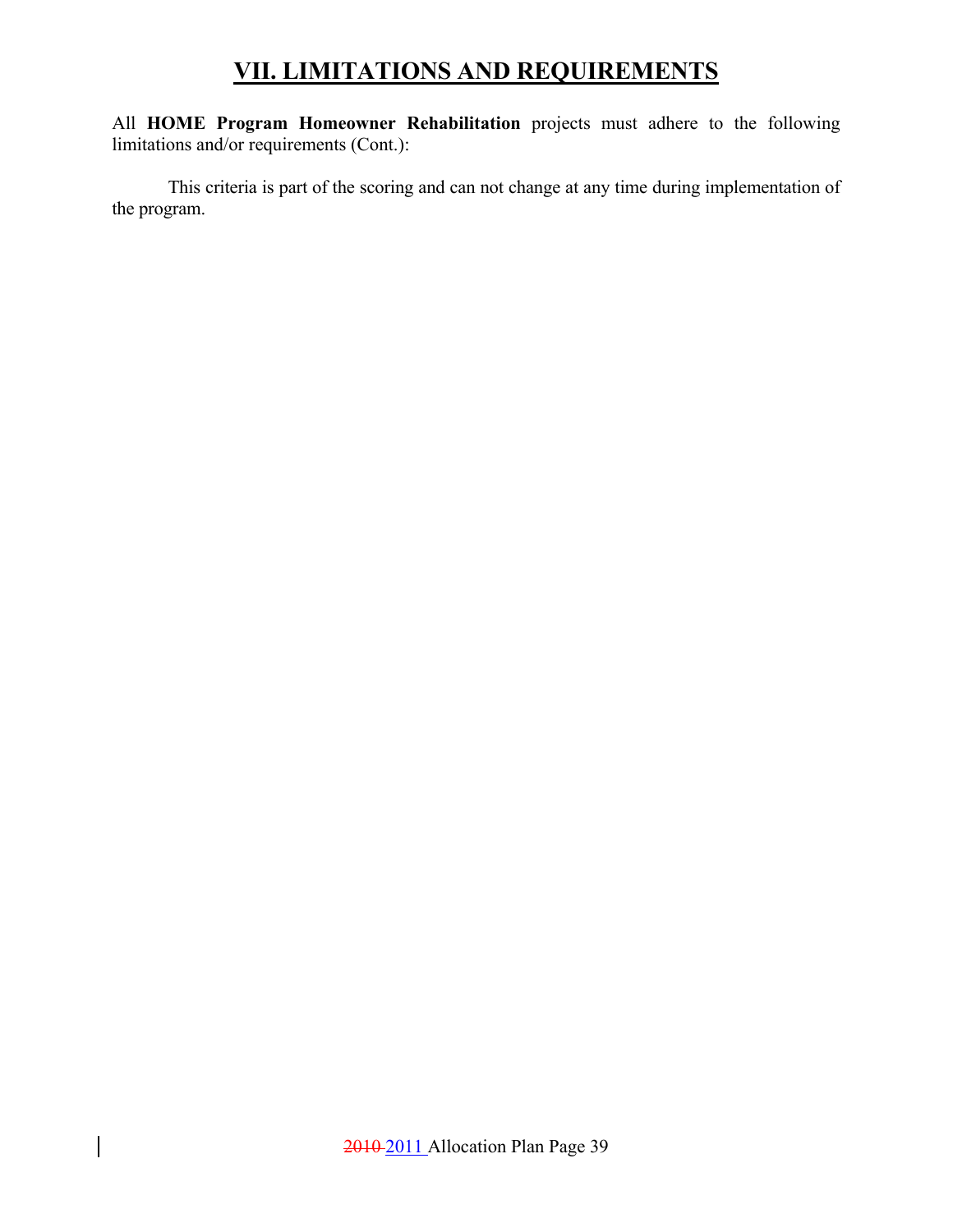# VII. LIMITATIONS AND REQUIREMENTS

All **HOME Program Homeowner Rehabilitation** projects must adhere to the following limitations and/or requirements (Cont.):

This criteria is part of the scoring and can not change at any time during implementation of the program.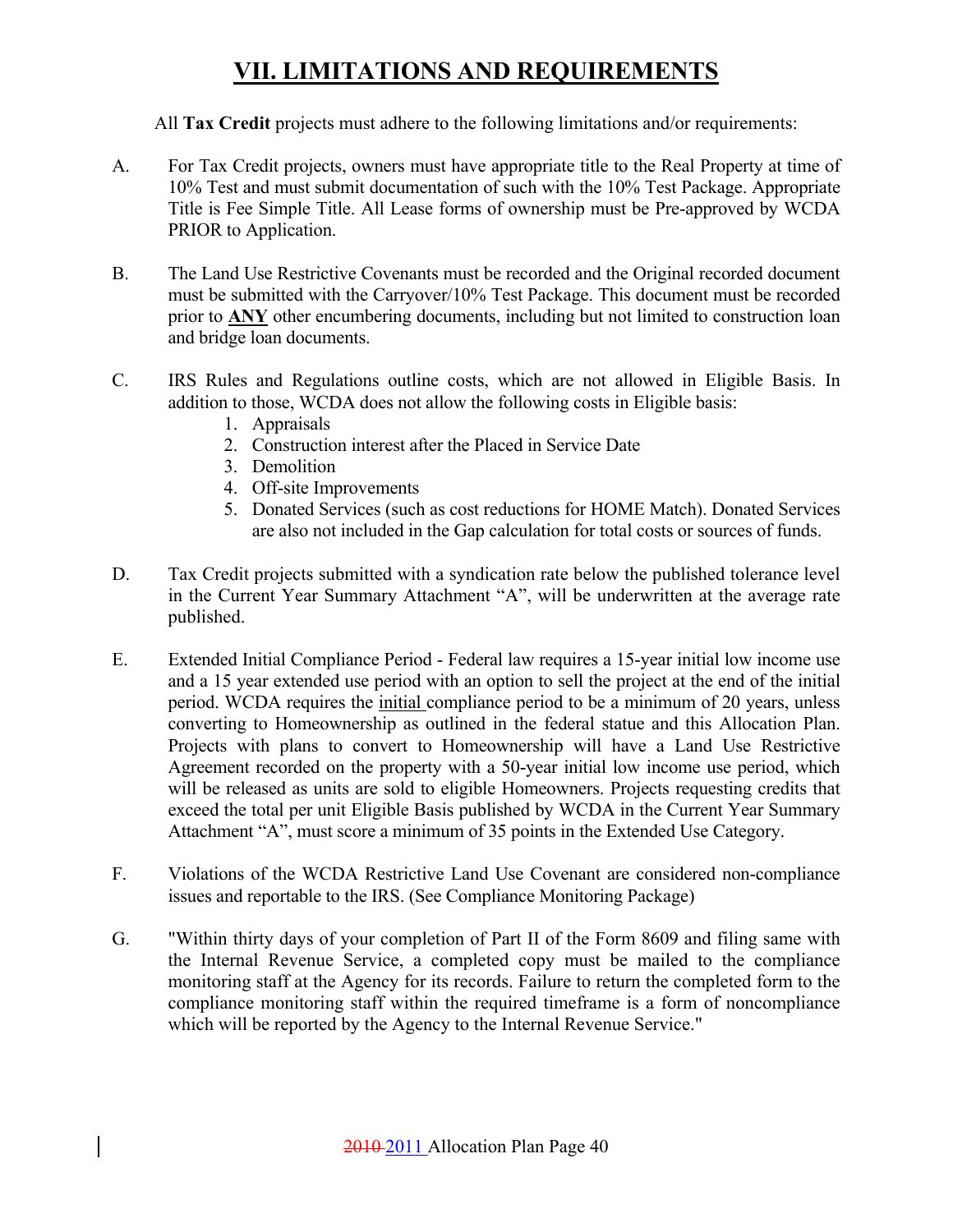# VII. LIMITATIONS AND REQUIREMENTS

All **Tax Credit** projects must adhere to the following limitations and/or requirements:

A. For Tax Credit projects, owners must have appropriate title to the Real Property at time of 10% Test and must submit documentation of such with the 10% Test Package. Appropriate Title is Fee Simple Title. All Lease forms of ownership must be Pre-approved by WCDA PRIOR to Application.

B. The Land Use Restrictive Covenants must be recorded and the Original recorded document must be submitted with the Carryover/10% Test Package. This document must be recorded prior to **ANY** other encumbering documents, including but not limited to construction loan and bridge loan documents.

C. IRS Rules and Regulations outline costs, which are not allowed in Eligible Basis. In addition to those, WCDA does not allow the following costs in Eligible basis:
   1. Appraisals
   2. Construction interest after the Placed in Service Date
   3. Demolition
   4. Off-site Improvements
   5. Donated Services (such as cost reductions for HOME Match). Donated Services are also not included in the Gap calculation for total costs or sources of funds.

D. Tax Credit projects submitted with a syndication rate below the published tolerance level in the Current Year Summary Attachment "A", will be underwritten at the average rate published.

E. Extended Initial Compliance Period - Federal law requires a 15-year initial low income use and a 15 year extended use period with an option to sell the project at the end of the initial period. WCDA requires the initial compliance period to be a minimum of 20 years, unless converting to Homeownership as outlined in the federal statue and this Allocation Plan. Projects with plans to convert to Homeownership will have a Land Use Restrictive Agreement recorded on the property with a 50-year initial low income use period, which will be released as units are sold to eligible Homeowners. Projects requesting credits that exceed the total per unit Eligible Basis published by WCDA in the Current Year Summary Attachment "A", must score a minimum of 35 points in the Extended Use Category.

F. Violations of the WCDA Restrictive Land Use Covenant are considered non-compliance issues and reportable to the IRS. (See Compliance Monitoring Package)

G. "Within thirty days of your completion of Part II of the Form 8609 and filing same with the Internal Revenue Service, a completed copy must be mailed to the compliance monitoring staff at the Agency for its records. Failure to return the completed form to the compliance monitoring staff within the required timeframe is a form of noncompliance which will be reported by the Agency to the Internal Revenue Service."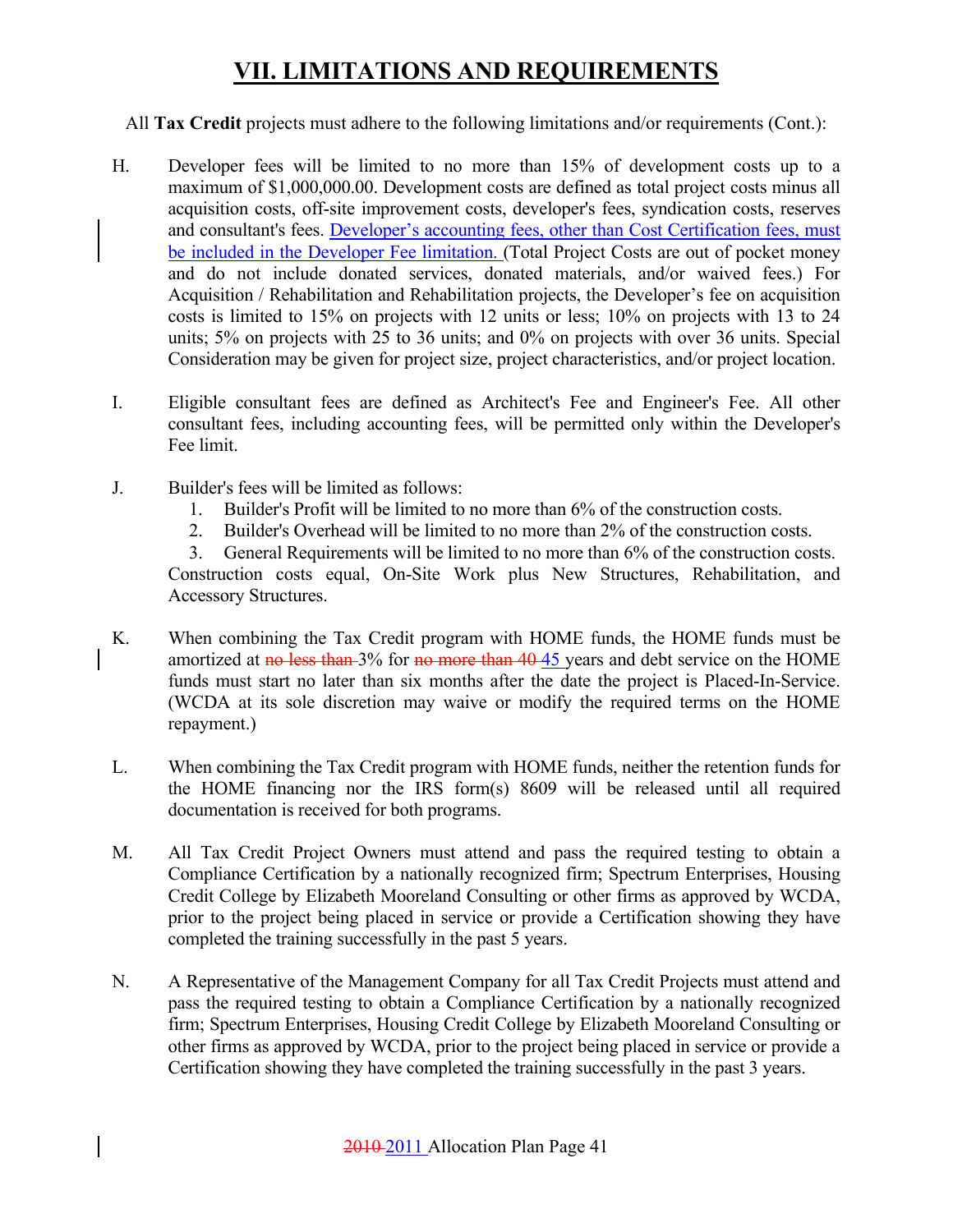# VII. LIMITATIONS AND REQUIREMENTS

All **Tax Credit** projects must adhere to the following limitations and/or requirements (Cont.):

H. Developer fees will be limited to no more than 15% of development costs up to a maximum of $1,000,000.00. Development costs are defined as total project costs minus all acquisition costs, off-site improvement costs, developer's fees, syndication costs, reserves and consultant's fees. Developer's accounting fees, other than Cost Certification fees, must be included in the Developer Fee limitation. (Total Project Costs are out of pocket money and do not include donated services, donated materials, and/or waived fees.) For Acquisition / Rehabilitation and Rehabilitation projects, the Developer's fee on acquisition costs is limited to 15% on projects with 12 units or less; 10% on projects with 13 to 24 units; 5% on projects with 25 to 36 units; and 0% on projects with over 36 units. Special Consideration may be given for project size, project characteristics, and/or project location.

I. Eligible consultant fees are defined as Architect's Fee and Engineer's Fee. All other consultant fees, including accounting fees, will be permitted only within the Developer's Fee limit.

J. Builder's fees will be limited as follows:
   1. Builder's Profit will be limited to no more than 6% of the construction costs.
   2. Builder's Overhead will be limited to no more than 2% of the construction costs.
   3. General Requirements will be limited to no more than 6% of the construction costs.

   Construction costs equal, On-Site Work plus New Structures, Rehabilitation, and Accessory Structures.

K. When combining the Tax Credit program with HOME funds, the HOME funds must be amortized at ~~no less than~~ 3% for ~~no more than 40~~ 45 years and debt service on the HOME funds must start no later than six months after the date the project is Placed-In-Service. (WCDA at its sole discretion may waive or modify the required terms on the HOME repayment.)

L. When combining the Tax Credit program with HOME funds, neither the retention funds for the HOME financing nor the IRS form(s) 8609 will be released until all required documentation is received for both programs.

M. All Tax Credit Project Owners must attend and pass the required testing to obtain a Compliance Certification by a nationally recognized firm; Spectrum Enterprises, Housing Credit College by Elizabeth Mooreland Consulting or other firms as approved by WCDA, prior to the project being placed in service or provide a Certification showing they have completed the training successfully in the past 5 years.

N. A Representative of the Management Company for all Tax Credit Projects must attend and pass the required testing to obtain a Compliance Certification by a nationally recognized firm; Spectrum Enterprises, Housing Credit College by Elizabeth Mooreland Consulting or other firms as approved by WCDA, prior to the project being placed in service or provide a Certification showing they have completed the training successfully in the past 3 years.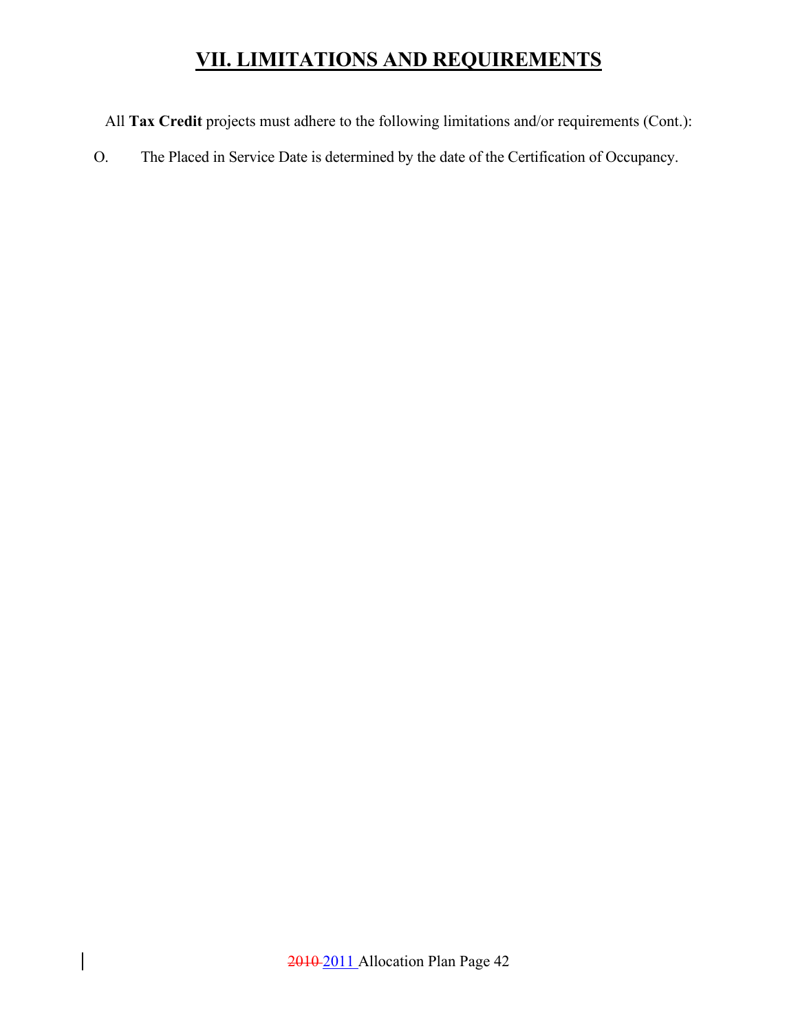# VII. LIMITATIONS AND REQUIREMENTS

All **Tax Credit** projects must adhere to the following limitations and/or requirements (Cont.):

O. The Placed in Service Date is determined by the date of the Certification of Occupancy.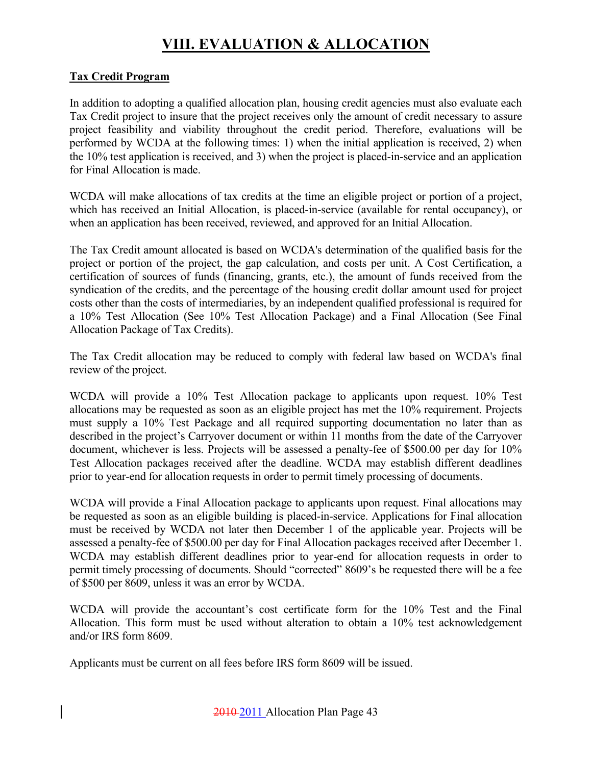# VIII. EVALUATION & ALLOCATION

**Tax Credit Program**

In addition to adopting a qualified allocation plan, housing credit agencies must also evaluate each Tax Credit project to insure that the project receives only the amount of credit necessary to assure project feasibility and viability throughout the credit period. Therefore, evaluations will be performed by WCDA at the following times: 1) when the initial application is received, 2) when the 10% test application is received, and 3) when the project is placed-in-service and an application for Final Allocation is made.

WCDA will make allocations of tax credits at the time an eligible project or portion of a project, which has received an Initial Allocation, is placed-in-service (available for rental occupancy), or when an application has been received, reviewed, and approved for an Initial Allocation.

The Tax Credit amount allocated is based on WCDA's determination of the qualified basis for the project or portion of the project, the gap calculation, and costs per unit. A Cost Certification, a certification of sources of funds (financing, grants, etc.), the amount of funds received from the syndication of the credits, and the percentage of the housing credit dollar amount used for project costs other than the costs of intermediaries, by an independent qualified professional is required for a 10% Test Allocation (See 10% Test Allocation Package) and a Final Allocation (See Final Allocation Package of Tax Credits).

The Tax Credit allocation may be reduced to comply with federal law based on WCDA's final review of the project.

WCDA will provide a 10% Test Allocation package to applicants upon request. 10% Test allocations may be requested as soon as an eligible project has met the 10% requirement. Projects must supply a 10% Test Package and all required supporting documentation no later than as described in the project's Carryover document or within 11 months from the date of the Carryover document, whichever is less. Projects will be assessed a penalty-fee of $500.00 per day for 10% Test Allocation packages received after the deadline. WCDA may establish different deadlines prior to year-end for allocation requests in order to permit timely processing of documents.

WCDA will provide a Final Allocation package to applicants upon request. Final allocations may be requested as soon as an eligible building is placed-in-service. Applications for Final allocation must be received by WCDA not later then December 1 of the applicable year. Projects will be assessed a penalty-fee of $500.00 per day for Final Allocation packages received after December 1. WCDA may establish different deadlines prior to year-end for allocation requests in order to permit timely processing of documents. Should "corrected" 8609's be requested there will be a fee of $500 per 8609, unless it was an error by WCDA.

WCDA will provide the accountant's cost certificate form for the 10% Test and the Final Allocation. This form must be used without alteration to obtain a 10% test acknowledgement and/or IRS form 8609.

Applicants must be current on all fees before IRS form 8609 will be issued.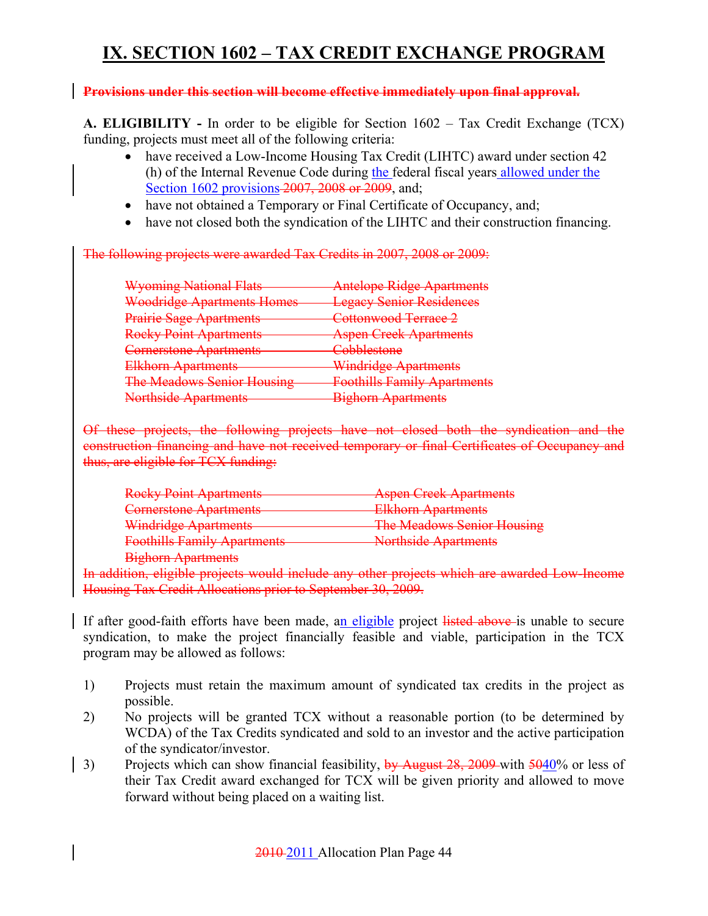# IX. SECTION 1602 – TAX CREDIT EXCHANGE PROGRAM

~~**Provisions under this section will become effective immediately upon final approval.**~~

**A. ELIGIBILITY -** In order to be eligible for Section 1602 – Tax Credit Exchange (TCX) funding, projects must meet all of the following criteria:

- have received a Low-Income Housing Tax Credit (LIHTC) award under section 42 (h) of the Internal Revenue Code during the federal fiscal years allowed under the Section 1602 provisions ~~2007, 2008 or 2009~~, and;
- have not obtained a Temporary or Final Certificate of Occupancy, and;
- have not closed both the syndication of the LIHTC and their construction financing.

~~The following projects were awarded Tax Credits in 2007, 2008 or 2009:~~

- ~~Wyoming National Flats~~
- ~~Antelope Ridge Apartments~~
- ~~Woodridge Apartments Homes~~
- ~~Legacy Senior Residences~~
- ~~Prairie Sage Apartments~~
- ~~Cottonwood Terrace 2~~
- ~~Rocky Point Apartments~~
- ~~Aspen Creek Apartments~~
- ~~Cornerstone Apartments~~
- ~~Cobblestone~~
- ~~Elkhorn Apartments~~
- ~~Windridge Apartments~~
- ~~The Meadows Senior Housing~~
- ~~Foothills Family Apartments~~
- ~~Northside Apartments~~
- ~~Bighorn Apartments~~

~~Of these projects, the following projects have not closed both the syndication and the construction financing and have not received temporary or final Certificates of Occupancy and thus, are eligible for TCX funding:~~

- ~~Rocky Point Apartments~~
- ~~Aspen Creek Apartments~~
- ~~Cornerstone Apartments~~
- ~~Elkhorn Apartments~~
- ~~Windridge Apartments~~
- ~~The Meadows Senior Housing~~
- ~~Foothills Family Apartments~~
- ~~Northside Apartments~~
- ~~Bighorn Apartments~~

~~In addition, eligible projects would include any other projects which are awarded Low-Income Housing Tax Credit Allocations prior to September 30, 2009.~~

If after good-faith efforts have been made, an eligible project ~~listed above~~ is unable to secure syndication, to make the project financially feasible and viable, participation in the TCX program may be allowed as follows:

1) Projects must retain the maximum amount of syndicated tax credits in the project as possible.
2) No projects will be granted TCX without a reasonable portion (to be determined by WCDA) of the Tax Credits syndicated and sold to an investor and the active participation of the syndicator/investor.
3) Projects which can show financial feasibility, ~~by August 28, 2009~~ with ~~50~~40% or less of their Tax Credit award exchanged for TCX will be given priority and allowed to move forward without being placed on a waiting list.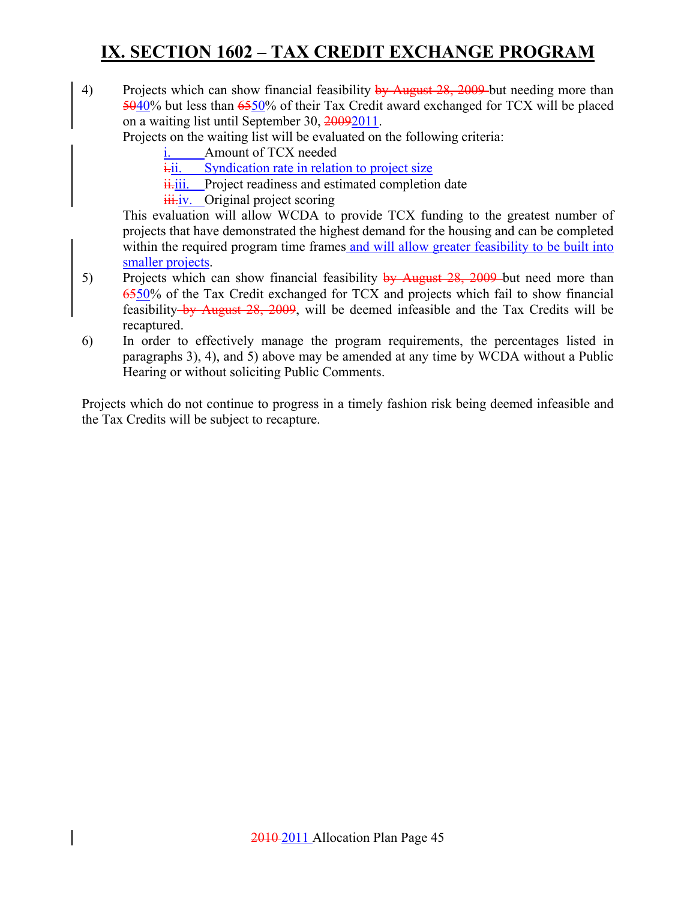# IX. SECTION 1602 – TAX CREDIT EXCHANGE PROGRAM

4) Projects which can show financial feasibility ~~by August 28, 2009~~ but needing more than ~~50~~40% but less than ~~65~~50% of their Tax Credit award exchanged for TCX will be placed on a waiting list until September 30, ~~2009~~2011.

   Projects on the waiting list will be evaluated on the following criteria:

   i. Amount of TCX needed
   ~~i.~~ii. Syndication rate in relation to project size
   ~~ii.~~iii. Project readiness and estimated completion date
   ~~iii.~~iv. Original project scoring

   This evaluation will allow WCDA to provide TCX funding to the greatest number of projects that have demonstrated the highest demand for the housing and can be completed within the required program time frames and will allow greater feasibility to be built into smaller projects.

5) Projects which can show financial feasibility ~~by August 28, 2009~~ but need more than ~~65~~50% of the Tax Credit exchanged for TCX and projects which fail to show financial feasibility ~~by August 28, 2009~~, will be deemed infeasible and the Tax Credits will be recaptured.

6) In order to effectively manage the program requirements, the percentages listed in paragraphs 3), 4), and 5) above may be amended at any time by WCDA without a Public Hearing or without soliciting Public Comments.

Projects which do not continue to progress in a timely fashion risk being deemed infeasible and the Tax Credits will be subject to recapture.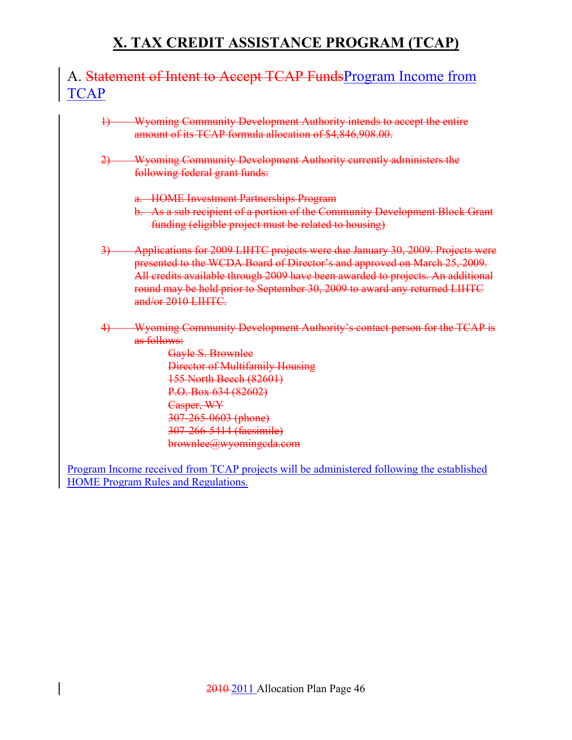# X. TAX CREDIT ASSISTANCE PROGRAM (TCAP)

## A. ~~Statement of Intent to Accept TCAP Funds~~Program Income from TCAP

~~1) Wyoming Community Development Authority intends to accept the entire amount of its TCAP formula allocation of $4,846,908.00.~~

~~2) Wyoming Community Development Authority currently administers the following federal grant funds:~~

~~a. HOME Investment Partnerships Program~~
~~b. As a sub recipient of a portion of the Community Development Block Grant funding (eligible project must be related to housing)~~

~~3) Applications for 2009 LIHTC projects were due January 30, 2009. Projects were presented to the WCDA Board of Director's and approved on March 25, 2009. All credits available through 2009 have been awarded to projects. An additional round may be held prior to September 30, 2009 to award any returned LIHTC and/or 2010 LIHTC.~~

~~4) Wyoming Community Development Authority's contact person for the TCAP is as follows:~~

~~Gayle S. Brownlee~~
~~Director of Multifamily Housing~~
~~155 North Beech (82601)~~
~~P.O. Box 634 (82602)~~
~~Casper, WY~~
~~307-265-0603 (phone)~~
~~307-266-5414 (facsimile)~~
~~brownlee@wyomingcda.com~~

Program Income received from TCAP projects will be administered following the established HOME Program Rules and Regulations.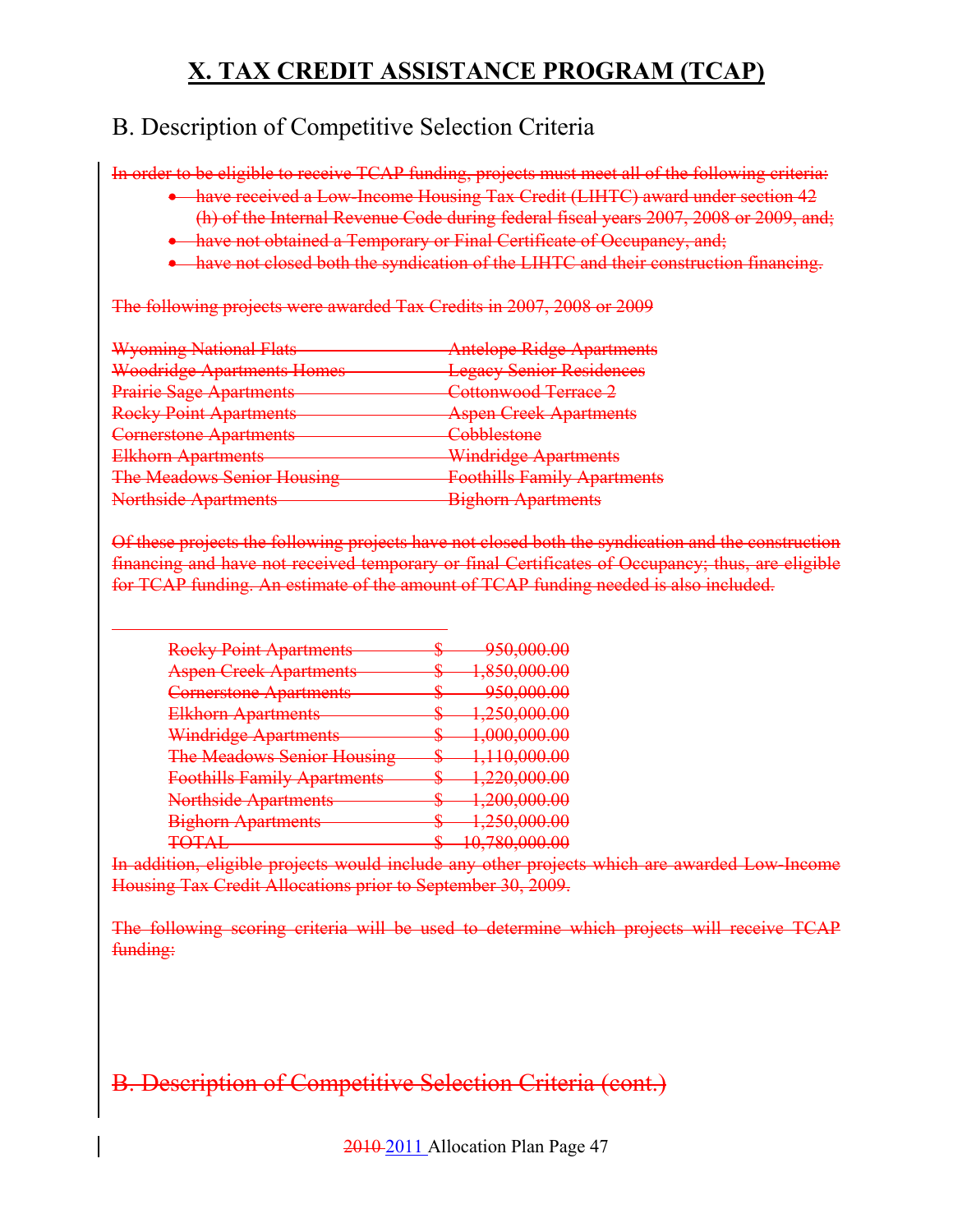# X. TAX CREDIT ASSISTANCE PROGRAM (TCAP)

## B. Description of Competitive Selection Criteria

~~In order to be eligible to receive TCAP funding, projects must meet all of the following criteria:~~

- ~~have received a Low-Income Housing Tax Credit (LIHTC) award under section 42 (h) of the Internal Revenue Code during federal fiscal years 2007, 2008 or 2009, and;~~
- ~~have not obtained a Temporary or Final Certificate of Occupancy, and;~~
- ~~have not closed both the syndication of the LIHTC and their construction financing.~~

~~The following projects were awarded Tax Credits in 2007, 2008 or 2009~~

| | |
|---|---|
| ~~Wyoming National Flats~~ | ~~Antelope Ridge Apartments~~ |
| ~~Woodridge Apartments Homes~~ | ~~Legacy Senior Residences~~ |
| ~~Prairie Sage Apartments~~ | ~~Cottonwood Terrace 2~~ |
| ~~Rocky Point Apartments~~ | ~~Aspen Creek Apartments~~ |
| ~~Cornerstone Apartments~~ | ~~Cobblestone~~ |
| ~~Elkhorn Apartments~~ | ~~Windridge Apartments~~ |
| ~~The Meadows Senior Housing~~ | ~~Foothills Family Apartments~~ |
| ~~Northside Apartments~~ | ~~Bighorn Apartments~~ |

~~Of these projects the following projects have not closed both the syndication and the construction financing and have not received temporary or final Certificates of Occupancy; thus, are eligible for TCAP funding. An estimate of the amount of TCAP funding needed is also included.~~

| | |
|---|---|
| ~~Rocky Point Apartments~~ | ~~$ 950,000.00~~ |
| ~~Aspen Creek Apartments~~ | ~~$ 1,850,000.00~~ |
| ~~Cornerstone Apartments~~ | ~~$ 950,000.00~~ |
| ~~Elkhorn Apartments~~ | ~~$ 1,250,000.00~~ |
| ~~Windridge Apartments~~ | ~~$ 1,000,000.00~~ |
| ~~The Meadows Senior Housing~~ | ~~$ 1,110,000.00~~ |
| ~~Foothills Family Apartments~~ | ~~$ 1,220,000.00~~ |
| ~~Northside Apartments~~ | ~~$ 1,200,000.00~~ |
| ~~Bighorn Apartments~~ | ~~$ 1,250,000.00~~ |
| ~~TOTAL~~ | ~~$ 10,780,000.00~~ |

~~In addition, eligible projects would include any other projects which are awarded Low-Income Housing Tax Credit Allocations prior to September 30, 2009.~~

~~The following scoring criteria will be used to determine which projects will receive TCAP funding:~~

## ~~B. Description of Competitive Selection Criteria (cont.)~~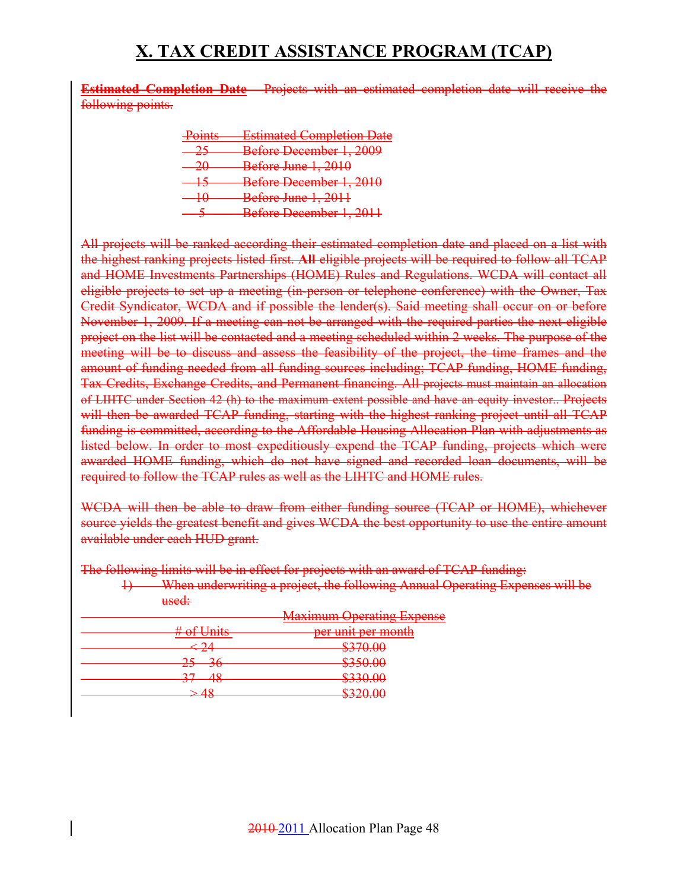# X. TAX CREDIT ASSISTANCE PROGRAM (TCAP)

~~**Estimated Completion Date** – Projects with an estimated completion date will receive the following points.~~

| ~~Points~~ | ~~Estimated Completion Date~~ |
|---|---|
| ~~25~~ | ~~Before December 1, 2009~~ |
| ~~20~~ | ~~Before June 1, 2010~~ |
| ~~15~~ | ~~Before December 1, 2010~~ |
| ~~10~~ | ~~Before June 1, 2011~~ |
| ~~5~~ | ~~Before December 1, 2011~~ |

~~All projects will be ranked according their estimated completion date and placed on a list with the highest ranking projects listed first. **All** eligible projects will be required to follow all TCAP and HOME Investments Partnerships (HOME) Rules and Regulations. WCDA will contact all eligible projects to set up a meeting (in-person or telephone conference) with the Owner, Tax Credit Syndicator, WCDA and if possible the lender(s). Said meeting shall occur on or before November 1, 2009. If a meeting can not be arranged with the required parties the next eligible project on the list will be contacted and a meeting scheduled within 2 weeks. The purpose of the meeting will be to discuss and assess the feasibility of the project, the time frames and the amount of funding needed from all funding sources including; TCAP funding, HOME funding, Tax Credits, Exchange Credits, and Permanent financing. All projects must maintain an allocation of LIHTC under Section 42 (h) to the maximum extent possible and have an equity investor.. Projects will then be awarded TCAP funding, starting with the highest ranking project until all TCAP funding is committed, according to the Affordable Housing Allocation Plan with adjustments as listed below. In order to most expeditiously expend the TCAP funding, projects which were awarded HOME funding, which do not have signed and recorded loan documents, will be required to follow the TCAP rules as well as the LIHTC and HOME rules.~~

~~WCDA will then be able to draw from either funding source (TCAP or HOME), whichever source yields the greatest benefit and gives WCDA the best opportunity to use the entire amount available under each HUD grant.~~

~~The following limits will be in effect for projects with an award of TCAP funding:~~

~~1) When underwriting a project, the following Annual Operating Expenses will be used:~~

| ~~# of Units~~ | ~~Maximum Operating Expense per unit per month~~ |
|---|---|
| ~~< 24~~ | ~~$370.00~~ |
| ~~25 – 36~~ | ~~$350.00~~ |
| ~~37 – 48~~ | ~~$330.00~~ |
| ~~> 48~~ | ~~$320.00~~ |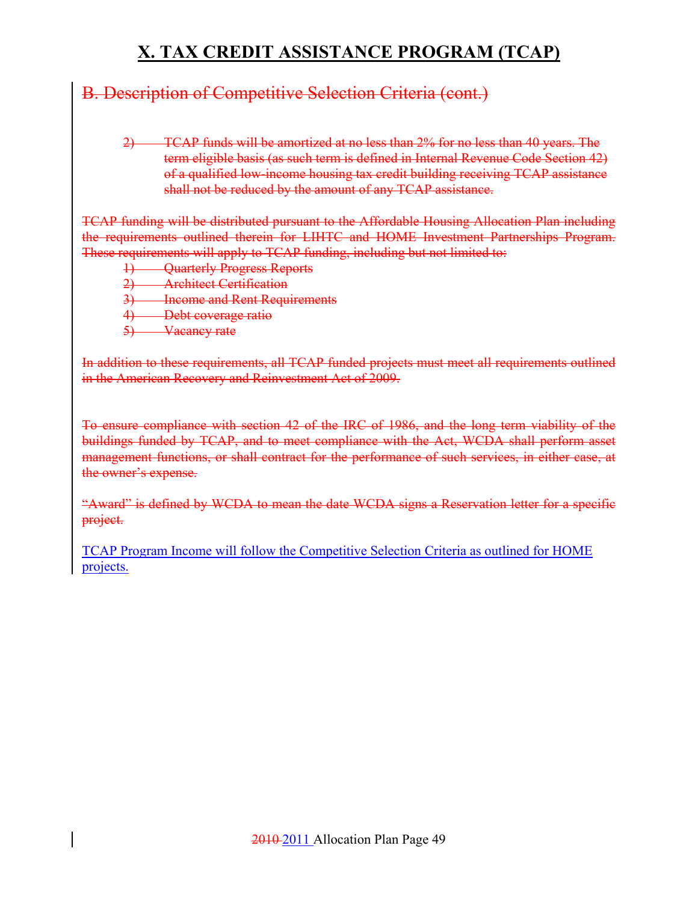# X. TAX CREDIT ASSISTANCE PROGRAM (TCAP)

## ~~B. Description of Competitive Selection Criteria (cont.)~~

~~2) TCAP funds will be amortized at no less than 2% for no less than 40 years. The term eligible basis (as such term is defined in Internal Revenue Code Section 42) of a qualified low-income housing tax credit building receiving TCAP assistance shall not be reduced by the amount of any TCAP assistance.~~

~~TCAP funding will be distributed pursuant to the Affordable Housing Allocation Plan including the requirements outlined therein for LIHTC and HOME Investment Partnerships Program. These requirements will apply to TCAP funding, including but not limited to:~~

~~1) Quarterly Progress Reports~~
~~2) Architect Certification~~
~~3) Income and Rent Requirements~~
~~4) Debt coverage ratio~~
~~5) Vacancy rate~~

~~In addition to these requirements, all TCAP funded projects must meet all requirements outlined in the American Recovery and Reinvestment Act of 2009.~~

~~To ensure compliance with section 42 of the IRC of 1986, and the long term viability of the buildings funded by TCAP, and to meet compliance with the Act, WCDA shall perform asset management functions, or shall contract for the performance of such services, in either case, at the owner's expense.~~

~~"Award" is defined by WCDA to mean the date WCDA signs a Reservation letter for a specific project.~~

TCAP Program Income will follow the Competitive Selection Criteria as outlined for HOME projects.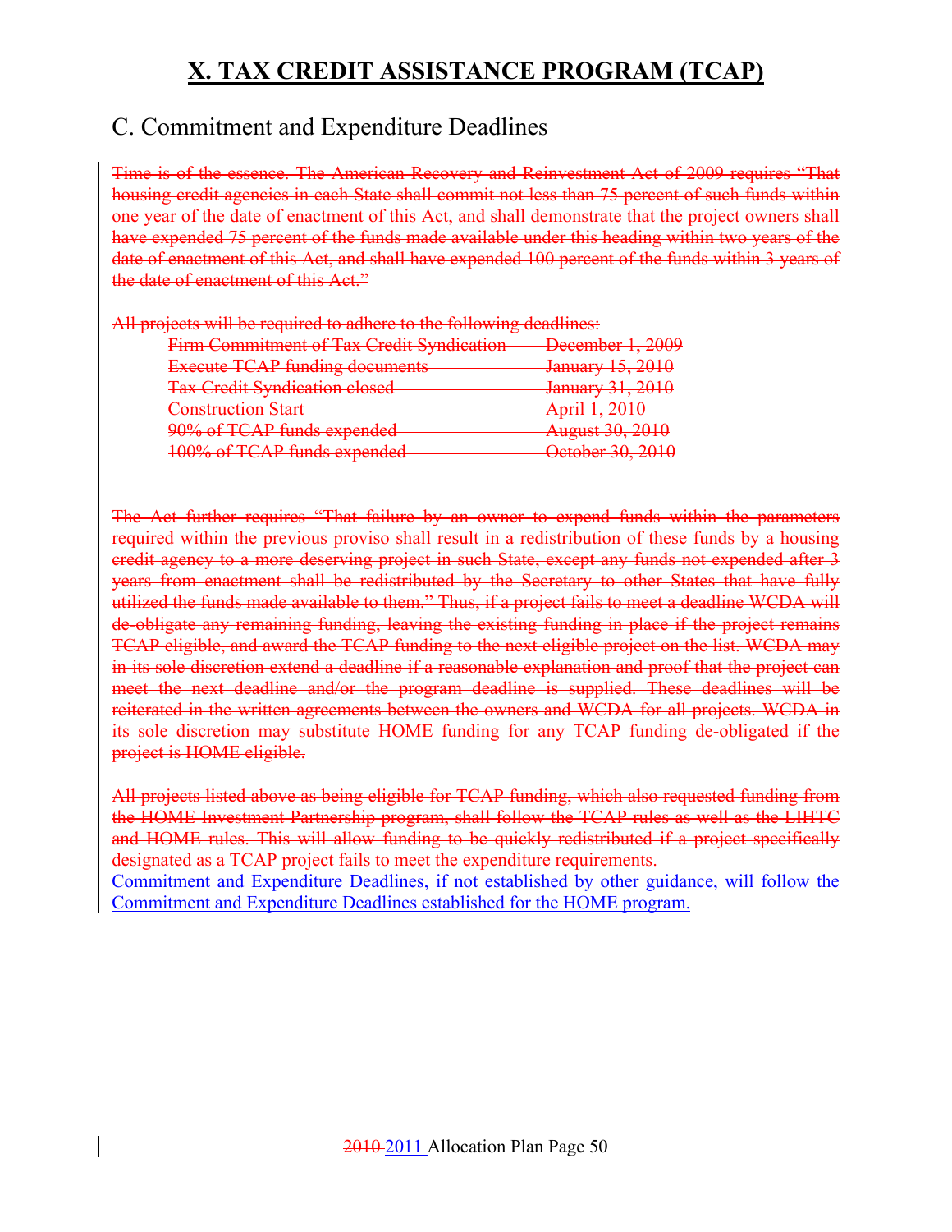# X. TAX CREDIT ASSISTANCE PROGRAM (TCAP)

## C. Commitment and Expenditure Deadlines

~~Time is of the essence. The American Recovery and Reinvestment Act of 2009 requires "That housing credit agencies in each State shall commit not less than 75 percent of such funds within one year of the date of enactment of this Act, and shall demonstrate that the project owners shall have expended 75 percent of the funds made available under this heading within two years of the date of enactment of this Act, and shall have expended 100 percent of the funds within 3 years of the date of enactment of this Act."~~

~~All projects will be required to adhere to the following deadlines:~~

| | |
|---|---|
| ~~Firm Commitment of Tax Credit Syndication~~ | ~~December 1, 2009~~ |
| ~~Execute TCAP funding documents~~ | ~~January 15, 2010~~ |
| ~~Tax Credit Syndication closed~~ | ~~January 31, 2010~~ |
| ~~Construction Start~~ | ~~April 1, 2010~~ |
| ~~90% of TCAP funds expended~~ | ~~August 30, 2010~~ |
| ~~100% of TCAP funds expended~~ | ~~October 30, 2010~~ |

~~The Act further requires "That failure by an owner to expend funds within the parameters required within the previous proviso shall result in a redistribution of these funds by a housing credit agency to a more deserving project in such State, except any funds not expended after 3 years from enactment shall be redistributed by the Secretary to other States that have fully utilized the funds made available to them." Thus, if a project fails to meet a deadline WCDA will de-obligate any remaining funding, leaving the existing funding in place if the project remains TCAP eligible, and award the TCAP funding to the next eligible project on the list. WCDA may in its sole discretion extend a deadline if a reasonable explanation and proof that the project can meet the next deadline and/or the program deadline is supplied. These deadlines will be reiterated in the written agreements between the owners and WCDA for all projects. WCDA in its sole discretion may substitute HOME funding for any TCAP funding de-obligated if the project is HOME eligible.~~

~~All projects listed above as being eligible for TCAP funding, which also requested funding from the HOME Investment Partnership program, shall follow the TCAP rules as well as the LIHTC and HOME rules. This will allow funding to be quickly redistributed if a project specifically designated as a TCAP project fails to meet the expenditure requirements.~~

Commitment and Expenditure Deadlines, if not established by other guidance, will follow the Commitment and Expenditure Deadlines established for the HOME program.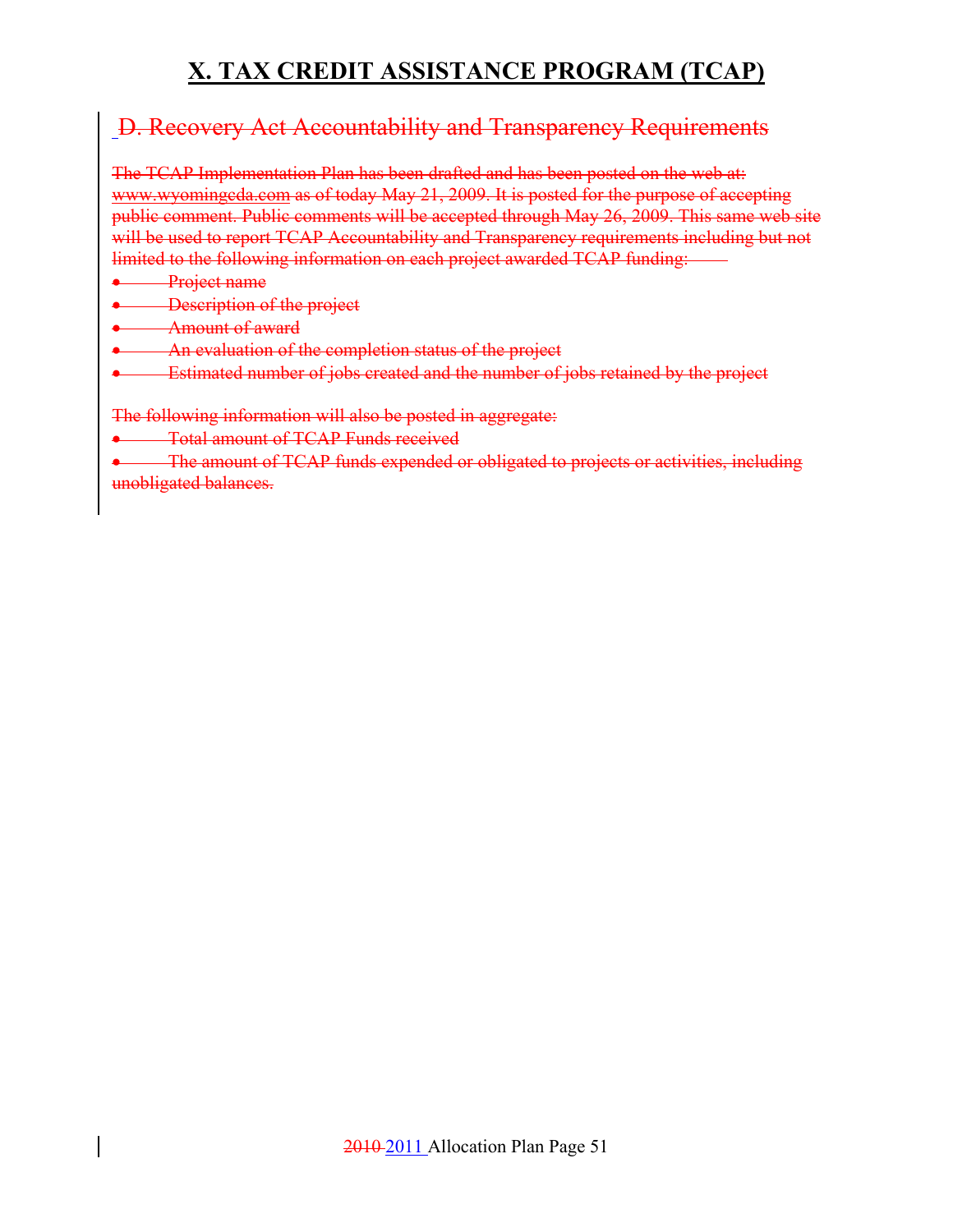# X. TAX CREDIT ASSISTANCE PROGRAM (TCAP)

## ~~D. Recovery Act Accountability and Transparency Requirements~~

~~The TCAP Implementation Plan has been drafted and has been posted on the web at: www.wyomingcda.com as of today May 21, 2009. It is posted for the purpose of accepting public comment. Public comments will be accepted through May 26, 2009. This same web site will be used to report TCAP Accountability and Transparency requirements including but not limited to the following information on each project awarded TCAP funding:~~

- ~~Project name~~
- ~~Description of the project~~
- ~~Amount of award~~
- ~~An evaluation of the completion status of the project~~
- ~~Estimated number of jobs created and the number of jobs retained by the project~~

~~The following information will also be posted in aggregate:~~

- ~~Total amount of TCAP Funds received~~
- ~~The amount of TCAP funds expended or obligated to projects or activities, including unobligated balances.~~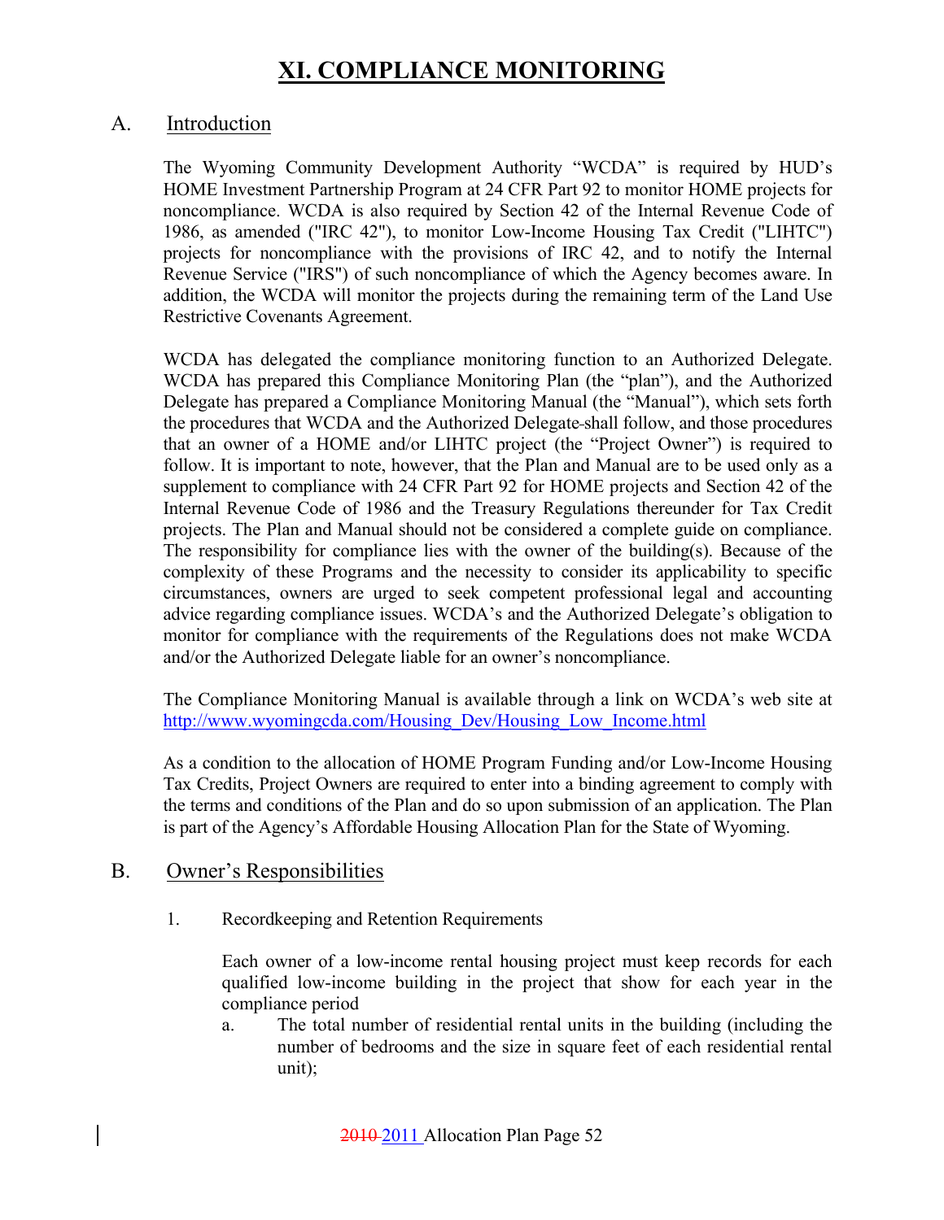# XI. COMPLIANCE MONITORING

## A. Introduction

The Wyoming Community Development Authority "WCDA" is required by HUD's HOME Investment Partnership Program at 24 CFR Part 92 to monitor HOME projects for noncompliance. WCDA is also required by Section 42 of the Internal Revenue Code of 1986, as amended ("IRC 42"), to monitor Low-Income Housing Tax Credit ("LIHTC") projects for noncompliance with the provisions of IRC 42, and to notify the Internal Revenue Service ("IRS") of such noncompliance of which the Agency becomes aware. In addition, the WCDA will monitor the projects during the remaining term of the Land Use Restrictive Covenants Agreement.

WCDA has delegated the compliance monitoring function to an Authorized Delegate. WCDA has prepared this Compliance Monitoring Plan (the "plan"), and the Authorized Delegate has prepared a Compliance Monitoring Manual (the "Manual"), which sets forth the procedures that WCDA and the Authorized Delegate shall follow, and those procedures that an owner of a HOME and/or LIHTC project (the "Project Owner") is required to follow. It is important to note, however, that the Plan and Manual are to be used only as a supplement to compliance with 24 CFR Part 92 for HOME projects and Section 42 of the Internal Revenue Code of 1986 and the Treasury Regulations thereunder for Tax Credit projects. The Plan and Manual should not be considered a complete guide on compliance. The responsibility for compliance lies with the owner of the building(s). Because of the complexity of these Programs and the necessity to consider its applicability to specific circumstances, owners are urged to seek competent professional legal and accounting advice regarding compliance issues. WCDA's and the Authorized Delegate's obligation to monitor for compliance with the requirements of the Regulations does not make WCDA and/or the Authorized Delegate liable for an owner's noncompliance.

The Compliance Monitoring Manual is available through a link on WCDA's web site at http://www.wyomingcda.com/Housing_Dev/Housing_Low_Income.html

As a condition to the allocation of HOME Program Funding and/or Low-Income Housing Tax Credits, Project Owners are required to enter into a binding agreement to comply with the terms and conditions of the Plan and do so upon submission of an application. The Plan is part of the Agency's Affordable Housing Allocation Plan for the State of Wyoming.

## B. Owner's Responsibilities

1. Recordkeeping and Retention Requirements

   Each owner of a low-income rental housing project must keep records for each qualified low-income building in the project that show for each year in the compliance period

   a. The total number of residential rental units in the building (including the number of bedrooms and the size in square feet of each residential rental unit);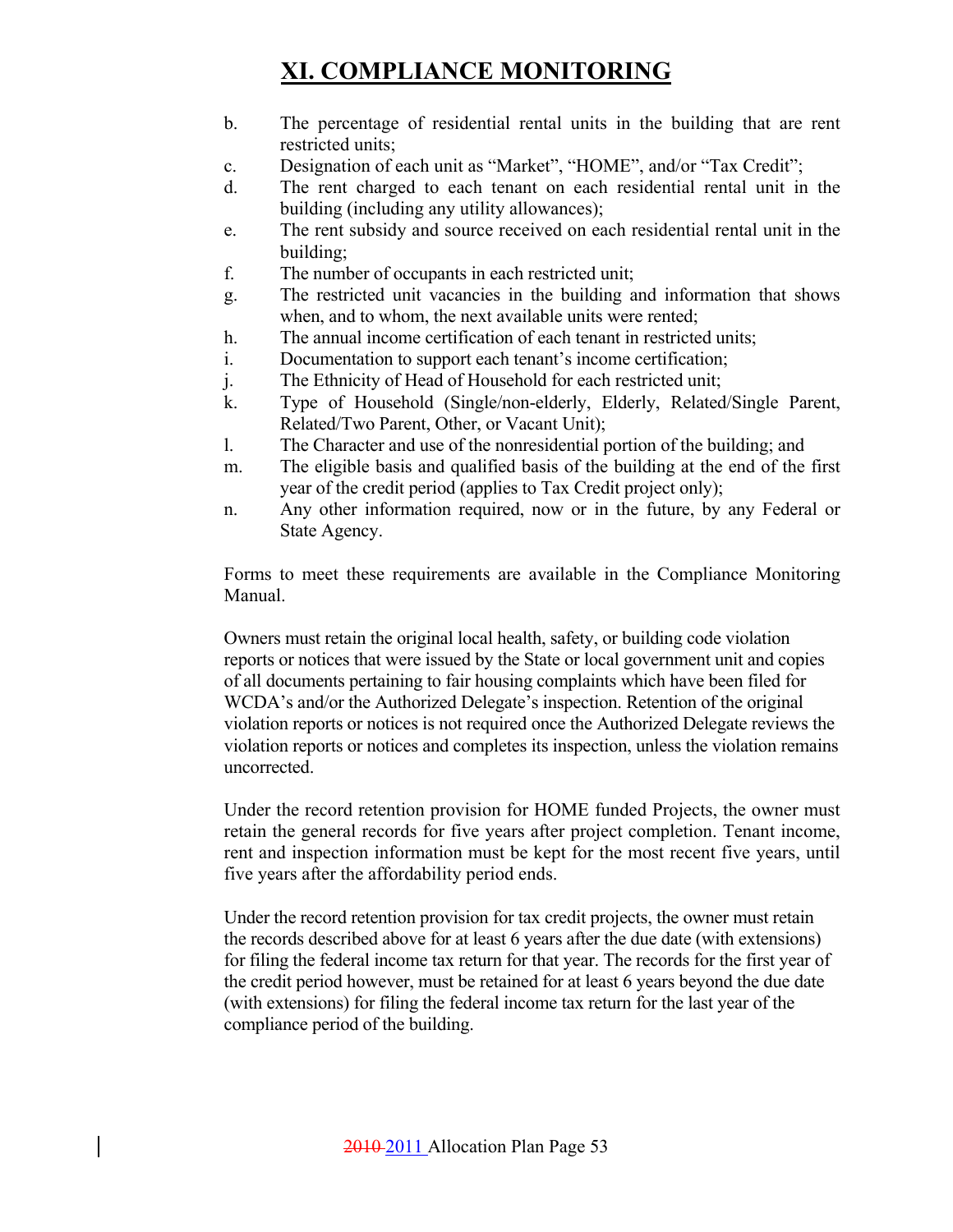# XI. COMPLIANCE MONITORING

b. The percentage of residential rental units in the building that are rent restricted units;

c. Designation of each unit as "Market", "HOME", and/or "Tax Credit";

d. The rent charged to each tenant on each residential rental unit in the building (including any utility allowances);

e. The rent subsidy and source received on each residential rental unit in the building;

f. The number of occupants in each restricted unit;

g. The restricted unit vacancies in the building and information that shows when, and to whom, the next available units were rented;

h. The annual income certification of each tenant in restricted units;

i. Documentation to support each tenant's income certification;

j. The Ethnicity of Head of Household for each restricted unit;

k. Type of Household (Single/non-elderly, Elderly, Related/Single Parent, Related/Two Parent, Other, or Vacant Unit);

l. The Character and use of the nonresidential portion of the building; and

m. The eligible basis and qualified basis of the building at the end of the first year of the credit period (applies to Tax Credit project only);

n. Any other information required, now or in the future, by any Federal or State Agency.

Forms to meet these requirements are available in the Compliance Monitoring Manual.

Owners must retain the original local health, safety, or building code violation reports or notices that were issued by the State or local government unit and copies of all documents pertaining to fair housing complaints which have been filed for WCDA's and/or the Authorized Delegate's inspection. Retention of the original violation reports or notices is not required once the Authorized Delegate reviews the violation reports or notices and completes its inspection, unless the violation remains uncorrected.

Under the record retention provision for HOME funded Projects, the owner must retain the general records for five years after project completion. Tenant income, rent and inspection information must be kept for the most recent five years, until five years after the affordability period ends.

Under the record retention provision for tax credit projects, the owner must retain the records described above for at least 6 years after the due date (with extensions) for filing the federal income tax return for that year. The records for the first year of the credit period however, must be retained for at least 6 years beyond the due date (with extensions) for filing the federal income tax return for the last year of the compliance period of the building.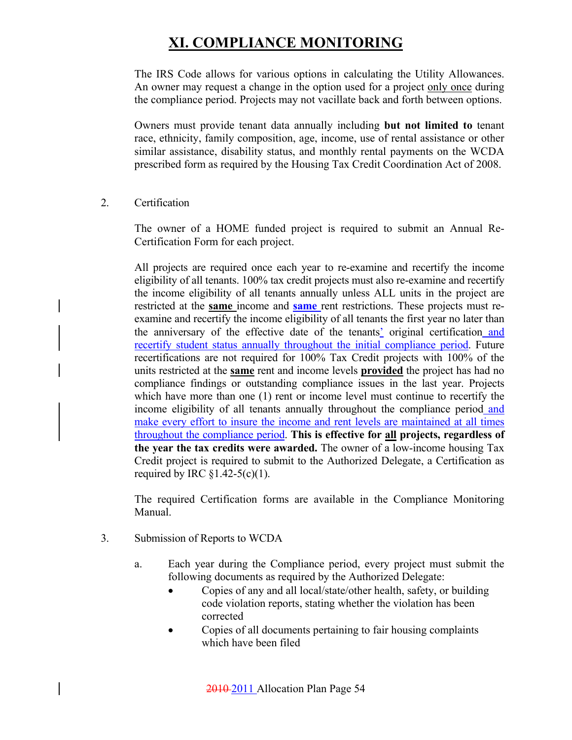# XI. COMPLIANCE MONITORING

The IRS Code allows for various options in calculating the Utility Allowances. An owner may request a change in the option used for a project only once during the compliance period. Projects may not vacillate back and forth between options.

Owners must provide tenant data annually including **but not limited to** tenant race, ethnicity, family composition, age, income, use of rental assistance or other similar assistance, disability status, and monthly rental payments on the WCDA prescribed form as required by the Housing Tax Credit Coordination Act of 2008.

2. Certification

The owner of a HOME funded project is required to submit an Annual Re-Certification Form for each project.

All projects are required once each year to re-examine and recertify the income eligibility of all tenants. 100% tax credit projects must also re-examine and recertify the income eligibility of all tenants annually unless ALL units in the project are restricted at the **same** income and **same** rent restrictions. These projects must re-examine and recertify the income eligibility of all tenants the first year no later than the anniversary of the effective date of the tenants' original certification and recertify student status annually throughout the initial compliance period. Future recertifications are not required for 100% Tax Credit projects with 100% of the units restricted at the **same** rent and income levels **provided** the project has had no compliance findings or outstanding compliance issues in the last year. Projects which have more than one (1) rent or income level must continue to recertify the income eligibility of all tenants annually throughout the compliance period and make every effort to insure the income and rent levels are maintained at all times throughout the compliance period. **This is effective for all projects, regardless of the year the tax credits were awarded.** The owner of a low-income housing Tax Credit project is required to submit to the Authorized Delegate, a Certification as required by IRC §1.42-5(c)(1).

The required Certification forms are available in the Compliance Monitoring Manual.

3. Submission of Reports to WCDA

a. Each year during the Compliance period, every project must submit the following documents as required by the Authorized Delegate:

- Copies of any and all local/state/other health, safety, or building code violation reports, stating whether the violation has been corrected
- Copies of all documents pertaining to fair housing complaints which have been filed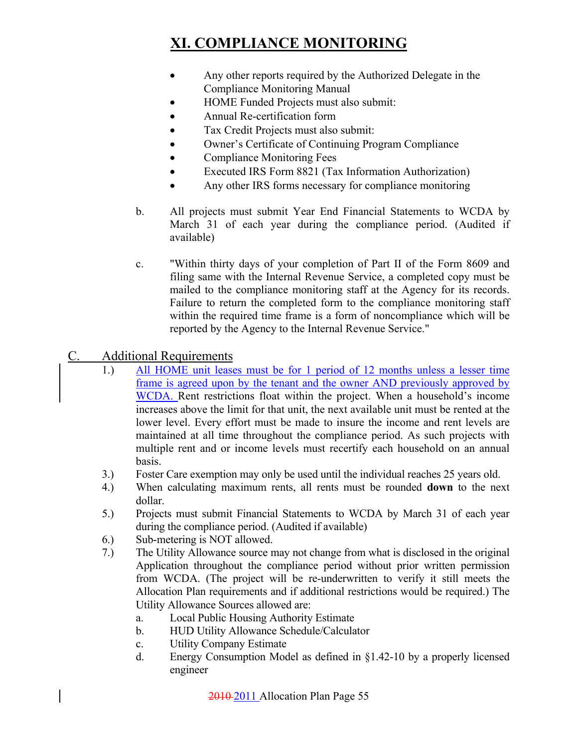# XI. COMPLIANCE MONITORING

- Any other reports required by the Authorized Delegate in the Compliance Monitoring Manual
- HOME Funded Projects must also submit:
- Annual Re-certification form
- Tax Credit Projects must also submit:
- Owner's Certificate of Continuing Program Compliance
- Compliance Monitoring Fees
- Executed IRS Form 8821 (Tax Information Authorization)
- Any other IRS forms necessary for compliance monitoring

b. All projects must submit Year End Financial Statements to WCDA by March 31 of each year during the compliance period. (Audited if available)

c. "Within thirty days of your completion of Part II of the Form 8609 and filing same with the Internal Revenue Service, a completed copy must be mailed to the compliance monitoring staff at the Agency for its records. Failure to return the completed form to the compliance monitoring staff within the required time frame is a form of noncompliance which will be reported by the Agency to the Internal Revenue Service."

## C. Additional Requirements

1.) All HOME unit leases must be for 1 period of 12 months unless a lesser time frame is agreed upon by the tenant and the owner AND previously approved by WCDA. Rent restrictions float within the project. When a household's income increases above the limit for that unit, the next available unit must be rented at the lower level. Every effort must be made to insure the income and rent levels are maintained at all time throughout the compliance period. As such projects with multiple rent and or income levels must recertify each household on an annual basis.

3.) Foster Care exemption may only be used until the individual reaches 25 years old.

4.) When calculating maximum rents, all rents must be rounded **down** to the next dollar.

5.) Projects must submit Financial Statements to WCDA by March 31 of each year during the compliance period. (Audited if available)

6.) Sub-metering is NOT allowed.

7.) The Utility Allowance source may not change from what is disclosed in the original Application throughout the compliance period without prior written permission from WCDA. (The project will be re-underwritten to verify it still meets the Allocation Plan requirements and if additional restrictions would be required.) The Utility Allowance Sources allowed are:

a. Local Public Housing Authority Estimate
b. HUD Utility Allowance Schedule/Calculator
c. Utility Company Estimate
d. Energy Consumption Model as defined in §1.42-10 by a properly licensed engineer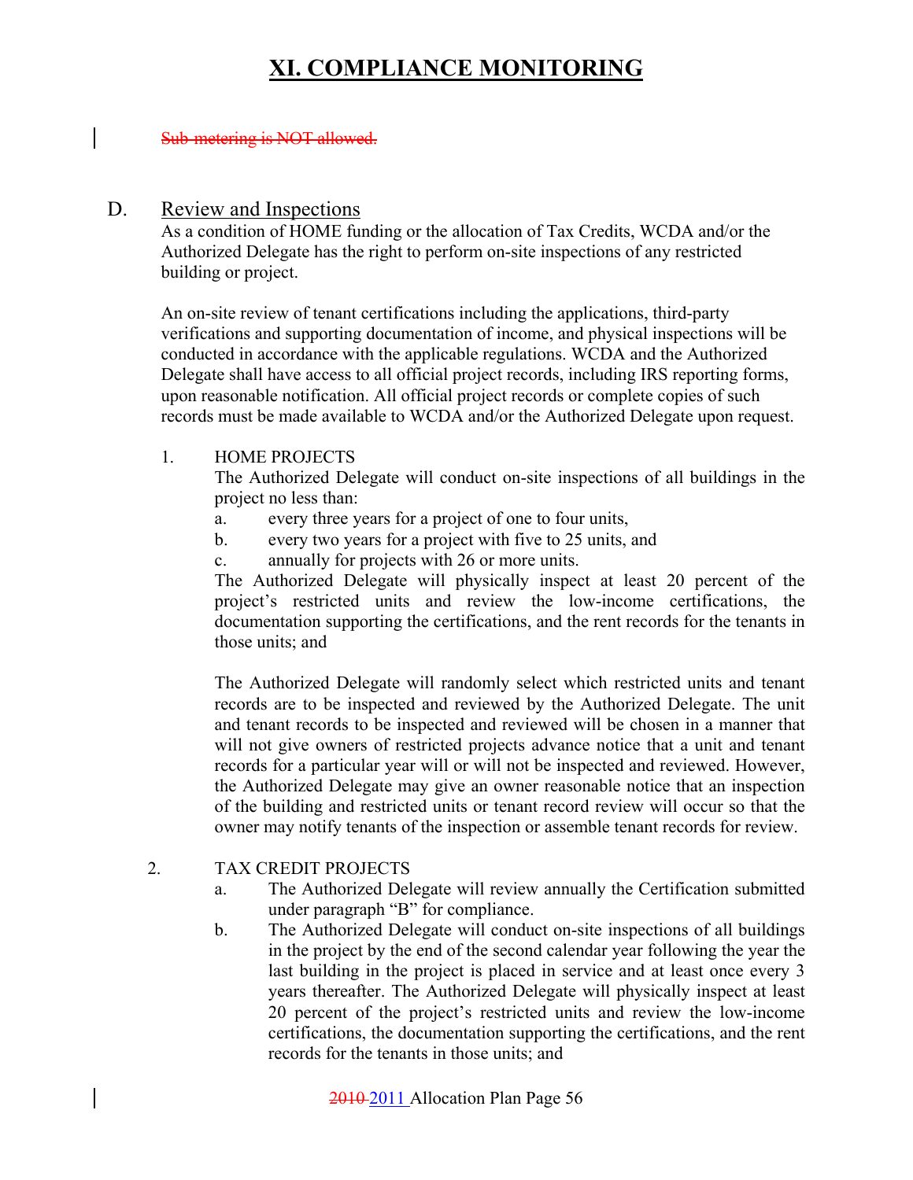# XI. COMPLIANCE MONITORING

~~Sub-metering is NOT allowed.~~

D. Review and Inspections

As a condition of HOME funding or the allocation of Tax Credits, WCDA and/or the Authorized Delegate has the right to perform on-site inspections of any restricted building or project.

An on-site review of tenant certifications including the applications, third-party verifications and supporting documentation of income, and physical inspections will be conducted in accordance with the applicable regulations. WCDA and the Authorized Delegate shall have access to all official project records, including IRS reporting forms, upon reasonable notification. All official project records or complete copies of such records must be made available to WCDA and/or the Authorized Delegate upon request.

1. HOME PROJECTS

   The Authorized Delegate will conduct on-site inspections of all buildings in the project no less than:

   a. every three years for a project of one to four units,
   b. every two years for a project with five to 25 units, and
   c. annually for projects with 26 or more units.

   The Authorized Delegate will physically inspect at least 20 percent of the project's restricted units and review the low-income certifications, the documentation supporting the certifications, and the rent records for the tenants in those units; and

   The Authorized Delegate will randomly select which restricted units and tenant records are to be inspected and reviewed by the Authorized Delegate. The unit and tenant records to be inspected and reviewed will be chosen in a manner that will not give owners of restricted projects advance notice that a unit and tenant records for a particular year will or will not be inspected and reviewed. However, the Authorized Delegate may give an owner reasonable notice that an inspection of the building and restricted units or tenant record review will occur so that the owner may notify tenants of the inspection or assemble tenant records for review.

2. TAX CREDIT PROJECTS

   a. The Authorized Delegate will review annually the Certification submitted under paragraph "B" for compliance.
   b. The Authorized Delegate will conduct on-site inspections of all buildings in the project by the end of the second calendar year following the year the last building in the project is placed in service and at least once every 3 years thereafter. The Authorized Delegate will physically inspect at least 20 percent of the project's restricted units and review the low-income certifications, the documentation supporting the certifications, and the rent records for the tenants in those units; and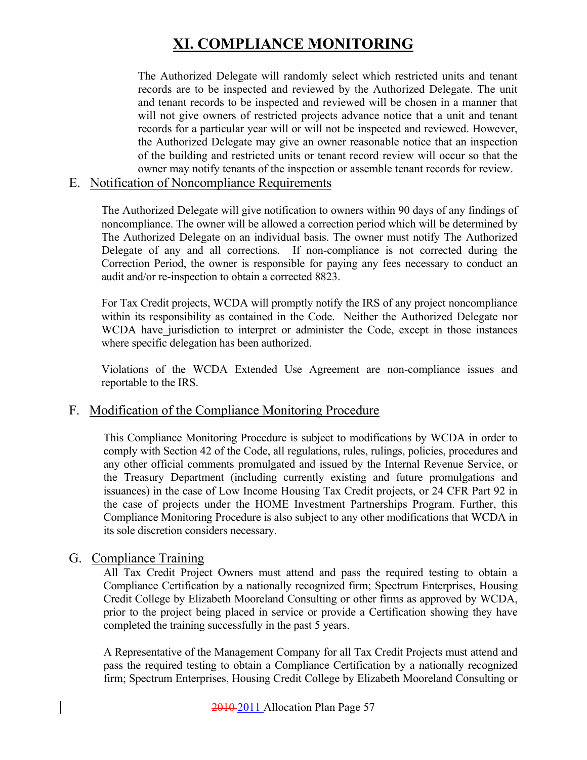# XI. COMPLIANCE MONITORING

The Authorized Delegate will randomly select which restricted units and tenant records are to be inspected and reviewed by the Authorized Delegate. The unit and tenant records to be inspected and reviewed will be chosen in a manner that will not give owners of restricted projects advance notice that a unit and tenant records for a particular year will or will not be inspected and reviewed. However, the Authorized Delegate may give an owner reasonable notice that an inspection of the building and restricted units or tenant record review will occur so that the owner may notify tenants of the inspection or assemble tenant records for review.

## E. Notification of Noncompliance Requirements

The Authorized Delegate will give notification to owners within 90 days of any findings of noncompliance. The owner will be allowed a correction period which will be determined by The Authorized Delegate on an individual basis. The owner must notify The Authorized Delegate of any and all corrections. If non-compliance is not corrected during the Correction Period, the owner is responsible for paying any fees necessary to conduct an audit and/or re-inspection to obtain a corrected 8823.

For Tax Credit projects, WCDA will promptly notify the IRS of any project noncompliance within its responsibility as contained in the Code. Neither the Authorized Delegate nor WCDA have jurisdiction to interpret or administer the Code, except in those instances where specific delegation has been authorized.

Violations of the WCDA Extended Use Agreement are non-compliance issues and reportable to the IRS.

## F. Modification of the Compliance Monitoring Procedure

This Compliance Monitoring Procedure is subject to modifications by WCDA in order to comply with Section 42 of the Code, all regulations, rules, rulings, policies, procedures and any other official comments promulgated and issued by the Internal Revenue Service, or the Treasury Department (including currently existing and future promulgations and issuances) in the case of Low Income Housing Tax Credit projects, or 24 CFR Part 92 in the case of projects under the HOME Investment Partnerships Program. Further, this Compliance Monitoring Procedure is also subject to any other modifications that WCDA in its sole discretion considers necessary.

## G. Compliance Training

All Tax Credit Project Owners must attend and pass the required testing to obtain a Compliance Certification by a nationally recognized firm; Spectrum Enterprises, Housing Credit College by Elizabeth Mooreland Consulting or other firms as approved by WCDA, prior to the project being placed in service or provide a Certification showing they have completed the training successfully in the past 5 years.

A Representative of the Management Company for all Tax Credit Projects must attend and pass the required testing to obtain a Compliance Certification by a nationally recognized firm; Spectrum Enterprises, Housing Credit College by Elizabeth Mooreland Consulting or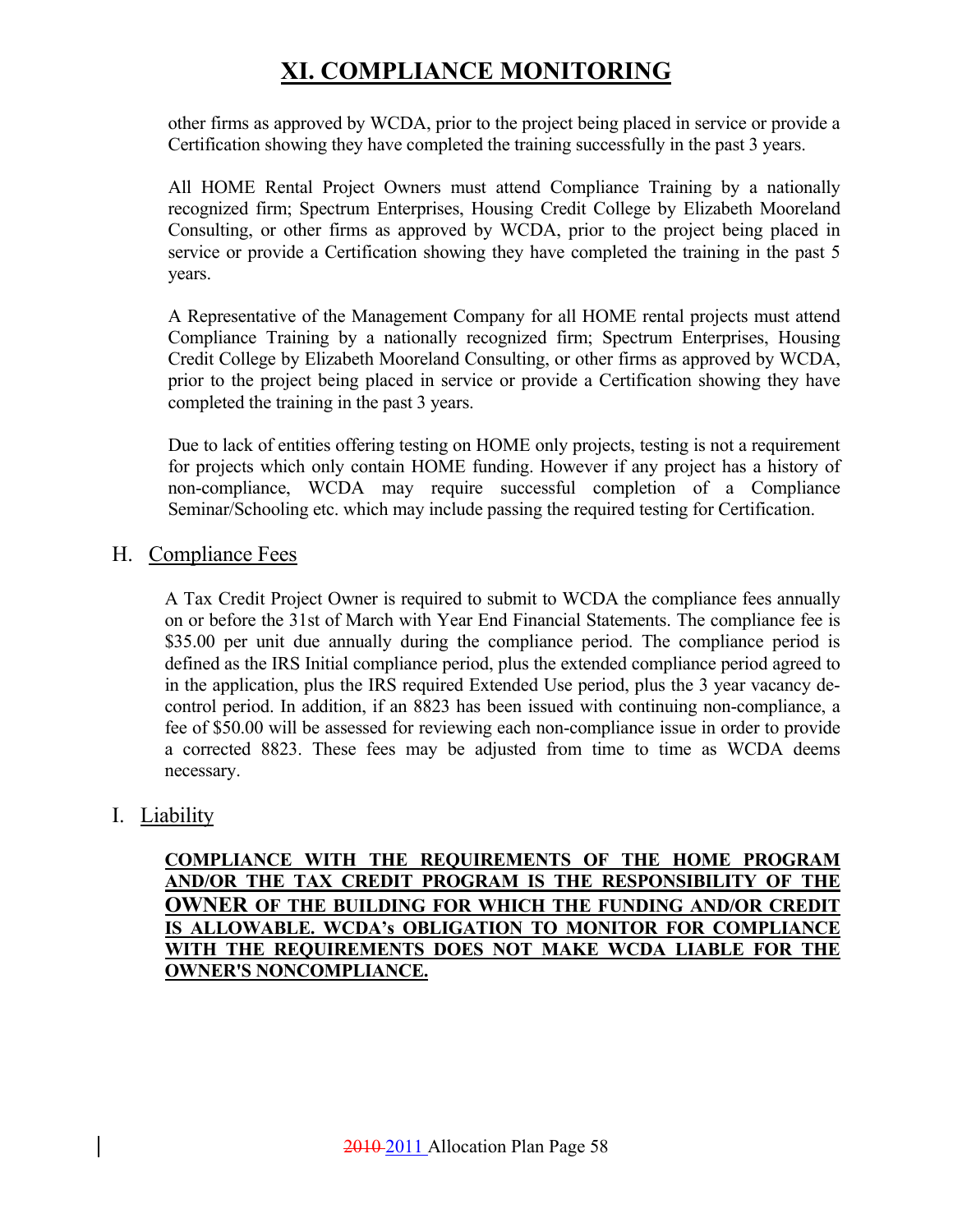# XI. COMPLIANCE MONITORING

other firms as approved by WCDA, prior to the project being placed in service or provide a Certification showing they have completed the training successfully in the past 3 years.

All HOME Rental Project Owners must attend Compliance Training by a nationally recognized firm; Spectrum Enterprises, Housing Credit College by Elizabeth Mooreland Consulting, or other firms as approved by WCDA, prior to the project being placed in service or provide a Certification showing they have completed the training in the past 5 years.

A Representative of the Management Company for all HOME rental projects must attend Compliance Training by a nationally recognized firm; Spectrum Enterprises, Housing Credit College by Elizabeth Mooreland Consulting, or other firms as approved by WCDA, prior to the project being placed in service or provide a Certification showing they have completed the training in the past 3 years.

Due to lack of entities offering testing on HOME only projects, testing is not a requirement for projects which only contain HOME funding. However if any project has a history of non-compliance, WCDA may require successful completion of a Compliance Seminar/Schooling etc. which may include passing the required testing for Certification.

## H. Compliance Fees

A Tax Credit Project Owner is required to submit to WCDA the compliance fees annually on or before the 31st of March with Year End Financial Statements. The compliance fee is $35.00 per unit due annually during the compliance period. The compliance period is defined as the IRS Initial compliance period, plus the extended compliance period agreed to in the application, plus the IRS required Extended Use period, plus the 3 year vacancy de-control period. In addition, if an 8823 has been issued with continuing non-compliance, a fee of $50.00 will be assessed for reviewing each non-compliance issue in order to provide a corrected 8823. These fees may be adjusted from time to time as WCDA deems necessary.

## I. Liability

**COMPLIANCE WITH THE REQUIREMENTS OF THE HOME PROGRAM AND/OR THE TAX CREDIT PROGRAM IS THE RESPONSIBILITY OF THE OWNER OF THE BUILDING FOR WHICH THE FUNDING AND/OR CREDIT IS ALLOWABLE. WCDA's OBLIGATION TO MONITOR FOR COMPLIANCE WITH THE REQUIREMENTS DOES NOT MAKE WCDA LIABLE FOR THE OWNER'S NONCOMPLIANCE.**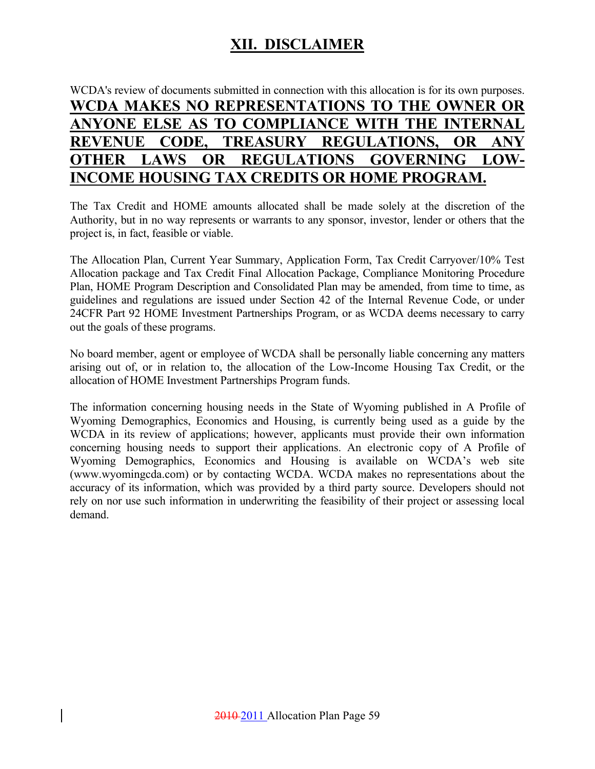# XII. DISCLAIMER

WCDA's review of documents submitted in connection with this allocation is for its own purposes. **WCDA MAKES NO REPRESENTATIONS TO THE OWNER OR ANYONE ELSE AS TO COMPLIANCE WITH THE INTERNAL REVENUE CODE, TREASURY REGULATIONS, OR ANY OTHER LAWS OR REGULATIONS GOVERNING LOW-INCOME HOUSING TAX CREDITS OR HOME PROGRAM.**

The Tax Credit and HOME amounts allocated shall be made solely at the discretion of the Authority, but in no way represents or warrants to any sponsor, investor, lender or others that the project is, in fact, feasible or viable.

The Allocation Plan, Current Year Summary, Application Form, Tax Credit Carryover/10% Test Allocation package and Tax Credit Final Allocation Package, Compliance Monitoring Procedure Plan, HOME Program Description and Consolidated Plan may be amended, from time to time, as guidelines and regulations are issued under Section 42 of the Internal Revenue Code, or under 24CFR Part 92 HOME Investment Partnerships Program, or as WCDA deems necessary to carry out the goals of these programs.

No board member, agent or employee of WCDA shall be personally liable concerning any matters arising out of, or in relation to, the allocation of the Low-Income Housing Tax Credit, or the allocation of HOME Investment Partnerships Program funds.

The information concerning housing needs in the State of Wyoming published in A Profile of Wyoming Demographics, Economics and Housing, is currently being used as a guide by the WCDA in its review of applications; however, applicants must provide their own information concerning housing needs to support their applications. An electronic copy of A Profile of Wyoming Demographics, Economics and Housing is available on WCDA's web site (www.wyomingcda.com) or by contacting WCDA. WCDA makes no representations about the accuracy of its information, which was provided by a third party source. Developers should not rely on nor use such information in underwriting the feasibility of their project or assessing local demand.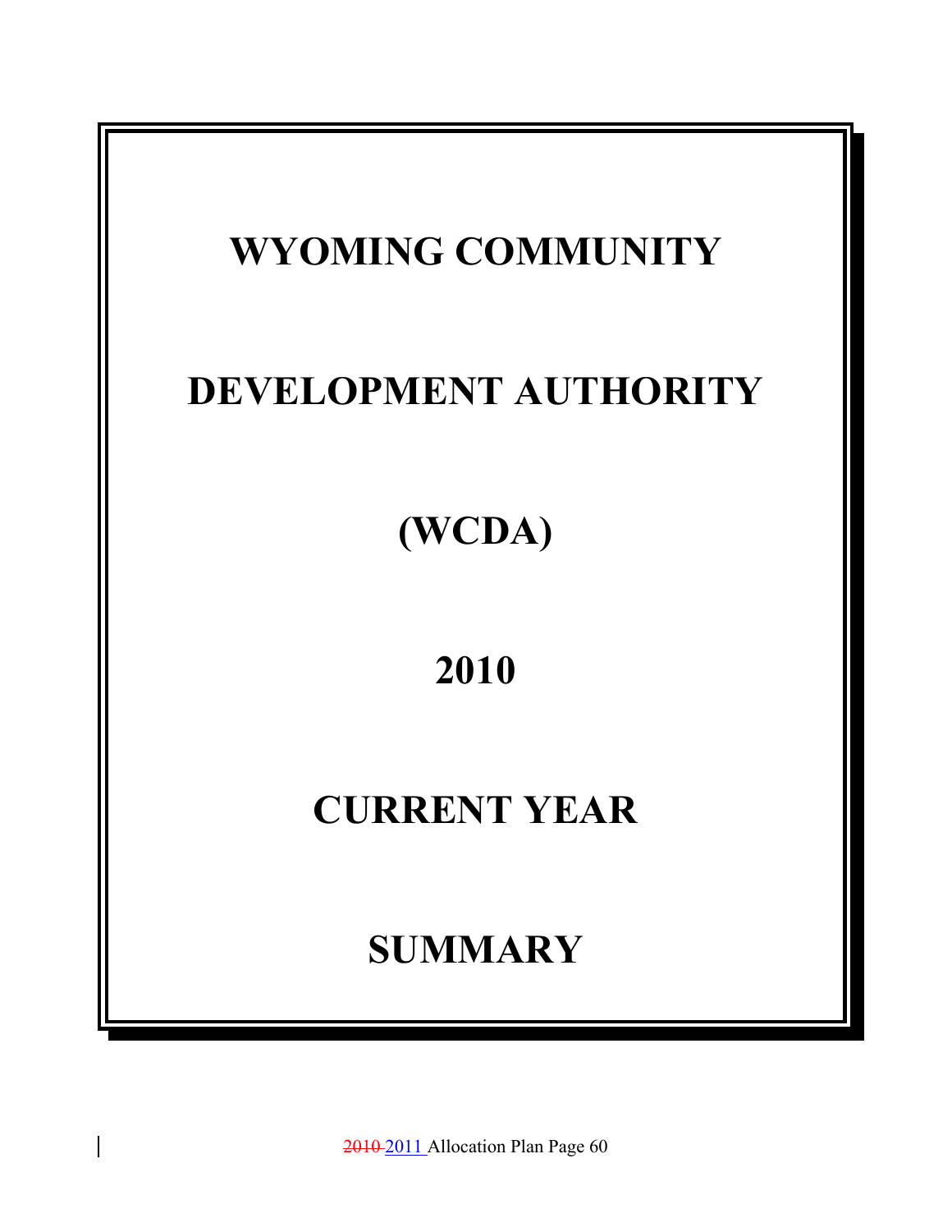# WYOMING COMMUNITY

# DEVELOPMENT AUTHORITY

# (WCDA)

# 2010

# CURRENT YEAR

# SUMMARY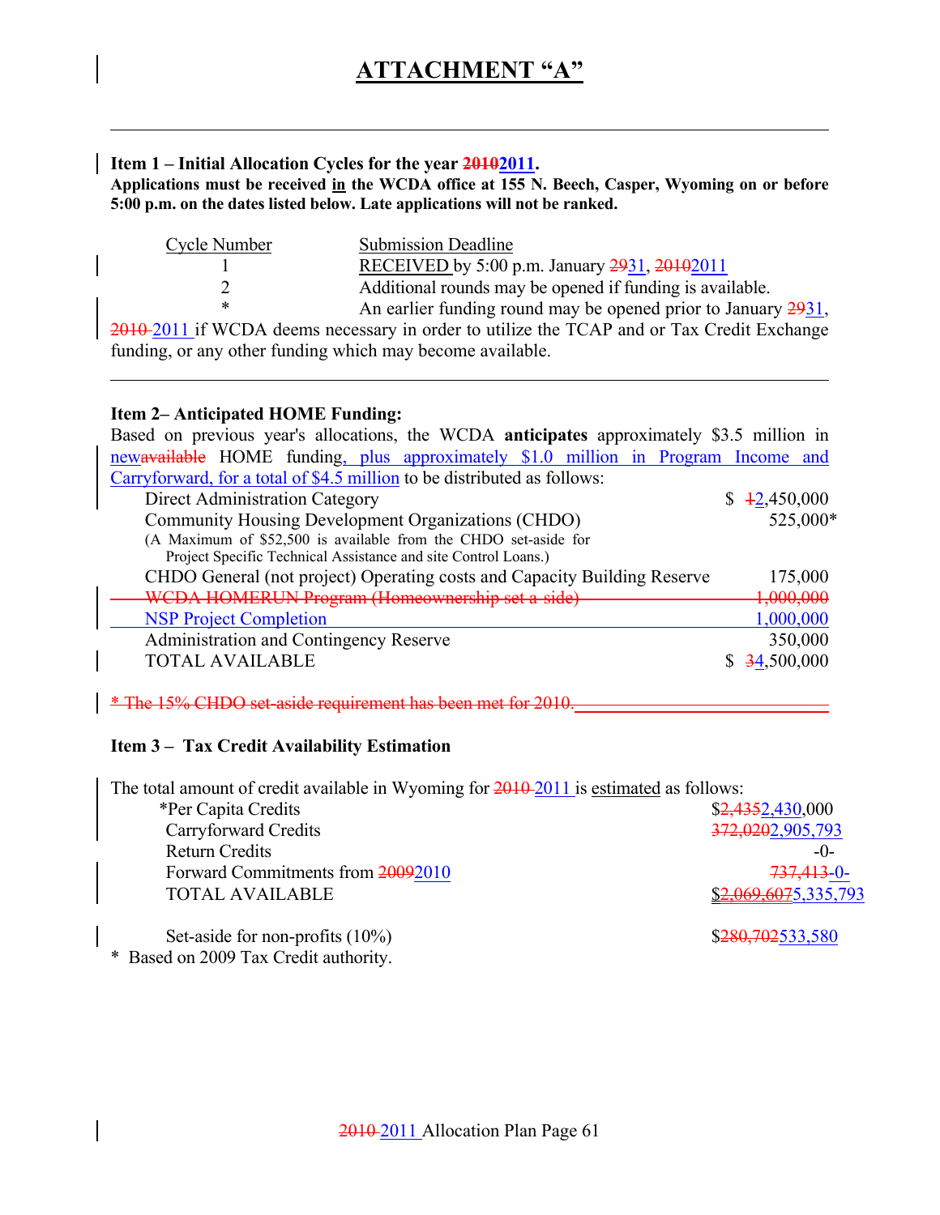# ATTACHMENT "A"

---

**Item 1 – Initial Allocation Cycles for the year ~~2010~~2011.**

**Applications must be received in the WCDA office at 155 N. Beech, Casper, Wyoming on or before 5:00 p.m. on the dates listed below. Late applications will not be ranked.**

| Cycle Number | Submission Deadline |
|---|---|
| 1 | RECEIVED by 5:00 p.m. January ~~29~~31, ~~2010~~2011 |
| 2 | Additional rounds may be opened if funding is available. |
| * | An earlier funding round may be opened prior to January ~~29~~31, ~~2010~~ 2011 if WCDA deems necessary in order to utilize the TCAP and or Tax Credit Exchange funding, or any other funding which may become available. |

---

**Item 2– Anticipated HOME Funding:**

Based on previous year's allocations, the WCDA **anticipates** approximately $3.5 million in new~~available~~ HOME funding, plus approximately $1.0 million in Program Income and Carryforward, for a total of $4.5 million to be distributed as follows:

| | |
|---|---|
| Direct Administration Category | $ ~~1~~2,450,000 |
| Community Housing Development Organizations (CHDO)<br>(A Maximum of $52,500 is available from the CHDO set-aside for Project Specific Technical Assistance and site Control Loans.) | 525,000* |
| CHDO General (not project) Operating costs and Capacity Building Reserve | 175,000 |
| ~~WCDA HOMERUN Program (Homeownership set a side)~~ | ~~1,000,000~~ |
| NSP Project Completion | 1,000,000 |
| Administration and Contingency Reserve | 350,000 |
| TOTAL AVAILABLE | $ ~~3~~4,500,000 |

~~* The 15% CHDO set-aside requirement has been met for 2010.~~

**Item 3 – Tax Credit Availability Estimation**

The total amount of credit available in Wyoming for ~~2010~~ 2011 is estimated as follows:

| | |
|---|---|
| *Per Capita Credits | $~~2,435~~2,430,000 |
| Carryforward Credits | ~~372,020~~2,905,793 |
| Return Credits | -0- |
| Forward Commitments from ~~2009~~2010 | ~~737,413~~-0- |
| TOTAL AVAILABLE | $~~2,069,607~~5,335,793 |
| | |
| Set-aside for non-profits (10%) | $~~280,702~~533,580 |

\* Based on 2009 Tax Credit authority.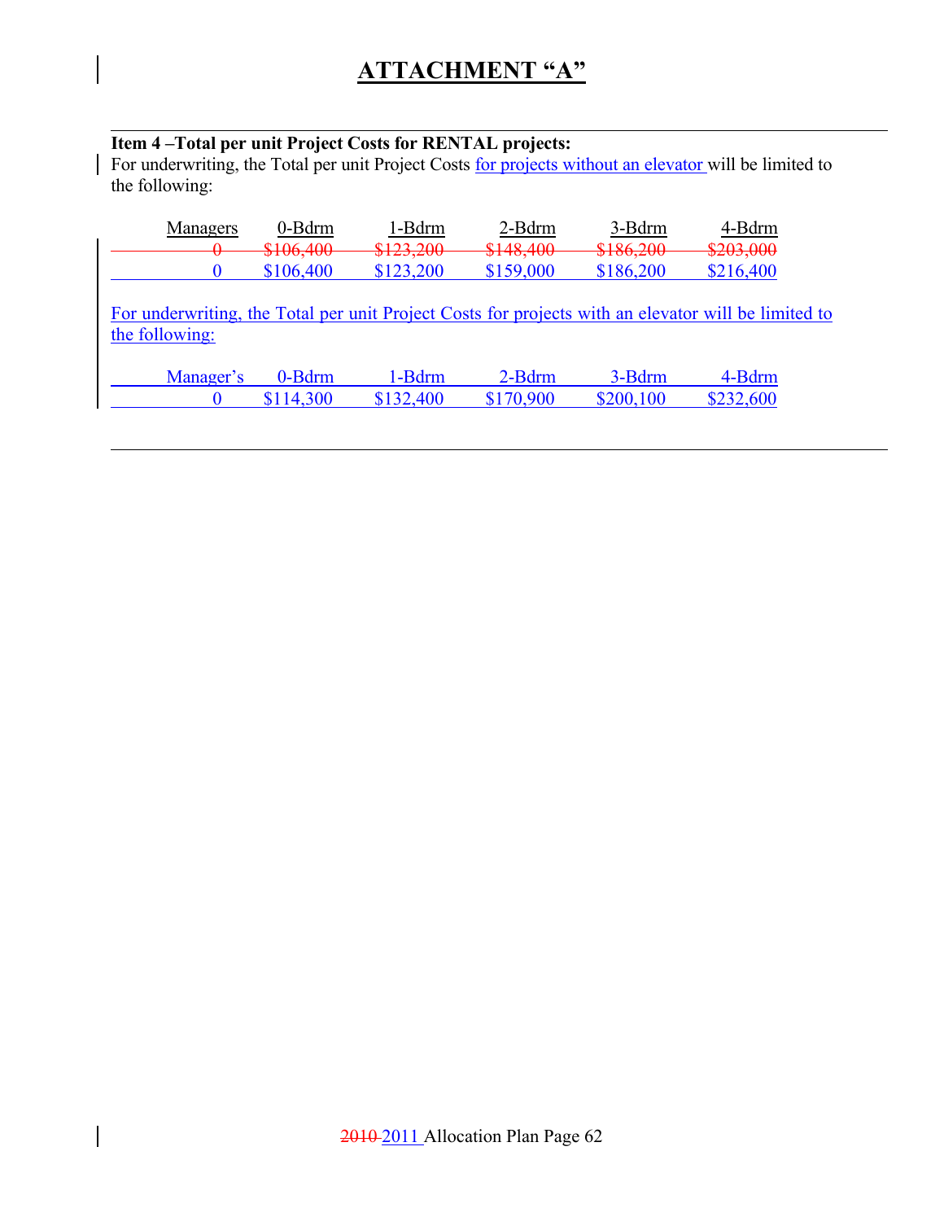# ATTACHMENT "A"

**Item 4 –Total per unit Project Costs for RENTAL projects:**

For underwriting, the Total per unit Project Costs for projects without an elevator will be limited to the following:

| Managers | 0-Bdrm | 1-Bdrm | 2-Bdrm | 3-Bdrm | 4-Bdrm |
|---|---|---|---|---|---|
| ~~0~~ | ~~$106,400~~ | ~~$123,200~~ | ~~$148,400~~ | ~~$186,200~~ | ~~$203,000~~ |
| 0 | $106,400 | $123,200 | $159,000 | $186,200 | $216,400 |

For underwriting, the Total per unit Project Costs for projects with an elevator will be limited to the following:

| Manager's | 0-Bdrm | 1-Bdrm | 2-Bdrm | 3-Bdrm | 4-Bdrm |
|---|---|---|---|---|---|
| 0 | $114,300 | $132,400 | $170,900 | $200,100 | $232,600 |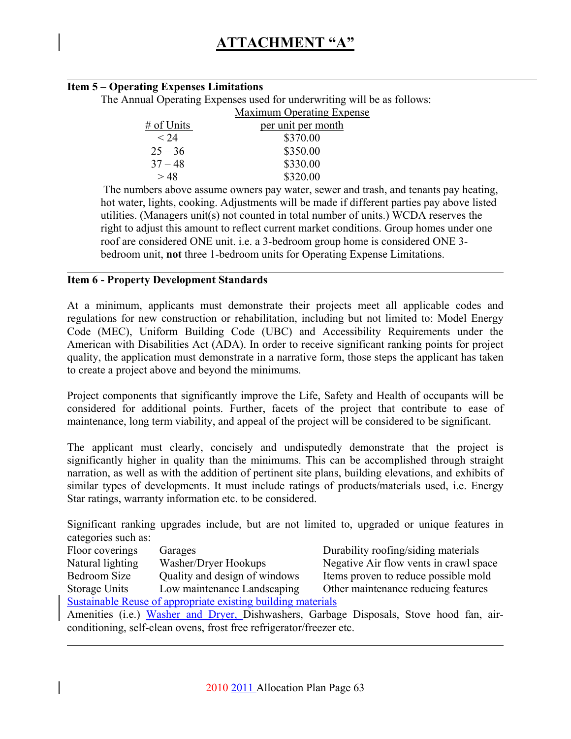# ATTACHMENT "A"

**Item 5 – Operating Expenses Limitations**

The Annual Operating Expenses used for underwriting will be as follows:

| # of Units | Maximum Operating Expense per unit per month |
|---|---|
| < 24 | $370.00 |
| 25 – 36 | $350.00 |
| 37 – 48 | $330.00 |
| > 48 | $320.00 |

The numbers above assume owners pay water, sewer and trash, and tenants pay heating, hot water, lights, cooking. Adjustments will be made if different parties pay above listed utilities. (Managers unit(s) not counted in total number of units.) WCDA reserves the right to adjust this amount to reflect current market conditions. Group homes under one roof are considered ONE unit. i.e. a 3-bedroom group home is considered ONE 3-bedroom unit, **not** three 1-bedroom units for Operating Expense Limitations.

**Item 6 - Property Development Standards**

At a minimum, applicants must demonstrate their projects meet all applicable codes and regulations for new construction or rehabilitation, including but not limited to: Model Energy Code (MEC), Uniform Building Code (UBC) and Accessibility Requirements under the American with Disabilities Act (ADA). In order to receive significant ranking points for project quality, the application must demonstrate in a narrative form, those steps the applicant has taken to create a project above and beyond the minimums.

Project components that significantly improve the Life, Safety and Health of occupants will be considered for additional points. Further, facets of the project that contribute to ease of maintenance, long term viability, and appeal of the project will be considered to be significant.

The applicant must clearly, concisely and undisputedly demonstrate that the project is significantly higher in quality than the minimums. This can be accomplished through straight narration, as well as with the addition of pertinent site plans, building elevations, and exhibits of similar types of developments. It must include ratings of products/materials used, i.e. Energy Star ratings, warranty information etc. to be considered.

Significant ranking upgrades include, but are not limited to, upgraded or unique features in categories such as:

| | | |
|---|---|---|
| Floor coverings | Garages | Durability roofing/siding materials |
| Natural lighting | Washer/Dryer Hookups | Negative Air flow vents in crawl space |
| Bedroom Size | Quality and design of windows | Items proven to reduce possible mold |
| Storage Units | Low maintenance Landscaping | Other maintenance reducing features |

Sustainable Reuse of appropriate existing building materials

Amenities (i.e.) Washer and Dryer, Dishwashers, Garbage Disposals, Stove hood fan, air-conditioning, self-clean ovens, frost free refrigerator/freezer etc.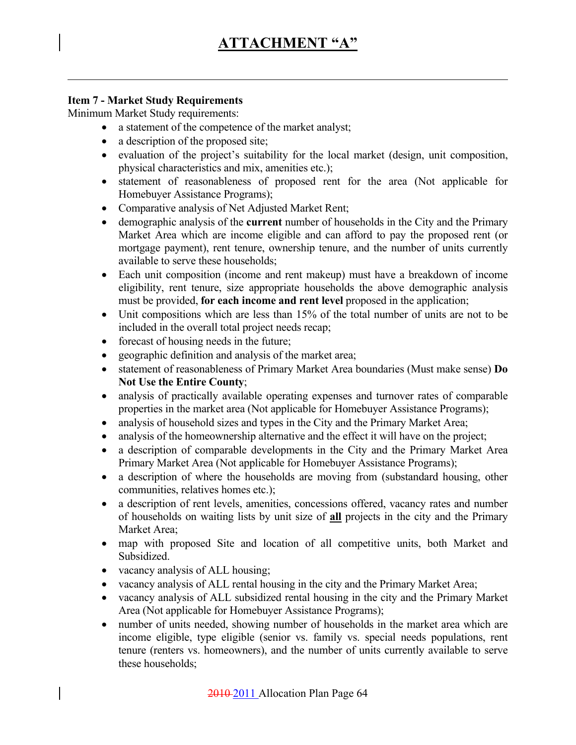# ATTACHMENT "A"

**Item 7 - Market Study Requirements**

Minimum Market Study requirements:

- a statement of the competence of the market analyst;
- a description of the proposed site;
- evaluation of the project's suitability for the local market (design, unit composition, physical characteristics and mix, amenities etc.);
- statement of reasonableness of proposed rent for the area (Not applicable for Homebuyer Assistance Programs);
- Comparative analysis of Net Adjusted Market Rent;
- demographic analysis of the **current** number of households in the City and the Primary Market Area which are income eligible and can afford to pay the proposed rent (or mortgage payment), rent tenure, ownership tenure, and the number of units currently available to serve these households;
- Each unit composition (income and rent makeup) must have a breakdown of income eligibility, rent tenure, size appropriate households the above demographic analysis must be provided, **for each income and rent level** proposed in the application;
- Unit compositions which are less than 15% of the total number of units are not to be included in the overall total project needs recap;
- forecast of housing needs in the future;
- geographic definition and analysis of the market area;
- statement of reasonableness of Primary Market Area boundaries (Must make sense) **Do Not Use the Entire County**;
- analysis of practically available operating expenses and turnover rates of comparable properties in the market area (Not applicable for Homebuyer Assistance Programs);
- analysis of household sizes and types in the City and the Primary Market Area;
- analysis of the homeownership alternative and the effect it will have on the project;
- a description of comparable developments in the City and the Primary Market Area Primary Market Area (Not applicable for Homebuyer Assistance Programs);
- a description of where the households are moving from (substandard housing, other communities, relatives homes etc.);
- a description of rent levels, amenities, concessions offered, vacancy rates and number of households on waiting lists by unit size of **all** projects in the city and the Primary Market Area;
- map with proposed Site and location of all competitive units, both Market and Subsidized.
- vacancy analysis of ALL housing;
- vacancy analysis of ALL rental housing in the city and the Primary Market Area;
- vacancy analysis of ALL subsidized rental housing in the city and the Primary Market Area (Not applicable for Homebuyer Assistance Programs);
- number of units needed, showing number of households in the market area which are income eligible, type eligible (senior vs. family vs. special needs populations, rent tenure (renters vs. homeowners), and the number of units currently available to serve these households;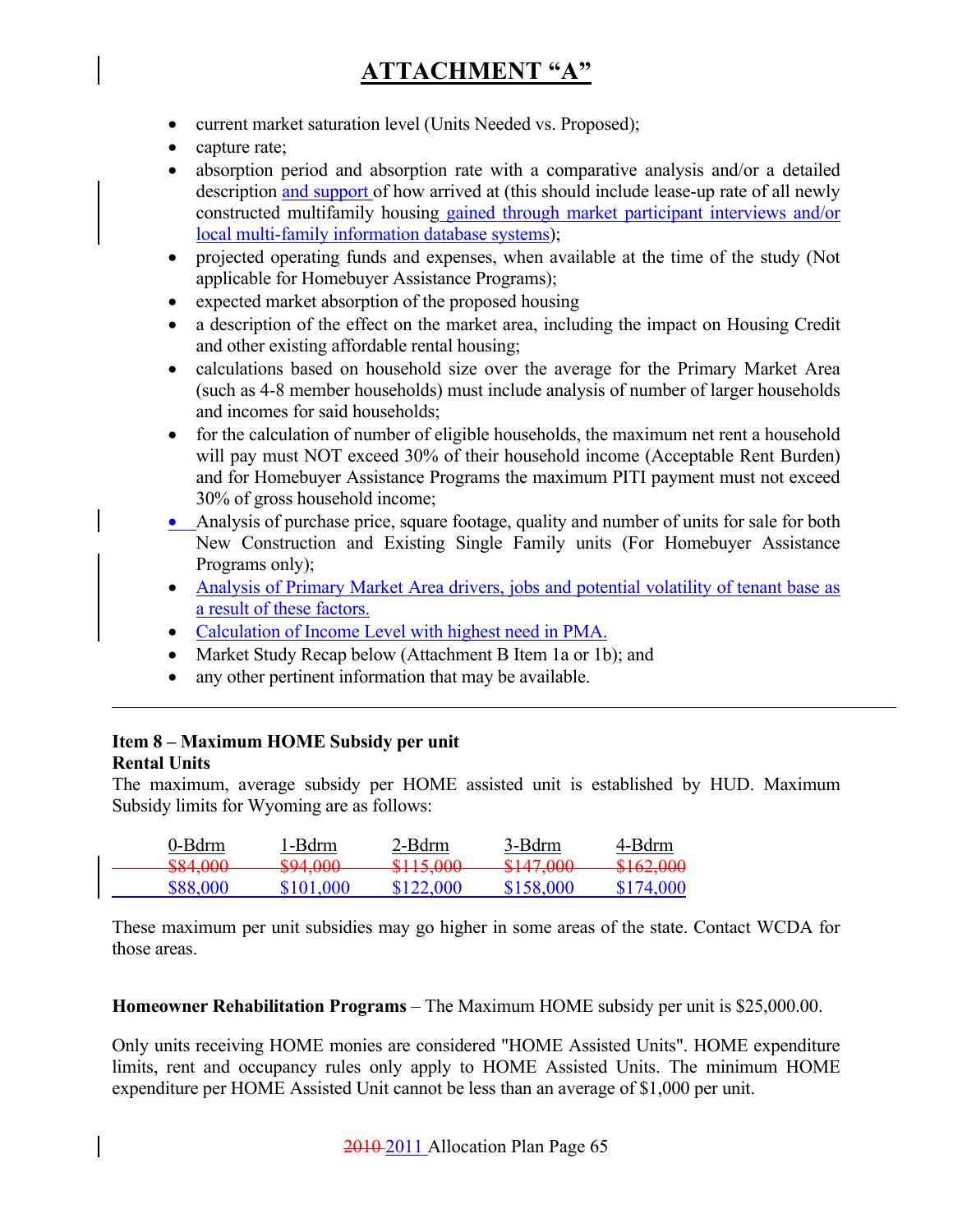# ATTACHMENT "A"

- current market saturation level (Units Needed vs. Proposed);
- capture rate;
- absorption period and absorption rate with a comparative analysis and/or a detailed description and support of how arrived at (this should include lease-up rate of all newly constructed multifamily housing gained through market participant interviews and/or local multi-family information database systems);
- projected operating funds and expenses, when available at the time of the study (Not applicable for Homebuyer Assistance Programs);
- expected market absorption of the proposed housing
- a description of the effect on the market area, including the impact on Housing Credit and other existing affordable rental housing;
- calculations based on household size over the average for the Primary Market Area (such as 4-8 member households) must include analysis of number of larger households and incomes for said households;
- for the calculation of number of eligible households, the maximum net rent a household will pay must NOT exceed 30% of their household income (Acceptable Rent Burden) and for Homebuyer Assistance Programs the maximum PITI payment must not exceed 30% of gross household income;
- Analysis of purchase price, square footage, quality and number of units for sale for both New Construction and Existing Single Family units (For Homebuyer Assistance Programs only);
- Analysis of Primary Market Area drivers, jobs and potential volatility of tenant base as a result of these factors.
- Calculation of Income Level with highest need in PMA.
- Market Study Recap below (Attachment B Item 1a or 1b); and
- any other pertinent information that may be available.

---

**Item 8 – Maximum HOME Subsidy per unit**
**Rental Units**

The maximum, average subsidy per HOME assisted unit is established by HUD. Maximum Subsidy limits for Wyoming are as follows:

| 0-Bdrm | 1-Bdrm | 2-Bdrm | 3-Bdrm | 4-Bdrm |
|---|---|---|---|---|
| ~~$84,000~~ | ~~$94,000~~ | ~~$115,000~~ | ~~$147,000~~ | ~~$162,000~~ |
| $88,000 | $101,000 | $122,000 | $158,000 | $174,000 |

These maximum per unit subsidies may go higher in some areas of the state. Contact WCDA for those areas.

**Homeowner Rehabilitation Programs** – The Maximum HOME subsidy per unit is $25,000.00.

Only units receiving HOME monies are considered "HOME Assisted Units". HOME expenditure limits, rent and occupancy rules only apply to HOME Assisted Units. The minimum HOME expenditure per HOME Assisted Unit cannot be less than an average of $1,000 per unit.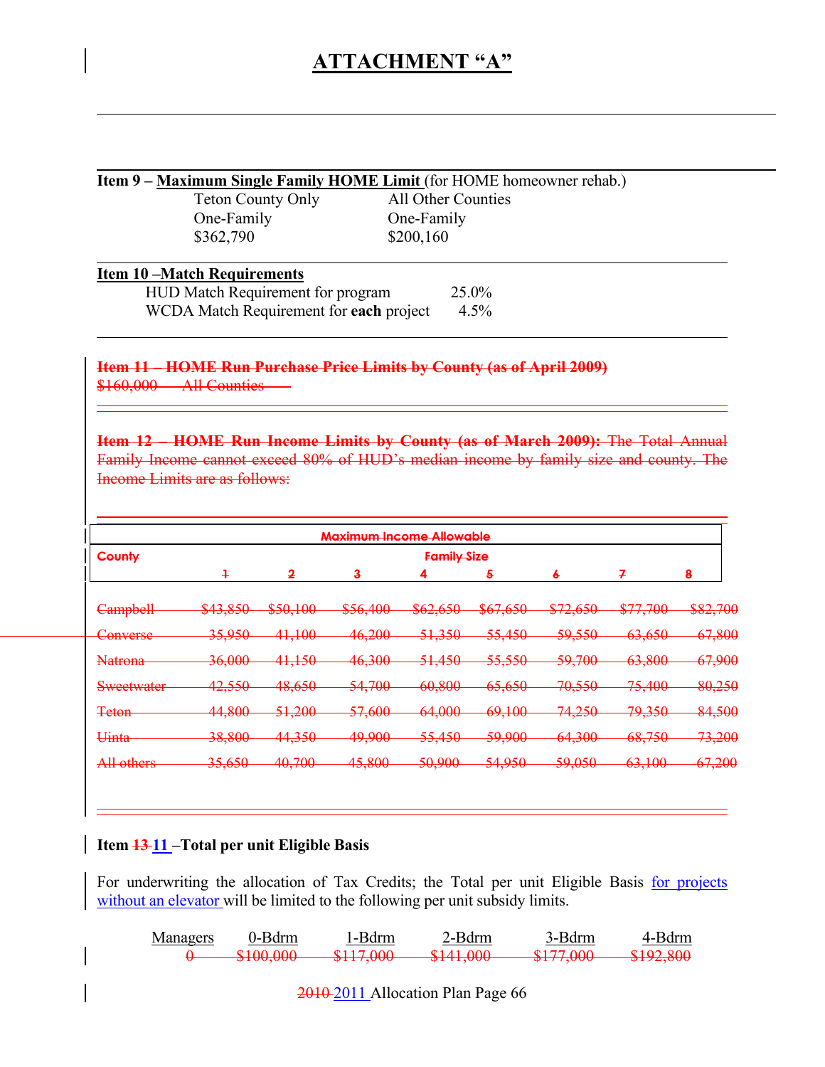# ATTACHMENT "A"

**Item 9 – Maximum Single Family HOME Limit** (for HOME homeowner rehab.)

| Teton County Only | All Other Counties |
|---|---|
| One-Family | One-Family |
| $362,790 | $200,160 |

**Item 10 –Match Requirements**

| | |
|---|---|
| HUD Match Requirement for program | 25.0% |
| WCDA Match Requirement for **each** project | 4.5% |

~~**Item 11 – HOME Run Purchase Price Limits by County (as of April 2009)**~~
~~$160,000 All Counties~~

~~**Item 12 – HOME Run Income Limits by County (as of March 2009):** The Total Annual Family Income cannot exceed 80% of HUD's median income by family size and county. The Income Limits are as follows:~~

| ~~Maximum Income Allowable~~ | | | | | | | | |
|---|---|---|---|---|---|---|---|---|
| ~~County~~ | ~~Family Size~~ | | | | | | | |
| | ~~1~~ | ~~2~~ | ~~3~~ | ~~4~~ | ~~5~~ | ~~6~~ | ~~7~~ | ~~8~~ |
| ~~Campbell~~ | ~~$43,850~~ | ~~$50,100~~ | ~~$56,400~~ | ~~$62,650~~ | ~~$67,650~~ | ~~$72,650~~ | ~~$77,700~~ | ~~$82,700~~ |
| ~~Converse~~ | ~~35,950~~ | ~~41,100~~ | ~~46,200~~ | ~~51,350~~ | ~~55,450~~ | ~~59,550~~ | ~~63,650~~ | ~~67,800~~ |
| ~~Natrona~~ | ~~36,000~~ | ~~41,150~~ | ~~46,300~~ | ~~51,450~~ | ~~55,550~~ | ~~59,700~~ | ~~63,800~~ | ~~67,900~~ |
| ~~Sweetwater~~ | ~~42,550~~ | ~~48,650~~ | ~~54,700~~ | ~~60,800~~ | ~~65,650~~ | ~~70,550~~ | ~~75,400~~ | ~~80,250~~ |
| ~~Teton~~ | ~~44,800~~ | ~~51,200~~ | ~~57,600~~ | ~~64,000~~ | ~~69,100~~ | ~~74,250~~ | ~~79,350~~ | ~~84,500~~ |
| ~~Uinta~~ | ~~38,800~~ | ~~44,350~~ | ~~49,900~~ | ~~55,450~~ | ~~59,900~~ | ~~64,300~~ | ~~68,750~~ | ~~73,200~~ |
| ~~All others~~ | ~~35,650~~ | ~~40,700~~ | ~~45,800~~ | ~~50,900~~ | ~~54,950~~ | ~~59,050~~ | ~~63,100~~ | ~~67,200~~ |

**Item ~~13~~ 11 –Total per unit Eligible Basis**

For underwriting the allocation of Tax Credits; the Total per unit Eligible Basis for projects without an elevator will be limited to the following per unit subsidy limits.

| Managers | 0-Bdrm | 1-Bdrm | 2-Bdrm | 3-Bdrm | 4-Bdrm |
|---|---|---|---|---|---|
| ~~0~~ | ~~$100,000~~ | ~~$117,000~~ | ~~$141,000~~ | ~~$177,000~~ | ~~$192,800~~ |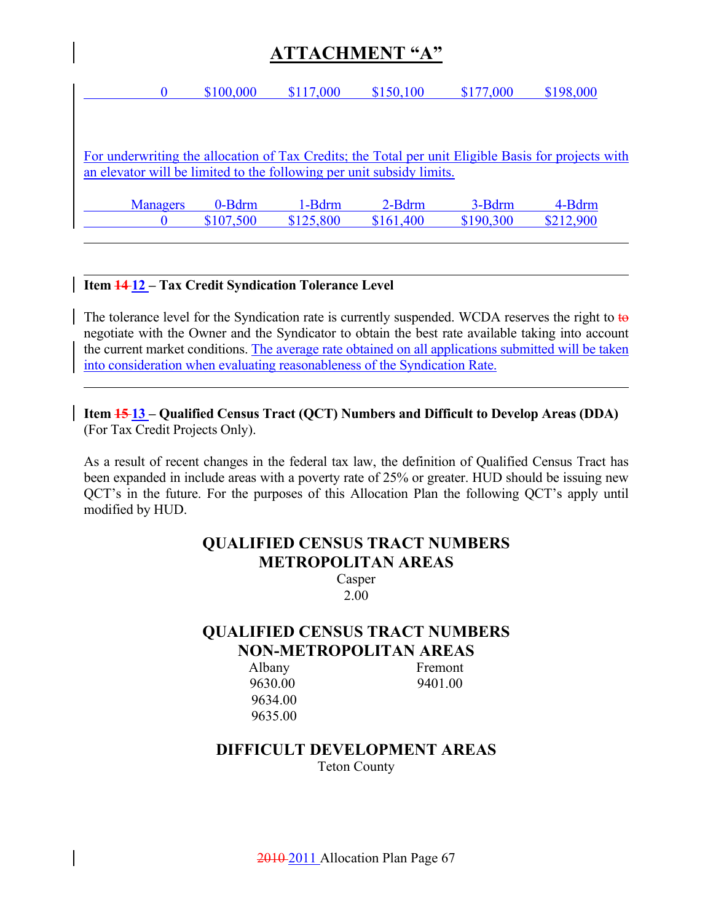# ATTACHMENT "A"

| | | | | | |
|---|---|---|---|---|---|
| 0 | $100,000 | $117,000 | $150,100 | $177,000 | $198,000 |

For underwriting the allocation of Tax Credits; the Total per unit Eligible Basis for projects with an elevator will be limited to the following per unit subsidy limits.

| Managers | 0-Bdrm | 1-Bdrm | 2-Bdrm | 3-Bdrm | 4-Bdrm |
|---|---|---|---|---|---|
| 0 | $107,500 | $125,800 | $161,400 | $190,300 | $212,900 |

**Item ~~14~~ 12 – Tax Credit Syndication Tolerance Level**

The tolerance level for the Syndication rate is currently suspended. WCDA reserves the right to ~~to~~ negotiate with the Owner and the Syndicator to obtain the best rate available taking into account the current market conditions. The average rate obtained on all applications submitted will be taken into consideration when evaluating reasonableness of the Syndication Rate.

**Item ~~15~~ 13 – Qualified Census Tract (QCT) Numbers and Difficult to Develop Areas (DDA)** (For Tax Credit Projects Only).

As a result of recent changes in the federal tax law, the definition of Qualified Census Tract has been expanded in include areas with a poverty rate of 25% or greater. HUD should be issuing new QCT's in the future. For the purposes of this Allocation Plan the following QCT's apply until modified by HUD.

## QUALIFIED CENSUS TRACT NUMBERS METROPOLITAN AREAS

Casper
2.00

## QUALIFIED CENSUS TRACT NUMBERS NON-METROPOLITAN AREAS

| Albany | Fremont |
|---|---|
| 9630.00 | 9401.00 |
| 9634.00 | |
| 9635.00 | |

## DIFFICULT DEVELOPMENT AREAS

Teton County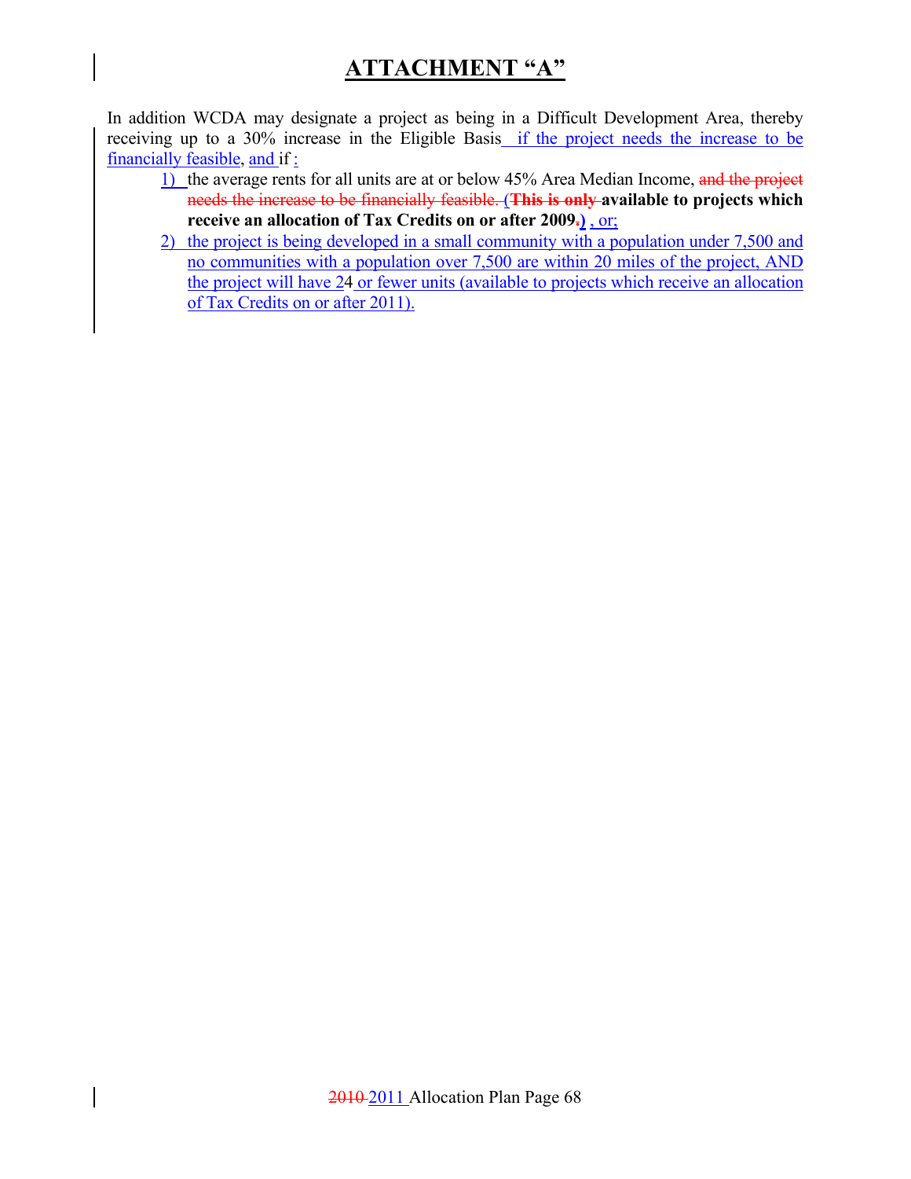# ATTACHMENT "A"

In addition WCDA may designate a project as being in a Difficult Development Area, thereby receiving up to a 30% increase in the Eligible Basis if the project needs the increase to be financially feasible, and if :

1) the average rents for all units are at or below 45% Area Median Income, ~~and the project needs the increase to be financially feasible.~~ **(~~This is only~~ available to projects which receive an allocation of Tax Credits on or after 2009~~.~~)** , or;
2) the project is being developed in a small community with a population under 7,500 and no communities with a population over 7,500 are within 20 miles of the project, AND the project will have 24 or fewer units (available to projects which receive an allocation of Tax Credits on or after 2011).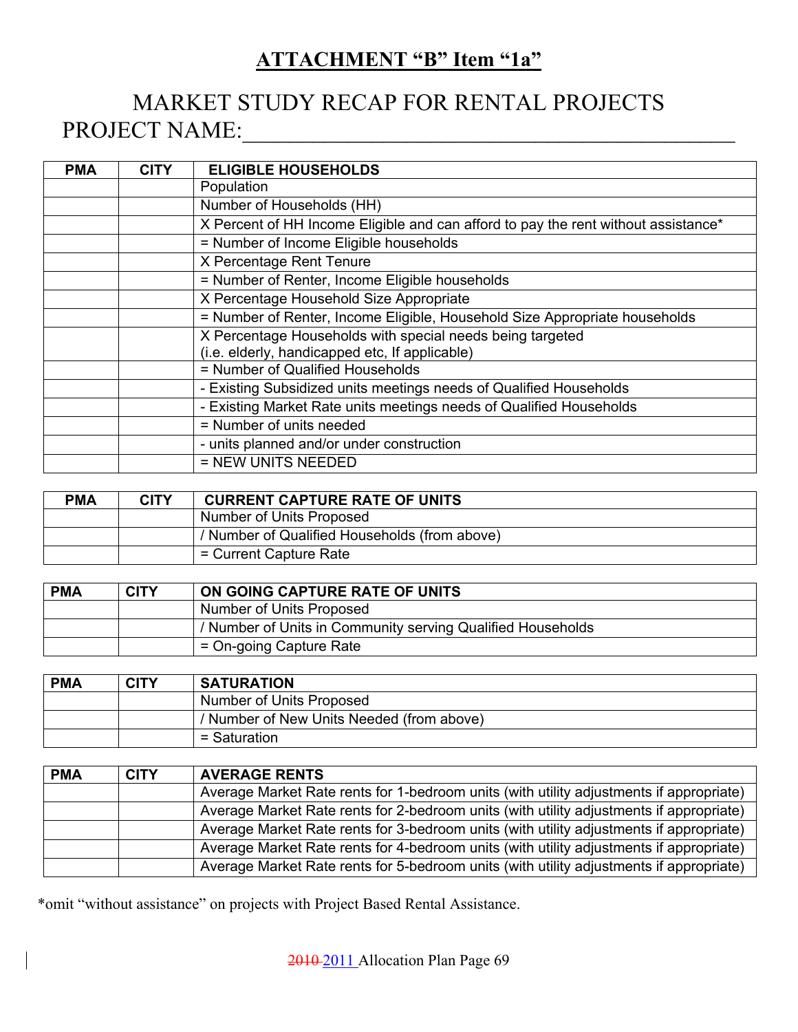## ATTACHMENT "B" Item "1a"

# MARKET STUDY RECAP FOR RENTAL PROJECTS

PROJECT NAME:_____________________________________________

| PMA | CITY | ELIGIBLE HOUSEHOLDS |
|---|---|---|
| | | Population |
| | | Number of Households (HH) |
| | | X Percent of HH Income Eligible and can afford to pay the rent without assistance* |
| | | = Number of Income Eligible households |
| | | X Percentage Rent Tenure |
| | | = Number of Renter, Income Eligible households |
| | | X Percentage Household Size Appropriate |
| | | = Number of Renter, Income Eligible, Household Size Appropriate households |
| | | X Percentage Households with special needs being targeted (i.e. elderly, handicapped etc, If applicable) |
| | | = Number of Qualified Households |
| | | - Existing Subsidized units meetings needs of Qualified Households |
| | | - Existing Market Rate units meetings needs of Qualified Households |
| | | = Number of units needed |
| | | - units planned and/or under construction |
| | | = NEW UNITS NEEDED |

| PMA | CITY | CURRENT CAPTURE RATE OF UNITS |
|---|---|---|
| | | Number of Units Proposed |
| | | / Number of Qualified Households (from above) |
| | | = Current Capture Rate |

| PMA | CITY | ON GOING CAPTURE RATE OF UNITS |
|---|---|---|
| | | Number of Units Proposed |
| | | / Number of Units in Community serving Qualified Households |
| | | = On-going Capture Rate |

| PMA | CITY | SATURATION |
|---|---|---|
| | | Number of Units Proposed |
| | | / Number of New Units Needed (from above) |
| | | = Saturation |

| PMA | CITY | AVERAGE RENTS |
|---|---|---|
| | | Average Market Rate rents for 1-bedroom units (with utility adjustments if appropriate) |
| | | Average Market Rate rents for 2-bedroom units (with utility adjustments if appropriate) |
| | | Average Market Rate rents for 3-bedroom units (with utility adjustments if appropriate) |
| | | Average Market Rate rents for 4-bedroom units (with utility adjustments if appropriate) |
| | | Average Market Rate rents for 5-bedroom units (with utility adjustments if appropriate) |

*omit "without assistance" on projects with Project Based Rental Assistance.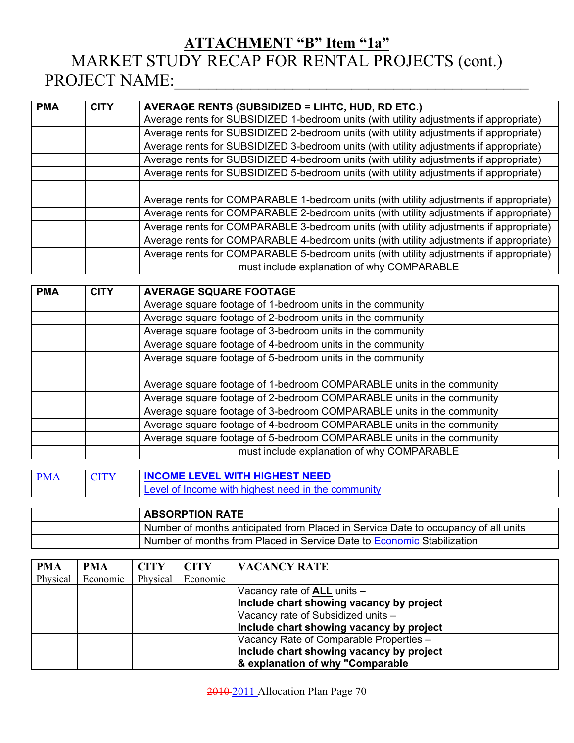## ATTACHMENT "B" Item "1a"

# MARKET STUDY RECAP FOR RENTAL PROJECTS (cont.)

PROJECT NAME:\_\_\_\_\_\_\_\_\_\_\_\_\_\_\_\_\_\_\_\_\_\_\_\_\_\_\_\_\_\_\_\_\_\_\_\_\_\_\_\_\_\_\_\_

| PMA | CITY | AVERAGE RENTS (SUBSIDIZED = LIHTC, HUD, RD ETC.) |
|---|---|---|
| | | Average rents for SUBSIDIZED 1-bedroom units (with utility adjustments if appropriate) |
| | | Average rents for SUBSIDIZED 2-bedroom units (with utility adjustments if appropriate) |
| | | Average rents for SUBSIDIZED 3-bedroom units (with utility adjustments if appropriate) |
| | | Average rents for SUBSIDIZED 4-bedroom units (with utility adjustments if appropriate) |
| | | Average rents for SUBSIDIZED 5-bedroom units (with utility adjustments if appropriate) |
| | | |
| | | Average rents for COMPARABLE 1-bedroom units (with utility adjustments if appropriate) |
| | | Average rents for COMPARABLE 2-bedroom units (with utility adjustments if appropriate) |
| | | Average rents for COMPARABLE 3-bedroom units (with utility adjustments if appropriate) |
| | | Average rents for COMPARABLE 4-bedroom units (with utility adjustments if appropriate) |
| | | Average rents for COMPARABLE 5-bedroom units (with utility adjustments if appropriate) |
| | | must include explanation of why COMPARABLE |

| PMA | CITY | AVERAGE SQUARE FOOTAGE |
|---|---|---|
| | | Average square footage of 1-bedroom units in the community |
| | | Average square footage of 2-bedroom units in the community |
| | | Average square footage of 3-bedroom units in the community |
| | | Average square footage of 4-bedroom units in the community |
| | | Average square footage of 5-bedroom units in the community |
| | | |
| | | Average square footage of 1-bedroom COMPARABLE units in the community |
| | | Average square footage of 2-bedroom COMPARABLE units in the community |
| | | Average square footage of 3-bedroom COMPARABLE units in the community |
| | | Average square footage of 4-bedroom COMPARABLE units in the community |
| | | Average square footage of 5-bedroom COMPARABLE units in the community |
| | | must include explanation of why COMPARABLE |

| PMA | CITY | INCOME LEVEL WITH HIGHEST NEED |
|---|---|---|
| | | Level of Income with highest need in the community |

| | ABSORPTION RATE |
|---|---|
| | Number of months anticipated from Placed in Service Date to occupancy of all units |
| | Number of months from Placed in Service Date to Economic Stabilization |

| PMA Physical | PMA Economic | CITY Physical | CITY Economic | VACANCY RATE |
|---|---|---|---|---|
| | | | | Vacancy rate of **ALL** units – **Include chart showing vacancy by project** |
| | | | | Vacancy rate of Subsidized units – **Include chart showing vacancy by project** |
| | | | | Vacancy Rate of Comparable Properties – **Include chart showing vacancy by project & explanation of why "Comparable** |

~~2010~~ 2011 Allocation Plan Page 70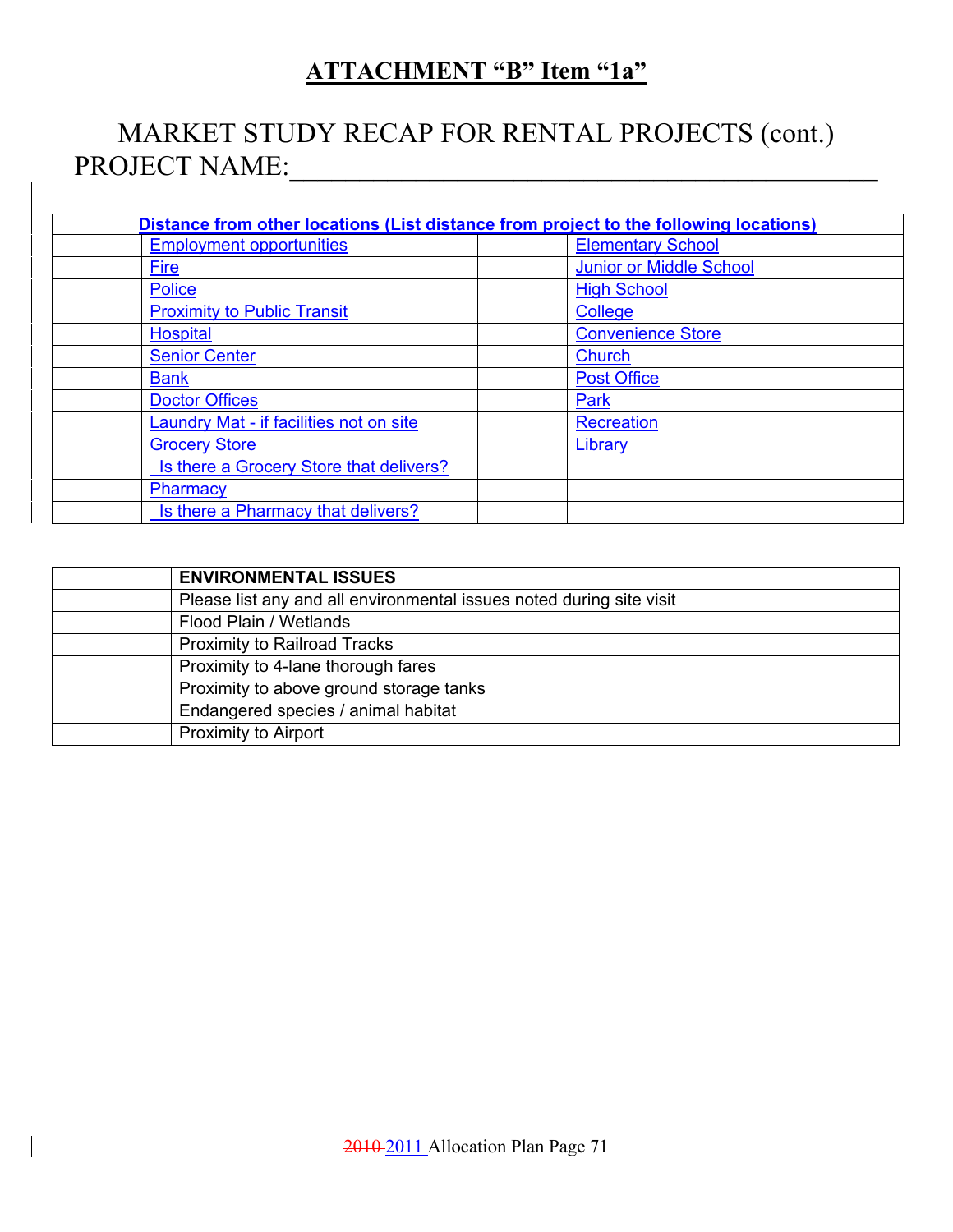# ATTACHMENT "B" Item "1a"

## MARKET STUDY RECAP FOR RENTAL PROJECTS (cont.)

PROJECT NAME:___________________________________________

| Distance from other locations (List distance from project to the following locations) | | | |
|---|---|---|---|
| | Employment opportunities | | Elementary School |
| | Fire | | Junior or Middle School |
| | Police | | High School |
| | Proximity to Public Transit | | College |
| | Hospital | | Convenience Store |
| | Senior Center | | Church |
| | Bank | | Post Office |
| | Doctor Offices | | Park |
| | Laundry Mat - if facilities not on site | | Recreation |
| | Grocery Store | | Library |
| | Is there a Grocery Store that delivers? | | |
| | Pharmacy | | |
| | Is there a Pharmacy that delivers? | | |

| | **ENVIRONMENTAL ISSUES** |
|---|---|
| | Please list any and all environmental issues noted during site visit |
| | Flood Plain / Wetlands |
| | Proximity to Railroad Tracks |
| | Proximity to 4-lane thorough fares |
| | Proximity to above ground storage tanks |
| | Endangered species / animal habitat |
| | Proximity to Airport |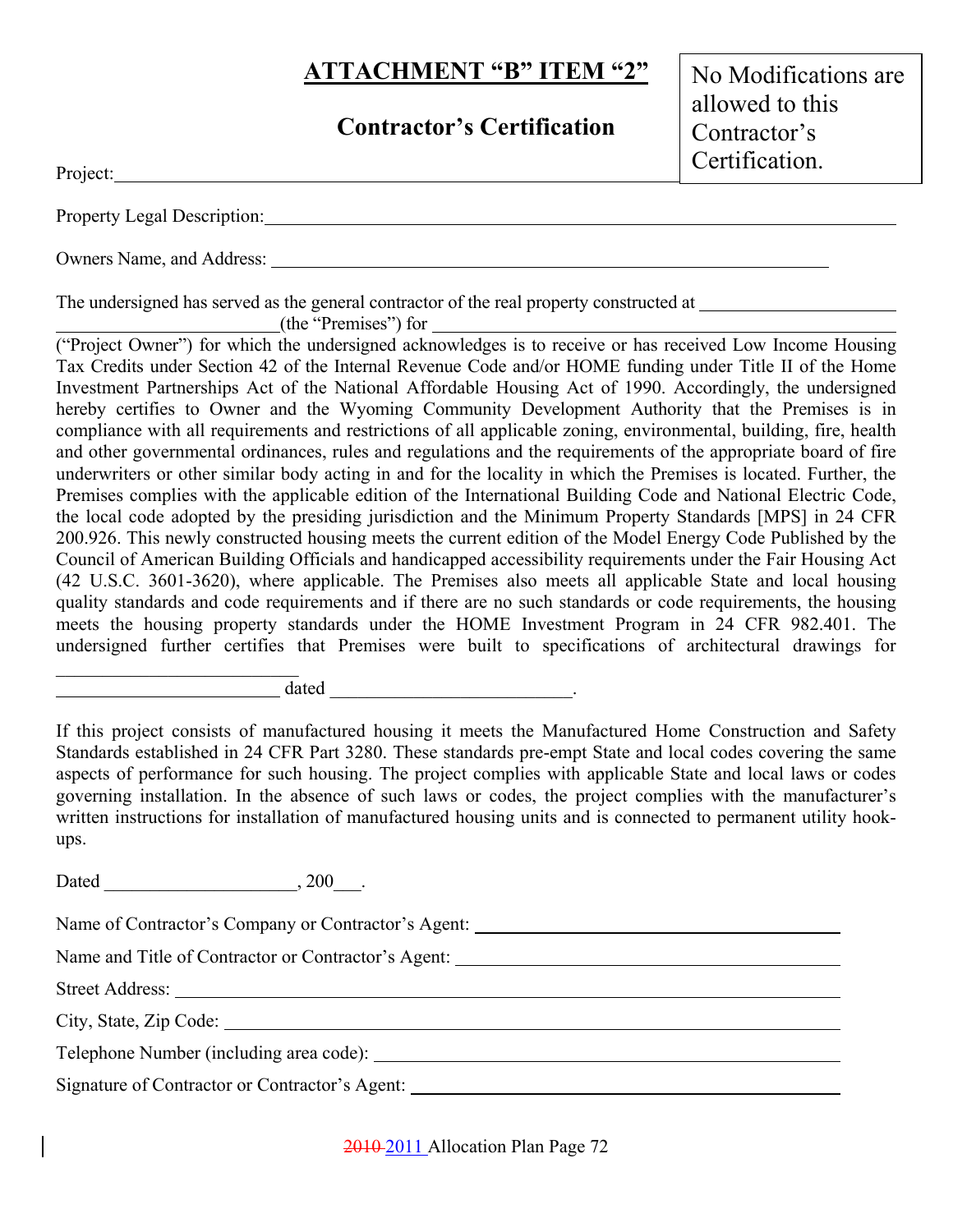# ATTACHMENT "B" ITEM "2"

## Contractor's Certification

No Modifications are allowed to this Contractor's Certification.

Project: ______________________________________________

Property Legal Description: ______________________________________________

Owners Name, and Address: ______________________________________________

The undersigned has served as the general contractor of the real property constructed at ______________________ (the "Premises") for ______________________ ("Project Owner") for which the undersigned acknowledges is to receive or has received Low Income Housing Tax Credits under Section 42 of the Internal Revenue Code and/or HOME funding under Title II of the Home Investment Partnerships Act of the National Affordable Housing Act of 1990. Accordingly, the undersigned hereby certifies to Owner and the Wyoming Community Development Authority that the Premises is in compliance with all requirements and restrictions of all applicable zoning, environmental, building, fire, health and other governmental ordinances, rules and regulations and the requirements of the appropriate board of fire underwriters or other similar body acting in and for the locality in which the Premises is located. Further, the Premises complies with the applicable edition of the International Building Code and National Electric Code, the local code adopted by the presiding jurisdiction and the Minimum Property Standards [MPS] in 24 CFR 200.926. This newly constructed housing meets the current edition of the Model Energy Code Published by the Council of American Building Officials and handicapped accessibility requirements under the Fair Housing Act (42 U.S.C. 3601-3620), where applicable. The Premises also meets all applicable State and local housing quality standards and code requirements and if there are no such standards or code requirements, the housing meets the housing property standards under the HOME Investment Program in 24 CFR 982.401. The undersigned further certifies that Premises were built to specifications of architectural drawings for ______________________ ______________________ dated ______________________.

If this project consists of manufactured housing it meets the Manufactured Home Construction and Safety Standards established in 24 CFR Part 3280. These standards pre-empt State and local codes covering the same aspects of performance for such housing. The project complies with applicable State and local laws or codes governing installation. In the absence of such laws or codes, the project complies with the manufacturer's written instructions for installation of manufactured housing units and is connected to permanent utility hook-ups.

Dated ______________________, 200___.

Name of Contractor's Company or Contractor's Agent: ______________________

Name and Title of Contractor or Contractor's Agent: ______________________

Street Address: ______________________

City, State, Zip Code: ______________________

Telephone Number (including area code): ______________________

Signature of Contractor or Contractor's Agent: ______________________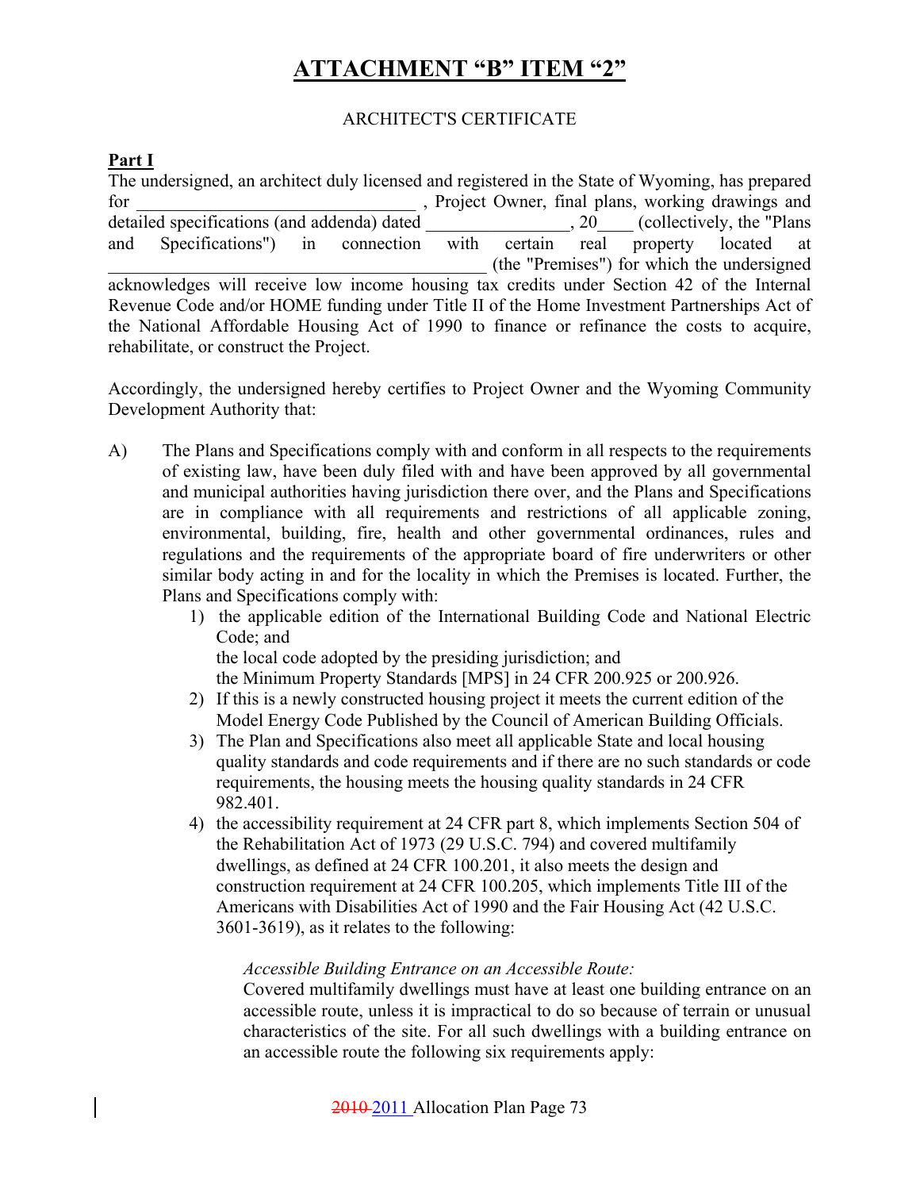# ATTACHMENT "B" ITEM "2"

ARCHITECT'S CERTIFICATE

**Part I**

The undersigned, an architect duly licensed and registered in the State of Wyoming, has prepared for ______________________________ , Project Owner, final plans, working drawings and detailed specifications (and addenda) dated ________________, 20____ (collectively, the "Plans and Specifications") in connection with certain real property located at ________________________________________ (the "Premises") for which the undersigned acknowledges will receive low income housing tax credits under Section 42 of the Internal Revenue Code and/or HOME funding under Title II of the Home Investment Partnerships Act of the National Affordable Housing Act of 1990 to finance or refinance the costs to acquire, rehabilitate, or construct the Project.

Accordingly, the undersigned hereby certifies to Project Owner and the Wyoming Community Development Authority that:

A) The Plans and Specifications comply with and conform in all respects to the requirements of existing law, have been duly filed with and have been approved by all governmental and municipal authorities having jurisdiction there over, and the Plans and Specifications are in compliance with all requirements and restrictions of all applicable zoning, environmental, building, fire, health and other governmental ordinances, rules and regulations and the requirements of the appropriate board of fire underwriters or other similar body acting in and for the locality in which the Premises is located. Further, the Plans and Specifications comply with:

1) the applicable edition of the International Building Code and National Electric Code; and
   the local code adopted by the presiding jurisdiction; and
   the Minimum Property Standards [MPS] in 24 CFR 200.925 or 200.926.
2) If this is a newly constructed housing project it meets the current edition of the Model Energy Code Published by the Council of American Building Officials.
3) The Plan and Specifications also meet all applicable State and local housing quality standards and code requirements and if there are no such standards or code requirements, the housing meets the housing quality standards in 24 CFR 982.401.
4) the accessibility requirement at 24 CFR part 8, which implements Section 504 of the Rehabilitation Act of 1973 (29 U.S.C. 794) and covered multifamily dwellings, as defined at 24 CFR 100.201, it also meets the design and construction requirement at 24 CFR 100.205, which implements Title III of the Americans with Disabilities Act of 1990 and the Fair Housing Act (42 U.S.C. 3601-3619), as it relates to the following:

   *Accessible Building Entrance on an Accessible Route:*
   Covered multifamily dwellings must have at least one building entrance on an accessible route, unless it is impractical to do so because of terrain or unusual characteristics of the site. For all such dwellings with a building entrance on an accessible route the following six requirements apply: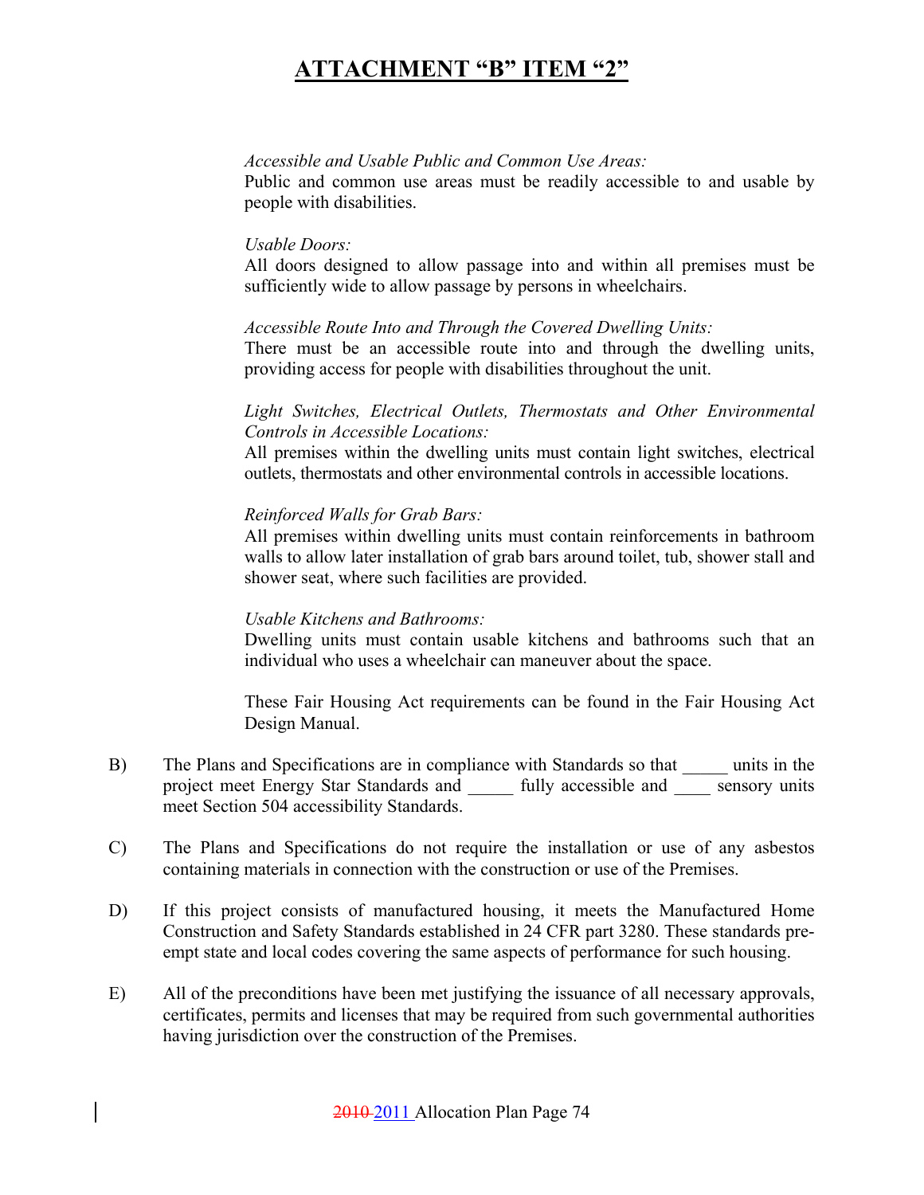# ATTACHMENT "B" ITEM "2"

*Accessible and Usable Public and Common Use Areas:*
Public and common use areas must be readily accessible to and usable by people with disabilities.

*Usable Doors:*
All doors designed to allow passage into and within all premises must be sufficiently wide to allow passage by persons in wheelchairs.

*Accessible Route Into and Through the Covered Dwelling Units:*
There must be an accessible route into and through the dwelling units, providing access for people with disabilities throughout the unit.

*Light Switches, Electrical Outlets, Thermostats and Other Environmental Controls in Accessible Locations:*
All premises within the dwelling units must contain light switches, electrical outlets, thermostats and other environmental controls in accessible locations.

*Reinforced Walls for Grab Bars:*
All premises within dwelling units must contain reinforcements in bathroom walls to allow later installation of grab bars around toilet, tub, shower stall and shower seat, where such facilities are provided.

*Usable Kitchens and Bathrooms:*
Dwelling units must contain usable kitchens and bathrooms such that an individual who uses a wheelchair can maneuver about the space.

These Fair Housing Act requirements can be found in the Fair Housing Act Design Manual.

B) The Plans and Specifications are in compliance with Standards so that _____ units in the project meet Energy Star Standards and _____ fully accessible and ____ sensory units meet Section 504 accessibility Standards.

C) The Plans and Specifications do not require the installation or use of any asbestos containing materials in connection with the construction or use of the Premises.

D) If this project consists of manufactured housing, it meets the Manufactured Home Construction and Safety Standards established in 24 CFR part 3280. These standards pre-empt state and local codes covering the same aspects of performance for such housing.

E) All of the preconditions have been met justifying the issuance of all necessary approvals, certificates, permits and licenses that may be required from such governmental authorities having jurisdiction over the construction of the Premises.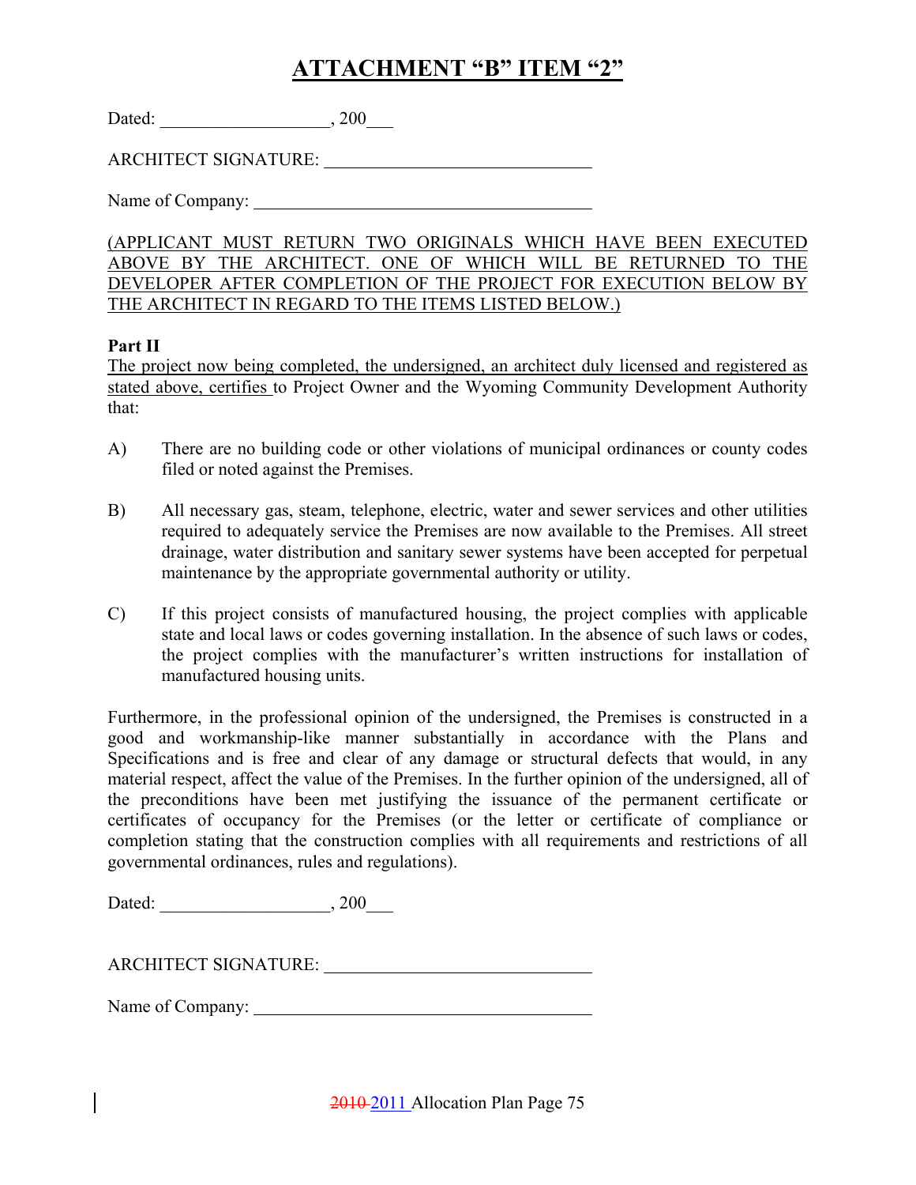# ATTACHMENT "B" ITEM "2"

Dated: ___________________, 200___

ARCHITECT SIGNATURE: ______________________________

Name of Company: ______________________________________

(APPLICANT MUST RETURN TWO ORIGINALS WHICH HAVE BEEN EXECUTED ABOVE BY THE ARCHITECT. ONE OF WHICH WILL BE RETURNED TO THE DEVELOPER AFTER COMPLETION OF THE PROJECT FOR EXECUTION BELOW BY THE ARCHITECT IN REGARD TO THE ITEMS LISTED BELOW.)

**Part II**

The project now being completed, the undersigned, an architect duly licensed and registered as stated above, certifies to Project Owner and the Wyoming Community Development Authority that:

A) There are no building code or other violations of municipal ordinances or county codes filed or noted against the Premises.

B) All necessary gas, steam, telephone, electric, water and sewer services and other utilities required to adequately service the Premises are now available to the Premises. All street drainage, water distribution and sanitary sewer systems have been accepted for perpetual maintenance by the appropriate governmental authority or utility.

C) If this project consists of manufactured housing, the project complies with applicable state and local laws or codes governing installation. In the absence of such laws or codes, the project complies with the manufacturer's written instructions for installation of manufactured housing units.

Furthermore, in the professional opinion of the undersigned, the Premises is constructed in a good and workmanship-like manner substantially in accordance with the Plans and Specifications and is free and clear of any damage or structural defects that would, in any material respect, affect the value of the Premises. In the further opinion of the undersigned, all of the preconditions have been met justifying the issuance of the permanent certificate or certificates of occupancy for the Premises (or the letter or certificate of compliance or completion stating that the construction complies with all requirements and restrictions of all governmental ordinances, rules and regulations).

Dated: ___________________, 200___

ARCHITECT SIGNATURE: ______________________________

Name of Company: ______________________________________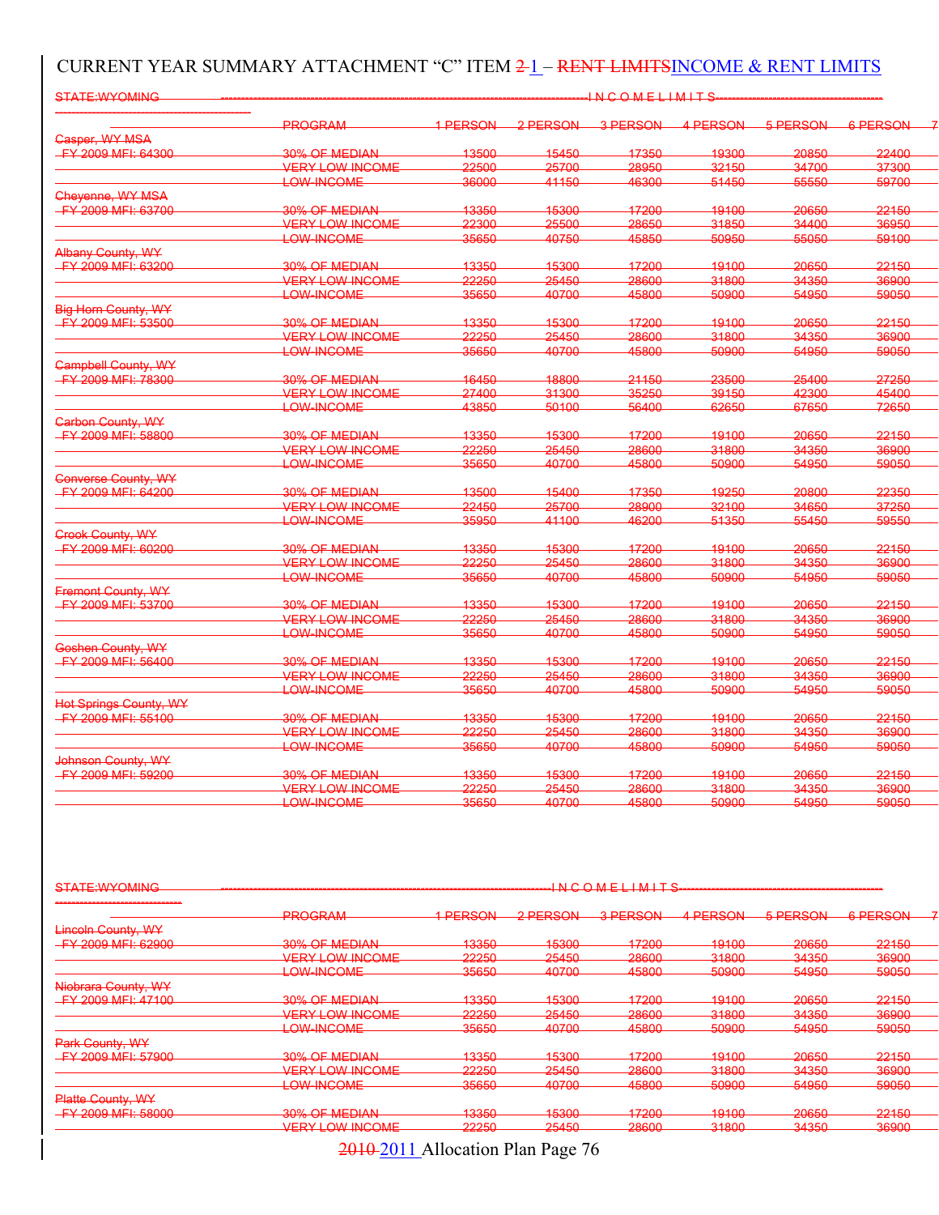# CURRENT YEAR SUMMARY ATTACHMENT "C" ITEM ~~2~~ 1 – ~~RENT LIMITS~~INCOME & RENT LIMITS

~~STATE:WYOMING ------------------------------------------------------------I N C O M E L I M I T S------------------------------------------------~~

| | PROGRAM | 1 PERSON | 2 PERSON | 3 PERSON | 4 PERSON | 5 PERSON | 6 PERSON |
|---|---|---|---|---|---|---|---|
| ~~Casper, WY MSA~~ | | | | | | | |
| ~~FY 2009 MFI: 64300~~ | ~~30% OF MEDIAN~~ | ~~13500~~ | ~~15450~~ | ~~17350~~ | ~~19300~~ | ~~20850~~ | ~~22400~~ |
| | ~~VERY LOW INCOME~~ | ~~22500~~ | ~~25700~~ | ~~28950~~ | ~~32150~~ | ~~34700~~ | ~~37300~~ |
| | ~~LOW-INCOME~~ | ~~36000~~ | ~~41150~~ | ~~46300~~ | ~~51450~~ | ~~55550~~ | ~~59700~~ |
| ~~Cheyenne, WY MSA~~ | | | | | | | |
| ~~FY 2009 MFI: 63700~~ | ~~30% OF MEDIAN~~ | ~~13350~~ | ~~15300~~ | ~~17200~~ | ~~19100~~ | ~~20650~~ | ~~22150~~ |
| | ~~VERY LOW INCOME~~ | ~~22300~~ | ~~25500~~ | ~~28650~~ | ~~31850~~ | ~~34400~~ | ~~36950~~ |
| | ~~LOW-INCOME~~ | ~~35650~~ | ~~40750~~ | ~~45850~~ | ~~50950~~ | ~~55050~~ | ~~59100~~ |
| ~~Albany County, WY~~ | | | | | | | |
| ~~FY 2009 MFI: 63200~~ | ~~30% OF MEDIAN~~ | ~~13350~~ | ~~15300~~ | ~~17200~~ | ~~19100~~ | ~~20650~~ | ~~22150~~ |
| | ~~VERY LOW INCOME~~ | ~~22250~~ | ~~25450~~ | ~~28600~~ | ~~31800~~ | ~~34350~~ | ~~36900~~ |
| | ~~LOW-INCOME~~ | ~~35650~~ | ~~40700~~ | ~~45800~~ | ~~50900~~ | ~~54950~~ | ~~59050~~ |
| ~~Big Horn County, WY~~ | | | | | | | |
| ~~FY 2009 MFI: 53500~~ | ~~30% OF MEDIAN~~ | ~~13350~~ | ~~15300~~ | ~~17200~~ | ~~19100~~ | ~~20650~~ | ~~22150~~ |
| | ~~VERY LOW INCOME~~ | ~~22250~~ | ~~25450~~ | ~~28600~~ | ~~31800~~ | ~~34350~~ | ~~36900~~ |
| | ~~LOW-INCOME~~ | ~~35650~~ | ~~40700~~ | ~~45800~~ | ~~50900~~ | ~~54950~~ | ~~59050~~ |
| ~~Campbell County, WY~~ | | | | | | | |
| ~~FY 2009 MFI: 78300~~ | ~~30% OF MEDIAN~~ | ~~16450~~ | ~~18800~~ | ~~21150~~ | ~~23500~~ | ~~25400~~ | ~~27250~~ |
| | ~~VERY LOW INCOME~~ | ~~27400~~ | ~~31300~~ | ~~35250~~ | ~~39150~~ | ~~42300~~ | ~~45400~~ |
| | ~~LOW-INCOME~~ | ~~43850~~ | ~~50100~~ | ~~56400~~ | ~~62650~~ | ~~67650~~ | ~~72650~~ |
| ~~Carbon County, WY~~ | | | | | | | |
| ~~FY 2009 MFI: 58800~~ | ~~30% OF MEDIAN~~ | ~~13350~~ | ~~15300~~ | ~~17200~~ | ~~19100~~ | ~~20650~~ | ~~22150~~ |
| | ~~VERY LOW INCOME~~ | ~~22250~~ | ~~25450~~ | ~~28600~~ | ~~31800~~ | ~~34350~~ | ~~36900~~ |
| | ~~LOW-INCOME~~ | ~~35650~~ | ~~40700~~ | ~~45800~~ | ~~50900~~ | ~~54950~~ | ~~59050~~ |
| ~~Converse County, WY~~ | | | | | | | |
| ~~FY 2009 MFI: 64200~~ | ~~30% OF MEDIAN~~ | ~~13500~~ | ~~15400~~ | ~~17350~~ | ~~19250~~ | ~~20800~~ | ~~22350~~ |
| | ~~VERY LOW INCOME~~ | ~~22450~~ | ~~25700~~ | ~~28900~~ | ~~32100~~ | ~~34650~~ | ~~37250~~ |
| | ~~LOW-INCOME~~ | ~~35950~~ | ~~41100~~ | ~~46200~~ | ~~51350~~ | ~~55450~~ | ~~59550~~ |
| ~~Crook County, WY~~ | | | | | | | |
| ~~FY 2009 MFI: 60200~~ | ~~30% OF MEDIAN~~ | ~~13350~~ | ~~15300~~ | ~~17200~~ | ~~19100~~ | ~~20650~~ | ~~22150~~ |
| | ~~VERY LOW INCOME~~ | ~~22250~~ | ~~25450~~ | ~~28600~~ | ~~31800~~ | ~~34350~~ | ~~36900~~ |
| | ~~LOW-INCOME~~ | ~~35650~~ | ~~40700~~ | ~~45800~~ | ~~50900~~ | ~~54950~~ | ~~59050~~ |
| ~~Fremont County, WY~~ | | | | | | | |
| ~~FY 2009 MFI: 53700~~ | ~~30% OF MEDIAN~~ | ~~13350~~ | ~~15300~~ | ~~17200~~ | ~~19100~~ | ~~20650~~ | ~~22150~~ |
| | ~~VERY LOW INCOME~~ | ~~22250~~ | ~~25450~~ | ~~28600~~ | ~~31800~~ | ~~34350~~ | ~~36900~~ |
| | ~~LOW-INCOME~~ | ~~35650~~ | ~~40700~~ | ~~45800~~ | ~~50900~~ | ~~54950~~ | ~~59050~~ |
| ~~Goshen County, WY~~ | | | | | | | |
| ~~FY 2009 MFI: 56400~~ | ~~30% OF MEDIAN~~ | ~~13350~~ | ~~15300~~ | ~~17200~~ | ~~19100~~ | ~~20650~~ | ~~22150~~ |
| | ~~VERY LOW INCOME~~ | ~~22250~~ | ~~25450~~ | ~~28600~~ | ~~31800~~ | ~~34350~~ | ~~36900~~ |
| | ~~LOW-INCOME~~ | ~~35650~~ | ~~40700~~ | ~~45800~~ | ~~50900~~ | ~~54950~~ | ~~59050~~ |
| ~~Hot Springs County, WY~~ | | | | | | | |
| ~~FY 2009 MFI: 55100~~ | ~~30% OF MEDIAN~~ | ~~13350~~ | ~~15300~~ | ~~17200~~ | ~~19100~~ | ~~20650~~ | ~~22150~~ |
| | ~~VERY LOW INCOME~~ | ~~22250~~ | ~~25450~~ | ~~28600~~ | ~~31800~~ | ~~34350~~ | ~~36900~~ |
| | ~~LOW-INCOME~~ | ~~35650~~ | ~~40700~~ | ~~45800~~ | ~~50900~~ | ~~54950~~ | ~~59050~~ |
| ~~Johnson County, WY~~ | | | | | | | |
| ~~FY 2009 MFI: 59200~~ | ~~30% OF MEDIAN~~ | ~~13350~~ | ~~15300~~ | ~~17200~~ | ~~19100~~ | ~~20650~~ | ~~22150~~ |
| | ~~VERY LOW INCOME~~ | ~~22250~~ | ~~25450~~ | ~~28600~~ | ~~31800~~ | ~~34350~~ | ~~36900~~ |
| | ~~LOW-INCOME~~ | ~~35650~~ | ~~40700~~ | ~~45800~~ | ~~50900~~ | ~~54950~~ | ~~59050~~ |

~~STATE:WYOMING ------------------------------------------------------------I N C O M E L I M I T S------------------------------------------------~~

| | PROGRAM | 1 PERSON | 2 PERSON | 3 PERSON | 4 PERSON | 5 PERSON | 6 PERSON |
|---|---|---|---|---|---|---|---|
| ~~Lincoln County, WY~~ | | | | | | | |
| ~~FY 2009 MFI: 62900~~ | ~~30% OF MEDIAN~~ | ~~13350~~ | ~~15300~~ | ~~17200~~ | ~~19100~~ | ~~20650~~ | ~~22150~~ |
| | ~~VERY LOW INCOME~~ | ~~22250~~ | ~~25450~~ | ~~28600~~ | ~~31800~~ | ~~34350~~ | ~~36900~~ |
| | ~~LOW-INCOME~~ | ~~35650~~ | ~~40700~~ | ~~45800~~ | ~~50900~~ | ~~54950~~ | ~~59050~~ |
| ~~Niobrara County, WY~~ | | | | | | | |
| ~~FY 2009 MFI: 47100~~ | ~~30% OF MEDIAN~~ | ~~13350~~ | ~~15300~~ | ~~17200~~ | ~~19100~~ | ~~20650~~ | ~~22150~~ |
| | ~~VERY LOW INCOME~~ | ~~22250~~ | ~~25450~~ | ~~28600~~ | ~~31800~~ | ~~34350~~ | ~~36900~~ |
| | ~~LOW-INCOME~~ | ~~35650~~ | ~~40700~~ | ~~45800~~ | ~~50900~~ | ~~54950~~ | ~~59050~~ |
| ~~Park County, WY~~ | | | | | | | |
| ~~FY 2009 MFI: 57900~~ | ~~30% OF MEDIAN~~ | ~~13350~~ | ~~15300~~ | ~~17200~~ | ~~19100~~ | ~~20650~~ | ~~22150~~ |
| | ~~VERY LOW INCOME~~ | ~~22250~~ | ~~25450~~ | ~~28600~~ | ~~31800~~ | ~~34350~~ | ~~36900~~ |
| | ~~LOW-INCOME~~ | ~~35650~~ | ~~40700~~ | ~~45800~~ | ~~50900~~ | ~~54950~~ | ~~59050~~ |
| ~~Platte County, WY~~ | | | | | | | |
| ~~FY 2009 MFI: 58000~~ | ~~30% OF MEDIAN~~ | ~~13350~~ | ~~15300~~ | ~~17200~~ | ~~19100~~ | ~~20650~~ | ~~22150~~ |
| | ~~VERY LOW INCOME~~ | ~~22250~~ | ~~25450~~ | ~~28600~~ | ~~31800~~ | ~~34350~~ | ~~36900~~ |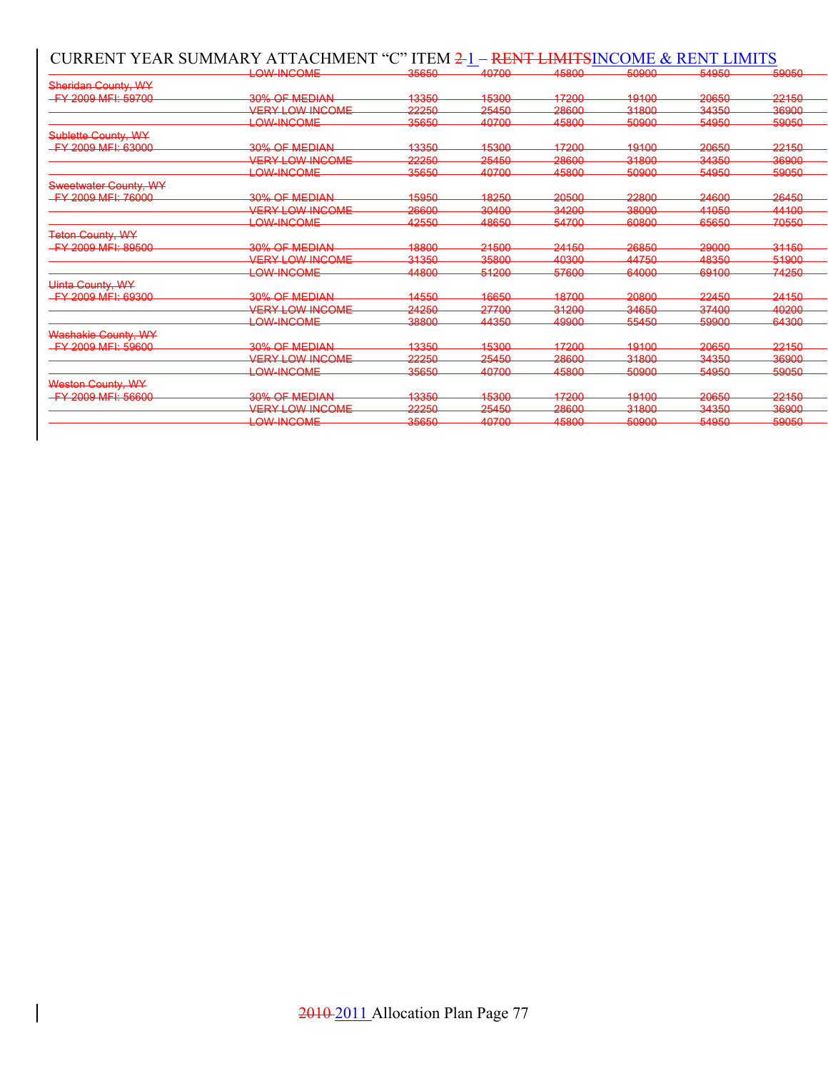# CURRENT YEAR SUMMARY ATTACHMENT "C" ITEM ~~2~~ 1 – ~~RENT LIMITS~~INCOME & RENT LIMITS

| | | | | | | | |
|---|---|---|---|---|---|---|---|
| | ~~LOW-INCOME~~ | ~~35650~~ | ~~40700~~ | ~~45800~~ | ~~50900~~ | ~~54950~~ | ~~59050~~ |
| ~~Sheridan County, WY~~ | | | | | | | |
| ~~FY 2009 MFI: 59700~~ | ~~30% OF MEDIAN~~ | ~~13350~~ | ~~15300~~ | ~~17200~~ | ~~19100~~ | ~~20650~~ | ~~22150~~ |
| | ~~VERY LOW INCOME~~ | ~~22250~~ | ~~25450~~ | ~~28600~~ | ~~31800~~ | ~~34350~~ | ~~36900~~ |
| | ~~LOW-INCOME~~ | ~~35650~~ | ~~40700~~ | ~~45800~~ | ~~50900~~ | ~~54950~~ | ~~59050~~ |
| ~~Sublette County, WY~~ | | | | | | | |
| ~~FY 2009 MFI: 63000~~ | ~~30% OF MEDIAN~~ | ~~13350~~ | ~~15300~~ | ~~17200~~ | ~~19100~~ | ~~20650~~ | ~~22150~~ |
| | ~~VERY LOW INCOME~~ | ~~22250~~ | ~~25450~~ | ~~28600~~ | ~~31800~~ | ~~34350~~ | ~~36900~~ |
| | ~~LOW-INCOME~~ | ~~35650~~ | ~~40700~~ | ~~45800~~ | ~~50900~~ | ~~54950~~ | ~~59050~~ |
| ~~Sweetwater County, WY~~ | | | | | | | |
| ~~FY 2009 MFI: 76000~~ | ~~30% OF MEDIAN~~ | ~~15950~~ | ~~18250~~ | ~~20500~~ | ~~22800~~ | ~~24600~~ | ~~26450~~ |
| | ~~VERY LOW INCOME~~ | ~~26600~~ | ~~30400~~ | ~~34200~~ | ~~38000~~ | ~~41050~~ | ~~44100~~ |
| | ~~LOW-INCOME~~ | ~~42550~~ | ~~48650~~ | ~~54700~~ | ~~60800~~ | ~~65650~~ | ~~70550~~ |
| ~~Teton County, WY~~ | | | | | | | |
| ~~FY 2009 MFI: 89500~~ | ~~30% OF MEDIAN~~ | ~~18800~~ | ~~21500~~ | ~~24150~~ | ~~26850~~ | ~~29000~~ | ~~31150~~ |
| | ~~VERY LOW INCOME~~ | ~~31350~~ | ~~35800~~ | ~~40300~~ | ~~44750~~ | ~~48350~~ | ~~51900~~ |
| | ~~LOW-INCOME~~ | ~~44800~~ | ~~51200~~ | ~~57600~~ | ~~64000~~ | ~~69100~~ | ~~74250~~ |
| ~~Uinta County, WY~~ | | | | | | | |
| ~~FY 2009 MFI: 69300~~ | ~~30% OF MEDIAN~~ | ~~14550~~ | ~~16650~~ | ~~18700~~ | ~~20800~~ | ~~22450~~ | ~~24150~~ |
| | ~~VERY LOW INCOME~~ | ~~24250~~ | ~~27700~~ | ~~31200~~ | ~~34650~~ | ~~37400~~ | ~~40200~~ |
| | ~~LOW-INCOME~~ | ~~38800~~ | ~~44350~~ | ~~49900~~ | ~~55450~~ | ~~59900~~ | ~~64300~~ |
| ~~Washakie County, WY~~ | | | | | | | |
| ~~FY 2009 MFI: 59600~~ | ~~30% OF MEDIAN~~ | ~~13350~~ | ~~15300~~ | ~~17200~~ | ~~19100~~ | ~~20650~~ | ~~22150~~ |
| | ~~VERY LOW INCOME~~ | ~~22250~~ | ~~25450~~ | ~~28600~~ | ~~31800~~ | ~~34350~~ | ~~36900~~ |
| | ~~LOW-INCOME~~ | ~~35650~~ | ~~40700~~ | ~~45800~~ | ~~50900~~ | ~~54950~~ | ~~59050~~ |
| ~~Weston County, WY~~ | | | | | | | |
| ~~FY 2009 MFI: 56600~~ | ~~30% OF MEDIAN~~ | ~~13350~~ | ~~15300~~ | ~~17200~~ | ~~19100~~ | ~~20650~~ | ~~22150~~ |
| | ~~VERY LOW INCOME~~ | ~~22250~~ | ~~25450~~ | ~~28600~~ | ~~31800~~ | ~~34350~~ | ~~36900~~ |
| | ~~LOW-INCOME~~ | ~~35650~~ | ~~40700~~ | ~~45800~~ | ~~50900~~ | ~~54950~~ | ~~59050~~ |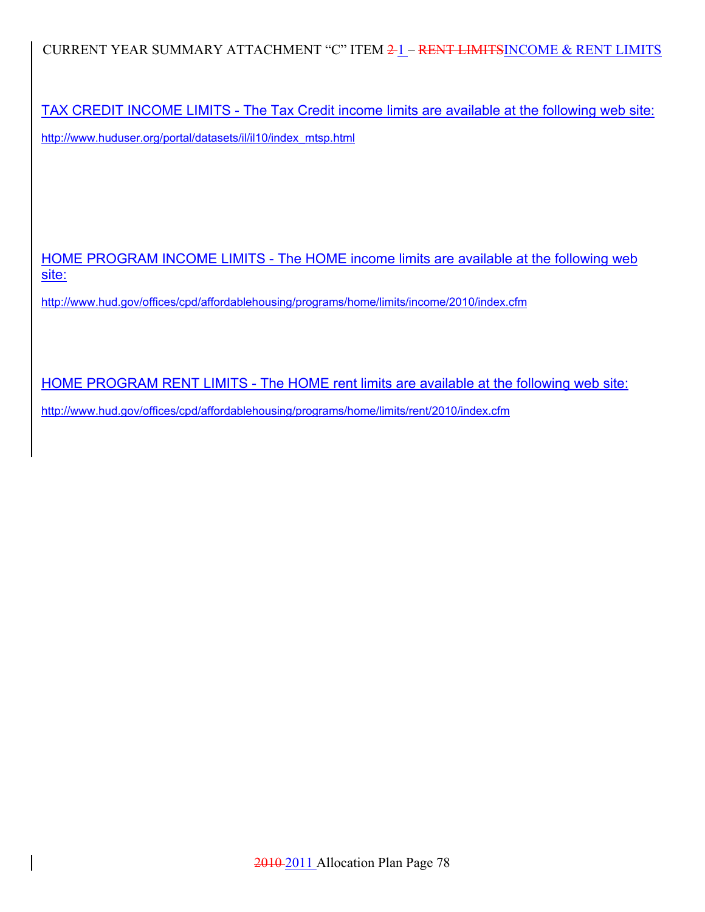CURRENT YEAR SUMMARY ATTACHMENT "C" ITEM ~~2~~ 1 – ~~RENT LIMITS~~INCOME & RENT LIMITS

TAX CREDIT INCOME LIMITS - The Tax Credit income limits are available at the following web site:

http://www.huduser.org/portal/datasets/il/il10/index_mtsp.html

HOME PROGRAM INCOME LIMITS - The HOME income limits are available at the following web site:

http://www.hud.gov/offices/cpd/affordablehousing/programs/home/limits/income/2010/index.cfm

HOME PROGRAM RENT LIMITS - The HOME rent limits are available at the following web site:

http://www.hud.gov/offices/cpd/affordablehousing/programs/home/limits/rent/2010/index.cfm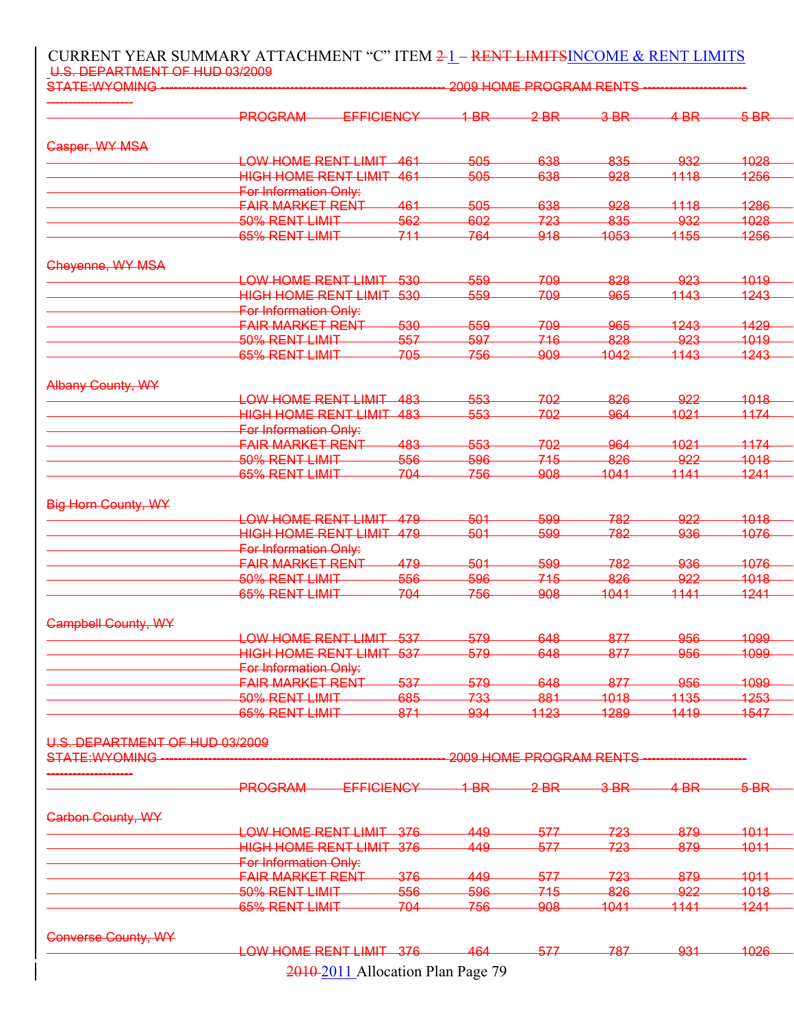CURRENT YEAR SUMMARY ATTACHMENT "C" ITEM ~~2~~ 1 – ~~RENT LIMITS~~INCOME & RENT LIMITS

~~U.S. DEPARTMENT OF HUD 03/2009~~

~~STATE:WYOMING ---------------------------------------- 2009 HOME PROGRAM RENTS ----------------------------------------~~

| | PROGRAM | EFFICIENCY | 1 BR | 2 BR | 3 BR | 4 BR | 5 BR |
|---|---|---|---|---|---|---|---|
| ~~Casper, WY MSA~~ | | | | | | | |
| | ~~LOW HOME RENT LIMIT~~ | ~~461~~ | ~~505~~ | ~~638~~ | ~~835~~ | ~~932~~ | ~~1028~~ |
| | ~~HIGH HOME RENT LIMIT~~ | ~~461~~ | ~~505~~ | ~~638~~ | ~~928~~ | ~~1118~~ | ~~1256~~ |
| | ~~For Information Only:~~ | | | | | | |
| | ~~FAIR MARKET RENT~~ | ~~461~~ | ~~505~~ | ~~638~~ | ~~928~~ | ~~1118~~ | ~~1286~~ |
| | ~~50% RENT LIMIT~~ | ~~562~~ | ~~602~~ | ~~723~~ | ~~835~~ | ~~932~~ | ~~1028~~ |
| | ~~65% RENT LIMIT~~ | ~~711~~ | ~~764~~ | ~~918~~ | ~~1053~~ | ~~1155~~ | ~~1256~~ |
| ~~Cheyenne, WY MSA~~ | | | | | | | |
| | ~~LOW HOME RENT LIMIT~~ | ~~530~~ | ~~559~~ | ~~709~~ | ~~828~~ | ~~923~~ | ~~1019~~ |
| | ~~HIGH HOME RENT LIMIT~~ | ~~530~~ | ~~559~~ | ~~709~~ | ~~965~~ | ~~1143~~ | ~~1243~~ |
| | ~~For Information Only:~~ | | | | | | |
| | ~~FAIR MARKET RENT~~ | ~~530~~ | ~~559~~ | ~~709~~ | ~~965~~ | ~~1243~~ | ~~1429~~ |
| | ~~50% RENT LIMIT~~ | ~~557~~ | ~~597~~ | ~~716~~ | ~~828~~ | ~~923~~ | ~~1019~~ |
| | ~~65% RENT LIMIT~~ | ~~705~~ | ~~756~~ | ~~909~~ | ~~1042~~ | ~~1143~~ | ~~1243~~ |
| ~~Albany County, WY~~ | | | | | | | |
| | ~~LOW HOME RENT LIMIT~~ | ~~483~~ | ~~553~~ | ~~702~~ | ~~826~~ | ~~922~~ | ~~1018~~ |
| | ~~HIGH HOME RENT LIMIT~~ | ~~483~~ | ~~553~~ | ~~702~~ | ~~964~~ | ~~1021~~ | ~~1174~~ |
| | ~~For Information Only:~~ | | | | | | |
| | ~~FAIR MARKET RENT~~ | ~~483~~ | ~~553~~ | ~~702~~ | ~~964~~ | ~~1021~~ | ~~1174~~ |
| | ~~50% RENT LIMIT~~ | ~~556~~ | ~~596~~ | ~~715~~ | ~~826~~ | ~~922~~ | ~~1018~~ |
| | ~~65% RENT LIMIT~~ | ~~704~~ | ~~756~~ | ~~908~~ | ~~1041~~ | ~~1141~~ | ~~1241~~ |
| ~~Big Horn County, WY~~ | | | | | | | |
| | ~~LOW HOME RENT LIMIT~~ | ~~479~~ | ~~501~~ | ~~599~~ | ~~782~~ | ~~922~~ | ~~1018~~ |
| | ~~HIGH HOME RENT LIMIT~~ | ~~479~~ | ~~501~~ | ~~599~~ | ~~782~~ | ~~936~~ | ~~1076~~ |
| | ~~For Information Only:~~ | | | | | | |
| | ~~FAIR MARKET RENT~~ | ~~479~~ | ~~501~~ | ~~599~~ | ~~782~~ | ~~936~~ | ~~1076~~ |
| | ~~50% RENT LIMIT~~ | ~~556~~ | ~~596~~ | ~~715~~ | ~~826~~ | ~~922~~ | ~~1018~~ |
| | ~~65% RENT LIMIT~~ | ~~704~~ | ~~756~~ | ~~908~~ | ~~1041~~ | ~~1141~~ | ~~1241~~ |
| ~~Campbell County, WY~~ | | | | | | | |
| | ~~LOW HOME RENT LIMIT~~ | ~~537~~ | ~~579~~ | ~~648~~ | ~~877~~ | ~~956~~ | ~~1099~~ |
| | ~~HIGH HOME RENT LIMIT~~ | ~~537~~ | ~~579~~ | ~~648~~ | ~~877~~ | ~~956~~ | ~~1099~~ |
| | ~~For Information Only:~~ | | | | | | |
| | ~~FAIR MARKET RENT~~ | ~~537~~ | ~~579~~ | ~~648~~ | ~~877~~ | ~~956~~ | ~~1099~~ |
| | ~~50% RENT LIMIT~~ | ~~685~~ | ~~733~~ | ~~881~~ | ~~1018~~ | ~~1135~~ | ~~1253~~ |
| | ~~65% RENT LIMIT~~ | ~~871~~ | ~~934~~ | ~~1123~~ | ~~1289~~ | ~~1419~~ | ~~1547~~ |

~~U.S. DEPARTMENT OF HUD 03/2009~~

~~STATE:WYOMING ---------------------------------------- 2009 HOME PROGRAM RENTS ----------------------------------------~~

| | PROGRAM | EFFICIENCY | 1 BR | 2 BR | 3 BR | 4 BR | 5 BR |
|---|---|---|---|---|---|---|---|
| ~~Carbon County, WY~~ | | | | | | | |
| | ~~LOW HOME RENT LIMIT~~ | ~~376~~ | ~~449~~ | ~~577~~ | ~~723~~ | ~~879~~ | ~~1011~~ |
| | ~~HIGH HOME RENT LIMIT~~ | ~~376~~ | ~~449~~ | ~~577~~ | ~~723~~ | ~~879~~ | ~~1011~~ |
| | ~~For Information Only:~~ | | | | | | |
| | ~~FAIR MARKET RENT~~ | ~~376~~ | ~~449~~ | ~~577~~ | ~~723~~ | ~~879~~ | ~~1011~~ |
| | ~~50% RENT LIMIT~~ | ~~556~~ | ~~596~~ | ~~715~~ | ~~826~~ | ~~922~~ | ~~1018~~ |
| | ~~65% RENT LIMIT~~ | ~~704~~ | ~~756~~ | ~~908~~ | ~~1041~~ | ~~1141~~ | ~~1241~~ |
| ~~Converse County, WY~~ | | | | | | | |
| | ~~LOW HOME RENT LIMIT~~ | ~~376~~ | ~~464~~ | ~~577~~ | ~~787~~ | ~~931~~ | ~~1026~~ |

~~2010~~ 2011 Allocation Plan Page 79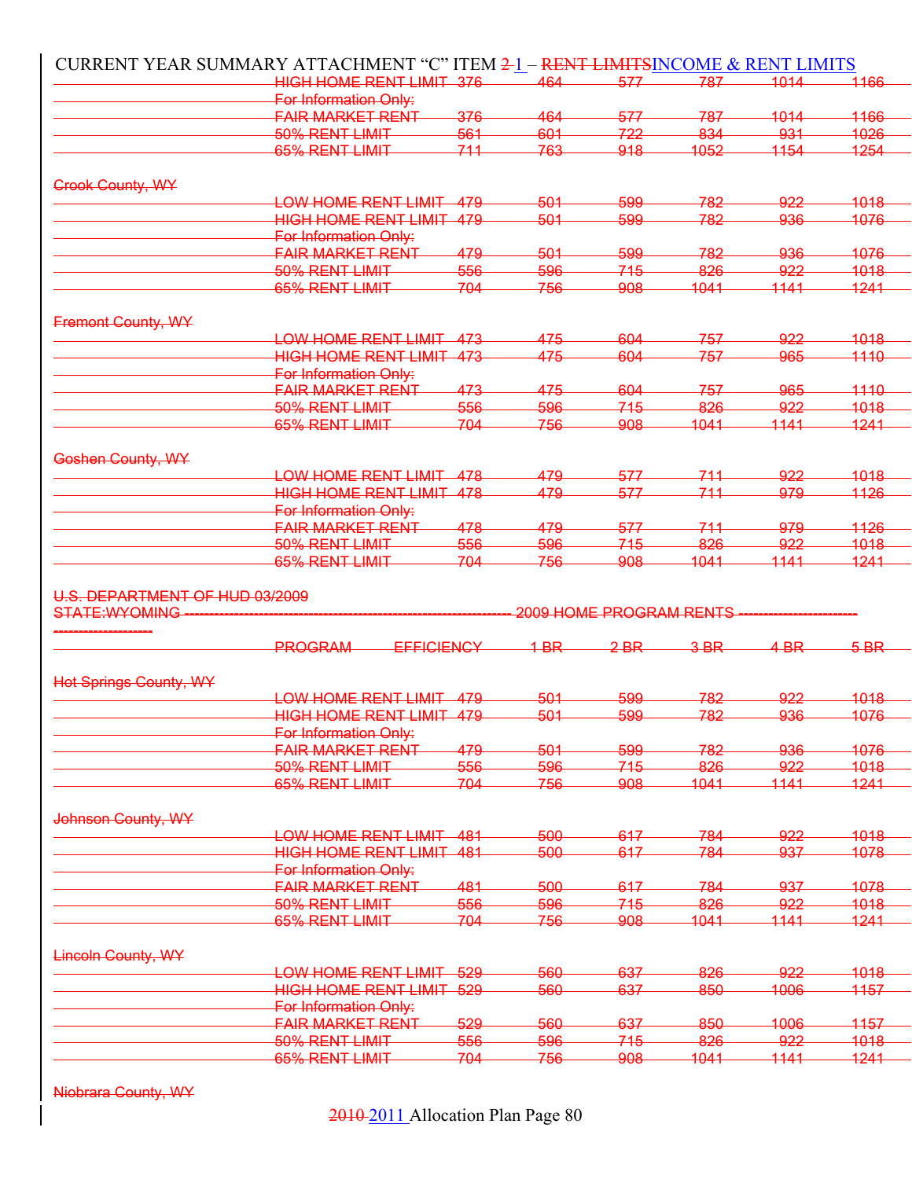CURRENT YEAR SUMMARY ATTACHMENT "C" ITEM ~~2~~ 1 – ~~RENT LIMITS~~INCOME & RENT LIMITS

| | PROGRAM | EFFICIENCY | 1 BR | 2 BR | 3 BR | 4 BR | 5 BR |
|---|---|---|---|---|---|---|---|
| | ~~HIGH HOME RENT LIMIT~~ | ~~376~~ | ~~464~~ | ~~577~~ | ~~787~~ | ~~1014~~ | ~~1166~~ |
| | ~~For Information Only:~~ | | | | | | |
| | ~~FAIR MARKET RENT~~ | ~~376~~ | ~~464~~ | ~~577~~ | ~~787~~ | ~~1014~~ | ~~1166~~ |
| | ~~50% RENT LIMIT~~ | ~~561~~ | ~~601~~ | ~~722~~ | ~~834~~ | ~~931~~ | ~~1026~~ |
| | ~~65% RENT LIMIT~~ | ~~711~~ | ~~763~~ | ~~918~~ | ~~1052~~ | ~~1154~~ | ~~1254~~ |
| ~~Crook County, WY~~ | | | | | | | |
| | ~~LOW HOME RENT LIMIT~~ | ~~479~~ | ~~501~~ | ~~599~~ | ~~782~~ | ~~922~~ | ~~1018~~ |
| | ~~HIGH HOME RENT LIMIT~~ | ~~479~~ | ~~501~~ | ~~599~~ | ~~782~~ | ~~936~~ | ~~1076~~ |
| | ~~For Information Only:~~ | | | | | | |
| | ~~FAIR MARKET RENT~~ | ~~479~~ | ~~501~~ | ~~599~~ | ~~782~~ | ~~936~~ | ~~1076~~ |
| | ~~50% RENT LIMIT~~ | ~~556~~ | ~~596~~ | ~~715~~ | ~~826~~ | ~~922~~ | ~~1018~~ |
| | ~~65% RENT LIMIT~~ | ~~704~~ | ~~756~~ | ~~908~~ | ~~1041~~ | ~~1141~~ | ~~1241~~ |
| ~~Fremont County, WY~~ | | | | | | | |
| | ~~LOW HOME RENT LIMIT~~ | ~~473~~ | ~~475~~ | ~~604~~ | ~~757~~ | ~~922~~ | ~~1018~~ |
| | ~~HIGH HOME RENT LIMIT~~ | ~~473~~ | ~~475~~ | ~~604~~ | ~~757~~ | ~~965~~ | ~~1110~~ |
| | ~~For Information Only:~~ | | | | | | |
| | ~~FAIR MARKET RENT~~ | ~~473~~ | ~~475~~ | ~~604~~ | ~~757~~ | ~~965~~ | ~~1110~~ |
| | ~~50% RENT LIMIT~~ | ~~556~~ | ~~596~~ | ~~715~~ | ~~826~~ | ~~922~~ | ~~1018~~ |
| | ~~65% RENT LIMIT~~ | ~~704~~ | ~~756~~ | ~~908~~ | ~~1041~~ | ~~1141~~ | ~~1241~~ |
| ~~Goshen County, WY~~ | | | | | | | |
| | ~~LOW HOME RENT LIMIT~~ | ~~478~~ | ~~479~~ | ~~577~~ | ~~711~~ | ~~922~~ | ~~1018~~ |
| | ~~HIGH HOME RENT LIMIT~~ | ~~478~~ | ~~479~~ | ~~577~~ | ~~711~~ | ~~979~~ | ~~1126~~ |
| | ~~For Information Only:~~ | | | | | | |
| | ~~FAIR MARKET RENT~~ | ~~478~~ | ~~479~~ | ~~577~~ | ~~711~~ | ~~979~~ | ~~1126~~ |
| | ~~50% RENT LIMIT~~ | ~~556~~ | ~~596~~ | ~~715~~ | ~~826~~ | ~~922~~ | ~~1018~~ |
| | ~~65% RENT LIMIT~~ | ~~704~~ | ~~756~~ | ~~908~~ | ~~1041~~ | ~~1141~~ | ~~1241~~ |

~~U.S. DEPARTMENT OF HUD 03/2009~~

~~STATE:WYOMING --------------------------------------------------------------- 2009 HOME PROGRAM RENTS --------------------------------------------~~

| | PROGRAM | EFFICIENCY | 1 BR | 2 BR | 3 BR | 4 BR | 5 BR |
|---|---|---|---|---|---|---|---|
| ~~Hot Springs County, WY~~ | | | | | | | |
| | ~~LOW HOME RENT LIMIT~~ | ~~479~~ | ~~501~~ | ~~599~~ | ~~782~~ | ~~922~~ | ~~1018~~ |
| | ~~HIGH HOME RENT LIMIT~~ | ~~479~~ | ~~501~~ | ~~599~~ | ~~782~~ | ~~936~~ | ~~1076~~ |
| | ~~For Information Only:~~ | | | | | | |
| | ~~FAIR MARKET RENT~~ | ~~479~~ | ~~501~~ | ~~599~~ | ~~782~~ | ~~936~~ | ~~1076~~ |
| | ~~50% RENT LIMIT~~ | ~~556~~ | ~~596~~ | ~~715~~ | ~~826~~ | ~~922~~ | ~~1018~~ |
| | ~~65% RENT LIMIT~~ | ~~704~~ | ~~756~~ | ~~908~~ | ~~1041~~ | ~~1141~~ | ~~1241~~ |
| ~~Johnson County, WY~~ | | | | | | | |
| | ~~LOW HOME RENT LIMIT~~ | ~~481~~ | ~~500~~ | ~~617~~ | ~~784~~ | ~~922~~ | ~~1018~~ |
| | ~~HIGH HOME RENT LIMIT~~ | ~~481~~ | ~~500~~ | ~~617~~ | ~~784~~ | ~~937~~ | ~~1078~~ |
| | ~~For Information Only:~~ | | | | | | |
| | ~~FAIR MARKET RENT~~ | ~~481~~ | ~~500~~ | ~~617~~ | ~~784~~ | ~~937~~ | ~~1078~~ |
| | ~~50% RENT LIMIT~~ | ~~556~~ | ~~596~~ | ~~715~~ | ~~826~~ | ~~922~~ | ~~1018~~ |
| | ~~65% RENT LIMIT~~ | ~~704~~ | ~~756~~ | ~~908~~ | ~~1041~~ | ~~1141~~ | ~~1241~~ |
| ~~Lincoln County, WY~~ | | | | | | | |
| | ~~LOW HOME RENT LIMIT~~ | ~~529~~ | ~~560~~ | ~~637~~ | ~~826~~ | ~~922~~ | ~~1018~~ |
| | ~~HIGH HOME RENT LIMIT~~ | ~~529~~ | ~~560~~ | ~~637~~ | ~~850~~ | ~~1006~~ | ~~1157~~ |
| | ~~For Information Only:~~ | | | | | | |
| | ~~FAIR MARKET RENT~~ | ~~529~~ | ~~560~~ | ~~637~~ | ~~850~~ | ~~1006~~ | ~~1157~~ |
| | ~~50% RENT LIMIT~~ | ~~556~~ | ~~596~~ | ~~715~~ | ~~826~~ | ~~922~~ | ~~1018~~ |
| | ~~65% RENT LIMIT~~ | ~~704~~ | ~~756~~ | ~~908~~ | ~~1041~~ | ~~1141~~ | ~~1241~~ |

~~Niobrara County, WY~~

~~2010~~ 2011 Allocation Plan Page 80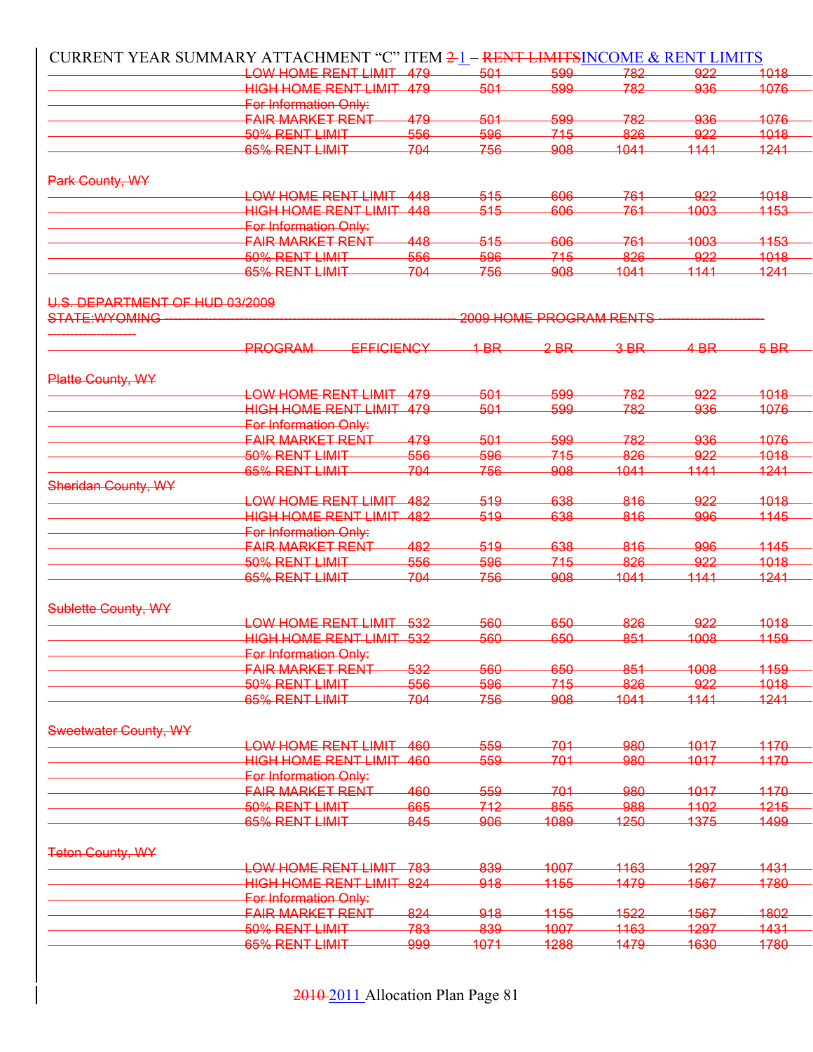CURRENT YEAR SUMMARY ATTACHMENT "C" ITEM ~~2~~ 1 – ~~RENT LIMITS~~INCOME & RENT LIMITS

| | PROGRAM | EFFICIENCY | 1 BR | 2 BR | 3 BR | 4 BR | 5 BR |
|---|---|---|---|---|---|---|---|
| | ~~LOW HOME RENT LIMIT~~ | ~~479~~ | ~~501~~ | ~~599~~ | ~~782~~ | ~~922~~ | ~~1018~~ |
| | ~~HIGH HOME RENT LIMIT~~ | ~~479~~ | ~~501~~ | ~~599~~ | ~~782~~ | ~~936~~ | ~~1076~~ |
| | ~~For Information Only:~~ | | | | | | |
| | ~~FAIR MARKET RENT~~ | ~~479~~ | ~~501~~ | ~~599~~ | ~~782~~ | ~~936~~ | ~~1076~~ |
| | ~~50% RENT LIMIT~~ | ~~556~~ | ~~596~~ | ~~715~~ | ~~826~~ | ~~922~~ | ~~1018~~ |
| | ~~65% RENT LIMIT~~ | ~~704~~ | ~~756~~ | ~~908~~ | ~~1041~~ | ~~1141~~ | ~~1241~~ |
| ~~Park County, WY~~ | | | | | | | |
| | ~~LOW HOME RENT LIMIT~~ | ~~448~~ | ~~515~~ | ~~606~~ | ~~761~~ | ~~922~~ | ~~1018~~ |
| | ~~HIGH HOME RENT LIMIT~~ | ~~448~~ | ~~515~~ | ~~606~~ | ~~761~~ | ~~1003~~ | ~~1153~~ |
| | ~~For Information Only:~~ | | | | | | |
| | ~~FAIR MARKET RENT~~ | ~~448~~ | ~~515~~ | ~~606~~ | ~~761~~ | ~~1003~~ | ~~1153~~ |
| | ~~50% RENT LIMIT~~ | ~~556~~ | ~~596~~ | ~~715~~ | ~~826~~ | ~~922~~ | ~~1018~~ |
| | ~~65% RENT LIMIT~~ | ~~704~~ | ~~756~~ | ~~908~~ | ~~1041~~ | ~~1141~~ | ~~1241~~ |

~~U.S. DEPARTMENT OF HUD 03/2009~~

~~STATE:WYOMING ------------------------------------------------------------------ 2009 HOME PROGRAM RENTS ------------------------------------------~~

| | ~~PROGRAM~~ | ~~EFFICIENCY~~ | ~~1 BR~~ | ~~2 BR~~ | ~~3 BR~~ | ~~4 BR~~ | ~~5 BR~~ |
|---|---|---|---|---|---|---|---|
| ~~Platte County, WY~~ | | | | | | | |
| | ~~LOW HOME RENT LIMIT~~ | ~~479~~ | ~~501~~ | ~~599~~ | ~~782~~ | ~~922~~ | ~~1018~~ |
| | ~~HIGH HOME RENT LIMIT~~ | ~~479~~ | ~~501~~ | ~~599~~ | ~~782~~ | ~~936~~ | ~~1076~~ |
| | ~~For Information Only:~~ | | | | | | |
| | ~~FAIR MARKET RENT~~ | ~~479~~ | ~~501~~ | ~~599~~ | ~~782~~ | ~~936~~ | ~~1076~~ |
| | ~~50% RENT LIMIT~~ | ~~556~~ | ~~596~~ | ~~715~~ | ~~826~~ | ~~922~~ | ~~1018~~ |
| | ~~65% RENT LIMIT~~ | ~~704~~ | ~~756~~ | ~~908~~ | ~~1041~~ | ~~1141~~ | ~~1241~~ |
| ~~Sheridan County, WY~~ | | | | | | | |
| | ~~LOW HOME RENT LIMIT~~ | ~~482~~ | ~~519~~ | ~~638~~ | ~~816~~ | ~~922~~ | ~~1018~~ |
| | ~~HIGH HOME RENT LIMIT~~ | ~~482~~ | ~~519~~ | ~~638~~ | ~~816~~ | ~~996~~ | ~~1145~~ |
| | ~~For Information Only:~~ | | | | | | |
| | ~~FAIR MARKET RENT~~ | ~~482~~ | ~~519~~ | ~~638~~ | ~~816~~ | ~~996~~ | ~~1145~~ |
| | ~~50% RENT LIMIT~~ | ~~556~~ | ~~596~~ | ~~715~~ | ~~826~~ | ~~922~~ | ~~1018~~ |
| | ~~65% RENT LIMIT~~ | ~~704~~ | ~~756~~ | ~~908~~ | ~~1041~~ | ~~1141~~ | ~~1241~~ |
| ~~Sublette County, WY~~ | | | | | | | |
| | ~~LOW HOME RENT LIMIT~~ | ~~532~~ | ~~560~~ | ~~650~~ | ~~826~~ | ~~922~~ | ~~1018~~ |
| | ~~HIGH HOME RENT LIMIT~~ | ~~532~~ | ~~560~~ | ~~650~~ | ~~851~~ | ~~1008~~ | ~~1159~~ |
| | ~~For Information Only:~~ | | | | | | |
| | ~~FAIR MARKET RENT~~ | ~~532~~ | ~~560~~ | ~~650~~ | ~~851~~ | ~~1008~~ | ~~1159~~ |
| | ~~50% RENT LIMIT~~ | ~~556~~ | ~~596~~ | ~~715~~ | ~~826~~ | ~~922~~ | ~~1018~~ |
| | ~~65% RENT LIMIT~~ | ~~704~~ | ~~756~~ | ~~908~~ | ~~1041~~ | ~~1141~~ | ~~1241~~ |
| ~~Sweetwater County, WY~~ | | | | | | | |
| | ~~LOW HOME RENT LIMIT~~ | ~~460~~ | ~~559~~ | ~~701~~ | ~~980~~ | ~~1017~~ | ~~1170~~ |
| | ~~HIGH HOME RENT LIMIT~~ | ~~460~~ | ~~559~~ | ~~701~~ | ~~980~~ | ~~1017~~ | ~~1170~~ |
| | ~~For Information Only:~~ | | | | | | |
| | ~~FAIR MARKET RENT~~ | ~~460~~ | ~~559~~ | ~~701~~ | ~~980~~ | ~~1017~~ | ~~1170~~ |
| | ~~50% RENT LIMIT~~ | ~~665~~ | ~~712~~ | ~~855~~ | ~~988~~ | ~~1102~~ | ~~1215~~ |
| | ~~65% RENT LIMIT~~ | ~~845~~ | ~~906~~ | ~~1089~~ | ~~1250~~ | ~~1375~~ | ~~1499~~ |
| ~~Teton County, WY~~ | | | | | | | |
| | ~~LOW HOME RENT LIMIT~~ | ~~783~~ | ~~839~~ | ~~1007~~ | ~~1163~~ | ~~1297~~ | ~~1431~~ |
| | ~~HIGH HOME RENT LIMIT~~ | ~~824~~ | ~~918~~ | ~~1155~~ | ~~1479~~ | ~~1567~~ | ~~1780~~ |
| | ~~For Information Only:~~ | | | | | | |
| | ~~FAIR MARKET RENT~~ | ~~824~~ | ~~918~~ | ~~1155~~ | ~~1522~~ | ~~1567~~ | ~~1802~~ |
| | ~~50% RENT LIMIT~~ | ~~783~~ | ~~839~~ | ~~1007~~ | ~~1163~~ | ~~1297~~ | ~~1431~~ |
| | ~~65% RENT LIMIT~~ | ~~999~~ | ~~1071~~ | ~~1288~~ | ~~1479~~ | ~~1630~~ | ~~1780~~ |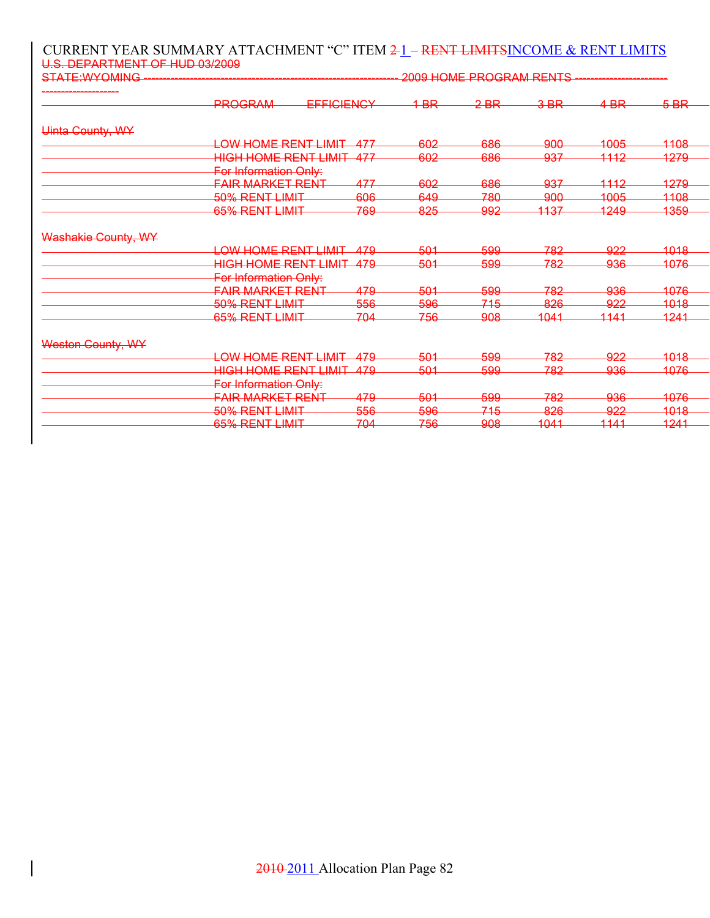CURRENT YEAR SUMMARY ATTACHMENT "C" ITEM ~~2~~ 1 – ~~RENT LIMITS~~INCOME & RENT LIMITS

~~U.S. DEPARTMENT OF HUD 03/2009~~

~~STATE:WYOMING ---------------------------------------------------------------- 2009 HOME PROGRAM RENTS ------------------------------------------~~

| | PROGRAM | EFFICIENCY | 1 BR | 2 BR | 3 BR | 4 BR | 5 BR |
|---|---|---|---|---|---|---|---|
| ~~Uinta County, WY~~ | | | | | | | |
| | ~~LOW HOME RENT LIMIT~~ | ~~477~~ | ~~602~~ | ~~686~~ | ~~900~~ | ~~1005~~ | ~~1108~~ |
| | ~~HIGH HOME RENT LIMIT~~ | ~~477~~ | ~~602~~ | ~~686~~ | ~~937~~ | ~~1112~~ | ~~1279~~ |
| | ~~For Information Only:~~ | | | | | | |
| | ~~FAIR MARKET RENT~~ | ~~477~~ | ~~602~~ | ~~686~~ | ~~937~~ | ~~1112~~ | ~~1279~~ |
| | ~~50% RENT LIMIT~~ | ~~606~~ | ~~649~~ | ~~780~~ | ~~900~~ | ~~1005~~ | ~~1108~~ |
| | ~~65% RENT LIMIT~~ | ~~769~~ | ~~825~~ | ~~992~~ | ~~1137~~ | ~~1249~~ | ~~1359~~ |
| ~~Washakie County, WY~~ | | | | | | | |
| | ~~LOW HOME RENT LIMIT~~ | ~~479~~ | ~~501~~ | ~~599~~ | ~~782~~ | ~~922~~ | ~~1018~~ |
| | ~~HIGH HOME RENT LIMIT~~ | ~~479~~ | ~~501~~ | ~~599~~ | ~~782~~ | ~~936~~ | ~~1076~~ |
| | ~~For Information Only:~~ | | | | | | |
| | ~~FAIR MARKET RENT~~ | ~~479~~ | ~~501~~ | ~~599~~ | ~~782~~ | ~~936~~ | ~~1076~~ |
| | ~~50% RENT LIMIT~~ | ~~556~~ | ~~596~~ | ~~715~~ | ~~826~~ | ~~922~~ | ~~1018~~ |
| | ~~65% RENT LIMIT~~ | ~~704~~ | ~~756~~ | ~~908~~ | ~~1041~~ | ~~1141~~ | ~~1241~~ |
| ~~Weston County, WY~~ | | | | | | | |
| | ~~LOW HOME RENT LIMIT~~ | ~~479~~ | ~~501~~ | ~~599~~ | ~~782~~ | ~~922~~ | ~~1018~~ |
| | ~~HIGH HOME RENT LIMIT~~ | ~~479~~ | ~~501~~ | ~~599~~ | ~~782~~ | ~~936~~ | ~~1076~~ |
| | ~~For Information Only:~~ | | | | | | |
| | ~~FAIR MARKET RENT~~ | ~~479~~ | ~~501~~ | ~~599~~ | ~~782~~ | ~~936~~ | ~~1076~~ |
| | ~~50% RENT LIMIT~~ | ~~556~~ | ~~596~~ | ~~715~~ | ~~826~~ | ~~922~~ | ~~1018~~ |
| | ~~65% RENT LIMIT~~ | ~~704~~ | ~~756~~ | ~~908~~ | ~~1041~~ | ~~1141~~ | ~~1241~~ |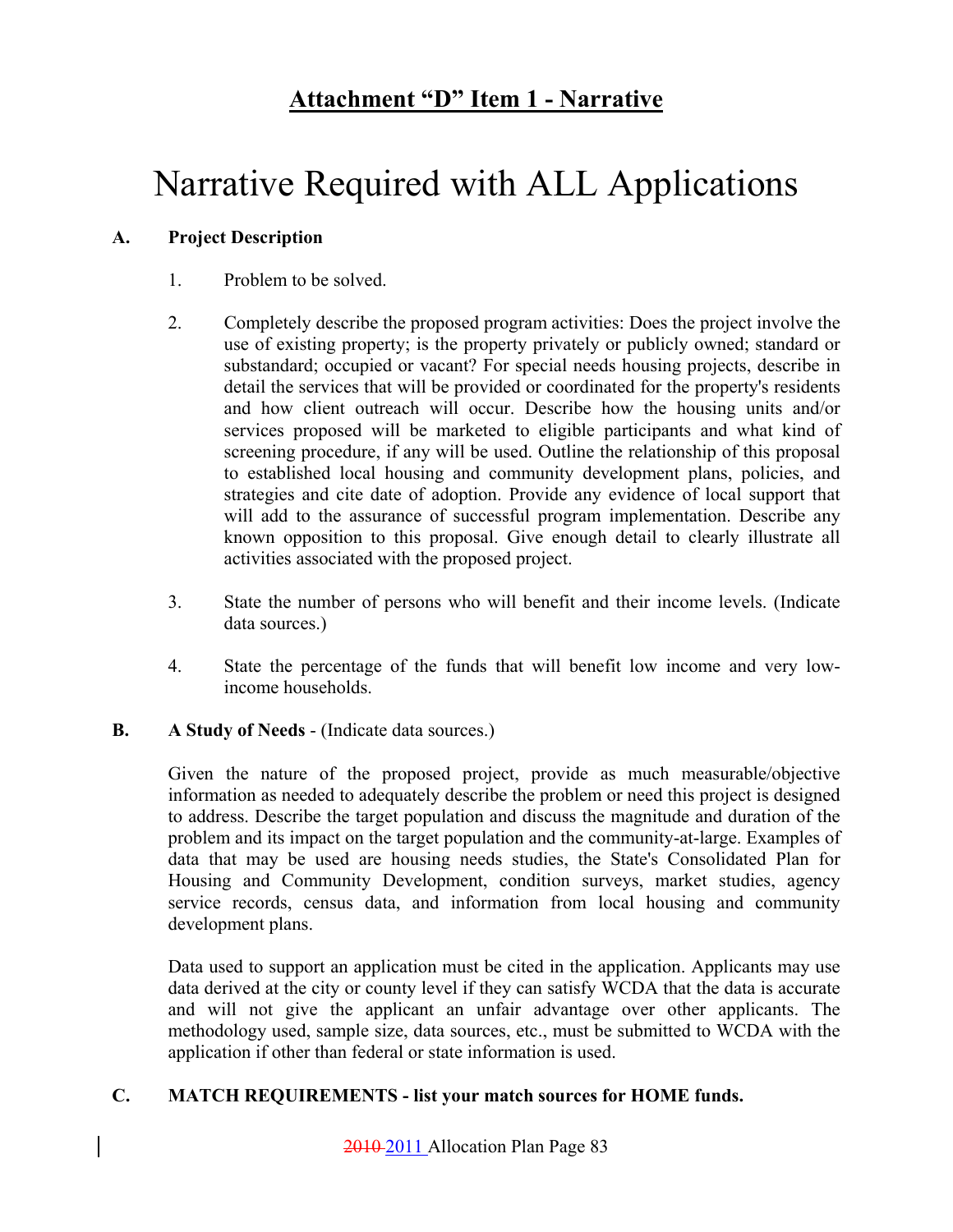## Attachment "D" Item 1 - Narrative

# Narrative Required with ALL Applications

**A. Project Description**

1. Problem to be solved.

2. Completely describe the proposed program activities: Does the project involve the use of existing property; is the property privately or publicly owned; standard or substandard; occupied or vacant? For special needs housing projects, describe in detail the services that will be provided or coordinated for the property's residents and how client outreach will occur. Describe how the housing units and/or services proposed will be marketed to eligible participants and what kind of screening procedure, if any will be used. Outline the relationship of this proposal to established local housing and community development plans, policies, and strategies and cite date of adoption. Provide any evidence of local support that will add to the assurance of successful program implementation. Describe any known opposition to this proposal. Give enough detail to clearly illustrate all activities associated with the proposed project.

3. State the number of persons who will benefit and their income levels. (Indicate data sources.)

4. State the percentage of the funds that will benefit low income and very low-income households.

**B. A Study of Needs** - (Indicate data sources.)

Given the nature of the proposed project, provide as much measurable/objective information as needed to adequately describe the problem or need this project is designed to address. Describe the target population and discuss the magnitude and duration of the problem and its impact on the target population and the community-at-large. Examples of data that may be used are housing needs studies, the State's Consolidated Plan for Housing and Community Development, condition surveys, market studies, agency service records, census data, and information from local housing and community development plans.

Data used to support an application must be cited in the application. Applicants may use data derived at the city or county level if they can satisfy WCDA that the data is accurate and will not give the applicant an unfair advantage over other applicants. The methodology used, sample size, data sources, etc., must be submitted to WCDA with the application if other than federal or state information is used.

**C. MATCH REQUIREMENTS - list your match sources for HOME funds.**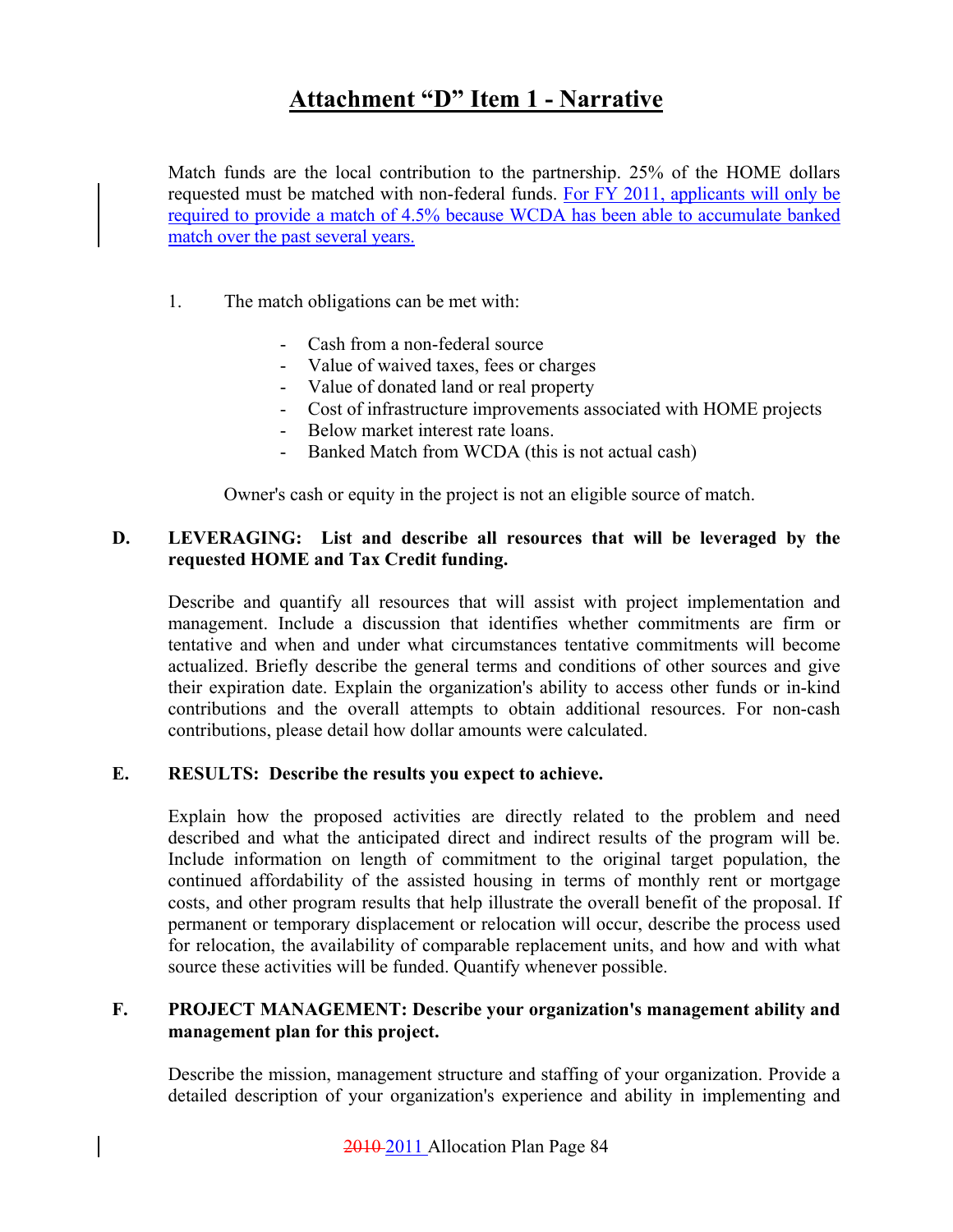# Attachment "D" Item 1 - Narrative

Match funds are the local contribution to the partnership. 25% of the HOME dollars requested must be matched with non-federal funds. For FY 2011, applicants will only be required to provide a match of 4.5% because WCDA has been able to accumulate banked match over the past several years.

1. The match obligations can be met with:

   - Cash from a non-federal source
   - Value of waived taxes, fees or charges
   - Value of donated land or real property
   - Cost of infrastructure improvements associated with HOME projects
   - Below market interest rate loans.
   - Banked Match from WCDA (this is not actual cash)

   Owner's cash or equity in the project is not an eligible source of match.

**D. LEVERAGING: List and describe all resources that will be leveraged by the requested HOME and Tax Credit funding.**

Describe and quantify all resources that will assist with project implementation and management. Include a discussion that identifies whether commitments are firm or tentative and when and under what circumstances tentative commitments will become actualized. Briefly describe the general terms and conditions of other sources and give their expiration date. Explain the organization's ability to access other funds or in-kind contributions and the overall attempts to obtain additional resources. For non-cash contributions, please detail how dollar amounts were calculated.

**E. RESULTS: Describe the results you expect to achieve.**

Explain how the proposed activities are directly related to the problem and need described and what the anticipated direct and indirect results of the program will be. Include information on length of commitment to the original target population, the continued affordability of the assisted housing in terms of monthly rent or mortgage costs, and other program results that help illustrate the overall benefit of the proposal. If permanent or temporary displacement or relocation will occur, describe the process used for relocation, the availability of comparable replacement units, and how and with what source these activities will be funded. Quantify whenever possible.

**F. PROJECT MANAGEMENT: Describe your organization's management ability and management plan for this project.**

Describe the mission, management structure and staffing of your organization. Provide a detailed description of your organization's experience and ability in implementing and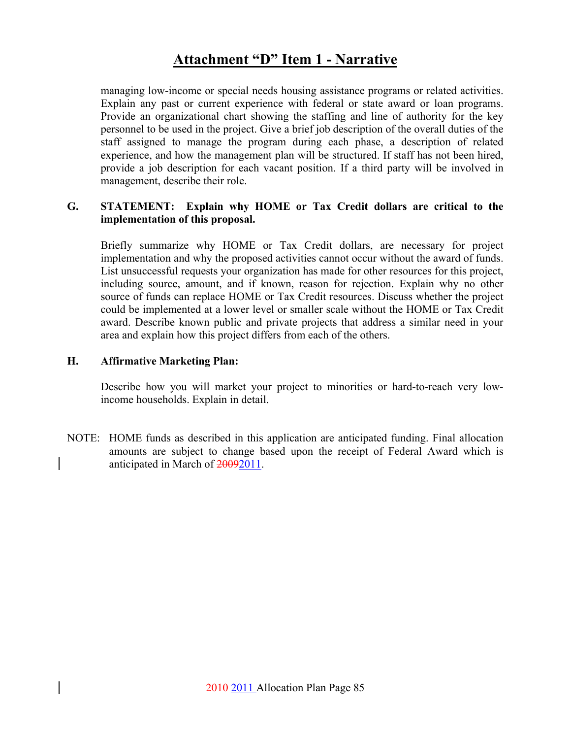# Attachment "D" Item 1 - Narrative

managing low-income or special needs housing assistance programs or related activities. Explain any past or current experience with federal or state award or loan programs. Provide an organizational chart showing the staffing and line of authority for the key personnel to be used in the project. Give a brief job description of the overall duties of the staff assigned to manage the program during each phase, a description of related experience, and how the management plan will be structured. If staff has not been hired, provide a job description for each vacant position. If a third party will be involved in management, describe their role.

**G. STATEMENT: Explain why HOME or Tax Credit dollars are critical to the implementation of this proposal.**

Briefly summarize why HOME or Tax Credit dollars, are necessary for project implementation and why the proposed activities cannot occur without the award of funds. List unsuccessful requests your organization has made for other resources for this project, including source, amount, and if known, reason for rejection. Explain why no other source of funds can replace HOME or Tax Credit resources. Discuss whether the project could be implemented at a lower level or smaller scale without the HOME or Tax Credit award. Describe known public and private projects that address a similar need in your area and explain how this project differs from each of the others.

**H. Affirmative Marketing Plan:**

Describe how you will market your project to minorities or hard-to-reach very low-income households. Explain in detail.

NOTE: HOME funds as described in this application are anticipated funding. Final allocation amounts are subject to change based upon the receipt of Federal Award which is anticipated in March of ~~2009~~2011.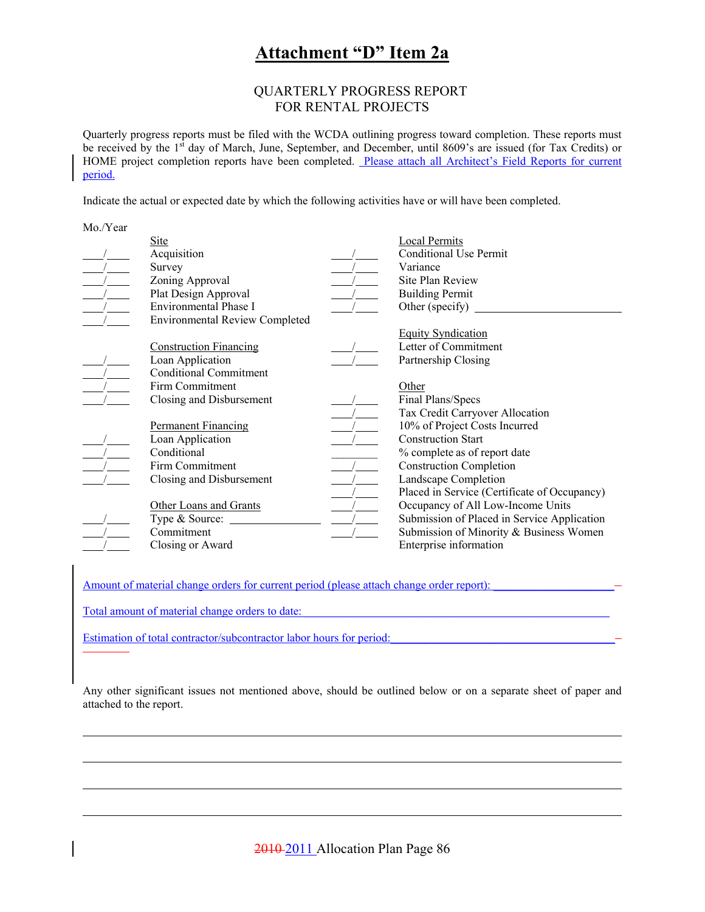# Attachment "D" Item 2a

## QUARTERLY PROGRESS REPORT
## FOR RENTAL PROJECTS

Quarterly progress reports must be filed with the WCDA outlining progress toward completion. These reports must be received by the 1st day of March, June, September, and December, until 8609's are issued (for Tax Credits) or HOME project completion reports have been completed. Please attach all Architect's Field Reports for current period.

Indicate the actual or expected date by which the following activities have or will have been completed.

Mo./Year

| | | | |
|---|---|---|---|
| | Site | | Local Permits |
| ____/____ | Acquisition | ____/____ | Conditional Use Permit |
| ____/____ | Survey | ____/____ | Variance |
| ____/____ | Zoning Approval | ____/____ | Site Plan Review |
| ____/____ | Plat Design Approval | ____/____ | Building Permit |
| ____/____ | Environmental Phase I | ____/____ | Other (specify) ____________ |
| ____/____ | Environmental Review Completed | | |
| | | | Equity Syndication |
| | Construction Financing | ____/____ | Letter of Commitment |
| ____/____ | Loan Application | ____/____ | Partnership Closing |
| ____/____ | Conditional Commitment | | |
| ____/____ | Firm Commitment | | Other |
| ____/____ | Closing and Disbursement | ____/____ | Final Plans/Specs |
| | | ____/____ | Tax Credit Carryover Allocation |
| | Permanent Financing | ____/____ | 10% of Project Costs Incurred |
| ____/____ | Loan Application | ____/____ | Construction Start |
| ____/____ | Conditional | ________ | % complete as of report date |
| ____/____ | Firm Commitment | ____/____ | Construction Completion |
| ____/____ | Closing and Disbursement | ____/____ | Landscape Completion |
| | | ____/____ | Placed in Service (Certificate of Occupancy) |
| | Other Loans and Grants | ____/____ | Occupancy of All Low-Income Units |
| ____/____ | Type & Source: ____________ | ____/____ | Submission of Placed in Service Application |
| ____/____ | Commitment | ____/____ | Submission of Minority & Business Women Enterprise information |
| ____/____ | Closing or Award | | |

Amount of material change orders for current period (please attach change order report): ____________________

Total amount of material change orders to date: ____________________

Estimation of total contractor/subcontractor labor hours for period: ____________________

Any other significant issues not mentioned above, should be outlined below or on a separate sheet of paper and attached to the report.

______________________________________________________________________________

______________________________________________________________________________

______________________________________________________________________________

______________________________________________________________________________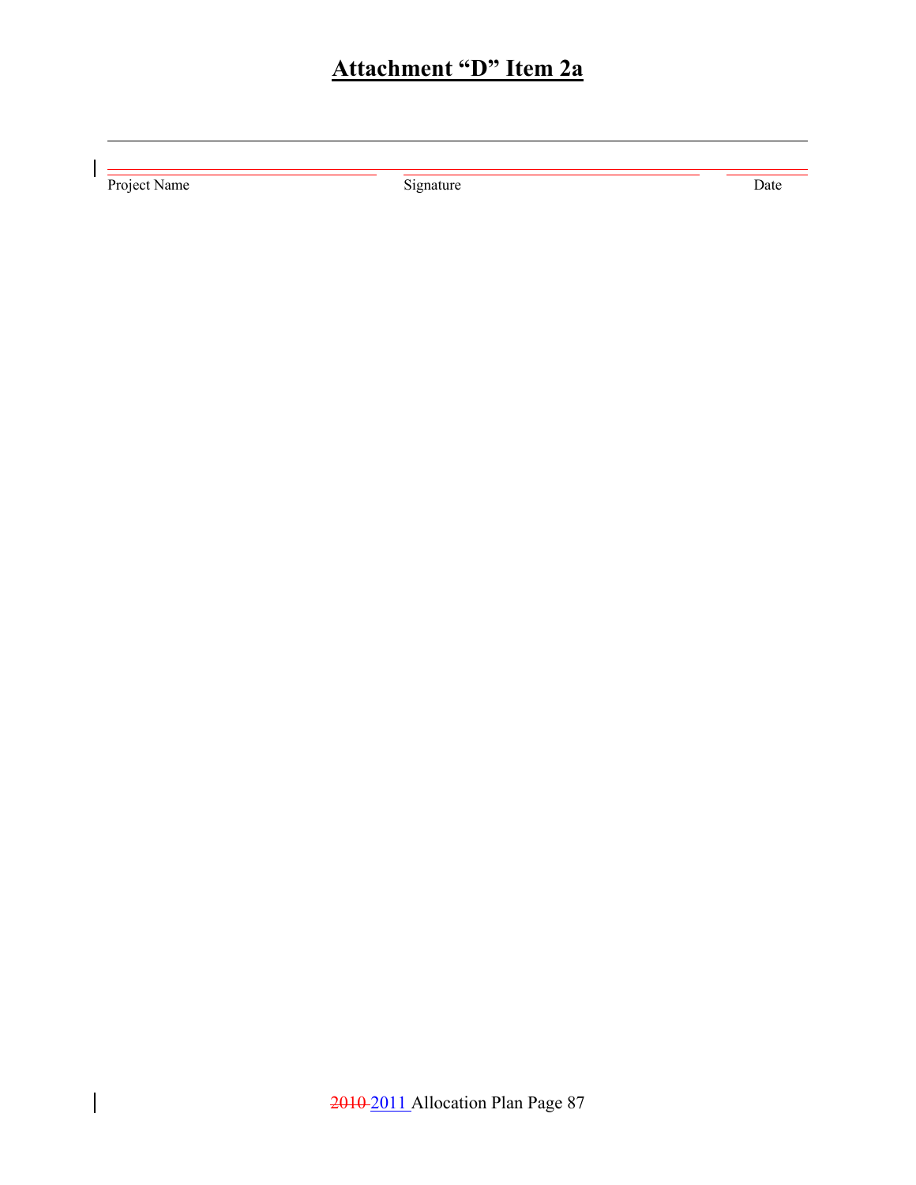# Attachment "D" Item 2a

---

| Project Name | Signature | Date |
|---|---|---|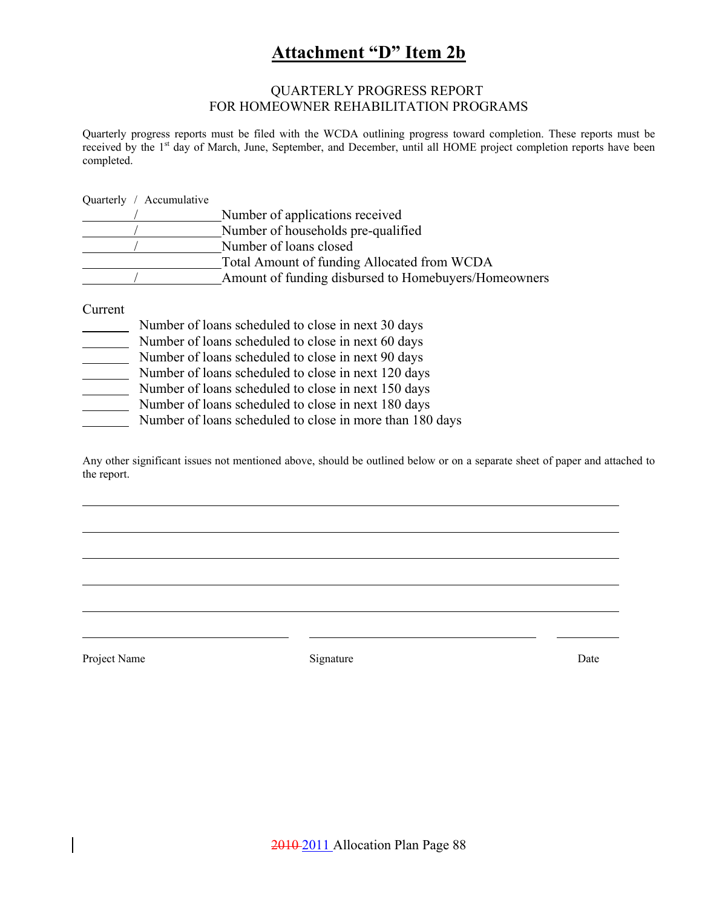# Attachment "D" Item 2b

QUARTERLY PROGRESS REPORT
FOR HOMEOWNER REHABILITATION PROGRAMS

Quarterly progress reports must be filed with the WCDA outlining progress toward completion. These reports must be received by the 1st day of March, June, September, and December, until all HOME project completion reports have been completed.

Quarterly / Accumulative

________/____________ Number of applications received
________/____________ Number of households pre-qualified
________/____________ Number of loans closed
_____________________ Total Amount of funding Allocated from WCDA
________/____________ Amount of funding disbursed to Homebuyers/Homeowners

Current

_______ Number of loans scheduled to close in next 30 days
_______ Number of loans scheduled to close in next 60 days
_______ Number of loans scheduled to close in next 90 days
_______ Number of loans scheduled to close in next 120 days
_______ Number of loans scheduled to close in next 150 days
_______ Number of loans scheduled to close in next 180 days
_______ Number of loans scheduled to close in more than 180 days

Any other significant issues not mentioned above, should be outlined below or on a separate sheet of paper and attached to the report.

________________________________________________________________________________

________________________________________________________________________________

________________________________________________________________________________

________________________________________________________________________________

________________________________________________________________________________

______________________________ ______________________________ __________

Project Name Signature Date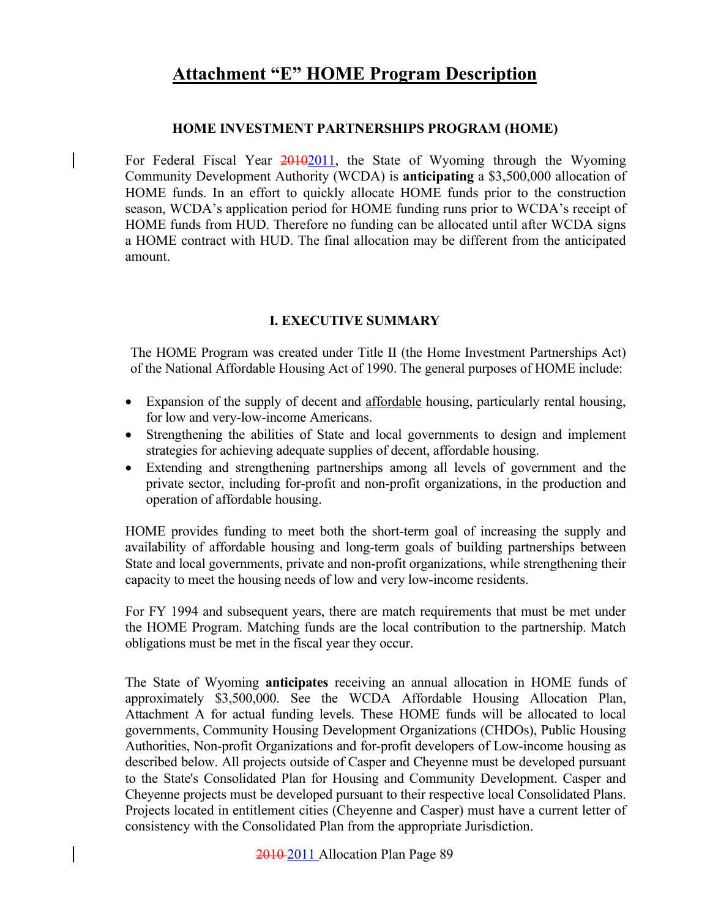# Attachment "E" HOME Program Description

### HOME INVESTMENT PARTNERSHIPS PROGRAM (HOME)

For Federal Fiscal Year ~~2010~~2011, the State of Wyoming through the Wyoming Community Development Authority (WCDA) is **anticipating** a $3,500,000 allocation of HOME funds. In an effort to quickly allocate HOME funds prior to the construction season, WCDA's application period for HOME funding runs prior to WCDA's receipt of HOME funds from HUD. Therefore no funding can be allocated until after WCDA signs a HOME contract with HUD. The final allocation may be different from the anticipated amount.

## I. EXECUTIVE SUMMARY

The HOME Program was created under Title II (the Home Investment Partnerships Act) of the National Affordable Housing Act of 1990. The general purposes of HOME include:

- Expansion of the supply of decent and affordable housing, particularly rental housing, for low and very-low-income Americans.
- Strengthening the abilities of State and local governments to design and implement strategies for achieving adequate supplies of decent, affordable housing.
- Extending and strengthening partnerships among all levels of government and the private sector, including for-profit and non-profit organizations, in the production and operation of affordable housing.

HOME provides funding to meet both the short-term goal of increasing the supply and availability of affordable housing and long-term goals of building partnerships between State and local governments, private and non-profit organizations, while strengthening their capacity to meet the housing needs of low and very low-income residents.

For FY 1994 and subsequent years, there are match requirements that must be met under the HOME Program. Matching funds are the local contribution to the partnership. Match obligations must be met in the fiscal year they occur.

The State of Wyoming **anticipates** receiving an annual allocation in HOME funds of approximately $3,500,000. See the WCDA Affordable Housing Allocation Plan, Attachment A for actual funding levels. These HOME funds will be allocated to local governments, Community Housing Development Organizations (CHDOs), Public Housing Authorities, Non-profit Organizations and for-profit developers of Low-income housing as described below. All projects outside of Casper and Cheyenne must be developed pursuant to the State's Consolidated Plan for Housing and Community Development. Casper and Cheyenne projects must be developed pursuant to their respective local Consolidated Plans. Projects located in entitlement cities (Cheyenne and Casper) must have a current letter of consistency with the Consolidated Plan from the appropriate Jurisdiction.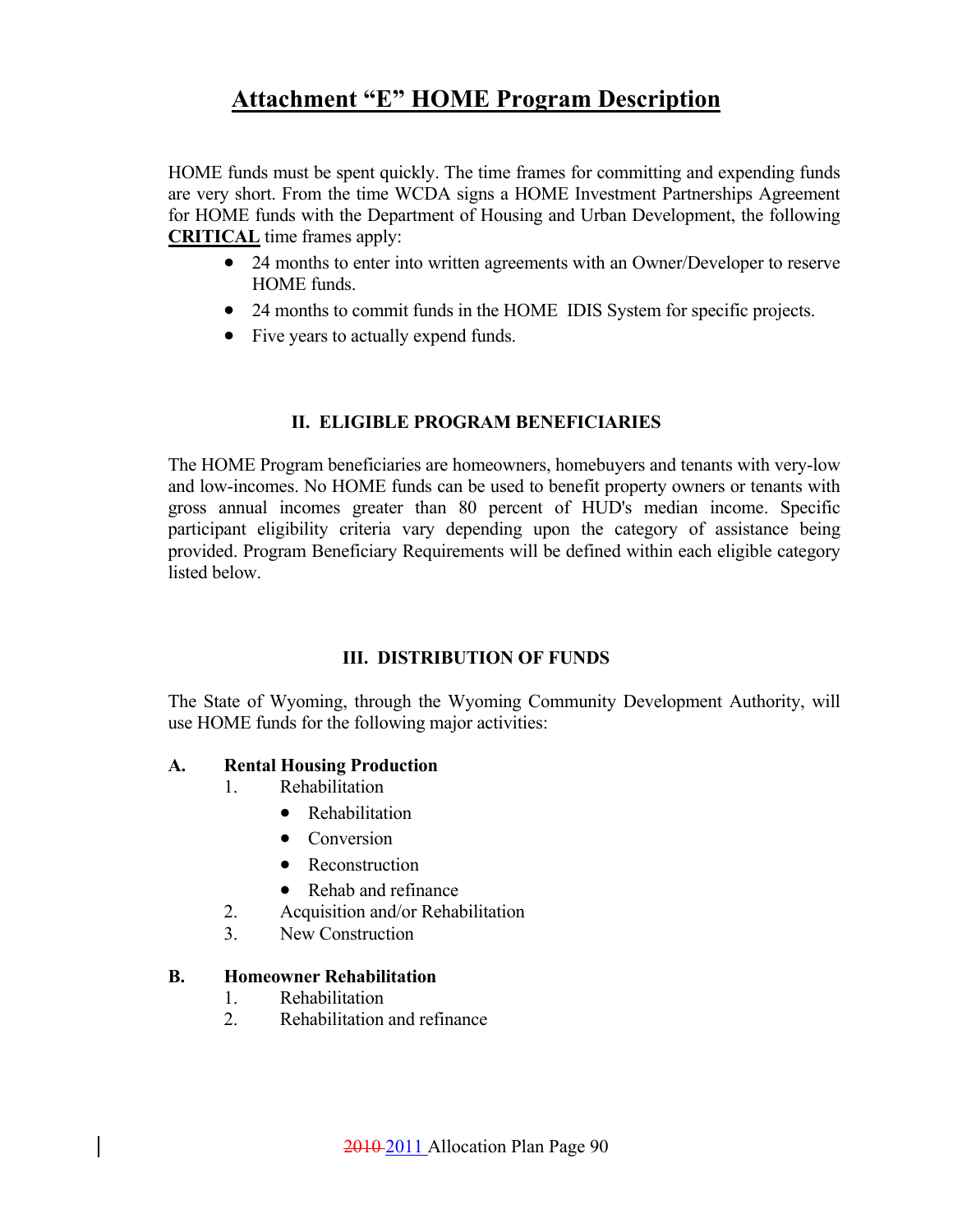# Attachment "E" HOME Program Description

HOME funds must be spent quickly. The time frames for committing and expending funds are very short. From the time WCDA signs a HOME Investment Partnerships Agreement for HOME funds with the Department of Housing and Urban Development, the following **CRITICAL** time frames apply:

- 24 months to enter into written agreements with an Owner/Developer to reserve HOME funds.
- 24 months to commit funds in the HOME IDIS System for specific projects.
- Five years to actually expend funds.

## II. ELIGIBLE PROGRAM BENEFICIARIES

The HOME Program beneficiaries are homeowners, homebuyers and tenants with very-low and low-incomes. No HOME funds can be used to benefit property owners or tenants with gross annual incomes greater than 80 percent of HUD's median income. Specific participant eligibility criteria vary depending upon the category of assistance being provided. Program Beneficiary Requirements will be defined within each eligible category listed below.

## III. DISTRIBUTION OF FUNDS

The State of Wyoming, through the Wyoming Community Development Authority, will use HOME funds for the following major activities:

**A. Rental Housing Production**

1. Rehabilitation
   - Rehabilitation
   - Conversion
   - Reconstruction
   - Rehab and refinance
2. Acquisition and/or Rehabilitation
3. New Construction

**B. Homeowner Rehabilitation**

1. Rehabilitation
2. Rehabilitation and refinance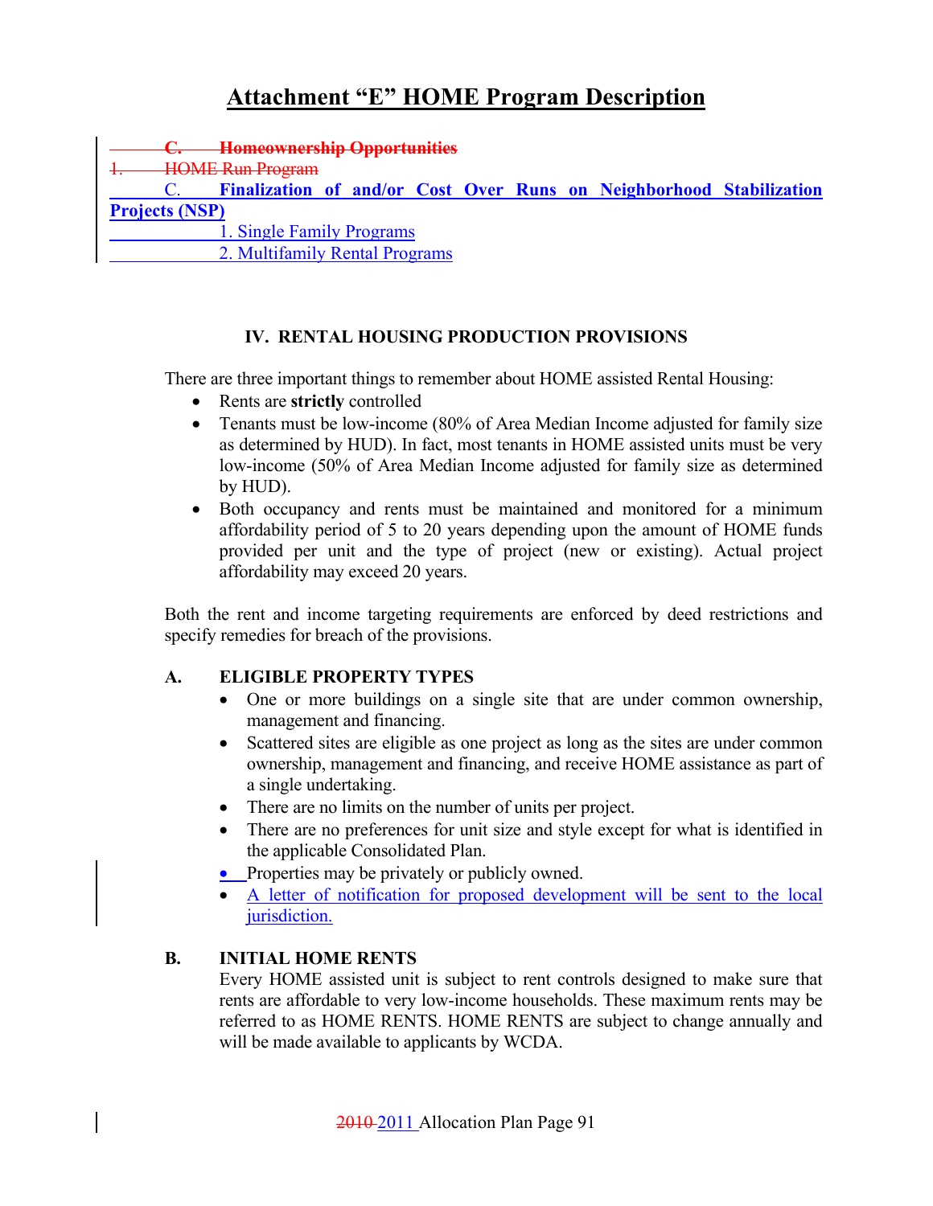# Attachment "E" HOME Program Description

~~C. Homeownership Opportunities~~

~~1. HOME Run Program~~

**C. Finalization of and/or Cost Over Runs on Neighborhood Stabilization Projects (NSP)**

1. Single Family Programs
2. Multifamily Rental Programs

## IV. RENTAL HOUSING PRODUCTION PROVISIONS

There are three important things to remember about HOME assisted Rental Housing:

- Rents are **strictly** controlled
- Tenants must be low-income (80% of Area Median Income adjusted for family size as determined by HUD). In fact, most tenants in HOME assisted units must be very low-income (50% of Area Median Income adjusted for family size as determined by HUD).
- Both occupancy and rents must be maintained and monitored for a minimum affordability period of 5 to 20 years depending upon the amount of HOME funds provided per unit and the type of project (new or existing). Actual project affordability may exceed 20 years.

Both the rent and income targeting requirements are enforced by deed restrictions and specify remedies for breach of the provisions.

### A. ELIGIBLE PROPERTY TYPES

- One or more buildings on a single site that are under common ownership, management and financing.
- Scattered sites are eligible as one project as long as the sites are under common ownership, management and financing, and receive HOME assistance as part of a single undertaking.
- There are no limits on the number of units per project.
- There are no preferences for unit size and style except for what is identified in the applicable Consolidated Plan.
- Properties may be privately or publicly owned.
- A letter of notification for proposed development will be sent to the local jurisdiction.

### B. INITIAL HOME RENTS

Every HOME assisted unit is subject to rent controls designed to make sure that rents are affordable to very low-income households. These maximum rents may be referred to as HOME RENTS. HOME RENTS are subject to change annually and will be made available to applicants by WCDA.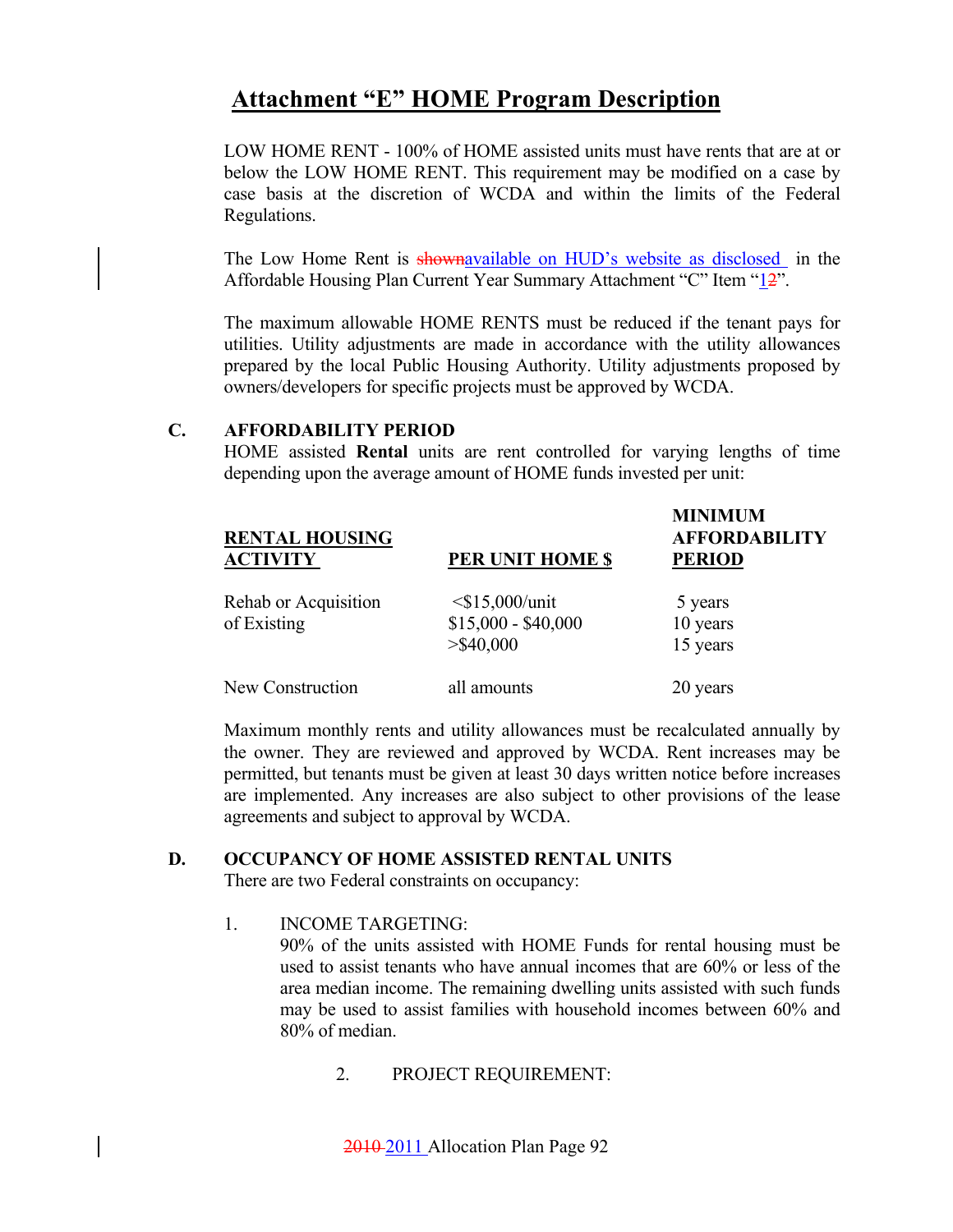# Attachment "E" HOME Program Description

LOW HOME RENT - 100% of HOME assisted units must have rents that are at or below the LOW HOME RENT. This requirement may be modified on a case by case basis at the discretion of WCDA and within the limits of the Federal Regulations.

The Low Home Rent is ~~shown~~available on HUD's website as disclosed in the Affordable Housing Plan Current Year Summary Attachment "C" Item "1~~2~~".

The maximum allowable HOME RENTS must be reduced if the tenant pays for utilities. Utility adjustments are made in accordance with the utility allowances prepared by the local Public Housing Authority. Utility adjustments proposed by owners/developers for specific projects must be approved by WCDA.

## C. AFFORDABILITY PERIOD

HOME assisted **Rental** units are rent controlled for varying lengths of time depending upon the average amount of HOME funds invested per unit:

| RENTAL HOUSING ACTIVITY | PER UNIT HOME $ | MINIMUM AFFORDABILITY PERIOD |
|---|---|---|
| Rehab or Acquisition of Existing | <$15,000/unit | 5 years |
| | $15,000 - $40,000 | 10 years |
| | >$40,000 | 15 years |
| New Construction | all amounts | 20 years |

Maximum monthly rents and utility allowances must be recalculated annually by the owner. They are reviewed and approved by WCDA. Rent increases may be permitted, but tenants must be given at least 30 days written notice before increases are implemented. Any increases are also subject to other provisions of the lease agreements and subject to approval by WCDA.

## D. OCCUPANCY OF HOME ASSISTED RENTAL UNITS

There are two Federal constraints on occupancy:

1. INCOME TARGETING:
   90% of the units assisted with HOME Funds for rental housing must be used to assist tenants who have annual incomes that are 60% or less of the area median income. The remaining dwelling units assisted with such funds may be used to assist families with household incomes between 60% and 80% of median.

2. PROJECT REQUIREMENT: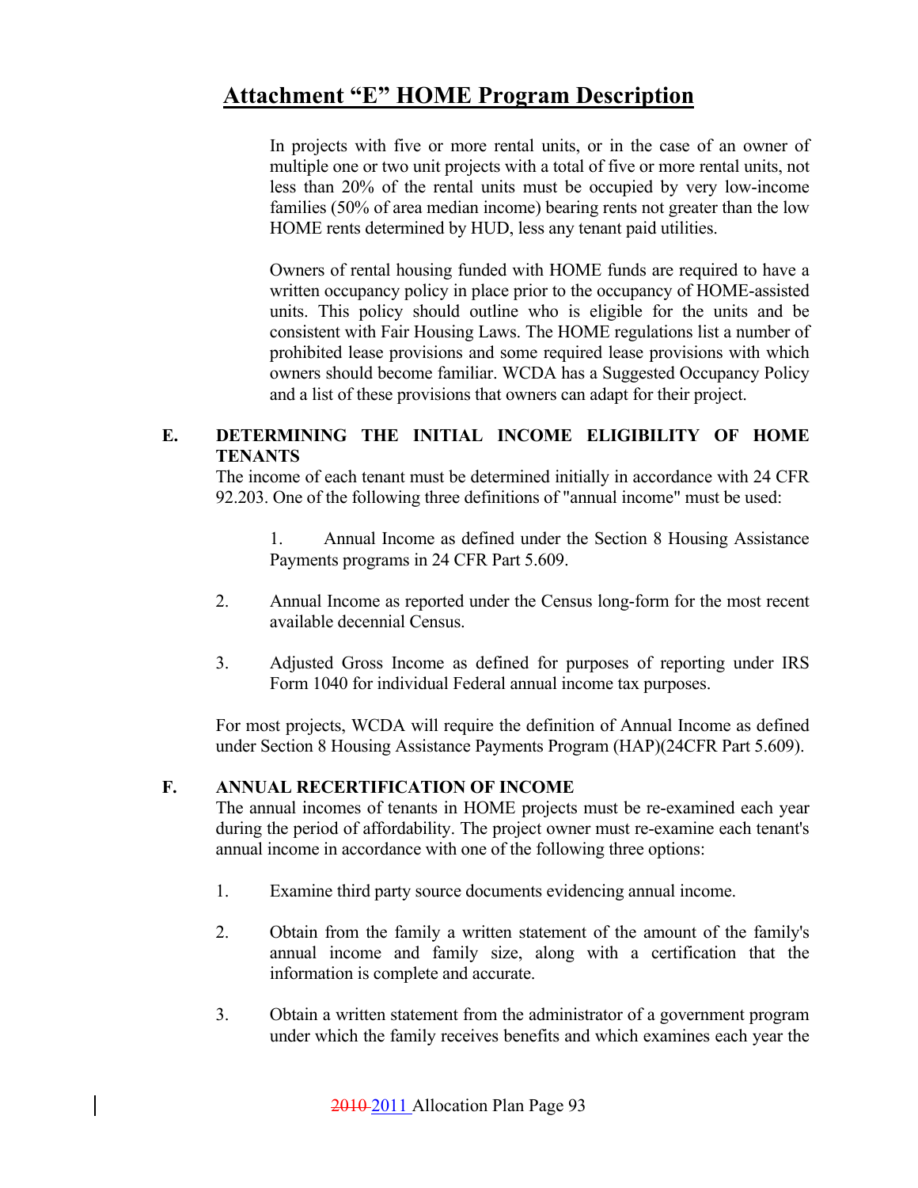# Attachment "E" HOME Program Description

In projects with five or more rental units, or in the case of an owner of multiple one or two unit projects with a total of five or more rental units, not less than 20% of the rental units must be occupied by very low-income families (50% of area median income) bearing rents not greater than the low HOME rents determined by HUD, less any tenant paid utilities.

Owners of rental housing funded with HOME funds are required to have a written occupancy policy in place prior to the occupancy of HOME-assisted units. This policy should outline who is eligible for the units and be consistent with Fair Housing Laws. The HOME regulations list a number of prohibited lease provisions and some required lease provisions with which owners should become familiar. WCDA has a Suggested Occupancy Policy and a list of these provisions that owners can adapt for their project.

**E. DETERMINING THE INITIAL INCOME ELIGIBILITY OF HOME TENANTS**

The income of each tenant must be determined initially in accordance with 24 CFR 92.203. One of the following three definitions of "annual income" must be used:

1. Annual Income as defined under the Section 8 Housing Assistance Payments programs in 24 CFR Part 5.609.
2. Annual Income as reported under the Census long-form for the most recent available decennial Census.
3. Adjusted Gross Income as defined for purposes of reporting under IRS Form 1040 for individual Federal annual income tax purposes.

For most projects, WCDA will require the definition of Annual Income as defined under Section 8 Housing Assistance Payments Program (HAP)(24CFR Part 5.609).

**F. ANNUAL RECERTIFICATION OF INCOME**

The annual incomes of tenants in HOME projects must be re-examined each year during the period of affordability. The project owner must re-examine each tenant's annual income in accordance with one of the following three options:

1. Examine third party source documents evidencing annual income.
2. Obtain from the family a written statement of the amount of the family's annual income and family size, along with a certification that the information is complete and accurate.
3. Obtain a written statement from the administrator of a government program under which the family receives benefits and which examines each year the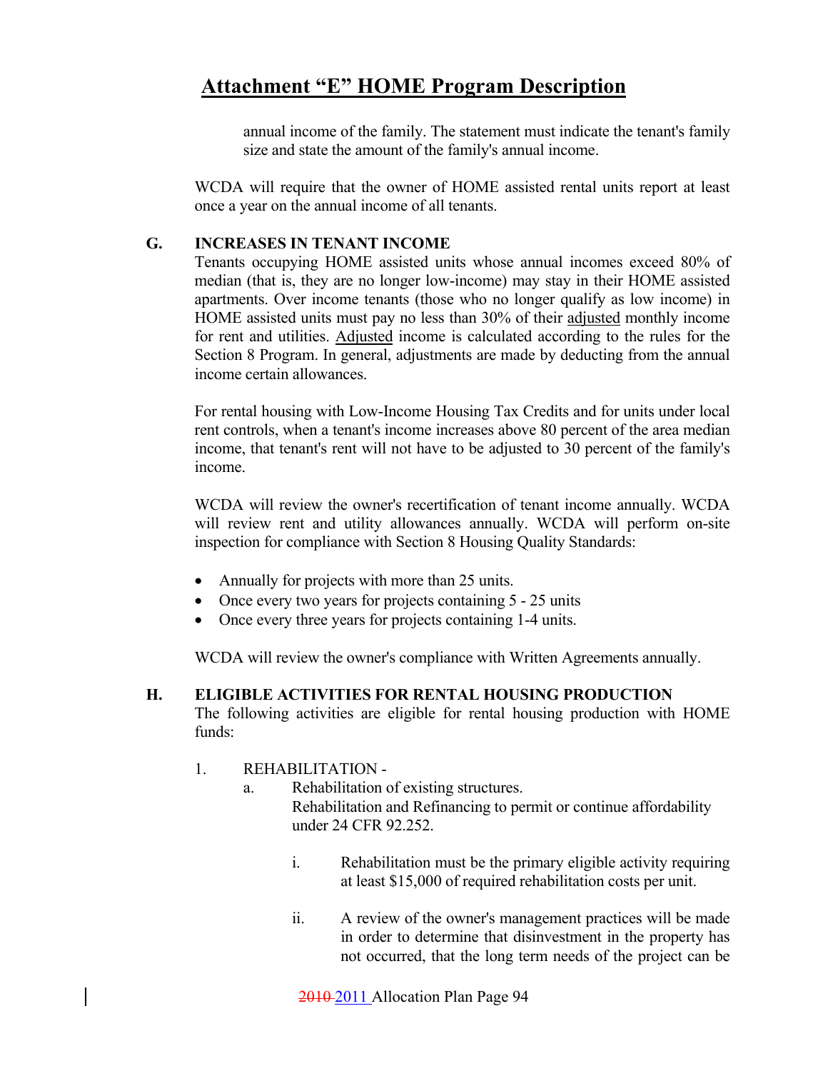annual income of the family. The statement must indicate the tenant's family size and state the amount of the family's annual income.

WCDA will require that the owner of HOME assisted rental units report at least once a year on the annual income of all tenants.

### G. INCREASES IN TENANT INCOME

Tenants occupying HOME assisted units whose annual incomes exceed 80% of median (that is, they are no longer low-income) may stay in their HOME assisted apartments. Over income tenants (those who no longer qualify as low income) in HOME assisted units must pay no less than 30% of their adjusted monthly income for rent and utilities. Adjusted income is calculated according to the rules for the Section 8 Program. In general, adjustments are made by deducting from the annual income certain allowances.

For rental housing with Low-Income Housing Tax Credits and for units under local rent controls, when a tenant's income increases above 80 percent of the area median income, that tenant's rent will not have to be adjusted to 30 percent of the family's income.

WCDA will review the owner's recertification of tenant income annually. WCDA will review rent and utility allowances annually. WCDA will perform on-site inspection for compliance with Section 8 Housing Quality Standards:

- Annually for projects with more than 25 units.
- Once every two years for projects containing 5 - 25 units
- Once every three years for projects containing 1-4 units.

WCDA will review the owner's compliance with Written Agreements annually.

### H. ELIGIBLE ACTIVITIES FOR RENTAL HOUSING PRODUCTION

The following activities are eligible for rental housing production with HOME funds:

1. REHABILITATION -
   a. Rehabilitation of existing structures.
      Rehabilitation and Refinancing to permit or continue affordability under 24 CFR 92.252.

      i. Rehabilitation must be the primary eligible activity requiring at least $15,000 of required rehabilitation costs per unit.

      ii. A review of the owner's management practices will be made in order to determine that disinvestment in the property has not occurred, that the long term needs of the project can be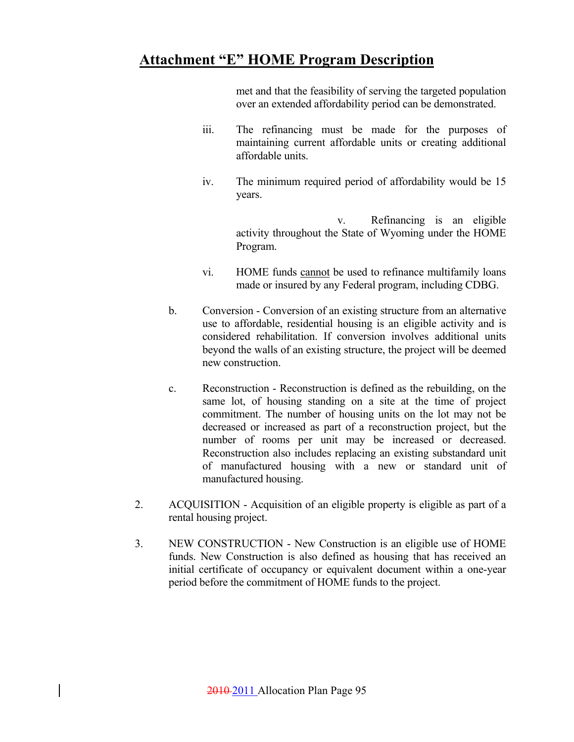# Attachment "E" HOME Program Description

met and that the feasibility of serving the targeted population over an extended affordability period can be demonstrated.

iii. The refinancing must be made for the purposes of maintaining current affordable units or creating additional affordable units.

iv. The minimum required period of affordability would be 15 years.

v. Refinancing is an eligible activity throughout the State of Wyoming under the HOME Program.

vi. HOME funds cannot be used to refinance multifamily loans made or insured by any Federal program, including CDBG.

b. Conversion - Conversion of an existing structure from an alternative use to affordable, residential housing is an eligible activity and is considered rehabilitation. If conversion involves additional units beyond the walls of an existing structure, the project will be deemed new construction.

c. Reconstruction - Reconstruction is defined as the rebuilding, on the same lot, of housing standing on a site at the time of project commitment. The number of housing units on the lot may not be decreased or increased as part of a reconstruction project, but the number of rooms per unit may be increased or decreased. Reconstruction also includes replacing an existing substandard unit of manufactured housing with a new or standard unit of manufactured housing.

2. ACQUISITION - Acquisition of an eligible property is eligible as part of a rental housing project.

3. NEW CONSTRUCTION - New Construction is an eligible use of HOME funds. New Construction is also defined as housing that has received an initial certificate of occupancy or equivalent document within a one-year period before the commitment of HOME funds to the project.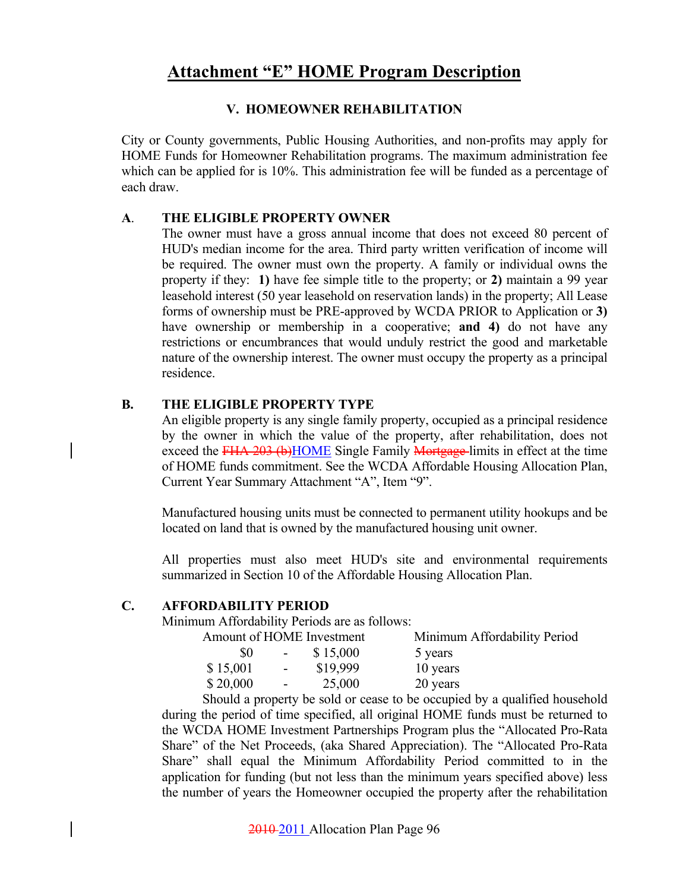# Attachment "E" HOME Program Description

## V. HOMEOWNER REHABILITATION

City or County governments, Public Housing Authorities, and non-profits may apply for HOME Funds for Homeowner Rehabilitation programs. The maximum administration fee which can be applied for is 10%. This administration fee will be funded as a percentage of each draw.

### A. THE ELIGIBLE PROPERTY OWNER

The owner must have a gross annual income that does not exceed 80 percent of HUD's median income for the area. Third party written verification of income will be required. The owner must own the property. A family or individual owns the property if they: **1)** have fee simple title to the property; or **2)** maintain a 99 year leasehold interest (50 year leasehold on reservation lands) in the property; All Lease forms of ownership must be PRE-approved by WCDA PRIOR to Application or **3)** have ownership or membership in a cooperative; **and 4)** do not have any restrictions or encumbrances that would unduly restrict the good and marketable nature of the ownership interest. The owner must occupy the property as a principal residence.

### B. THE ELIGIBLE PROPERTY TYPE

An eligible property is any single family property, occupied as a principal residence by the owner in which the value of the property, after rehabilitation, does not exceed the ~~FHA 203 (b)~~HOME Single Family ~~Mortgage~~ limits in effect at the time of HOME funds commitment. See the WCDA Affordable Housing Allocation Plan, Current Year Summary Attachment "A", Item "9".

Manufactured housing units must be connected to permanent utility hookups and be located on land that is owned by the manufactured housing unit owner.

All properties must also meet HUD's site and environmental requirements summarized in Section 10 of the Affordable Housing Allocation Plan.

### C. AFFORDABILITY PERIOD

Minimum Affordability Periods are as follows:

| Amount of HOME Investment | Minimum Affordability Period |
|---|---|
| $0 - $ 15,000 | 5 years |
| $ 15,001 - $19,999 | 10 years |
| $ 20,000 - 25,000 | 20 years |

Should a property be sold or cease to be occupied by a qualified household during the period of time specified, all original HOME funds must be returned to the WCDA HOME Investment Partnerships Program plus the "Allocated Pro-Rata Share" of the Net Proceeds, (aka Shared Appreciation). The "Allocated Pro-Rata Share" shall equal the Minimum Affordability Period committed to in the application for funding (but not less than the minimum years specified above) less the number of years the Homeowner occupied the property after the rehabilitation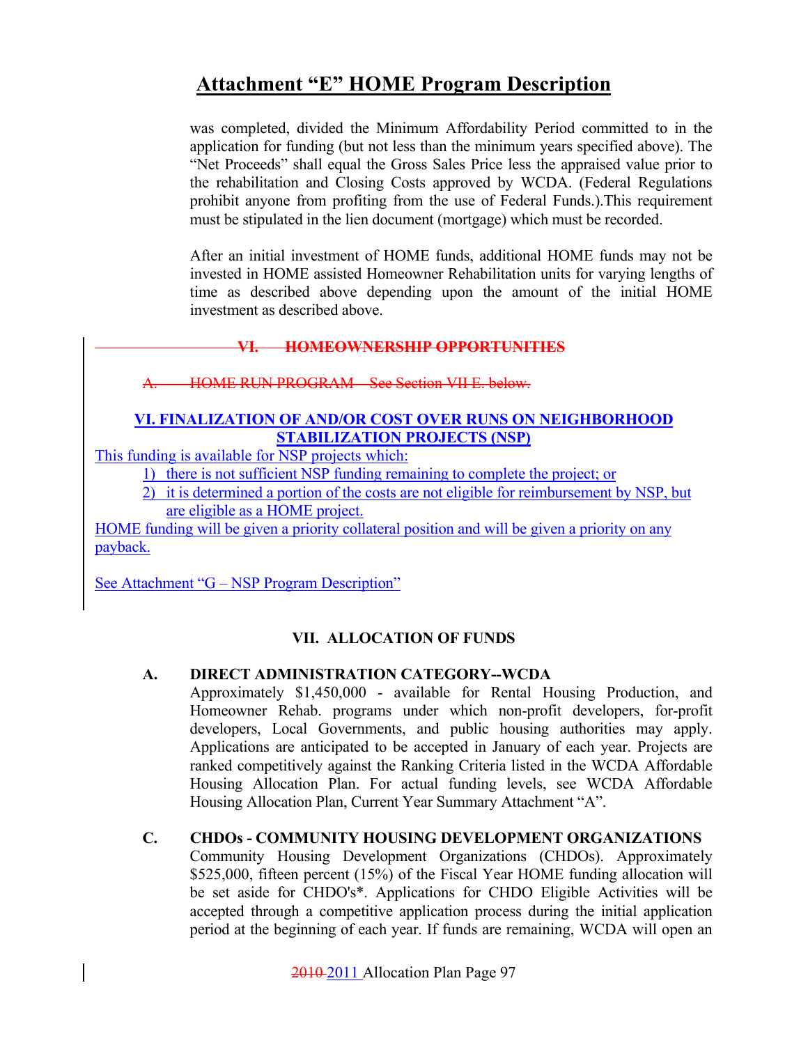# Attachment "E" HOME Program Description

was completed, divided the Minimum Affordability Period committed to in the application for funding (but not less than the minimum years specified above). The "Net Proceeds" shall equal the Gross Sales Price less the appraised value prior to the rehabilitation and Closing Costs approved by WCDA. (Federal Regulations prohibit anyone from profiting from the use of Federal Funds.).This requirement must be stipulated in the lien document (mortgage) which must be recorded.

After an initial investment of HOME funds, additional HOME funds may not be invested in HOME assisted Homeowner Rehabilitation units for varying lengths of time as described above depending upon the amount of the initial HOME investment as described above.

~~VI. HOMEOWNERSHIP OPPORTUNITIES~~

~~A. HOME RUN PROGRAM – See Section VII E. below.~~

## VI. FINALIZATION OF AND/OR COST OVER RUNS ON NEIGHBORHOOD STABILIZATION PROJECTS (NSP)

This funding is available for NSP projects which:

1) there is not sufficient NSP funding remaining to complete the project; or
2) it is determined a portion of the costs are not eligible for reimbursement by NSP, but are eligible as a HOME project.

HOME funding will be given a priority collateral position and will be given a priority on any payback.

See Attachment "G – NSP Program Description"

## VII. ALLOCATION OF FUNDS

**A. DIRECT ADMINISTRATION CATEGORY--WCDA**

Approximately $1,450,000 - available for Rental Housing Production, and Homeowner Rehab. programs under which non-profit developers, for-profit developers, Local Governments, and public housing authorities may apply. Applications are anticipated to be accepted in January of each year. Projects are ranked competitively against the Ranking Criteria listed in the WCDA Affordable Housing Allocation Plan. For actual funding levels, see WCDA Affordable Housing Allocation Plan, Current Year Summary Attachment "A".

**C. CHDOs - COMMUNITY HOUSING DEVELOPMENT ORGANIZATIONS**

Community Housing Development Organizations (CHDOs). Approximately $525,000, fifteen percent (15%) of the Fiscal Year HOME funding allocation will be set aside for CHDO's*. Applications for CHDO Eligible Activities will be accepted through a competitive application process during the initial application period at the beginning of each year. If funds are remaining, WCDA will open an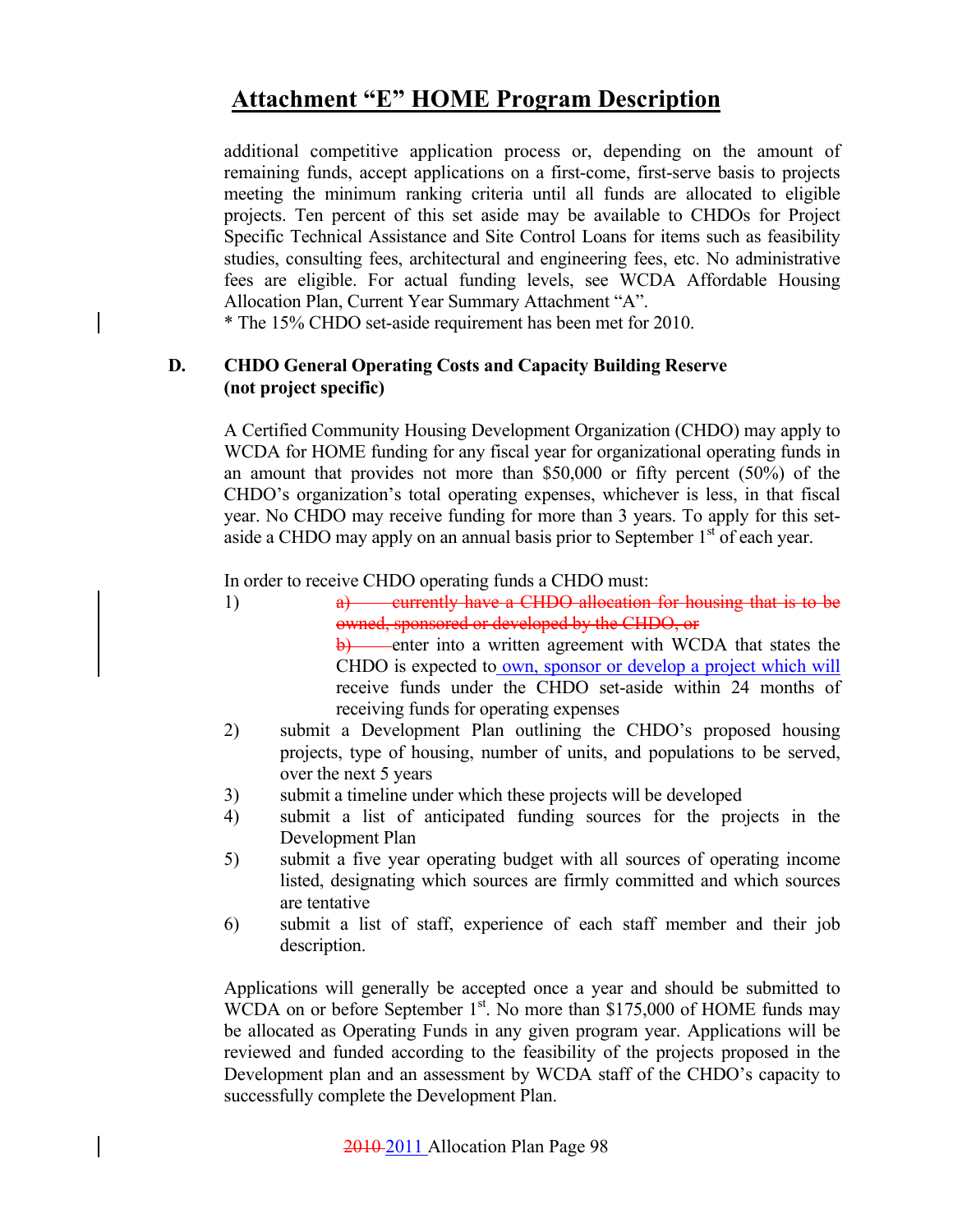# Attachment "E" HOME Program Description

additional competitive application process or, depending on the amount of remaining funds, accept applications on a first-come, first-serve basis to projects meeting the minimum ranking criteria until all funds are allocated to eligible projects. Ten percent of this set aside may be available to CHDOs for Project Specific Technical Assistance and Site Control Loans for items such as feasibility studies, consulting fees, architectural and engineering fees, etc. No administrative fees are eligible. For actual funding levels, see WCDA Affordable Housing Allocation Plan, Current Year Summary Attachment "A".

* The 15% CHDO set-aside requirement has been met for 2010.

**D. CHDO General Operating Costs and Capacity Building Reserve (not project specific)**

A Certified Community Housing Development Organization (CHDO) may apply to WCDA for HOME funding for any fiscal year for organizational operating funds in an amount that provides not more than $50,000 or fifty percent (50%) of the CHDO's organization's total operating expenses, whichever is less, in that fiscal year. No CHDO may receive funding for more than 3 years. To apply for this set-aside a CHDO may apply on an annual basis prior to September 1st of each year.

In order to receive CHDO operating funds a CHDO must:

1) ~~a) currently have a CHDO allocation for housing that is to be owned, sponsored or developed by the CHDO, or~~
   ~~b)~~ enter into a written agreement with WCDA that states the CHDO is expected to own, sponsor or develop a project which will receive funds under the CHDO set-aside within 24 months of receiving funds for operating expenses
2) submit a Development Plan outlining the CHDO's proposed housing projects, type of housing, number of units, and populations to be served, over the next 5 years
3) submit a timeline under which these projects will be developed
4) submit a list of anticipated funding sources for the projects in the Development Plan
5) submit a five year operating budget with all sources of operating income listed, designating which sources are firmly committed and which sources are tentative
6) submit a list of staff, experience of each staff member and their job description.

Applications will generally be accepted once a year and should be submitted to WCDA on or before September 1st. No more than $175,000 of HOME funds may be allocated as Operating Funds in any given program year. Applications will be reviewed and funded according to the feasibility of the projects proposed in the Development plan and an assessment by WCDA staff of the CHDO's capacity to successfully complete the Development Plan.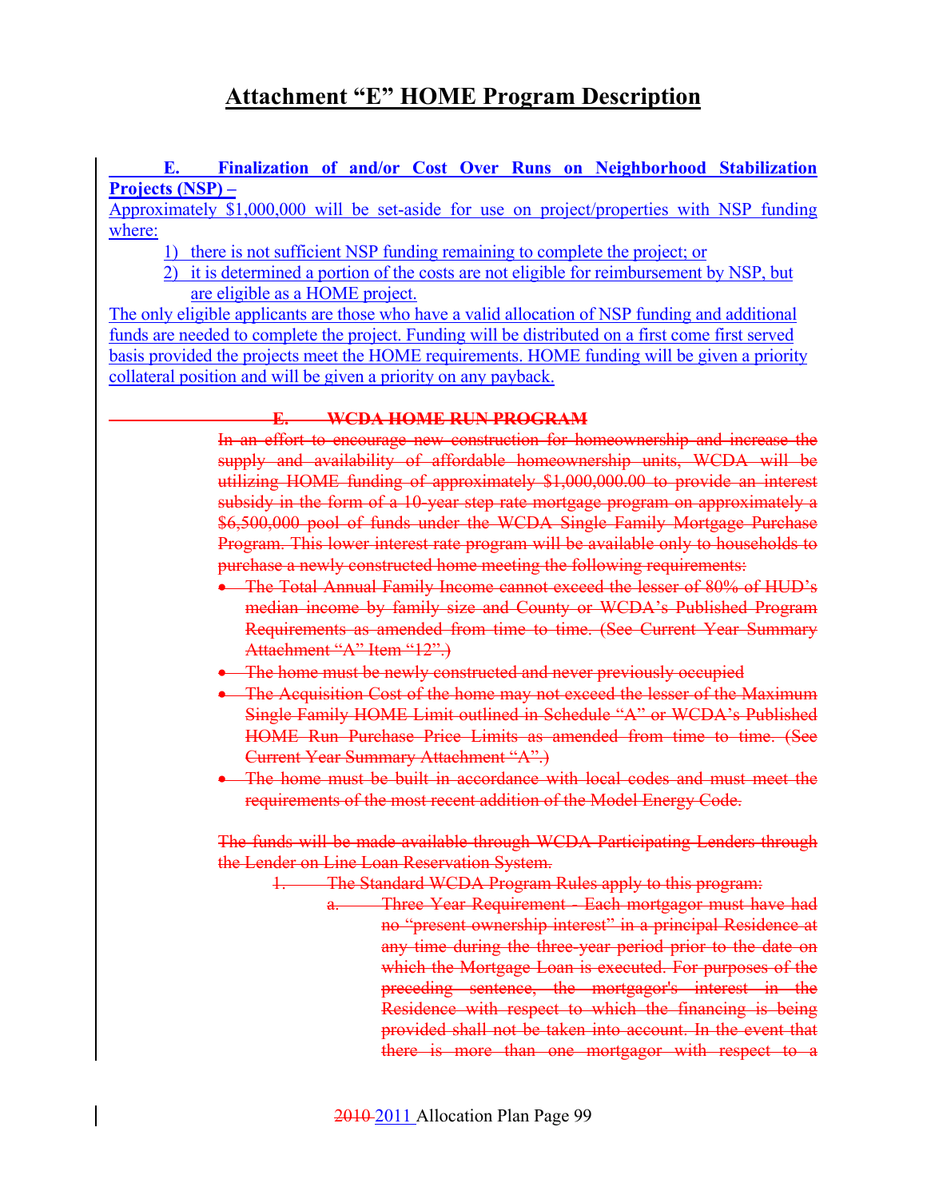# Attachment "E" HOME Program Description

**E. Finalization of and/or Cost Over Runs on Neighborhood Stabilization Projects (NSP) –**

Approximately $1,000,000 will be set-aside for use on project/properties with NSP funding where:

1) there is not sufficient NSP funding remaining to complete the project; or
2) it is determined a portion of the costs are not eligible for reimbursement by NSP, but are eligible as a HOME project.

The only eligible applicants are those who have a valid allocation of NSP funding and additional funds are needed to complete the project. Funding will be distributed on a first come first served basis provided the projects meet the HOME requirements. HOME funding will be given a priority collateral position and will be given a priority on any payback.

~~**E. WCDA HOME RUN PROGRAM**~~

~~In an effort to encourage new construction for homeownership and increase the supply and availability of affordable homeownership units, WCDA will be utilizing HOME funding of approximately $1,000,000.00 to provide an interest subsidy in the form of a 10-year step rate mortgage program on approximately a $6,500,000 pool of funds under the WCDA Single Family Mortgage Purchase Program. This lower interest rate program will be available only to households to purchase a newly constructed home meeting the following requirements:~~

- ~~The Total Annual Family Income cannot exceed the lesser of 80% of HUD's median income by family size and County or WCDA's Published Program Requirements as amended from time to time. (See Current Year Summary Attachment "A" Item "12".)~~
- ~~The home must be newly constructed and never previously occupied~~
- ~~The Acquisition Cost of the home may not exceed the lesser of the Maximum Single Family HOME Limit outlined in Schedule "A" or WCDA's Published HOME Run Purchase Price Limits as amended from time to time. (See Current Year Summary Attachment "A".)~~
- ~~The home must be built in accordance with local codes and must meet the requirements of the most recent addition of the Model Energy Code.~~

~~The funds will be made available through WCDA Participating Lenders through the Lender on Line Loan Reservation System.~~

1. ~~The Standard WCDA Program Rules apply to this program:~~
   a. ~~Three Year Requirement - Each mortgagor must have had no "present ownership interest" in a principal Residence at any time during the three-year period prior to the date on which the Mortgage Loan is executed. For purposes of the preceding sentence, the mortgagor's interest in the Residence with respect to which the financing is being provided shall not be taken into account. In the event that there is more than one mortgagor with respect to a~~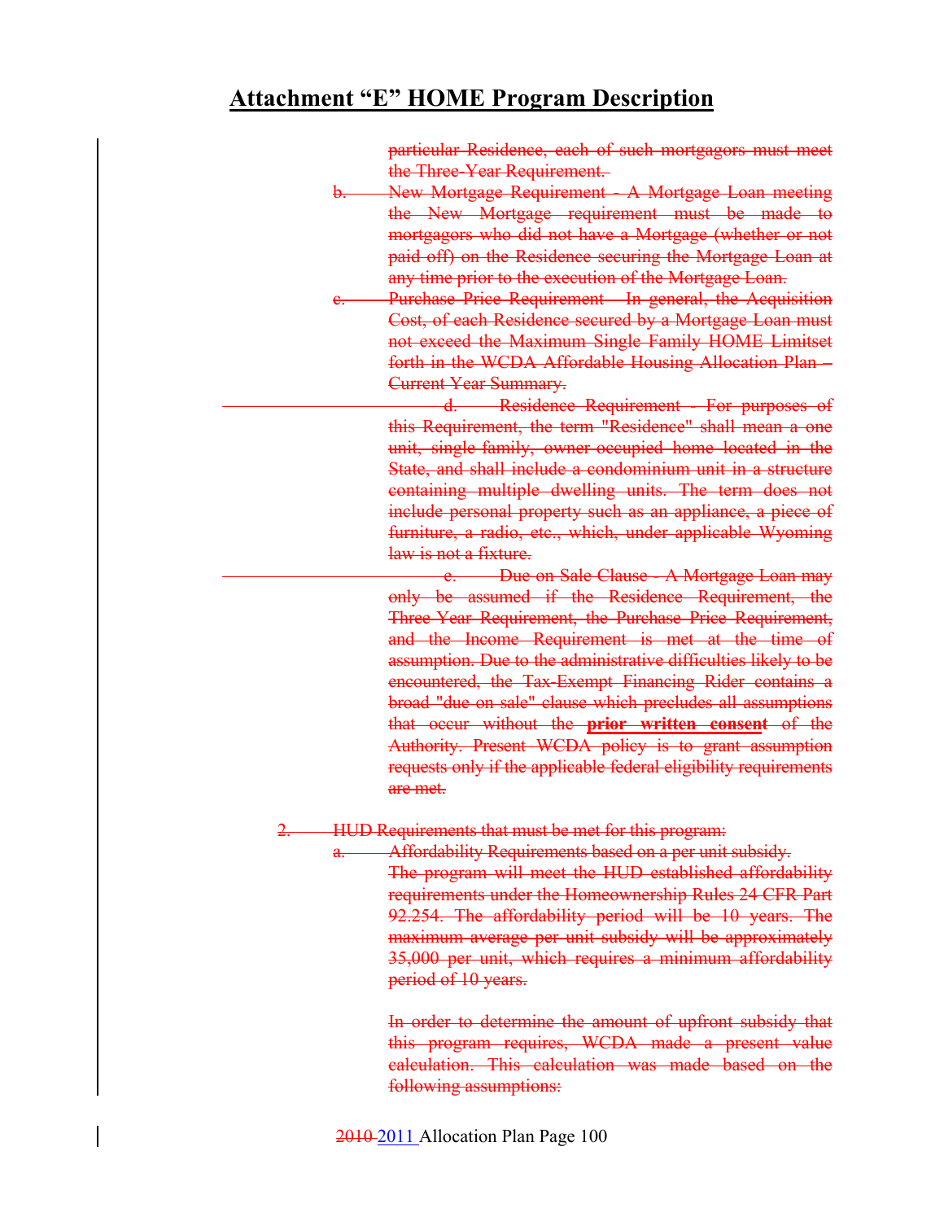# Attachment "E" HOME Program Description

particular Residence, each of such mortgagors must meet the Three-Year Requirement.

b. New Mortgage Requirement - A Mortgage Loan meeting the New Mortgage requirement must be made to mortgagors who did not have a Mortgage (whether or not paid off) on the Residence securing the Mortgage Loan at any time prior to the execution of the Mortgage Loan.

c. Purchase Price Requirement - In general, the Acquisition Cost, of each Residence secured by a Mortgage Loan must not exceed the Maximum Single Family HOME Limitset forth in the WCDA Affordable Housing Allocation Plan – Current Year Summary.

d. Residence Requirement - For purposes of this Requirement, the term "Residence" shall mean a one unit, single family, owner occupied home located in the State, and shall include a condominium unit in a structure containing multiple dwelling units. The term does not include personal property such as an appliance, a piece of furniture, a radio, etc., which, under applicable Wyoming law is not a fixture.

e. Due on Sale Clause - A Mortgage Loan may only be assumed if the Residence Requirement, the Three Year Requirement, the Purchase Price Requirement, and the Income Requirement is met at the time of assumption. Due to the administrative difficulties likely to be encountered, the Tax-Exempt Financing Rider contains a broad "due on sale" clause which precludes all assumptions that occur without the **prior written consent** of the Authority. Present WCDA policy is to grant assumption requests only if the applicable federal eligibility requirements are met.

2. HUD Requirements that must be met for this program:

a. Affordability Requirements based on a per unit subsidy.

The program will meet the HUD established affordability requirements under the Homeownership Rules 24 CFR Part 92.254. The affordability period will be 10 years. The maximum average per unit subsidy will be approximately 35,000 per unit, which requires a minimum affordability period of 10 years.

In order to determine the amount of upfront subsidy that this program requires, WCDA made a present value calculation. This calculation was made based on the following assumptions: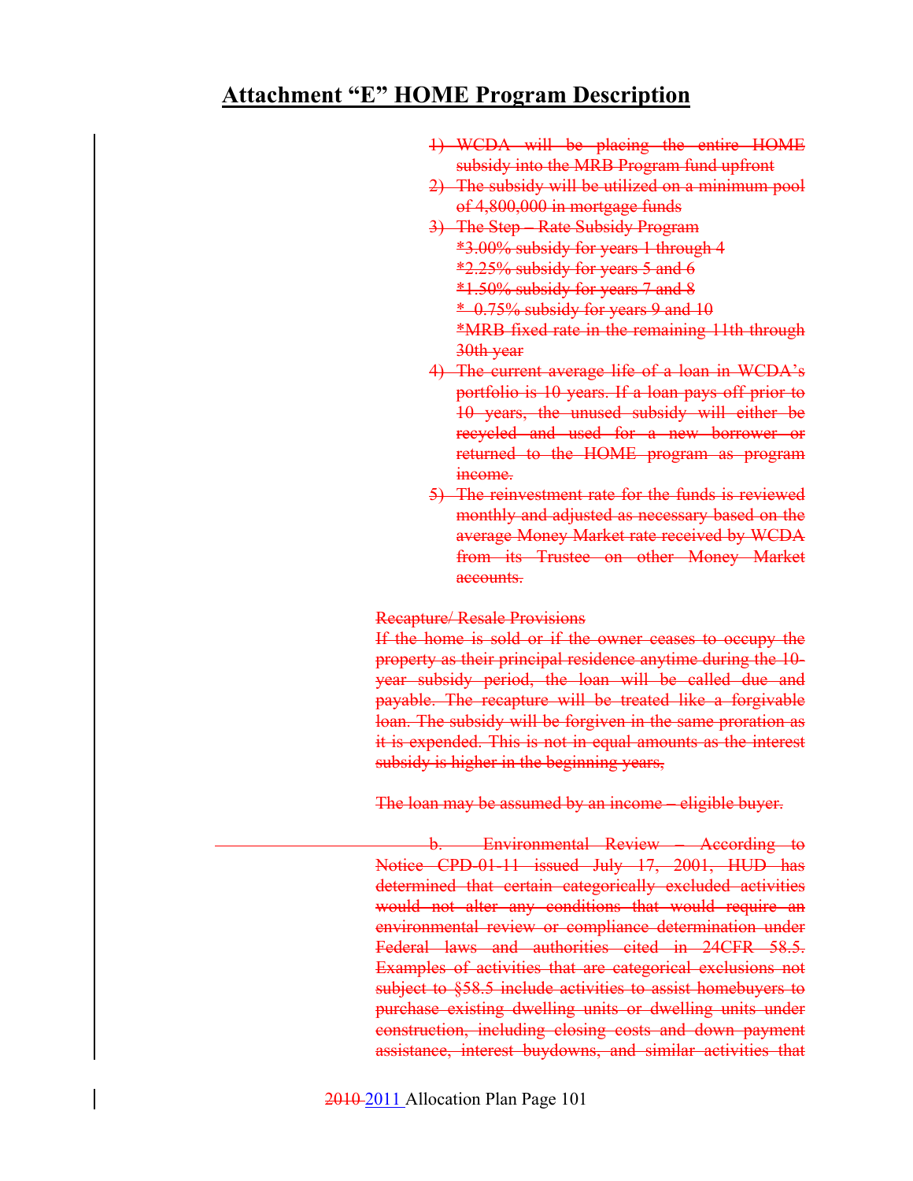# Attachment "E" HOME Program Description

1) ~~WCDA will be placing the entire HOME subsidy into the MRB Program fund upfront~~
2) ~~The subsidy will be utilized on a minimum pool of 4,800,000 in mortgage funds~~
3) ~~The Step – Rate Subsidy Program~~
   ~~*3.00% subsidy for years 1 through 4~~
   ~~*2.25% subsidy for years 5 and 6~~
   ~~*1.50% subsidy for years 7 and 8~~
   ~~* 0.75% subsidy for years 9 and 10~~
   ~~*MRB fixed rate in the remaining 11th through 30th year~~
4) ~~The current average life of a loan in WCDA's portfolio is 10 years. If a loan pays off prior to 10 years, the unused subsidy will either be recycled and used for a new borrower or returned to the HOME program as program income.~~
5) ~~The reinvestment rate for the funds is reviewed monthly and adjusted as necessary based on the average Money Market rate received by WCDA from its Trustee on other Money Market accounts.~~

~~Recapture/ Resale Provisions~~
~~If the home is sold or if the owner ceases to occupy the property as their principal residence anytime during the 10-year subsidy period, the loan will be called due and payable. The recapture will be treated like a forgivable loan. The subsidy will be forgiven in the same proration as it is expended. This is not in equal amounts as the interest subsidy is higher in the beginning years,~~

~~The loan may be assumed by an income – eligible buyer.~~

~~b. Environmental Review – According to Notice CPD-01-11 issued July 17, 2001, HUD has determined that certain categorically excluded activities would not alter any conditions that would require an environmental review or compliance determination under Federal laws and authorities cited in 24CFR 58.5. Examples of activities that are categorical exclusions not subject to §58.5 include activities to assist homebuyers to purchase existing dwelling units or dwelling units under construction, including closing costs and down payment assistance, interest buydowns, and similar activities that~~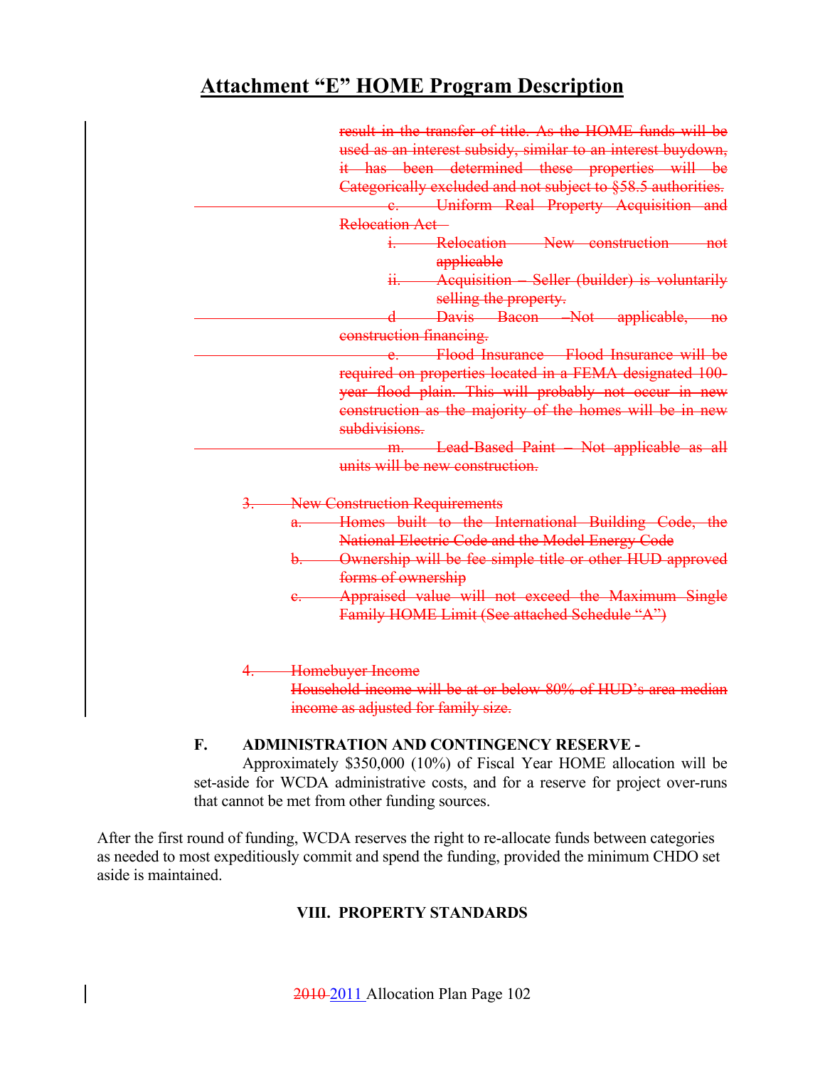# Attachment "E" HOME Program Description

~~result in the transfer of title. As the HOME funds will be used as an interest subsidy, similar to an interest buydown, it has been determined these properties will be Categorically excluded and not subject to §58.5 authorities.~~

~~c. Uniform Real Property Acquisition and Relocation Act –~~

~~i. Relocation New construction not applicable~~

~~ii. Acquisition – Seller (builder) is voluntarily selling the property.~~

~~d Davis Bacon –Not applicable, no construction financing.~~

~~e. Flood Insurance Flood Insurance will be required on properties located in a FEMA designated 100-year flood plain. This will probably not occur in new construction as the majority of the homes will be in new subdivisions.~~

~~m. Lead-Based Paint – Not applicable as all units will be new construction.~~

~~3. New Construction Requirements~~

~~a. Homes built to the International Building Code, the National Electric Code and the Model Energy Code~~

~~b. Ownership will be fee simple title or other HUD approved forms of ownership~~

~~c. Appraised value will not exceed the Maximum Single Family HOME Limit (See attached Schedule "A")~~

~~4. Homebuyer Income~~

~~Household income will be at or below 80% of HUD's area median income as adjusted for family size.~~

**F. ADMINISTRATION AND CONTINGENCY RESERVE -**

Approximately $350,000 (10%) of Fiscal Year HOME allocation will be set-aside for WCDA administrative costs, and for a reserve for project over-runs that cannot be met from other funding sources.

After the first round of funding, WCDA reserves the right to re-allocate funds between categories as needed to most expeditiously commit and spend the funding, provided the minimum CHDO set aside is maintained.

**VIII. PROPERTY STANDARDS**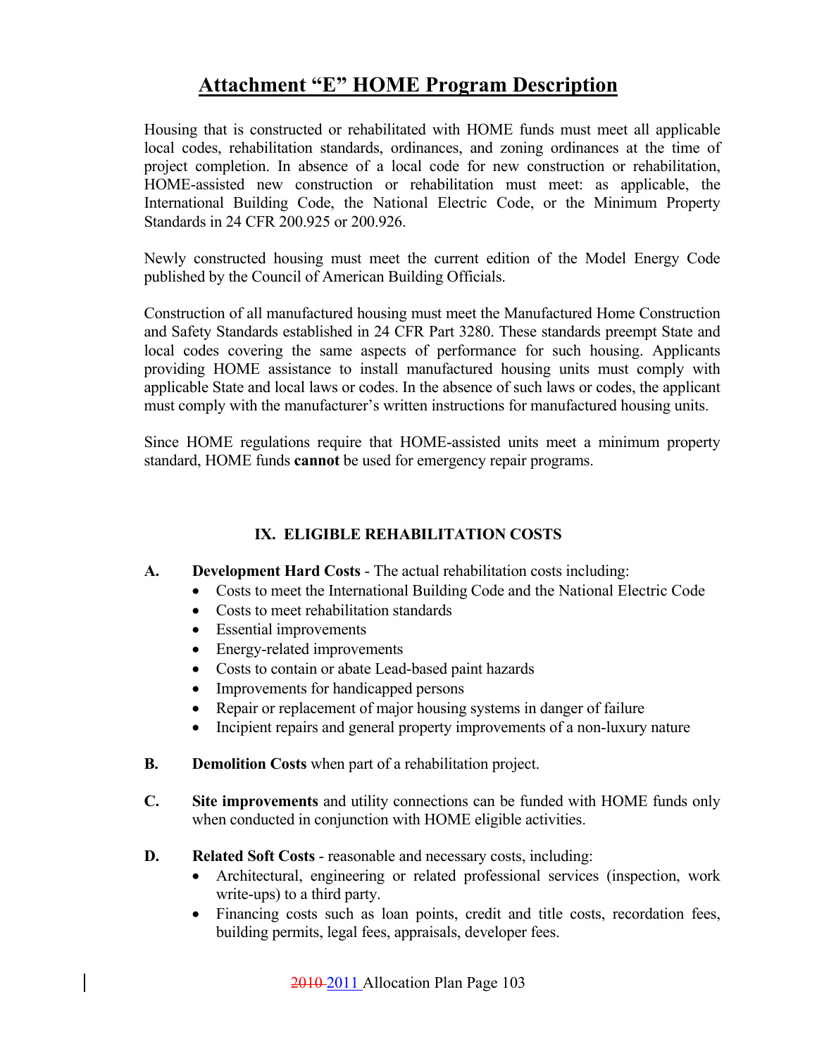# Attachment "E" HOME Program Description

Housing that is constructed or rehabilitated with HOME funds must meet all applicable local codes, rehabilitation standards, ordinances, and zoning ordinances at the time of project completion. In absence of a local code for new construction or rehabilitation, HOME-assisted new construction or rehabilitation must meet: as applicable, the International Building Code, the National Electric Code, or the Minimum Property Standards in 24 CFR 200.925 or 200.926.

Newly constructed housing must meet the current edition of the Model Energy Code published by the Council of American Building Officials.

Construction of all manufactured housing must meet the Manufactured Home Construction and Safety Standards established in 24 CFR Part 3280. These standards preempt State and local codes covering the same aspects of performance for such housing. Applicants providing HOME assistance to install manufactured housing units must comply with applicable State and local laws or codes. In the absence of such laws or codes, the applicant must comply with the manufacturer's written instructions for manufactured housing units.

Since HOME regulations require that HOME-assisted units meet a minimum property standard, HOME funds **cannot** be used for emergency repair programs.

## IX. ELIGIBLE REHABILITATION COSTS

**A. Development Hard Costs** - The actual rehabilitation costs including:

- Costs to meet the International Building Code and the National Electric Code
- Costs to meet rehabilitation standards
- Essential improvements
- Energy-related improvements
- Costs to contain or abate Lead-based paint hazards
- Improvements for handicapped persons
- Repair or replacement of major housing systems in danger of failure
- Incipient repairs and general property improvements of a non-luxury nature

**B. Demolition Costs** when part of a rehabilitation project.

**C. Site improvements** and utility connections can be funded with HOME funds only when conducted in conjunction with HOME eligible activities.

**D. Related Soft Costs** - reasonable and necessary costs, including:

- Architectural, engineering or related professional services (inspection, work write-ups) to a third party.
- Financing costs such as loan points, credit and title costs, recordation fees, building permits, legal fees, appraisals, developer fees.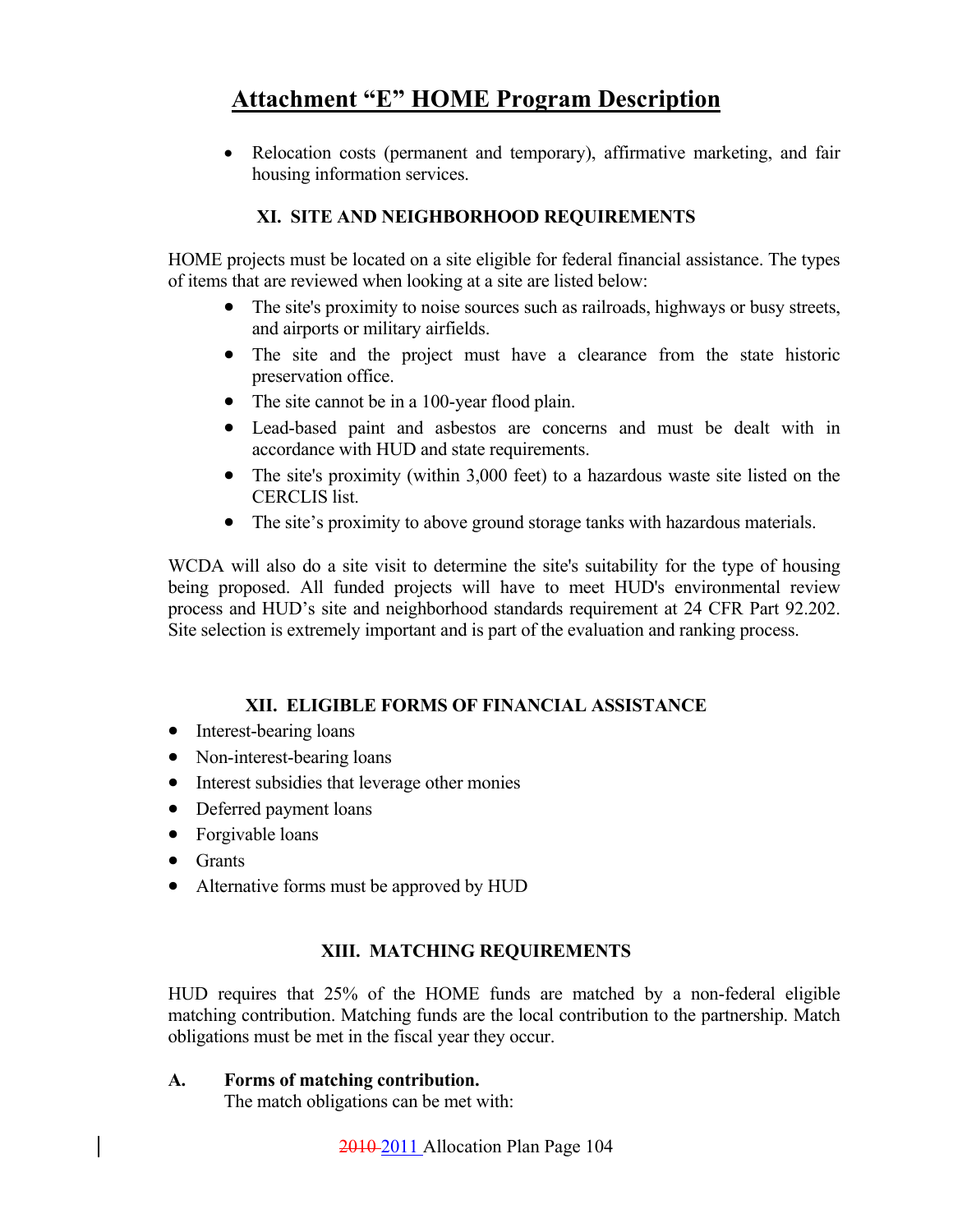- Relocation costs (permanent and temporary), affirmative marketing, and fair housing information services.

## XI. SITE AND NEIGHBORHOOD REQUIREMENTS

HOME projects must be located on a site eligible for federal financial assistance. The types of items that are reviewed when looking at a site are listed below:

- The site's proximity to noise sources such as railroads, highways or busy streets, and airports or military airfields.
- The site and the project must have a clearance from the state historic preservation office.
- The site cannot be in a 100-year flood plain.
- Lead-based paint and asbestos are concerns and must be dealt with in accordance with HUD and state requirements.
- The site's proximity (within 3,000 feet) to a hazardous waste site listed on the CERCLIS list.
- The site's proximity to above ground storage tanks with hazardous materials.

WCDA will also do a site visit to determine the site's suitability for the type of housing being proposed. All funded projects will have to meet HUD's environmental review process and HUD's site and neighborhood standards requirement at 24 CFR Part 92.202. Site selection is extremely important and is part of the evaluation and ranking process.

## XII. ELIGIBLE FORMS OF FINANCIAL ASSISTANCE

- Interest-bearing loans
- Non-interest-bearing loans
- Interest subsidies that leverage other monies
- Deferred payment loans
- Forgivable loans
- Grants
- Alternative forms must be approved by HUD

## XIII. MATCHING REQUIREMENTS

HUD requires that 25% of the HOME funds are matched by a non-federal eligible matching contribution. Matching funds are the local contribution to the partnership. Match obligations must be met in the fiscal year they occur.

**A. Forms of matching contribution.**

The match obligations can be met with: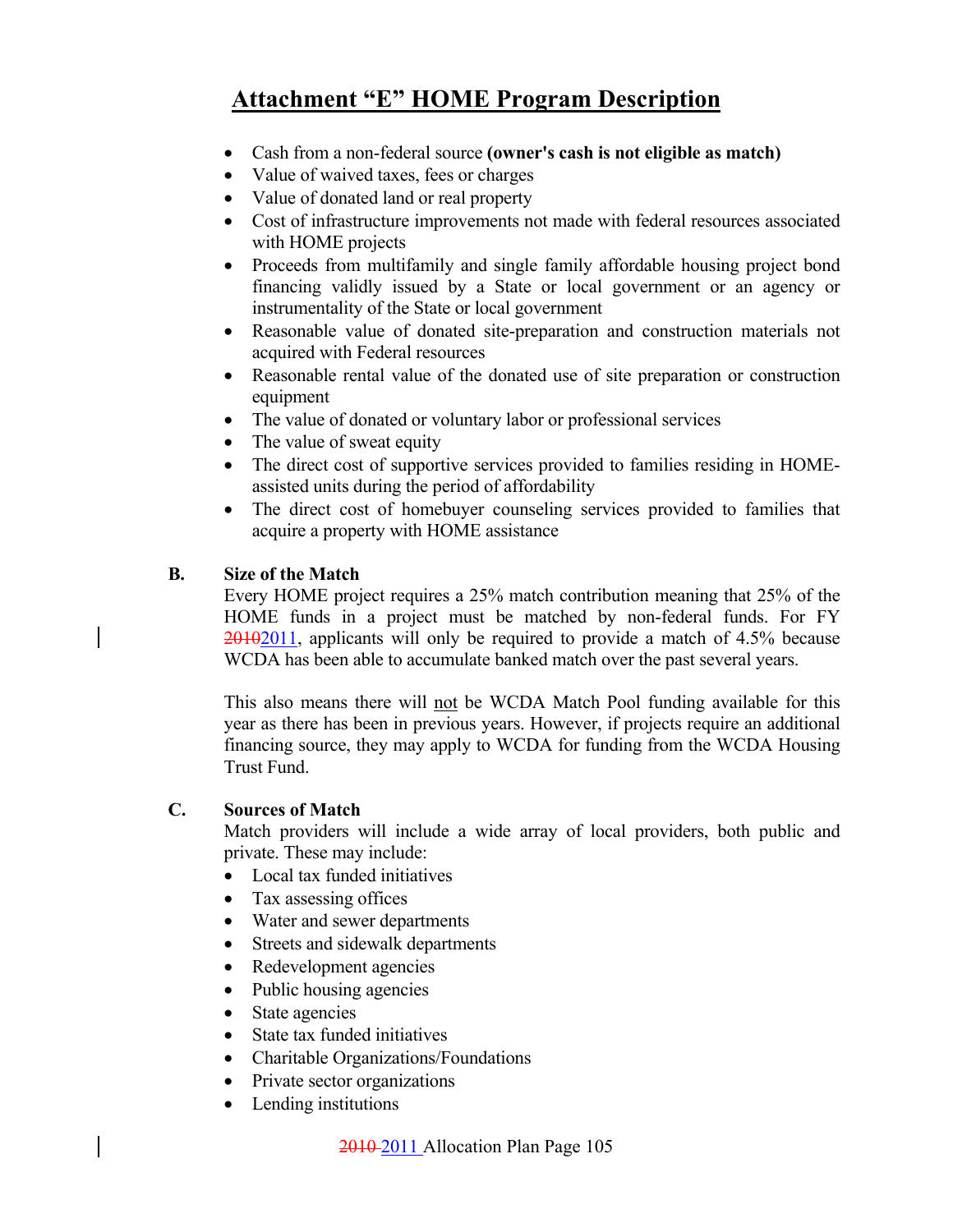# Attachment "E" HOME Program Description

- Cash from a non-federal source **(owner's cash is not eligible as match)**
- Value of waived taxes, fees or charges
- Value of donated land or real property
- Cost of infrastructure improvements not made with federal resources associated with HOME projects
- Proceeds from multifamily and single family affordable housing project bond financing validly issued by a State or local government or an agency or instrumentality of the State or local government
- Reasonable value of donated site-preparation and construction materials not acquired with Federal resources
- Reasonable rental value of the donated use of site preparation or construction equipment
- The value of donated or voluntary labor or professional services
- The value of sweat equity
- The direct cost of supportive services provided to families residing in HOME-assisted units during the period of affordability
- The direct cost of homebuyer counseling services provided to families that acquire a property with HOME assistance

**B. Size of the Match**

Every HOME project requires a 25% match contribution meaning that 25% of the HOME funds in a project must be matched by non-federal funds. For FY ~~2010~~2011, applicants will only be required to provide a match of 4.5% because WCDA has been able to accumulate banked match over the past several years.

This also means there will not be WCDA Match Pool funding available for this year as there has been in previous years. However, if projects require an additional financing source, they may apply to WCDA for funding from the WCDA Housing Trust Fund.

**C. Sources of Match**

Match providers will include a wide array of local providers, both public and private. These may include:

- Local tax funded initiatives
- Tax assessing offices
- Water and sewer departments
- Streets and sidewalk departments
- Redevelopment agencies
- Public housing agencies
- State agencies
- State tax funded initiatives
- Charitable Organizations/Foundations
- Private sector organizations
- Lending institutions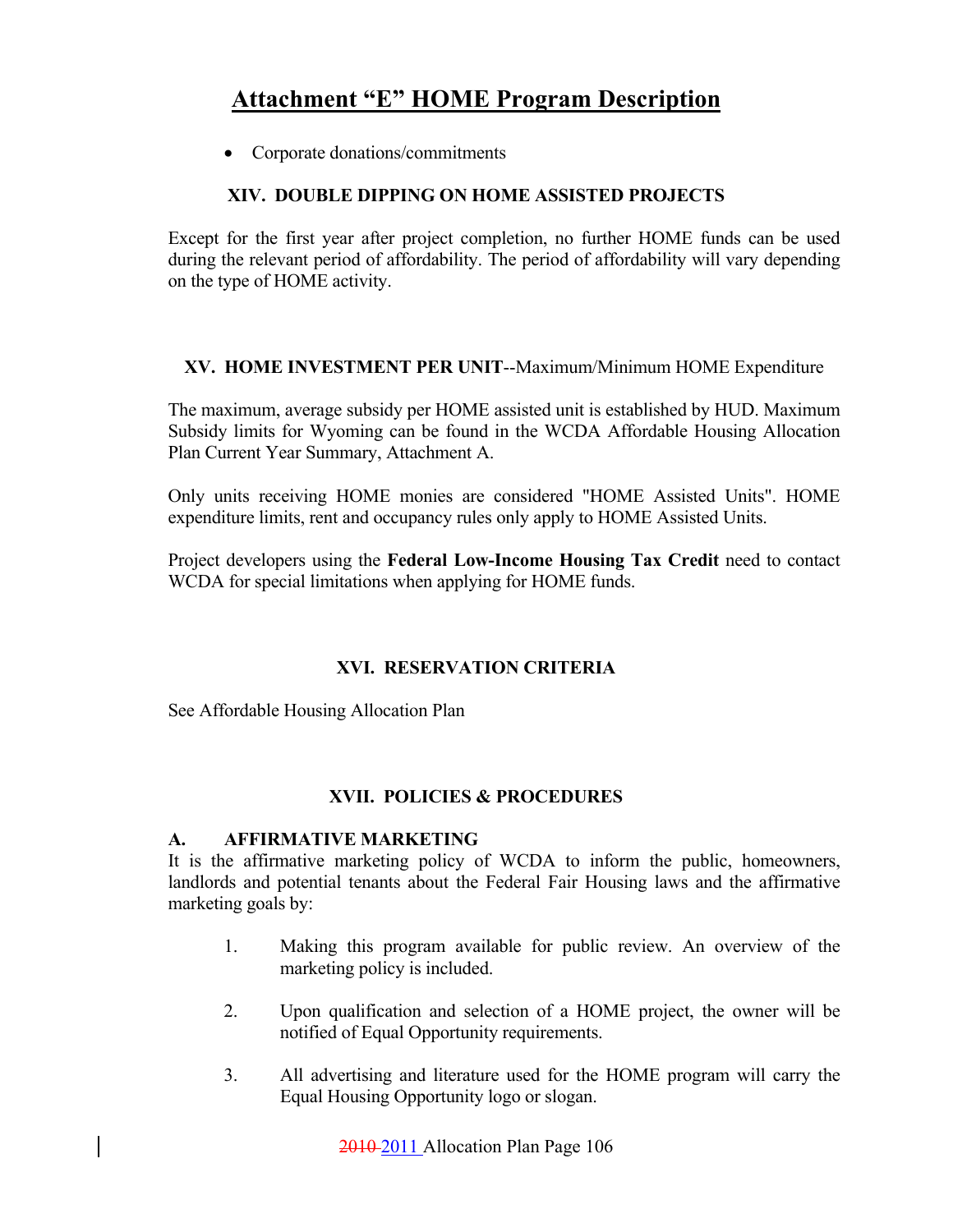# Attachment "E" HOME Program Description

- Corporate donations/commitments

### XIV. DOUBLE DIPPING ON HOME ASSISTED PROJECTS

Except for the first year after project completion, no further HOME funds can be used during the relevant period of affordability. The period of affordability will vary depending on the type of HOME activity.

### XV. HOME INVESTMENT PER UNIT--Maximum/Minimum HOME Expenditure

The maximum, average subsidy per HOME assisted unit is established by HUD. Maximum Subsidy limits for Wyoming can be found in the WCDA Affordable Housing Allocation Plan Current Year Summary, Attachment A.

Only units receiving HOME monies are considered "HOME Assisted Units". HOME expenditure limits, rent and occupancy rules only apply to HOME Assisted Units.

Project developers using the **Federal Low-Income Housing Tax Credit** need to contact WCDA for special limitations when applying for HOME funds.

### XVI. RESERVATION CRITERIA

See Affordable Housing Allocation Plan

### XVII. POLICIES & PROCEDURES

**A. AFFIRMATIVE MARKETING**

It is the affirmative marketing policy of WCDA to inform the public, homeowners, landlords and potential tenants about the Federal Fair Housing laws and the affirmative marketing goals by:

1. Making this program available for public review. An overview of the marketing policy is included.
2. Upon qualification and selection of a HOME project, the owner will be notified of Equal Opportunity requirements.
3. All advertising and literature used for the HOME program will carry the Equal Housing Opportunity logo or slogan.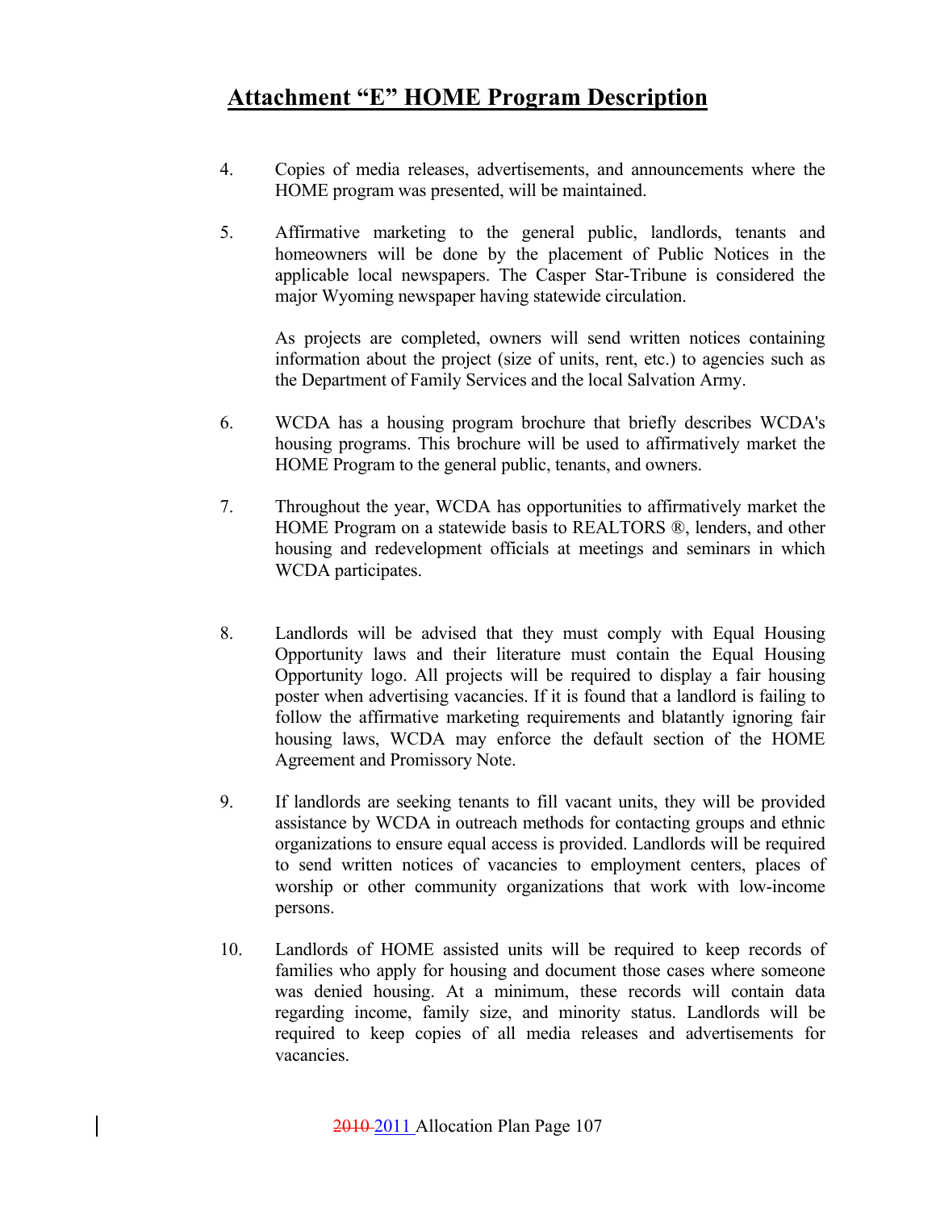## Attachment "E" HOME Program Description

4. Copies of media releases, advertisements, and announcements where the HOME program was presented, will be maintained.

5. Affirmative marketing to the general public, landlords, tenants and homeowners will be done by the placement of Public Notices in the applicable local newspapers. The Casper Star-Tribune is considered the major Wyoming newspaper having statewide circulation.

   As projects are completed, owners will send written notices containing information about the project (size of units, rent, etc.) to agencies such as the Department of Family Services and the local Salvation Army.

6. WCDA has a housing program brochure that briefly describes WCDA's housing programs. This brochure will be used to affirmatively market the HOME Program to the general public, tenants, and owners.

7. Throughout the year, WCDA has opportunities to affirmatively market the HOME Program on a statewide basis to REALTORS ®, lenders, and other housing and redevelopment officials at meetings and seminars in which WCDA participates.

8. Landlords will be advised that they must comply with Equal Housing Opportunity laws and their literature must contain the Equal Housing Opportunity logo. All projects will be required to display a fair housing poster when advertising vacancies. If it is found that a landlord is failing to follow the affirmative marketing requirements and blatantly ignoring fair housing laws, WCDA may enforce the default section of the HOME Agreement and Promissory Note.

9. If landlords are seeking tenants to fill vacant units, they will be provided assistance by WCDA in outreach methods for contacting groups and ethnic organizations to ensure equal access is provided. Landlords will be required to send written notices of vacancies to employment centers, places of worship or other community organizations that work with low-income persons.

10. Landlords of HOME assisted units will be required to keep records of families who apply for housing and document those cases where someone was denied housing. At a minimum, these records will contain data regarding income, family size, and minority status. Landlords will be required to keep copies of all media releases and advertisements for vacancies.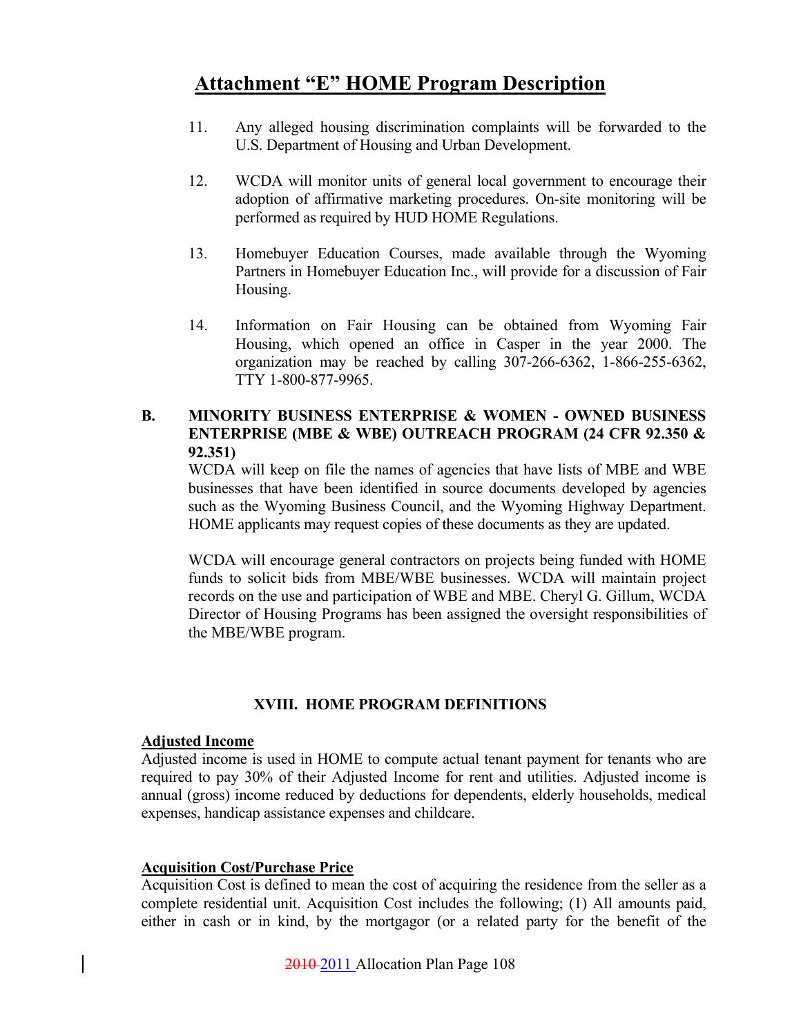# Attachment "E" HOME Program Description

11. Any alleged housing discrimination complaints will be forwarded to the U.S. Department of Housing and Urban Development.

12. WCDA will monitor units of general local government to encourage their adoption of affirmative marketing procedures. On-site monitoring will be performed as required by HUD HOME Regulations.

13. Homebuyer Education Courses, made available through the Wyoming Partners in Homebuyer Education Inc., will provide for a discussion of Fair Housing.

14. Information on Fair Housing can be obtained from Wyoming Fair Housing, which opened an office in Casper in the year 2000. The organization may be reached by calling 307-266-6362, 1-866-255-6362, TTY 1-800-877-9965.

**B. MINORITY BUSINESS ENTERPRISE & WOMEN - OWNED BUSINESS ENTERPRISE (MBE & WBE) OUTREACH PROGRAM (24 CFR 92.350 & 92.351)**

WCDA will keep on file the names of agencies that have lists of MBE and WBE businesses that have been identified in source documents developed by agencies such as the Wyoming Business Council, and the Wyoming Highway Department. HOME applicants may request copies of these documents as they are updated.

WCDA will encourage general contractors on projects being funded with HOME funds to solicit bids from MBE/WBE businesses. WCDA will maintain project records on the use and participation of WBE and MBE. Cheryl G. Gillum, WCDA Director of Housing Programs has been assigned the oversight responsibilities of the MBE/WBE program.

## XVIII. HOME PROGRAM DEFINITIONS

**Adjusted Income**

Adjusted income is used in HOME to compute actual tenant payment for tenants who are required to pay 30% of their Adjusted Income for rent and utilities. Adjusted income is annual (gross) income reduced by deductions for dependents, elderly households, medical expenses, handicap assistance expenses and childcare.

**Acquisition Cost/Purchase Price**

Acquisition Cost is defined to mean the cost of acquiring the residence from the seller as a complete residential unit. Acquisition Cost includes the following; (1) All amounts paid, either in cash or in kind, by the mortgagor (or a related party for the benefit of the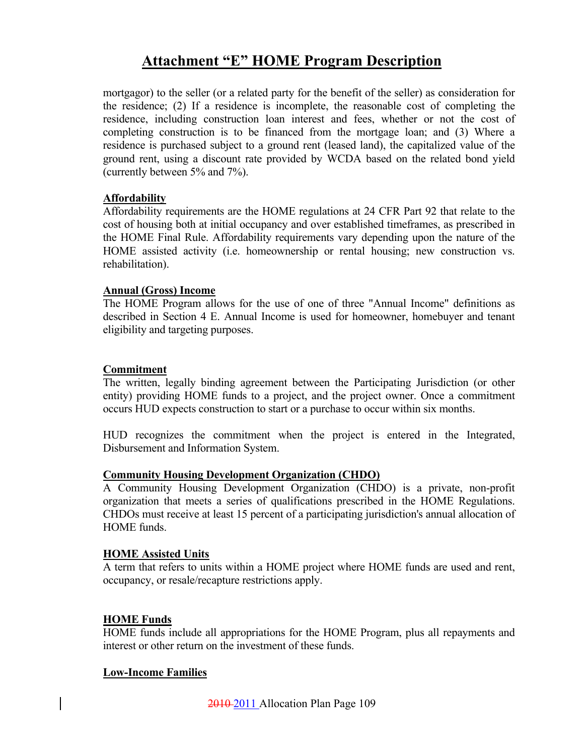# Attachment "E" HOME Program Description

mortgagor) to the seller (or a related party for the benefit of the seller) as consideration for the residence; (2) If a residence is incomplete, the reasonable cost of completing the residence, including construction loan interest and fees, whether or not the cost of completing construction is to be financed from the mortgage loan; and (3) Where a residence is purchased subject to a ground rent (leased land), the capitalized value of the ground rent, using a discount rate provided by WCDA based on the related bond yield (currently between 5% and 7%).

**Affordability**

Affordability requirements are the HOME regulations at 24 CFR Part 92 that relate to the cost of housing both at initial occupancy and over established timeframes, as prescribed in the HOME Final Rule. Affordability requirements vary depending upon the nature of the HOME assisted activity (i.e. homeownership or rental housing; new construction vs. rehabilitation).

**Annual (Gross) Income**

The HOME Program allows for the use of one of three "Annual Income" definitions as described in Section 4 E. Annual Income is used for homeowner, homebuyer and tenant eligibility and targeting purposes.

**Commitment**

The written, legally binding agreement between the Participating Jurisdiction (or other entity) providing HOME funds to a project, and the project owner. Once a commitment occurs HUD expects construction to start or a purchase to occur within six months.

HUD recognizes the commitment when the project is entered in the Integrated, Disbursement and Information System.

**Community Housing Development Organization (CHDO)**

A Community Housing Development Organization (CHDO) is a private, non-profit organization that meets a series of qualifications prescribed in the HOME Regulations. CHDOs must receive at least 15 percent of a participating jurisdiction's annual allocation of HOME funds.

**HOME Assisted Units**

A term that refers to units within a HOME project where HOME funds are used and rent, occupancy, or resale/recapture restrictions apply.

**HOME Funds**

HOME funds include all appropriations for the HOME Program, plus all repayments and interest or other return on the investment of these funds.

**Low-Income Families**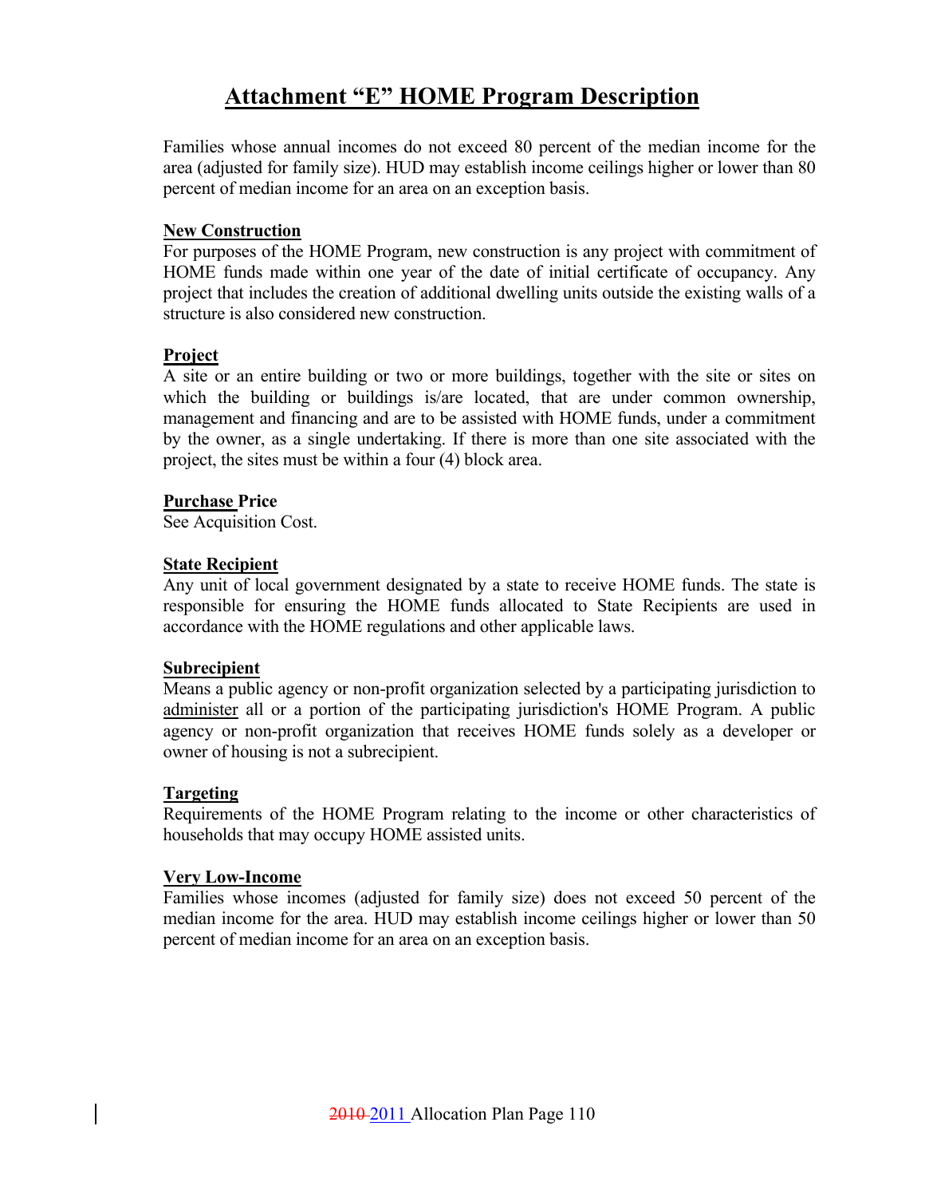# Attachment "E" HOME Program Description

Families whose annual incomes do not exceed 80 percent of the median income for the area (adjusted for family size). HUD may establish income ceilings higher or lower than 80 percent of median income for an area on an exception basis.

**New Construction**
For purposes of the HOME Program, new construction is any project with commitment of HOME funds made within one year of the date of initial certificate of occupancy. Any project that includes the creation of additional dwelling units outside the existing walls of a structure is also considered new construction.

**Project**
A site or an entire building or two or more buildings, together with the site or sites on which the building or buildings is/are located, that are under common ownership, management and financing and are to be assisted with HOME funds, under a commitment by the owner, as a single undertaking. If there is more than one site associated with the project, the sites must be within a four (4) block area.

**Purchase Price**
See Acquisition Cost.

**State Recipient**
Any unit of local government designated by a state to receive HOME funds. The state is responsible for ensuring the HOME funds allocated to State Recipients are used in accordance with the HOME regulations and other applicable laws.

**Subrecipient**
Means a public agency or non-profit organization selected by a participating jurisdiction to administer all or a portion of the participating jurisdiction's HOME Program. A public agency or non-profit organization that receives HOME funds solely as a developer or owner of housing is not a subrecipient.

**Targeting**
Requirements of the HOME Program relating to the income or other characteristics of households that may occupy HOME assisted units.

**Very Low-Income**
Families whose incomes (adjusted for family size) does not exceed 50 percent of the median income for the area. HUD may establish income ceilings higher or lower than 50 percent of median income for an area on an exception basis.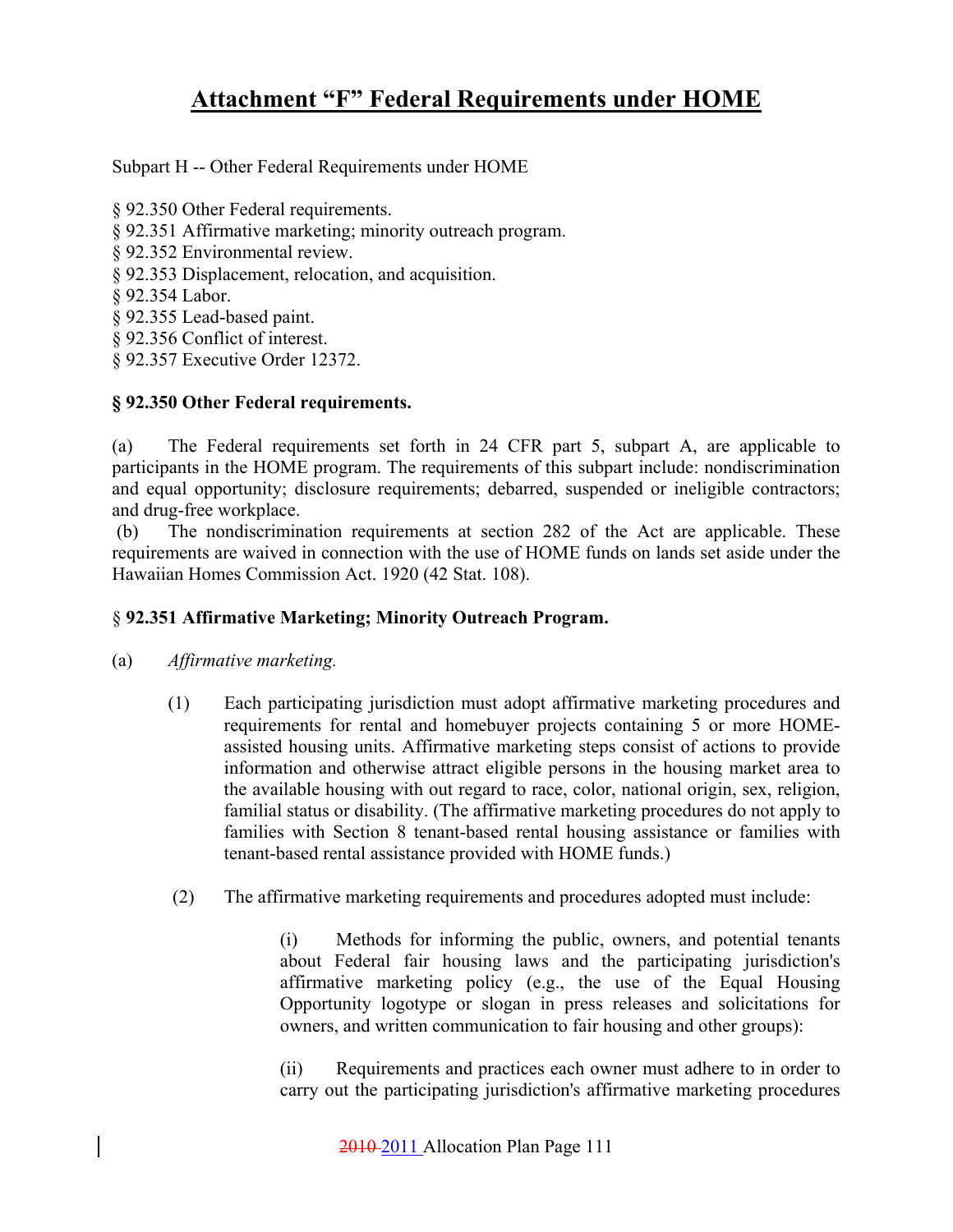# Attachment "F" Federal Requirements under HOME

Subpart H -- Other Federal Requirements under HOME

§ 92.350 Other Federal requirements.
§ 92.351 Affirmative marketing; minority outreach program.
§ 92.352 Environmental review.
§ 92.353 Displacement, relocation, and acquisition.
§ 92.354 Labor.
§ 92.355 Lead-based paint.
§ 92.356 Conflict of interest.
§ 92.357 Executive Order 12372.

### § 92.350 Other Federal requirements.

(a) The Federal requirements set forth in 24 CFR part 5, subpart A, are applicable to participants in the HOME program. The requirements of this subpart include: nondiscrimination and equal opportunity; disclosure requirements; debarred, suspended or ineligible contractors; and drug-free workplace.

(b) The nondiscrimination requirements at section 282 of the Act are applicable. These requirements are waived in connection with the use of HOME funds on lands set aside under the Hawaiian Homes Commission Act. 1920 (42 Stat. 108).

### § 92.351 Affirmative Marketing; Minority Outreach Program.

(a) *Affirmative marketing.*

(1) Each participating jurisdiction must adopt affirmative marketing procedures and requirements for rental and homebuyer projects containing 5 or more HOME-assisted housing units. Affirmative marketing steps consist of actions to provide information and otherwise attract eligible persons in the housing market area to the available housing with out regard to race, color, national origin, sex, religion, familial status or disability. (The affirmative marketing procedures do not apply to families with Section 8 tenant-based rental housing assistance or families with tenant-based rental assistance provided with HOME funds.)

(2) The affirmative marketing requirements and procedures adopted must include:

(i) Methods for informing the public, owners, and potential tenants about Federal fair housing laws and the participating jurisdiction's affirmative marketing policy (e.g., the use of the Equal Housing Opportunity logotype or slogan in press releases and solicitations for owners, and written communication to fair housing and other groups):

(ii) Requirements and practices each owner must adhere to in order to carry out the participating jurisdiction's affirmative marketing procedures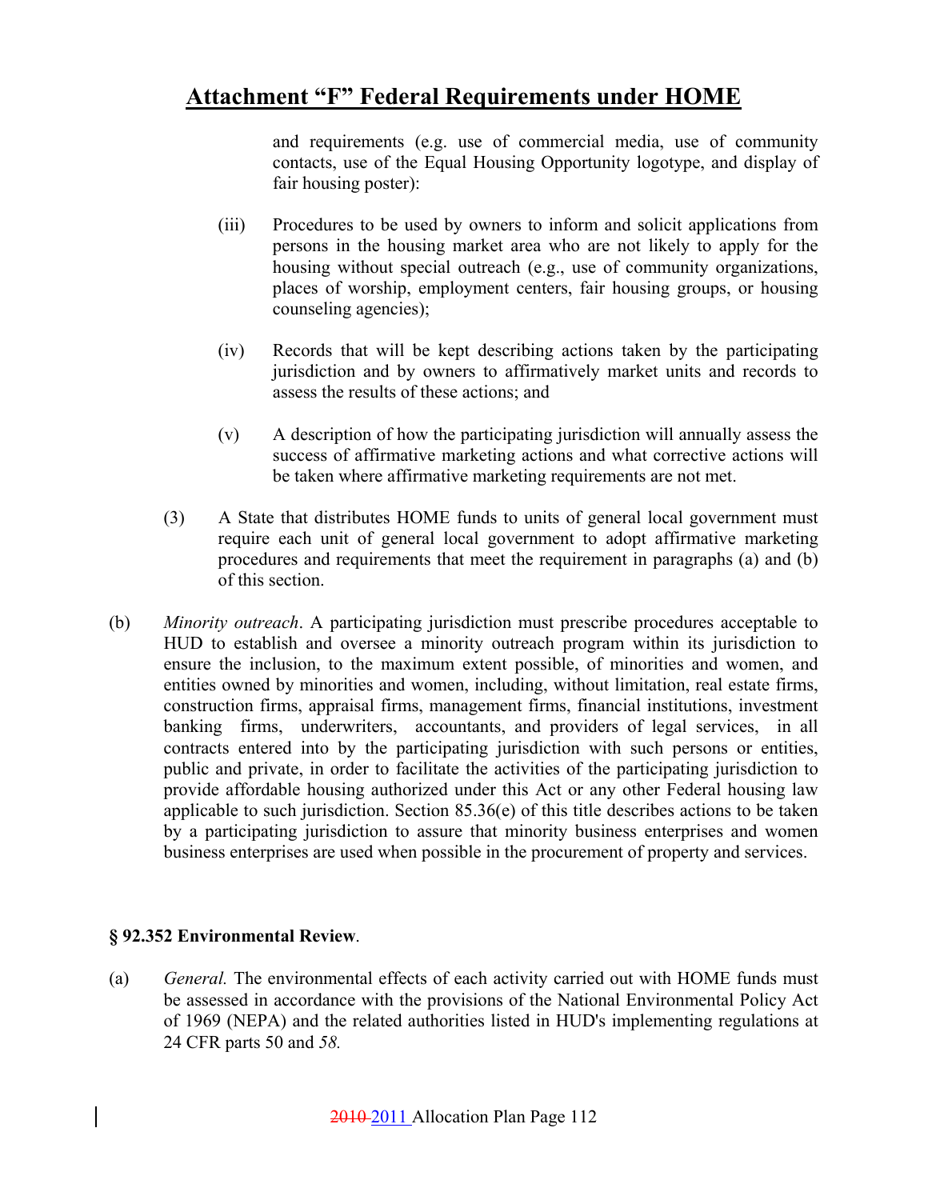and requirements (e.g. use of commercial media, use of community contacts, use of the Equal Housing Opportunity logotype, and display of fair housing poster):

(iii) Procedures to be used by owners to inform and solicit applications from persons in the housing market area who are not likely to apply for the housing without special outreach (e.g., use of community organizations, places of worship, employment centers, fair housing groups, or housing counseling agencies);

(iv) Records that will be kept describing actions taken by the participating jurisdiction and by owners to affirmatively market units and records to assess the results of these actions; and

(v) A description of how the participating jurisdiction will annually assess the success of affirmative marketing actions and what corrective actions will be taken where affirmative marketing requirements are not met.

(3) A State that distributes HOME funds to units of general local government must require each unit of general local government to adopt affirmative marketing procedures and requirements that meet the requirement in paragraphs (a) and (b) of this section.

(b) *Minority outreach*. A participating jurisdiction must prescribe procedures acceptable to HUD to establish and oversee a minority outreach program within its jurisdiction to ensure the inclusion, to the maximum extent possible, of minorities and women, and entities owned by minorities and women, including, without limitation, real estate firms, construction firms, appraisal firms, management firms, financial institutions, investment banking firms, underwriters, accountants, and providers of legal services, in all contracts entered into by the participating jurisdiction with such persons or entities, public and private, in order to facilitate the activities of the participating jurisdiction to provide affordable housing authorized under this Act or any other Federal housing law applicable to such jurisdiction. Section 85.36(e) of this title describes actions to be taken by a participating jurisdiction to assure that minority business enterprises and women business enterprises are used when possible in the procurement of property and services.

**§ 92.352 Environmental Review**.

(a) *General.* The environmental effects of each activity carried out with HOME funds must be assessed in accordance with the provisions of the National Environmental Policy Act of 1969 (NEPA) and the related authorities listed in HUD's implementing regulations at 24 CFR parts 50 and *58.*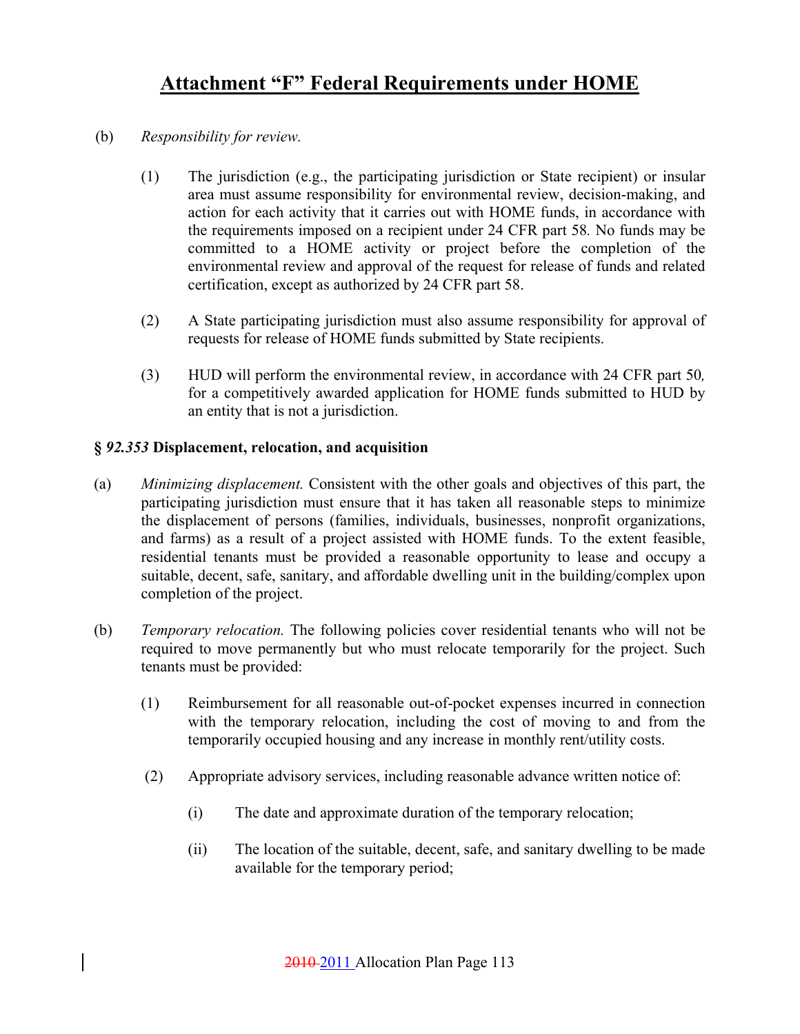# Attachment "F" Federal Requirements under HOME

(b) *Responsibility for review.*

(1) The jurisdiction (e.g., the participating jurisdiction or State recipient) or insular area must assume responsibility for environmental review, decision-making, and action for each activity that it carries out with HOME funds, in accordance with the requirements imposed on a recipient under 24 CFR part 58. No funds may be committed to a HOME activity or project before the completion of the environmental review and approval of the request for release of funds and related certification, except as authorized by 24 CFR part 58.

(2) A State participating jurisdiction must also assume responsibility for approval of requests for release of HOME funds submitted by State recipients.

(3) HUD will perform the environmental review, in accordance with 24 CFR part 50, for a competitively awarded application for HOME funds submitted to HUD by an entity that is not a jurisdiction.

**§ *92.353* Displacement, relocation, and acquisition**

(a) *Minimizing displacement.* Consistent with the other goals and objectives of this part, the participating jurisdiction must ensure that it has taken all reasonable steps to minimize the displacement of persons (families, individuals, businesses, nonprofit organizations, and farms) as a result of a project assisted with HOME funds. To the extent feasible, residential tenants must be provided a reasonable opportunity to lease and occupy a suitable, decent, safe, sanitary, and affordable dwelling unit in the building/complex upon completion of the project.

(b) *Temporary relocation.* The following policies cover residential tenants who will not be required to move permanently but who must relocate temporarily for the project. Such tenants must be provided:

(1) Reimbursement for all reasonable out-of-pocket expenses incurred in connection with the temporary relocation, including the cost of moving to and from the temporarily occupied housing and any increase in monthly rent/utility costs.

(2) Appropriate advisory services, including reasonable advance written notice of:

(i) The date and approximate duration of the temporary relocation;

(ii) The location of the suitable, decent, safe, and sanitary dwelling to be made available for the temporary period;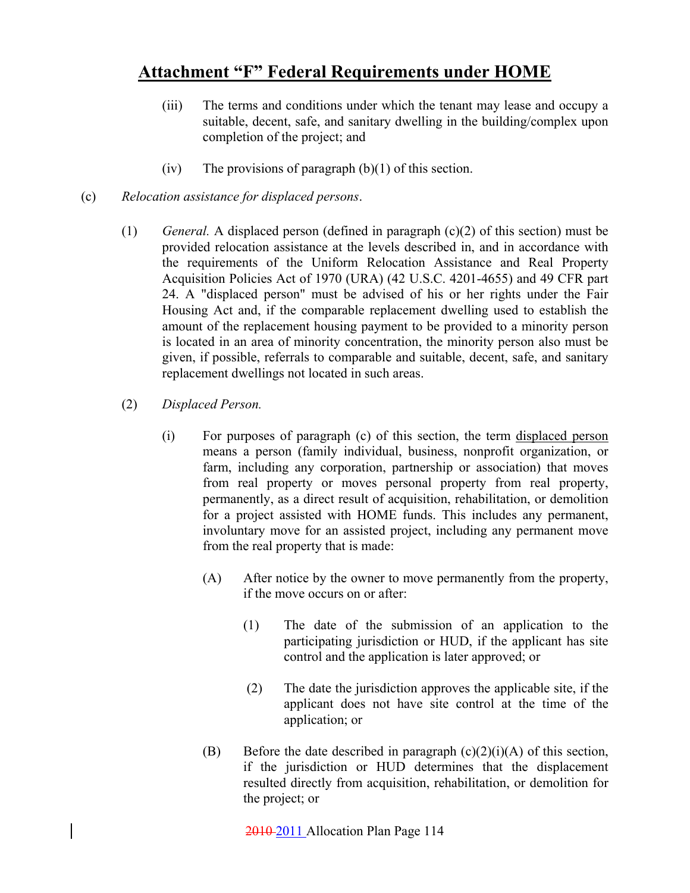# Attachment "F" Federal Requirements under HOME

(iii) The terms and conditions under which the tenant may lease and occupy a suitable, decent, safe, and sanitary dwelling in the building/complex upon completion of the project; and

(iv) The provisions of paragraph (b)(1) of this section.

(c) *Relocation assistance for displaced persons*.

(1) *General.* A displaced person (defined in paragraph (c)(2) of this section) must be provided relocation assistance at the levels described in, and in accordance with the requirements of the Uniform Relocation Assistance and Real Property Acquisition Policies Act of 1970 (URA) (42 U.S.C. 4201-4655) and 49 CFR part 24. A "displaced person" must be advised of his or her rights under the Fair Housing Act and, if the comparable replacement dwelling used to establish the amount of the replacement housing payment to be provided to a minority person is located in an area of minority concentration, the minority person also must be given, if possible, referrals to comparable and suitable, decent, safe, and sanitary replacement dwellings not located in such areas.

(2) *Displaced Person.*

(i) For purposes of paragraph (c) of this section, the term <u>displaced person</u> means a person (family individual, business, nonprofit organization, or farm, including any corporation, partnership or association) that moves from real property or moves personal property from real property, permanently, as a direct result of acquisition, rehabilitation, or demolition for a project assisted with HOME funds. This includes any permanent, involuntary move for an assisted project, including any permanent move from the real property that is made:

(A) After notice by the owner to move permanently from the property, if the move occurs on or after:

(1) The date of the submission of an application to the participating jurisdiction or HUD, if the applicant has site control and the application is later approved; or

(2) The date the jurisdiction approves the applicable site, if the applicant does not have site control at the time of the application; or

(B) Before the date described in paragraph (c)(2)(i)(A) of this section, if the jurisdiction or HUD determines that the displacement resulted directly from acquisition, rehabilitation, or demolition for the project; or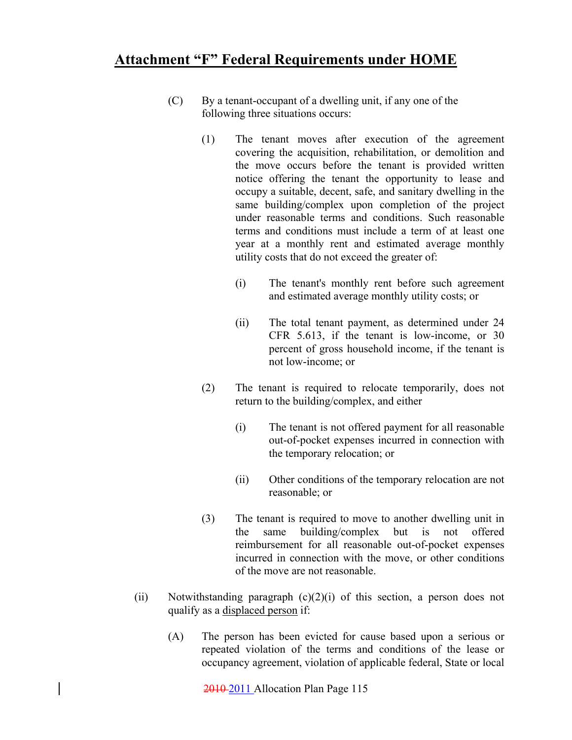## Attachment "F" Federal Requirements under HOME

(C) By a tenant-occupant of a dwelling unit, if any one of the following three situations occurs:

(1) The tenant moves after execution of the agreement covering the acquisition, rehabilitation, or demolition and the move occurs before the tenant is provided written notice offering the tenant the opportunity to lease and occupy a suitable, decent, safe, and sanitary dwelling in the same building/complex upon completion of the project under reasonable terms and conditions. Such reasonable terms and conditions must include a term of at least one year at a monthly rent and estimated average monthly utility costs that do not exceed the greater of:

(i) The tenant's monthly rent before such agreement and estimated average monthly utility costs; or

(ii) The total tenant payment, as determined under 24 CFR 5.613, if the tenant is low-income, or 30 percent of gross household income, if the tenant is not low-income; or

(2) The tenant is required to relocate temporarily, does not return to the building/complex, and either

(i) The tenant is not offered payment for all reasonable out-of-pocket expenses incurred in connection with the temporary relocation; or

(ii) Other conditions of the temporary relocation are not reasonable; or

(3) The tenant is required to move to another dwelling unit in the same building/complex but is not offered reimbursement for all reasonable out-of-pocket expenses incurred in connection with the move, or other conditions of the move are not reasonable.

(ii) Notwithstanding paragraph (c)(2)(i) of this section, a person does not qualify as a displaced person if:

(A) The person has been evicted for cause based upon a serious or repeated violation of the terms and conditions of the lease or occupancy agreement, violation of applicable federal, State or local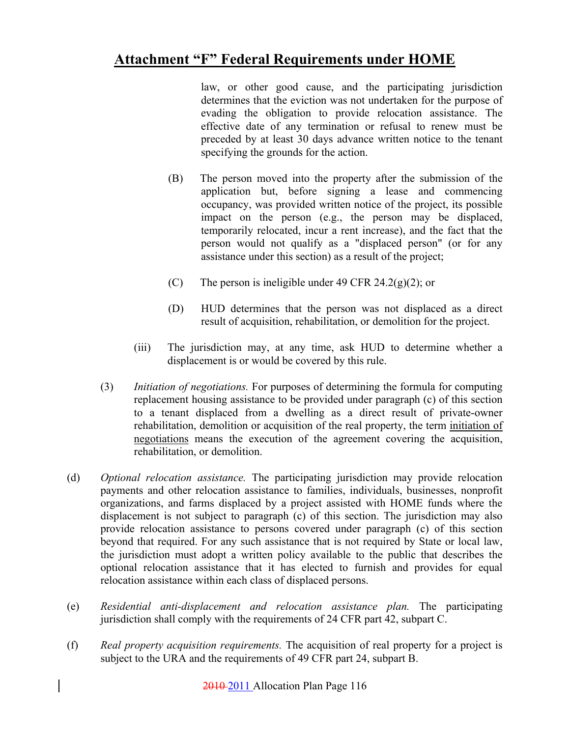law, or other good cause, and the participating jurisdiction determines that the eviction was not undertaken for the purpose of evading the obligation to provide relocation assistance. The effective date of any termination or refusal to renew must be preceded by at least 30 days advance written notice to the tenant specifying the grounds for the action.

(B) The person moved into the property after the submission of the application but, before signing a lease and commencing occupancy, was provided written notice of the project, its possible impact on the person (e.g., the person may be displaced, temporarily relocated, incur a rent increase), and the fact that the person would not qualify as a "displaced person" (or for any assistance under this section) as a result of the project;

(C) The person is ineligible under 49 CFR 24.2(g)(2); or

(D) HUD determines that the person was not displaced as a direct result of acquisition, rehabilitation, or demolition for the project.

(iii) The jurisdiction may, at any time, ask HUD to determine whether a displacement is or would be covered by this rule.

(3) *Initiation of negotiations.* For purposes of determining the formula for computing replacement housing assistance to be provided under paragraph (c) of this section to a tenant displaced from a dwelling as a direct result of private-owner rehabilitation, demolition or acquisition of the real property, the term initiation of negotiations means the execution of the agreement covering the acquisition, rehabilitation, or demolition.

(d) *Optional relocation assistance.* The participating jurisdiction may provide relocation payments and other relocation assistance to families, individuals, businesses, nonprofit organizations, and farms displaced by a project assisted with HOME funds where the displacement is not subject to paragraph (c) of this section. The jurisdiction may also provide relocation assistance to persons covered under paragraph (c) of this section beyond that required. For any such assistance that is not required by State or local law, the jurisdiction must adopt a written policy available to the public that describes the optional relocation assistance that it has elected to furnish and provides for equal relocation assistance within each class of displaced persons.

(e) *Residential anti-displacement and relocation assistance plan.* The participating jurisdiction shall comply with the requirements of 24 CFR part 42, subpart C.

(f) *Real property acquisition requirements.* The acquisition of real property for a project is subject to the URA and the requirements of 49 CFR part 24, subpart B.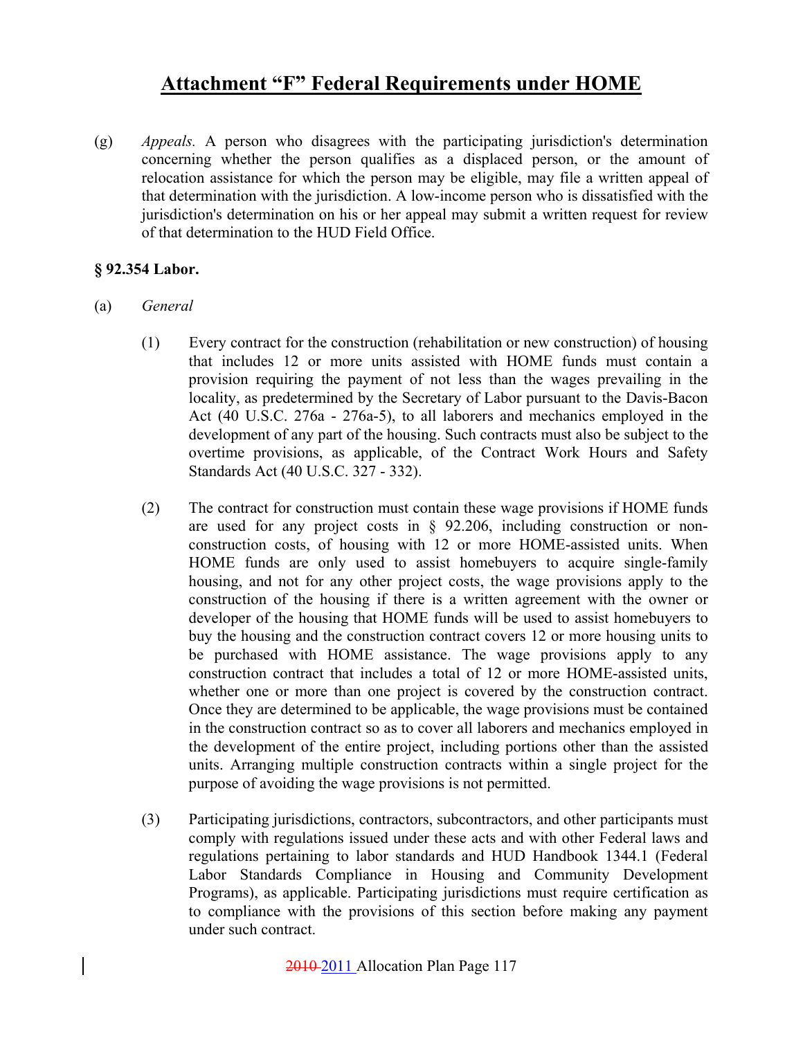# Attachment "F" Federal Requirements under HOME

(g) *Appeals.* A person who disagrees with the participating jurisdiction's determination concerning whether the person qualifies as a displaced person, or the amount of relocation assistance for which the person may be eligible, may file a written appeal of that determination with the jurisdiction. A low-income person who is dissatisfied with the jurisdiction's determination on his or her appeal may submit a written request for review of that determination to the HUD Field Office.

**§ 92.354 Labor.**

(a) *General*

(1) Every contract for the construction (rehabilitation or new construction) of housing that includes 12 or more units assisted with HOME funds must contain a provision requiring the payment of not less than the wages prevailing in the locality, as predetermined by the Secretary of Labor pursuant to the Davis-Bacon Act (40 U.S.C. 276a - 276a-5), to all laborers and mechanics employed in the development of any part of the housing. Such contracts must also be subject to the overtime provisions, as applicable, of the Contract Work Hours and Safety Standards Act (40 U.S.C. 327 - 332).

(2) The contract for construction must contain these wage provisions if HOME funds are used for any project costs in § 92.206, including construction or non-construction costs, of housing with 12 or more HOME-assisted units. When HOME funds are only used to assist homebuyers to acquire single-family housing, and not for any other project costs, the wage provisions apply to the construction of the housing if there is a written agreement with the owner or developer of the housing that HOME funds will be used to assist homebuyers to buy the housing and the construction contract covers 12 or more housing units to be purchased with HOME assistance. The wage provisions apply to any construction contract that includes a total of 12 or more HOME-assisted units, whether one or more than one project is covered by the construction contract. Once they are determined to be applicable, the wage provisions must be contained in the construction contract so as to cover all laborers and mechanics employed in the development of the entire project, including portions other than the assisted units. Arranging multiple construction contracts within a single project for the purpose of avoiding the wage provisions is not permitted.

(3) Participating jurisdictions, contractors, subcontractors, and other participants must comply with regulations issued under these acts and with other Federal laws and regulations pertaining to labor standards and HUD Handbook 1344.1 (Federal Labor Standards Compliance in Housing and Community Development Programs), as applicable. Participating jurisdictions must require certification as to compliance with the provisions of this section before making any payment under such contract.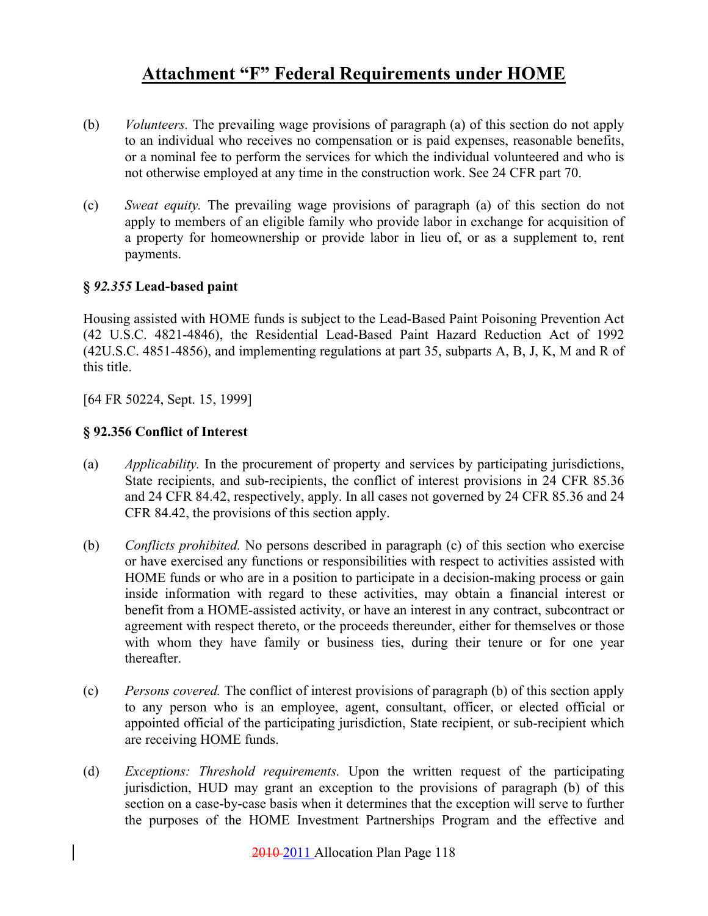# Attachment "F" Federal Requirements under HOME

(b) *Volunteers.* The prevailing wage provisions of paragraph (a) of this section do not apply to an individual who receives no compensation or is paid expenses, reasonable benefits, or a nominal fee to perform the services for which the individual volunteered and who is not otherwise employed at any time in the construction work. See 24 CFR part 70.

(c) *Sweat equity.* The prevailing wage provisions of paragraph (a) of this section do not apply to members of an eligible family who provide labor in exchange for acquisition of a property for homeownership or provide labor in lieu of, or as a supplement to, rent payments.

### § *92.355* Lead-based paint

Housing assisted with HOME funds is subject to the Lead-Based Paint Poisoning Prevention Act (42 U.S.C. 4821-4846), the Residential Lead-Based Paint Hazard Reduction Act of 1992 (42U.S.C. 4851-4856), and implementing regulations at part 35, subparts A, B, J, K, M and R of this title.

[64 FR 50224, Sept. 15, 1999]

### § 92.356 Conflict of Interest

(a) *Applicability.* In the procurement of property and services by participating jurisdictions, State recipients, and sub-recipients, the conflict of interest provisions in 24 CFR 85.36 and 24 CFR 84.42, respectively, apply. In all cases not governed by 24 CFR 85.36 and 24 CFR 84.42, the provisions of this section apply.

(b) *Conflicts prohibited.* No persons described in paragraph (c) of this section who exercise or have exercised any functions or responsibilities with respect to activities assisted with HOME funds or who are in a position to participate in a decision-making process or gain inside information with regard to these activities, may obtain a financial interest or benefit from a HOME-assisted activity, or have an interest in any contract, subcontract or agreement with respect thereto, or the proceeds thereunder, either for themselves or those with whom they have family or business ties, during their tenure or for one year thereafter.

(c) *Persons covered.* The conflict of interest provisions of paragraph (b) of this section apply to any person who is an employee, agent, consultant, officer, or elected official or appointed official of the participating jurisdiction, State recipient, or sub-recipient which are receiving HOME funds.

(d) *Exceptions: Threshold requirements.* Upon the written request of the participating jurisdiction, HUD may grant an exception to the provisions of paragraph (b) of this section on a case-by-case basis when it determines that the exception will serve to further the purposes of the HOME Investment Partnerships Program and the effective and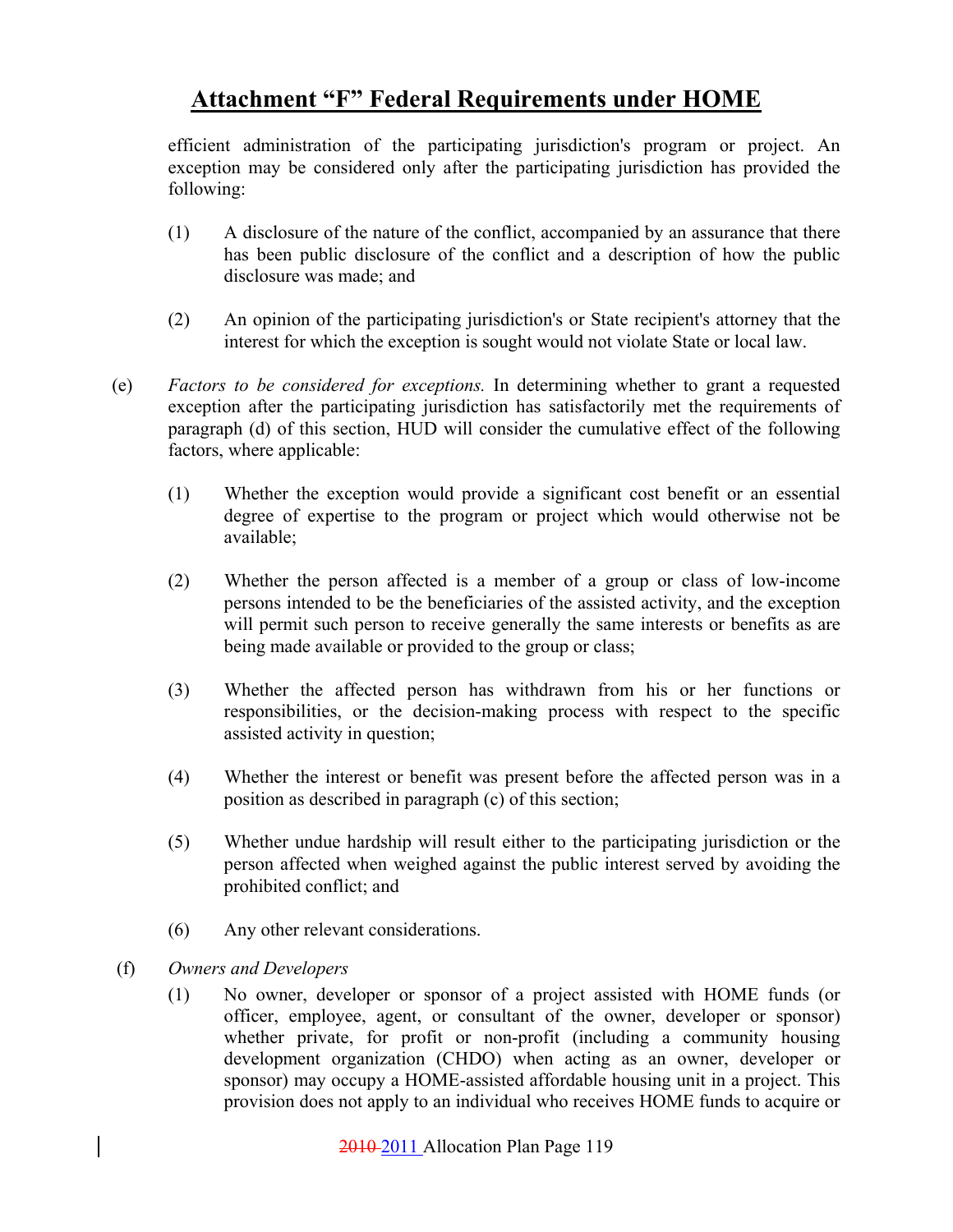# Attachment "F" Federal Requirements under HOME

efficient administration of the participating jurisdiction's program or project. An exception may be considered only after the participating jurisdiction has provided the following:

(1) A disclosure of the nature of the conflict, accompanied by an assurance that there has been public disclosure of the conflict and a description of how the public disclosure was made; and

(2) An opinion of the participating jurisdiction's or State recipient's attorney that the interest for which the exception is sought would not violate State or local law.

(e) *Factors to be considered for exceptions.* In determining whether to grant a requested exception after the participating jurisdiction has satisfactorily met the requirements of paragraph (d) of this section, HUD will consider the cumulative effect of the following factors, where applicable:

(1) Whether the exception would provide a significant cost benefit or an essential degree of expertise to the program or project which would otherwise not be available;

(2) Whether the person affected is a member of a group or class of low-income persons intended to be the beneficiaries of the assisted activity, and the exception will permit such person to receive generally the same interests or benefits as are being made available or provided to the group or class;

(3) Whether the affected person has withdrawn from his or her functions or responsibilities, or the decision-making process with respect to the specific assisted activity in question;

(4) Whether the interest or benefit was present before the affected person was in a position as described in paragraph (c) of this section;

(5) Whether undue hardship will result either to the participating jurisdiction or the person affected when weighed against the public interest served by avoiding the prohibited conflict; and

(6) Any other relevant considerations.

(f) *Owners and Developers*

(1) No owner, developer or sponsor of a project assisted with HOME funds (or officer, employee, agent, or consultant of the owner, developer or sponsor) whether private, for profit or non-profit (including a community housing development organization (CHDO) when acting as an owner, developer or sponsor) may occupy a HOME-assisted affordable housing unit in a project. This provision does not apply to an individual who receives HOME funds to acquire or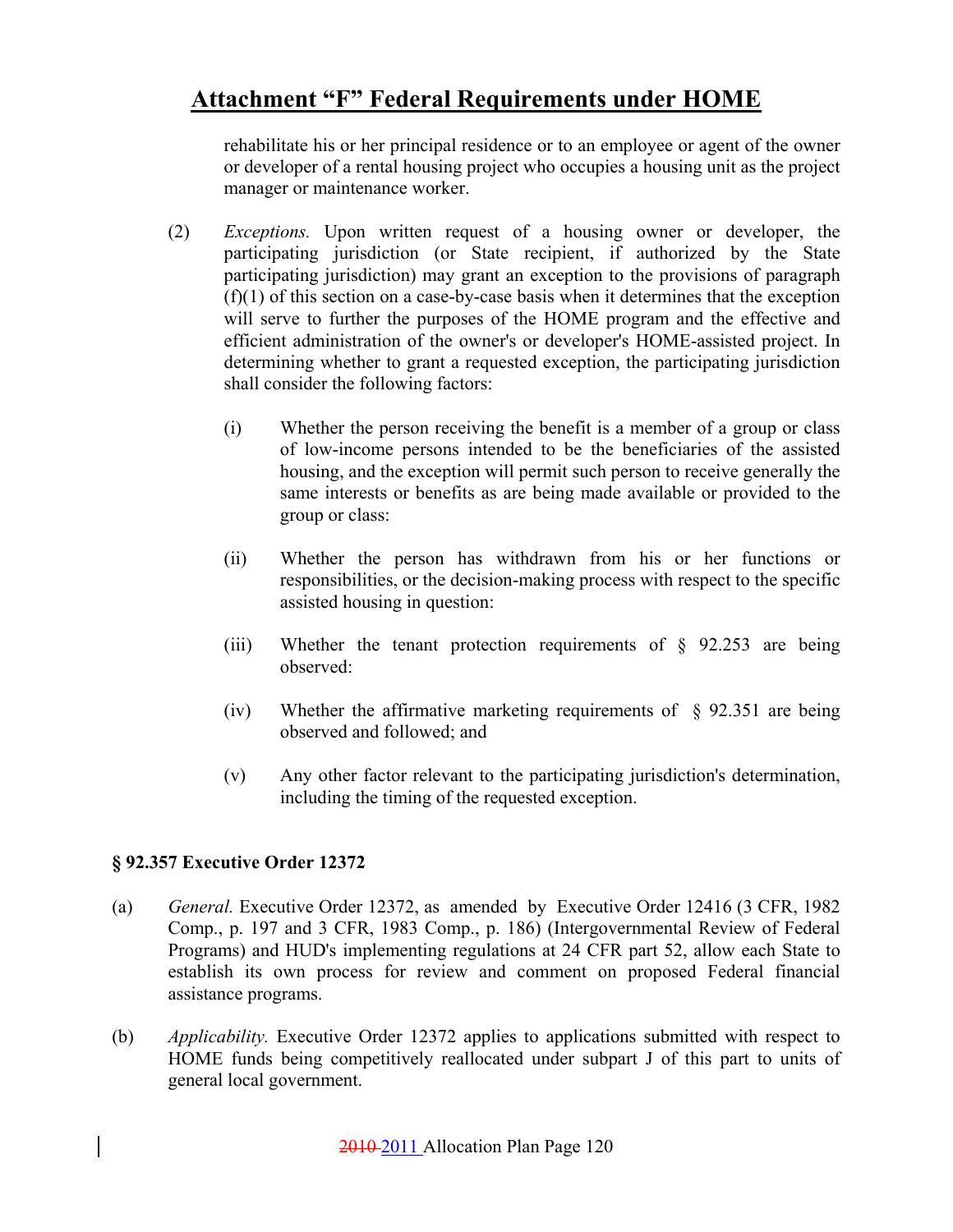rehabilitate his or her principal residence or to an employee or agent of the owner or developer of a rental housing project who occupies a housing unit as the project manager or maintenance worker.

(2) *Exceptions.* Upon written request of a housing owner or developer, the participating jurisdiction (or State recipient, if authorized by the State participating jurisdiction) may grant an exception to the provisions of paragraph (f)(1) of this section on a case-by-case basis when it determines that the exception will serve to further the purposes of the HOME program and the effective and efficient administration of the owner's or developer's HOME-assisted project. In determining whether to grant a requested exception, the participating jurisdiction shall consider the following factors:

(i) Whether the person receiving the benefit is a member of a group or class of low-income persons intended to be the beneficiaries of the assisted housing, and the exception will permit such person to receive generally the same interests or benefits as are being made available or provided to the group or class:

(ii) Whether the person has withdrawn from his or her functions or responsibilities, or the decision-making process with respect to the specific assisted housing in question:

(iii) Whether the tenant protection requirements of § 92.253 are being observed:

(iv) Whether the affirmative marketing requirements of § 92.351 are being observed and followed; and

(v) Any other factor relevant to the participating jurisdiction's determination, including the timing of the requested exception.

### § 92.357 Executive Order 12372

(a) *General.* Executive Order 12372, as amended by Executive Order 12416 (3 CFR, 1982 Comp., p. 197 and 3 CFR, 1983 Comp., p. 186) (Intergovernmental Review of Federal Programs) and HUD's implementing regulations at 24 CFR part 52, allow each State to establish its own process for review and comment on proposed Federal financial assistance programs.

(b) *Applicability.* Executive Order 12372 applies to applications submitted with respect to HOME funds being competitively reallocated under subpart J of this part to units of general local government.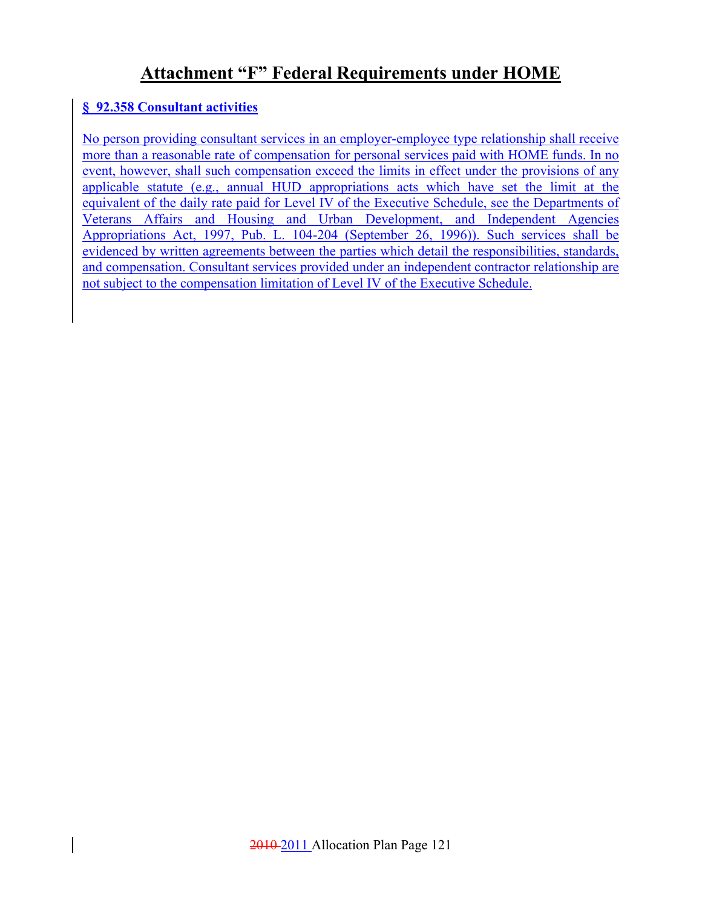# Attachment "F" Federal Requirements under HOME

### § 92.358 Consultant activities

No person providing consultant services in an employer-employee type relationship shall receive more than a reasonable rate of compensation for personal services paid with HOME funds. In no event, however, shall such compensation exceed the limits in effect under the provisions of any applicable statute (e.g., annual HUD appropriations acts which have set the limit at the equivalent of the daily rate paid for Level IV of the Executive Schedule, see the Departments of Veterans Affairs and Housing and Urban Development, and Independent Agencies Appropriations Act, 1997, Pub. L. 104-204 (September 26, 1996)). Such services shall be evidenced by written agreements between the parties which detail the responsibilities, standards, and compensation. Consultant services provided under an independent contractor relationship are not subject to the compensation limitation of Level IV of the Executive Schedule.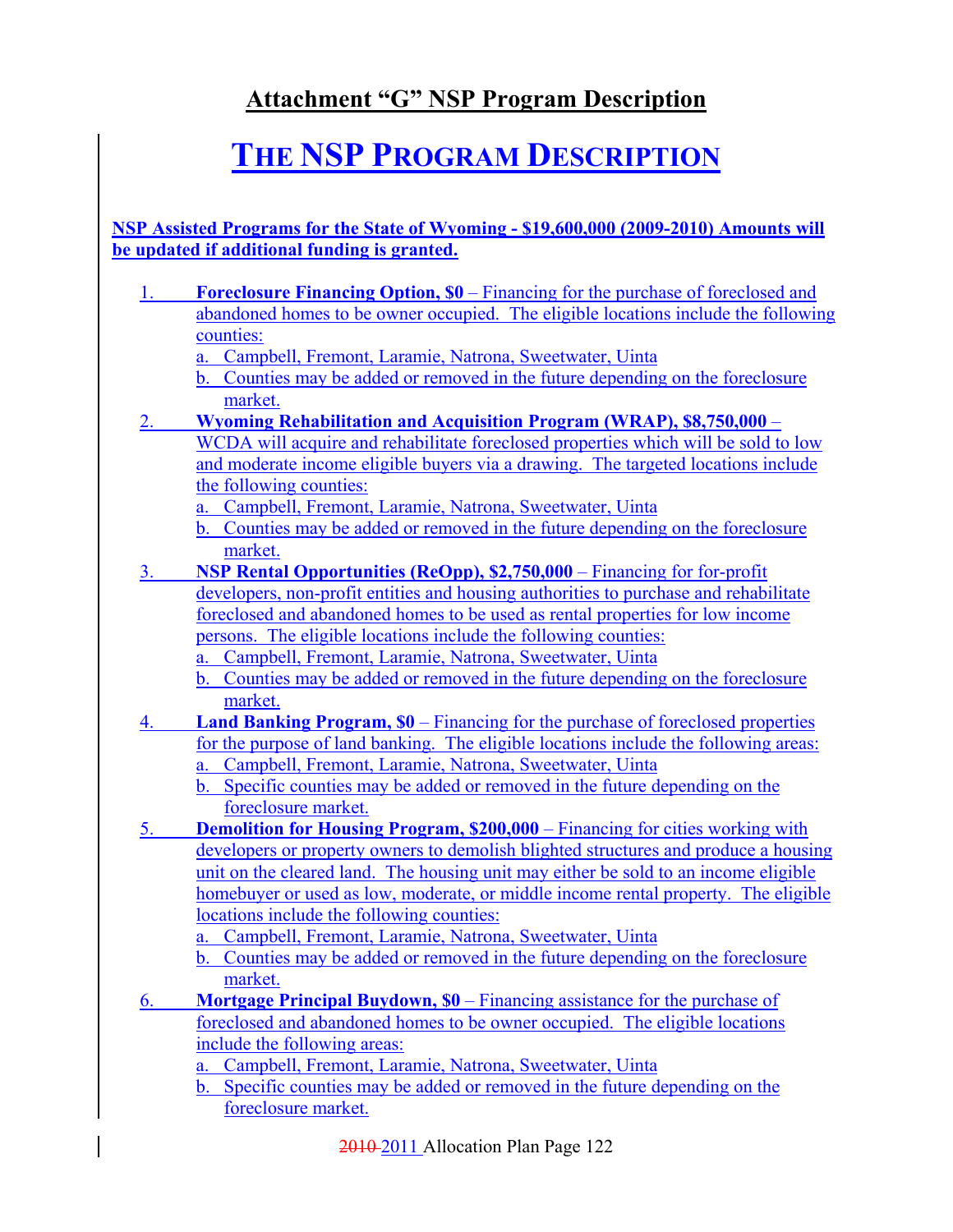# Attachment "G" NSP Program Description

# THE NSP PROGRAM DESCRIPTION

**NSP Assisted Programs for the State of Wyoming - $19,600,000 (2009-2010) Amounts will be updated if additional funding is granted.**

1. **Foreclosure Financing Option, $0** – Financing for the purchase of foreclosed and abandoned homes to be owner occupied. The eligible locations include the following counties:
   a. Campbell, Fremont, Laramie, Natrona, Sweetwater, Uinta
   b. Counties may be added or removed in the future depending on the foreclosure market.
2. **Wyoming Rehabilitation and Acquisition Program (WRAP), $8,750,000** – WCDA will acquire and rehabilitate foreclosed properties which will be sold to low and moderate income eligible buyers via a drawing. The targeted locations include the following counties:
   a. Campbell, Fremont, Laramie, Natrona, Sweetwater, Uinta
   b. Counties may be added or removed in the future depending on the foreclosure market.
3. **NSP Rental Opportunities (ReOpp), $2,750,000** – Financing for for-profit developers, non-profit entities and housing authorities to purchase and rehabilitate foreclosed and abandoned homes to be used as rental properties for low income persons. The eligible locations include the following counties:
   a. Campbell, Fremont, Laramie, Natrona, Sweetwater, Uinta
   b. Counties may be added or removed in the future depending on the foreclosure market.
4. **Land Banking Program, $0** – Financing for the purchase of foreclosed properties for the purpose of land banking. The eligible locations include the following areas:
   a. Campbell, Fremont, Laramie, Natrona, Sweetwater, Uinta
   b. Specific counties may be added or removed in the future depending on the foreclosure market.
5. **Demolition for Housing Program, $200,000** – Financing for cities working with developers or property owners to demolish blighted structures and produce a housing unit on the cleared land. The housing unit may either be sold to an income eligible homebuyer or used as low, moderate, or middle income rental property. The eligible locations include the following counties:
   a. Campbell, Fremont, Laramie, Natrona, Sweetwater, Uinta
   b. Counties may be added or removed in the future depending on the foreclosure market.
6. **Mortgage Principal Buydown, $0** – Financing assistance for the purchase of foreclosed and abandoned homes to be owner occupied. The eligible locations include the following areas:
   a. Campbell, Fremont, Laramie, Natrona, Sweetwater, Uinta
   b. Specific counties may be added or removed in the future depending on the foreclosure market.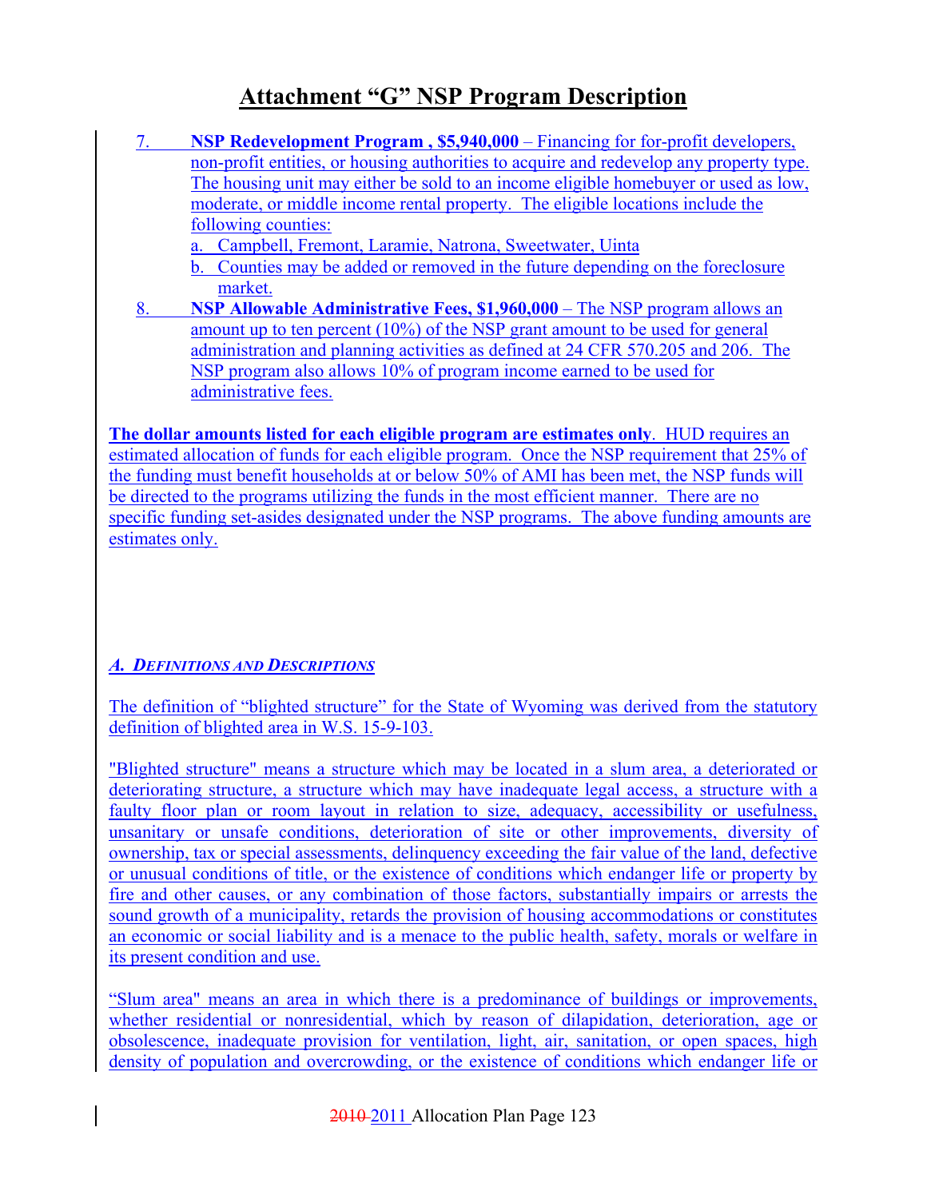# Attachment "G" NSP Program Description

7. **NSP Redevelopment Program , $5,940,000** – Financing for for-profit developers, non-profit entities, or housing authorities to acquire and redevelop any property type. The housing unit may either be sold to an income eligible homebuyer or used as low, moderate, or middle income rental property. The eligible locations include the following counties:
   a. Campbell, Fremont, Laramie, Natrona, Sweetwater, Uinta
   b. Counties may be added or removed in the future depending on the foreclosure market.
8. **NSP Allowable Administrative Fees, $1,960,000** – The NSP program allows an amount up to ten percent (10%) of the NSP grant amount to be used for general administration and planning activities as defined at 24 CFR 570.205 and 206. The NSP program also allows 10% of program income earned to be used for administrative fees.

**The dollar amounts listed for each eligible program are estimates only**. HUD requires an estimated allocation of funds for each eligible program. Once the NSP requirement that 25% of the funding must benefit households at or below 50% of AMI has been met, the NSP funds will be directed to the programs utilizing the funds in the most efficient manner. There are no specific funding set-asides designated under the NSP programs. The above funding amounts are estimates only.

### *A. Definitions and Descriptions*

The definition of "blighted structure" for the State of Wyoming was derived from the statutory definition of blighted area in W.S. 15-9-103.

"Blighted structure" means a structure which may be located in a slum area, a deteriorated or deteriorating structure, a structure which may have inadequate legal access, a structure with a faulty floor plan or room layout in relation to size, adequacy, accessibility or usefulness, unsanitary or unsafe conditions, deterioration of site or other improvements, diversity of ownership, tax or special assessments, delinquency exceeding the fair value of the land, defective or unusual conditions of title, or the existence of conditions which endanger life or property by fire and other causes, or any combination of those factors, substantially impairs or arrests the sound growth of a municipality, retards the provision of housing accommodations or constitutes an economic or social liability and is a menace to the public health, safety, morals or welfare in its present condition and use.

"Slum area" means an area in which there is a predominance of buildings or improvements, whether residential or nonresidential, which by reason of dilapidation, deterioration, age or obsolescence, inadequate provision for ventilation, light, air, sanitation, or open spaces, high density of population and overcrowding, or the existence of conditions which endanger life or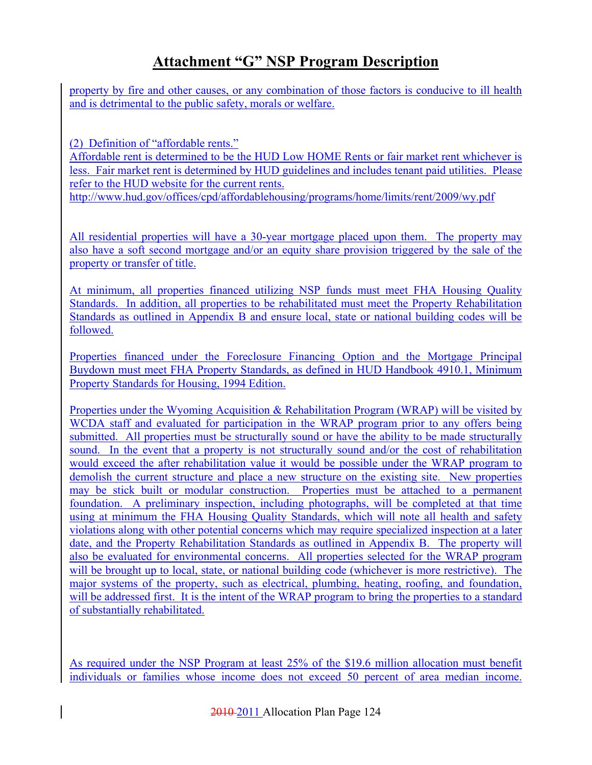# Attachment "G" NSP Program Description

property by fire and other causes, or any combination of those factors is conducive to ill health and is detrimental to the public safety, morals or welfare.

(2) Definition of "affordable rents."
Affordable rent is determined to be the HUD Low HOME Rents or fair market rent whichever is less. Fair market rent is determined by HUD guidelines and includes tenant paid utilities. Please refer to the HUD website for the current rents.
http://www.hud.gov/offices/cpd/affordablehousing/programs/home/limits/rent/2009/wy.pdf

All residential properties will have a 30-year mortgage placed upon them. The property may also have a soft second mortgage and/or an equity share provision triggered by the sale of the property or transfer of title.

At minimum, all properties financed utilizing NSP funds must meet FHA Housing Quality Standards. In addition, all properties to be rehabilitated must meet the Property Rehabilitation Standards as outlined in Appendix B and ensure local, state or national building codes will be followed.

Properties financed under the Foreclosure Financing Option and the Mortgage Principal Buydown must meet FHA Property Standards, as defined in HUD Handbook 4910.1, Minimum Property Standards for Housing, 1994 Edition.

Properties under the Wyoming Acquisition & Rehabilitation Program (WRAP) will be visited by WCDA staff and evaluated for participation in the WRAP program prior to any offers being submitted. All properties must be structurally sound or have the ability to be made structurally sound. In the event that a property is not structurally sound and/or the cost of rehabilitation would exceed the after rehabilitation value it would be possible under the WRAP program to demolish the current structure and place a new structure on the existing site. New properties may be stick built or modular construction. Properties must be attached to a permanent foundation. A preliminary inspection, including photographs, will be completed at that time using at minimum the FHA Housing Quality Standards, which will note all health and safety violations along with other potential concerns which may require specialized inspection at a later date, and the Property Rehabilitation Standards as outlined in Appendix B. The property will also be evaluated for environmental concerns. All properties selected for the WRAP program will be brought up to local, state, or national building code (whichever is more restrictive). The major systems of the property, such as electrical, plumbing, heating, roofing, and foundation, will be addressed first. It is the intent of the WRAP program to bring the properties to a standard of substantially rehabilitated.

As required under the NSP Program at least 25% of the $19.6 million allocation must benefit individuals or families whose income does not exceed 50 percent of area median income.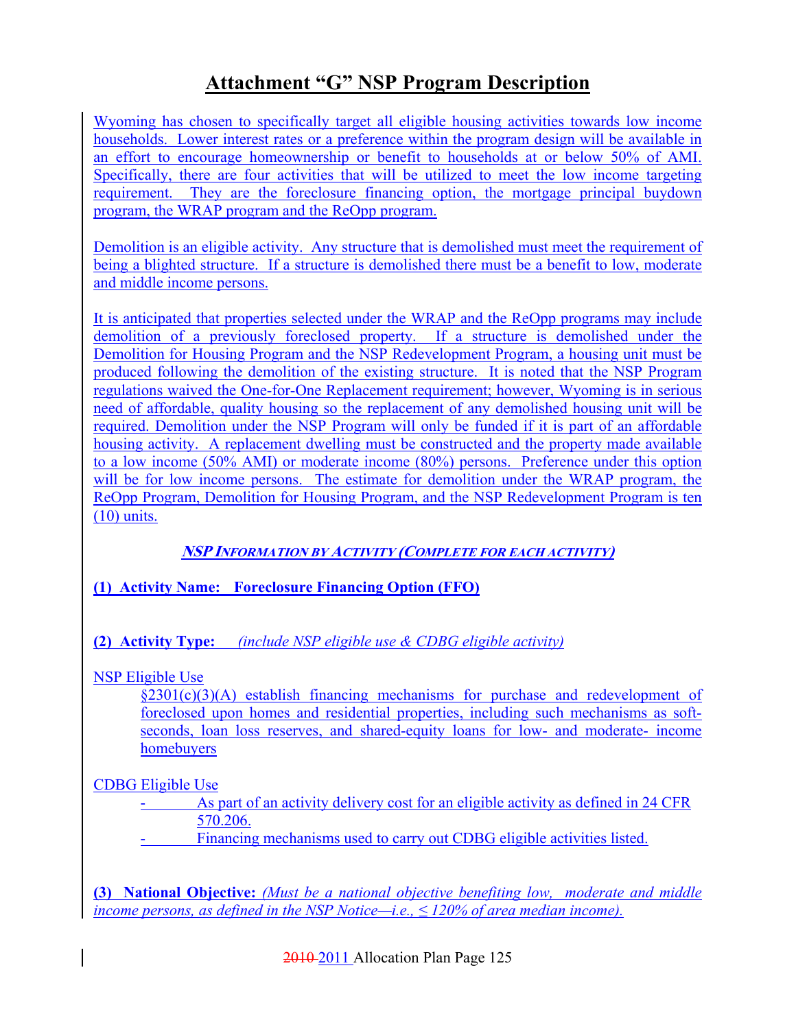# Attachment "G" NSP Program Description

Wyoming has chosen to specifically target all eligible housing activities towards low income households. Lower interest rates or a preference within the program design will be available in an effort to encourage homeownership or benefit to households at or below 50% of AMI. Specifically, there are four activities that will be utilized to meet the low income targeting requirement. They are the foreclosure financing option, the mortgage principal buydown program, the WRAP program and the ReOpp program.

Demolition is an eligible activity. Any structure that is demolished must meet the requirement of being a blighted structure. If a structure is demolished there must be a benefit to low, moderate and middle income persons.

It is anticipated that properties selected under the WRAP and the ReOpp programs may include demolition of a previously foreclosed property. If a structure is demolished under the Demolition for Housing Program and the NSP Redevelopment Program, a housing unit must be produced following the demolition of the existing structure. It is noted that the NSP Program regulations waived the One-for-One Replacement requirement; however, Wyoming is in serious need of affordable, quality housing so the replacement of any demolished housing unit will be required. Demolition under the NSP Program will only be funded if it is part of an affordable housing activity. A replacement dwelling must be constructed and the property made available to a low income (50% AMI) or moderate income (80%) persons. Preference under this option will be for low income persons. The estimate for demolition under the WRAP program, the ReOpp Program, Demolition for Housing Program, and the NSP Redevelopment Program is ten (10) units.

***NSP INFORMATION BY ACTIVITY (COMPLETE FOR EACH ACTIVITY)***

**(1) Activity Name: Foreclosure Financing Option (FFO)**

**(2) Activity Type:** *(include NSP eligible use & CDBG eligible activity)*

NSP Eligible Use

§2301(c)(3)(A) establish financing mechanisms for purchase and redevelopment of foreclosed upon homes and residential properties, including such mechanisms as soft-seconds, loan loss reserves, and shared-equity loans for low- and moderate- income homebuyers

CDBG Eligible Use

- As part of an activity delivery cost for an eligible activity as defined in 24 CFR 570.206.
- Financing mechanisms used to carry out CDBG eligible activities listed.

**(3) National Objective:** *(Must be a national objective benefiting low, moderate and middle income persons, as defined in the NSP Notice—i.e., ≤ 120% of area median income).*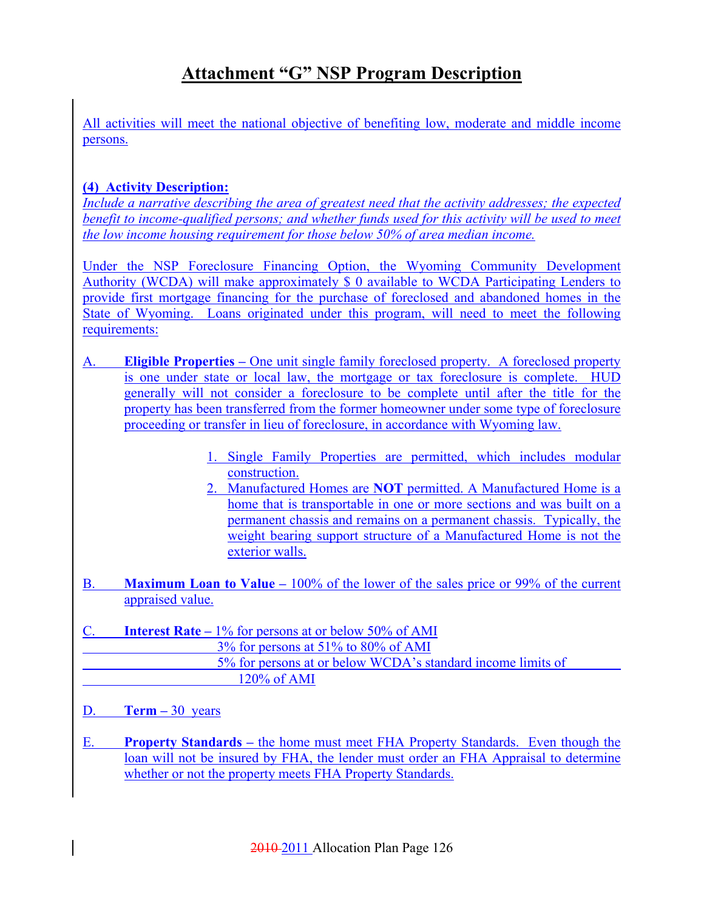# Attachment "G" NSP Program Description

All activities will meet the national objective of benefiting low, moderate and middle income persons.

**(4) Activity Description:**

*Include a narrative describing the area of greatest need that the activity addresses; the expected benefit to income-qualified persons; and whether funds used for this activity will be used to meet the low income housing requirement for those below 50% of area median income.*

Under the NSP Foreclosure Financing Option, the Wyoming Community Development Authority (WCDA) will make approximately $ 0 available to WCDA Participating Lenders to provide first mortgage financing for the purchase of foreclosed and abandoned homes in the State of Wyoming. Loans originated under this program, will need to meet the following requirements:

A. **Eligible Properties –** One unit single family foreclosed property. A foreclosed property is one under state or local law, the mortgage or tax foreclosure is complete. HUD generally will not consider a foreclosure to be complete until after the title for the property has been transferred from the former homeowner under some type of foreclosure proceeding or transfer in lieu of foreclosure, in accordance with Wyoming law.

   1. Single Family Properties are permitted, which includes modular construction.
   2. Manufactured Homes are **NOT** permitted. A Manufactured Home is a home that is transportable in one or more sections and was built on a permanent chassis and remains on a permanent chassis. Typically, the weight bearing support structure of a Manufactured Home is not the exterior walls.

B. **Maximum Loan to Value –** 100% of the lower of the sales price or 99% of the current appraised value.

C. **Interest Rate –** 1% for persons at or below 50% of AMI
   3% for persons at 51% to 80% of AMI
   5% for persons at or below WCDA's standard income limits of 120% of AMI

D. **Term –** 30 years

E. **Property Standards –** the home must meet FHA Property Standards. Even though the loan will not be insured by FHA, the lender must order an FHA Appraisal to determine whether or not the property meets FHA Property Standards.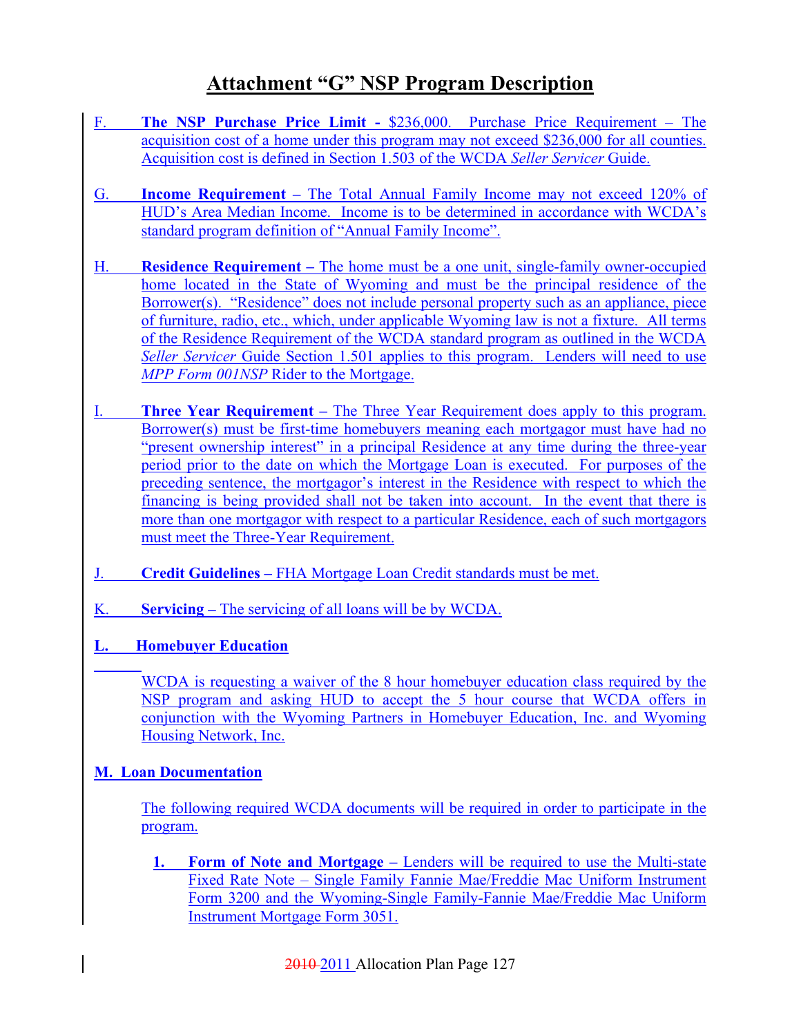# Attachment "G" NSP Program Description

F. **The NSP Purchase Price Limit -** $236,000. Purchase Price Requirement – The acquisition cost of a home under this program may not exceed $236,000 for all counties. Acquisition cost is defined in Section 1.503 of the WCDA *Seller Servicer* Guide.

G. **Income Requirement –** The Total Annual Family Income may not exceed 120% of HUD's Area Median Income. Income is to be determined in accordance with WCDA's standard program definition of "Annual Family Income".

H. **Residence Requirement –** The home must be a one unit, single-family owner-occupied home located in the State of Wyoming and must be the principal residence of the Borrower(s). "Residence" does not include personal property such as an appliance, piece of furniture, radio, etc., which, under applicable Wyoming law is not a fixture. All terms of the Residence Requirement of the WCDA standard program as outlined in the WCDA *Seller Servicer* Guide Section 1.501 applies to this program. Lenders will need to use *MPP Form 001NSP* Rider to the Mortgage.

I. **Three Year Requirement –** The Three Year Requirement does apply to this program. Borrower(s) must be first-time homebuyers meaning each mortgagor must have had no "present ownership interest" in a principal Residence at any time during the three-year period prior to the date on which the Mortgage Loan is executed. For purposes of the preceding sentence, the mortgagor's interest in the Residence with respect to which the financing is being provided shall not be taken into account. In the event that there is more than one mortgagor with respect to a particular Residence, each of such mortgagors must meet the Three-Year Requirement.

J. **Credit Guidelines –** FHA Mortgage Loan Credit standards must be met.

K. **Servicing –** The servicing of all loans will be by WCDA.

**L. Homebuyer Education**

WCDA is requesting a waiver of the 8 hour homebuyer education class required by the NSP program and asking HUD to accept the 5 hour course that WCDA offers in conjunction with the Wyoming Partners in Homebuyer Education, Inc. and Wyoming Housing Network, Inc.

**M. Loan Documentation**

The following required WCDA documents will be required in order to participate in the program.

1. **Form of Note and Mortgage –** Lenders will be required to use the Multi-state Fixed Rate Note – Single Family Fannie Mae/Freddie Mac Uniform Instrument Form 3200 and the Wyoming-Single Family-Fannie Mae/Freddie Mac Uniform Instrument Mortgage Form 3051.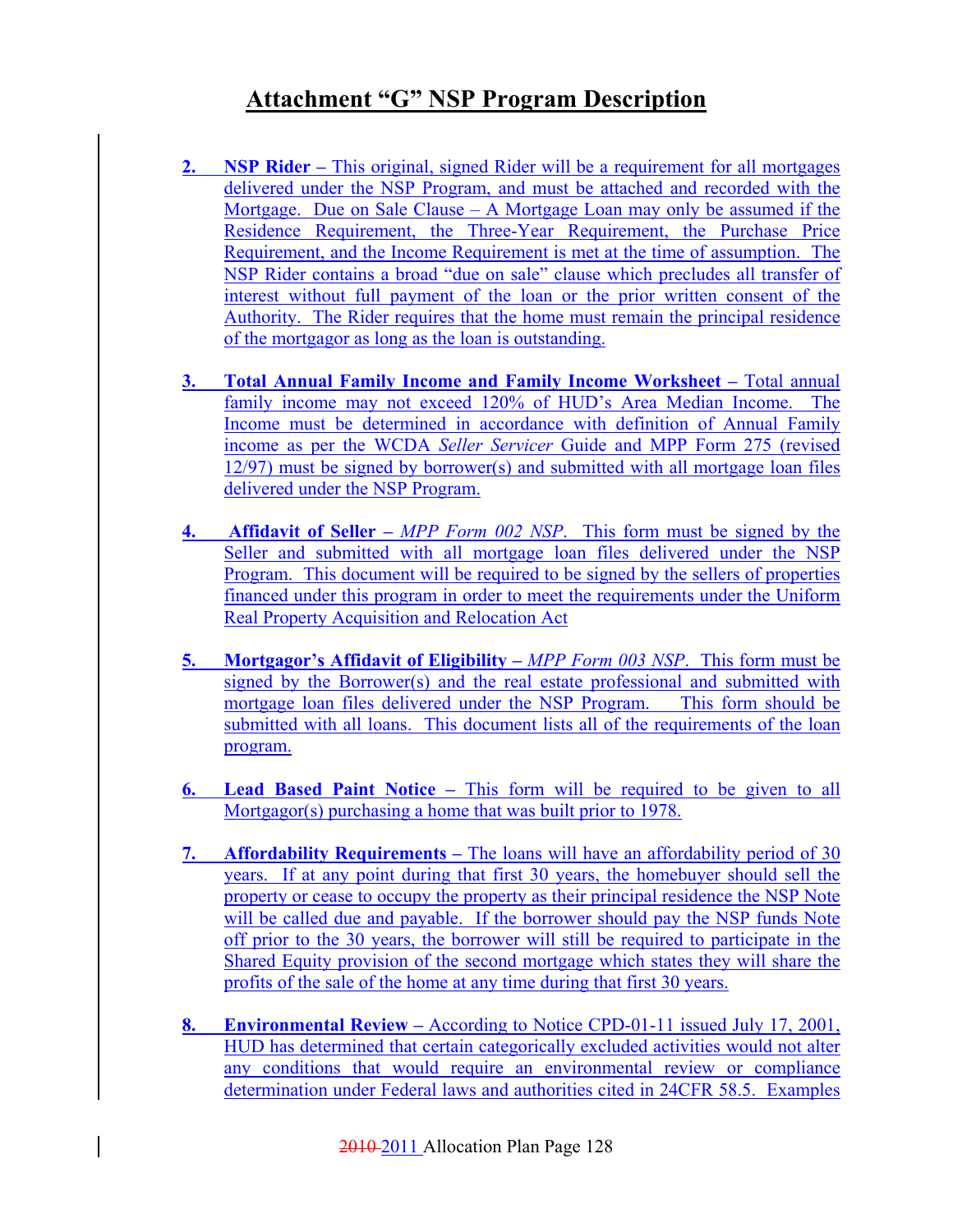# Attachment "G" NSP Program Description

2. **NSP Rider –** This original, signed Rider will be a requirement for all mortgages delivered under the NSP Program, and must be attached and recorded with the Mortgage. Due on Sale Clause – A Mortgage Loan may only be assumed if the Residence Requirement, the Three-Year Requirement, the Purchase Price Requirement, and the Income Requirement is met at the time of assumption. The NSP Rider contains a broad "due on sale" clause which precludes all transfer of interest without full payment of the loan or the prior written consent of the Authority. The Rider requires that the home must remain the principal residence of the mortgagor as long as the loan is outstanding.

3. **Total Annual Family Income and Family Income Worksheet –** Total annual family income may not exceed 120% of HUD's Area Median Income. The Income must be determined in accordance with definition of Annual Family income as per the WCDA *Seller Servicer* Guide and MPP Form 275 (revised 12/97) must be signed by borrower(s) and submitted with all mortgage loan files delivered under the NSP Program.

4. **Affidavit of Seller –** *MPP Form 002 NSP*. This form must be signed by the Seller and submitted with all mortgage loan files delivered under the NSP Program. This document will be required to be signed by the sellers of properties financed under this program in order to meet the requirements under the Uniform Real Property Acquisition and Relocation Act

5. **Mortgagor's Affidavit of Eligibility –** *MPP Form 003 NSP*. This form must be signed by the Borrower(s) and the real estate professional and submitted with mortgage loan files delivered under the NSP Program. This form should be submitted with all loans. This document lists all of the requirements of the loan program.

6. **Lead Based Paint Notice –** This form will be required to be given to all Mortgagor(s) purchasing a home that was built prior to 1978.

7. **Affordability Requirements –** The loans will have an affordability period of 30 years. If at any point during that first 30 years, the homebuyer should sell the property or cease to occupy the property as their principal residence the NSP Note will be called due and payable. If the borrower should pay the NSP funds Note off prior to the 30 years, the borrower will still be required to participate in the Shared Equity provision of the second mortgage which states they will share the profits of the sale of the home at any time during that first 30 years.

8. **Environmental Review –** According to Notice CPD-01-11 issued July 17, 2001, HUD has determined that certain categorically excluded activities would not alter any conditions that would require an environmental review or compliance determination under Federal laws and authorities cited in 24CFR 58.5. Examples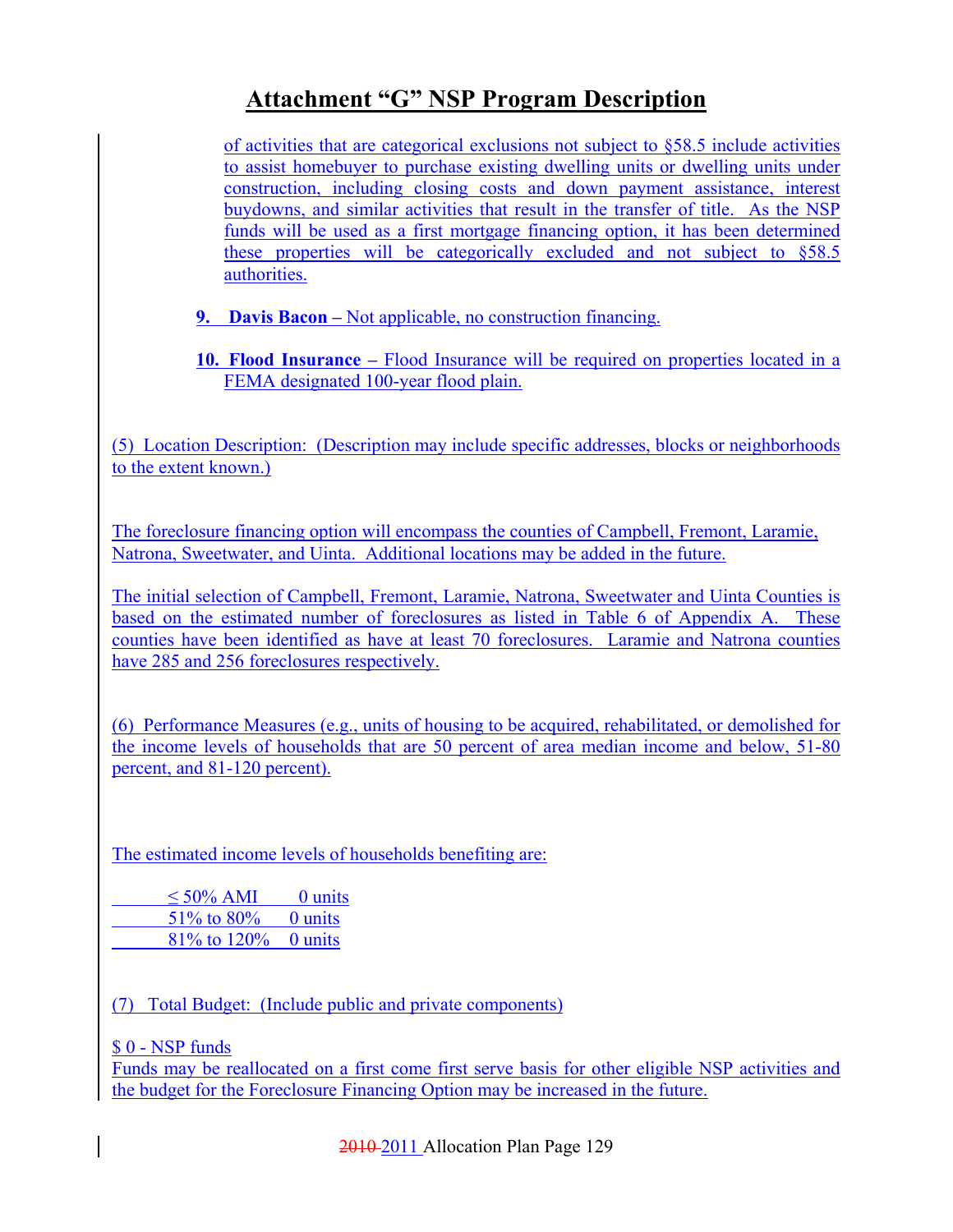# Attachment "G" NSP Program Description

of activities that are categorical exclusions not subject to §58.5 include activities to assist homebuyer to purchase existing dwelling units or dwelling units under construction, including closing costs and down payment assistance, interest buydowns, and similar activities that result in the transfer of title. As the NSP funds will be used as a first mortgage financing option, it has been determined these properties will be categorically excluded and not subject to §58.5 authorities.

9. **Davis Bacon** – Not applicable, no construction financing.

10. **Flood Insurance** – Flood Insurance will be required on properties located in a FEMA designated 100-year flood plain.

(5) Location Description: (Description may include specific addresses, blocks or neighborhoods to the extent known.)

The foreclosure financing option will encompass the counties of Campbell, Fremont, Laramie, Natrona, Sweetwater, and Uinta. Additional locations may be added in the future.

The initial selection of Campbell, Fremont, Laramie, Natrona, Sweetwater and Uinta Counties is based on the estimated number of foreclosures as listed in Table 6 of Appendix A. These counties have been identified as have at least 70 foreclosures. Laramie and Natrona counties have 285 and 256 foreclosures respectively.

(6) Performance Measures (e.g., units of housing to be acquired, rehabilitated, or demolished for the income levels of households that are 50 percent of area median income and below, 51-80 percent, and 81-120 percent).

The estimated income levels of households benefiting are:

| | |
|---|---|
| ≤ 50% AMI | 0 units |
| 51% to 80% | 0 units |
| 81% to 120% | 0 units |

(7) Total Budget: (Include public and private components)

$ 0 - NSP funds
Funds may be reallocated on a first come first serve basis for other eligible NSP activities and the budget for the Foreclosure Financing Option may be increased in the future.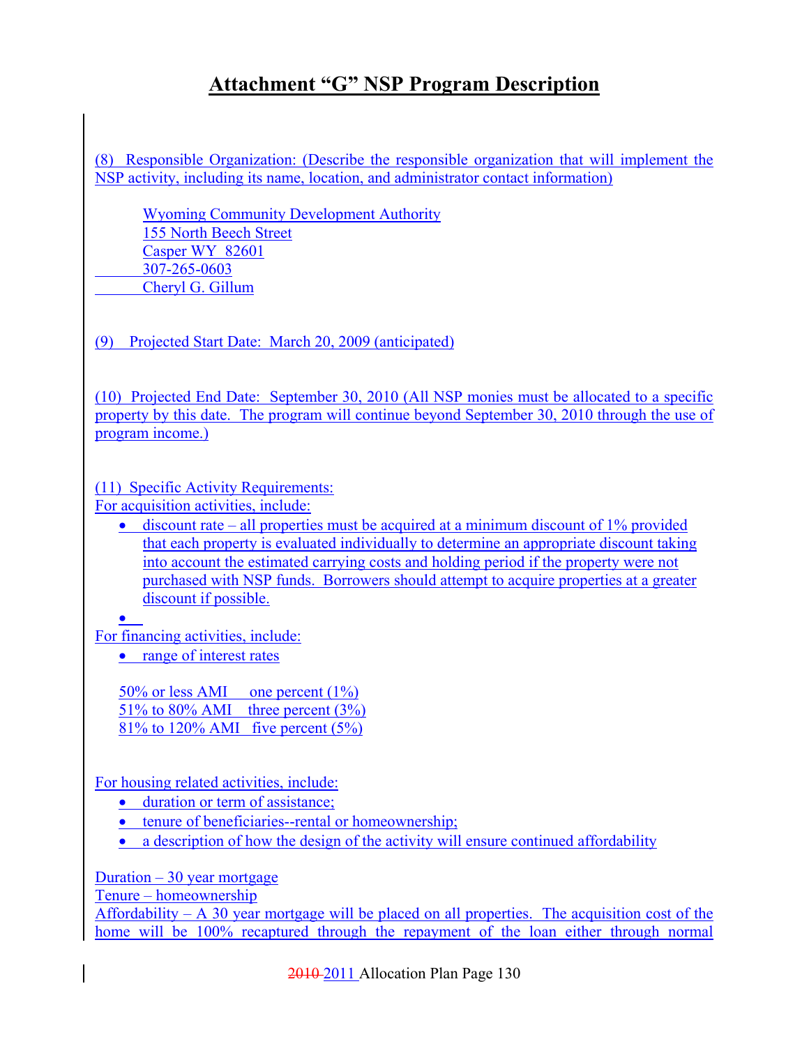# Attachment "G" NSP Program Description

(8) Responsible Organization: (Describe the responsible organization that will implement the NSP activity, including its name, location, and administrator contact information)

Wyoming Community Development Authority
155 North Beech Street
Casper WY 82601
307-265-0603
Cheryl G. Gillum

(9) Projected Start Date: March 20, 2009 (anticipated)

(10) Projected End Date: September 30, 2010 (All NSP monies must be allocated to a specific property by this date. The program will continue beyond September 30, 2010 through the use of program income.)

(11) Specific Activity Requirements:
For acquisition activities, include:

- discount rate – all properties must be acquired at a minimum discount of 1% provided that each property is evaluated individually to determine an appropriate discount taking into account the estimated carrying costs and holding period if the property were not purchased with NSP funds. Borrowers should attempt to acquire properties at a greater discount if possible.
- 

For financing activities, include:

- range of interest rates

| | |
|---|---|
| 50% or less AMI | one percent (1%) |
| 51% to 80% AMI | three percent (3%) |
| 81% to 120% AMI | five percent (5%) |

For housing related activities, include:

- duration or term of assistance;
- tenure of beneficiaries--rental or homeownership;
- a description of how the design of the activity will ensure continued affordability

Duration – 30 year mortgage
Tenure – homeownership
Affordability – A 30 year mortgage will be placed on all properties. The acquisition cost of the home will be 100% recaptured through the repayment of the loan either through normal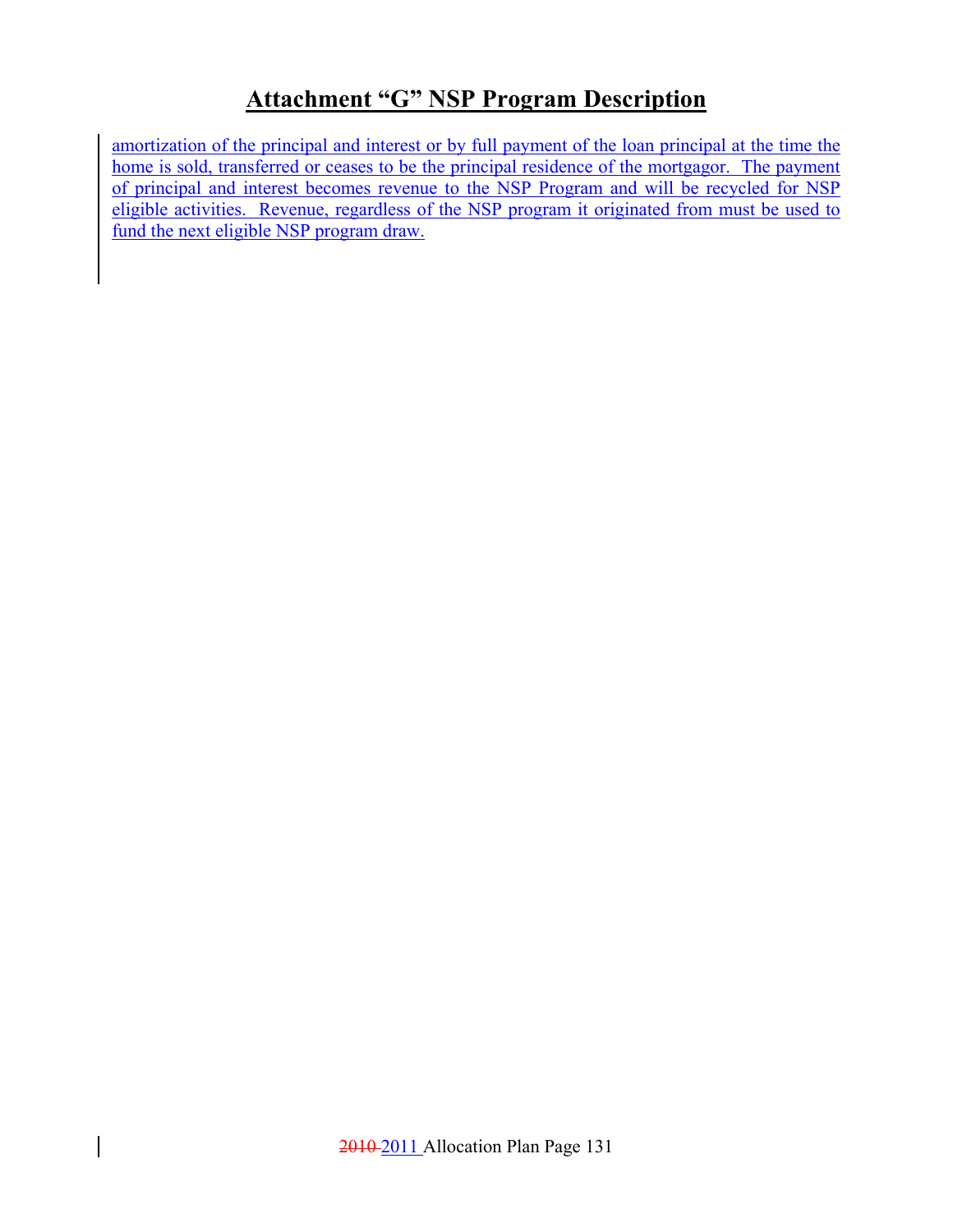# Attachment "G" NSP Program Description

amortization of the principal and interest or by full payment of the loan principal at the time the home is sold, transferred or ceases to be the principal residence of the mortgagor. The payment of principal and interest becomes revenue to the NSP Program and will be recycled for NSP eligible activities. Revenue, regardless of the NSP program it originated from must be used to fund the next eligible NSP program draw.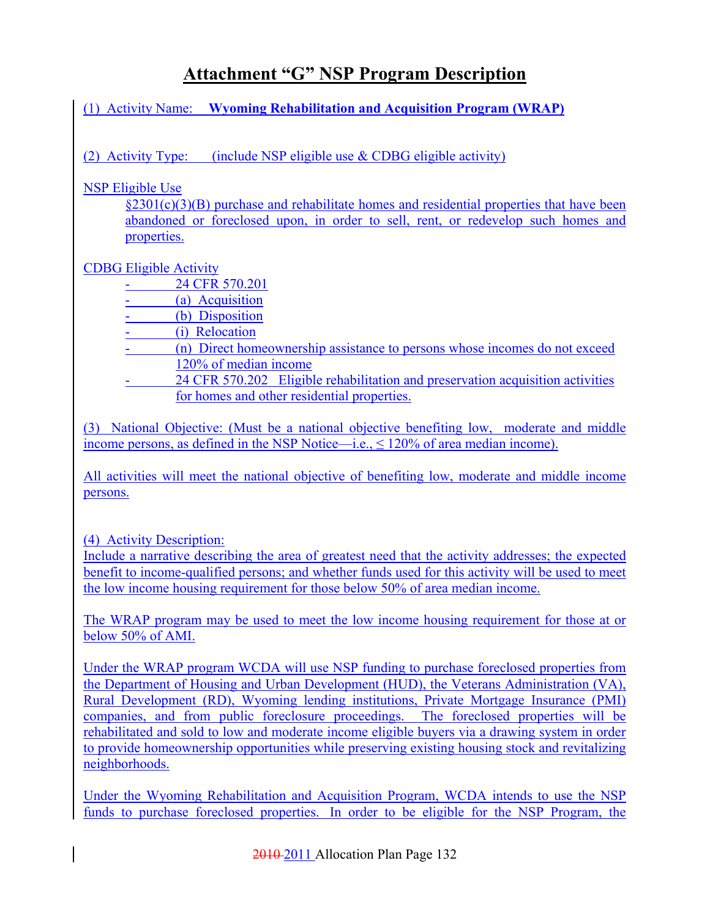# Attachment "G" NSP Program Description

(1) Activity Name: **Wyoming Rehabilitation and Acquisition Program (WRAP)**

(2) Activity Type: (include NSP eligible use & CDBG eligible activity)

NSP Eligible Use

§2301(c)(3)(B) purchase and rehabilitate homes and residential properties that have been abandoned or foreclosed upon, in order to sell, rent, or redevelop such homes and properties.

CDBG Eligible Activity

- 24 CFR 570.201
- (a) Acquisition
- (b) Disposition
- (i) Relocation
- (n) Direct homeownership assistance to persons whose incomes do not exceed 120% of median income
- 24 CFR 570.202 Eligible rehabilitation and preservation acquisition activities for homes and other residential properties.

(3) National Objective: (Must be a national objective benefiting low, moderate and middle income persons, as defined in the NSP Notice—i.e., ≤ 120% of area median income).

All activities will meet the national objective of benefiting low, moderate and middle income persons.

(4) Activity Description:

Include a narrative describing the area of greatest need that the activity addresses; the expected benefit to income-qualified persons; and whether funds used for this activity will be used to meet the low income housing requirement for those below 50% of area median income.

The WRAP program may be used to meet the low income housing requirement for those at or below 50% of AMI.

Under the WRAP program WCDA will use NSP funding to purchase foreclosed properties from the Department of Housing and Urban Development (HUD), the Veterans Administration (VA), Rural Development (RD), Wyoming lending institutions, Private Mortgage Insurance (PMI) companies, and from public foreclosure proceedings. The foreclosed properties will be rehabilitated and sold to low and moderate income eligible buyers via a drawing system in order to provide homeownership opportunities while preserving existing housing stock and revitalizing neighborhoods.

Under the Wyoming Rehabilitation and Acquisition Program, WCDA intends to use the NSP funds to purchase foreclosed properties. In order to be eligible for the NSP Program, the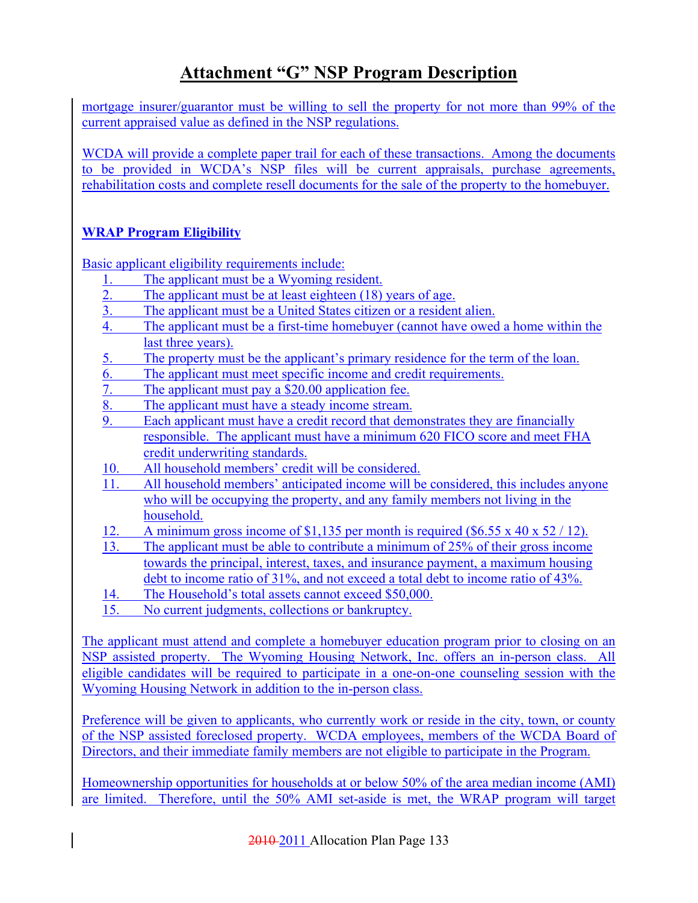# Attachment "G" NSP Program Description

mortgage insurer/guarantor must be willing to sell the property for not more than 99% of the current appraised value as defined in the NSP regulations.

WCDA will provide a complete paper trail for each of these transactions. Among the documents to be provided in WCDA's NSP files will be current appraisals, purchase agreements, rehabilitation costs and complete resell documents for the sale of the property to the homebuyer.

**WRAP Program Eligibility**

Basic applicant eligibility requirements include:

1. The applicant must be a Wyoming resident.
2. The applicant must be at least eighteen (18) years of age.
3. The applicant must be a United States citizen or a resident alien.
4. The applicant must be a first-time homebuyer (cannot have owed a home within the last three years).
5. The property must be the applicant's primary residence for the term of the loan.
6. The applicant must meet specific income and credit requirements.
7. The applicant must pay a $20.00 application fee.
8. The applicant must have a steady income stream.
9. Each applicant must have a credit record that demonstrates they are financially responsible. The applicant must have a minimum 620 FICO score and meet FHA credit underwriting standards.
10. All household members' credit will be considered.
11. All household members' anticipated income will be considered, this includes anyone who will be occupying the property, and any family members not living in the household.
12. A minimum gross income of $1,135 per month is required ($6.55 x 40 x 52 / 12).
13. The applicant must be able to contribute a minimum of 25% of their gross income towards the principal, interest, taxes, and insurance payment, a maximum housing debt to income ratio of 31%, and not exceed a total debt to income ratio of 43%.
14. The Household's total assets cannot exceed $50,000.
15. No current judgments, collections or bankruptcy.

The applicant must attend and complete a homebuyer education program prior to closing on an NSP assisted property. The Wyoming Housing Network, Inc. offers an in-person class. All eligible candidates will be required to participate in a one-on-one counseling session with the Wyoming Housing Network in addition to the in-person class.

Preference will be given to applicants, who currently work or reside in the city, town, or county of the NSP assisted foreclosed property. WCDA employees, members of the WCDA Board of Directors, and their immediate family members are not eligible to participate in the Program.

Homeownership opportunities for households at or below 50% of the area median income (AMI) are limited. Therefore, until the 50% AMI set-aside is met, the WRAP program will target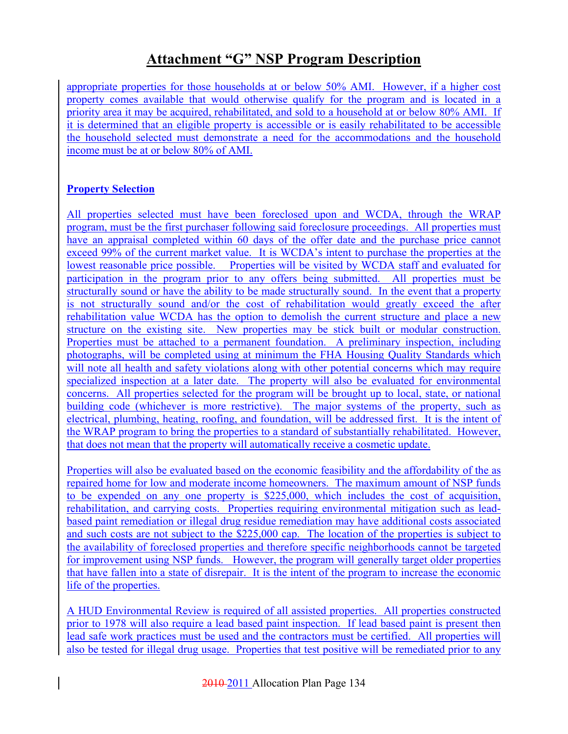# Attachment "G" NSP Program Description

appropriate properties for those households at or below 50% AMI. However, if a higher cost property comes available that would otherwise qualify for the program and is located in a priority area it may be acquired, rehabilitated, and sold to a household at or below 80% AMI. If it is determined that an eligible property is accessible or is easily rehabilitated to be accessible the household selected must demonstrate a need for the accommodations and the household income must be at or below 80% of AMI.

**Property Selection**

All properties selected must have been foreclosed upon and WCDA, through the WRAP program, must be the first purchaser following said foreclosure proceedings. All properties must have an appraisal completed within 60 days of the offer date and the purchase price cannot exceed 99% of the current market value. It is WCDA's intent to purchase the properties at the lowest reasonable price possible. Properties will be visited by WCDA staff and evaluated for participation in the program prior to any offers being submitted. All properties must be structurally sound or have the ability to be made structurally sound. In the event that a property is not structurally sound and/or the cost of rehabilitation would greatly exceed the after rehabilitation value WCDA has the option to demolish the current structure and place a new structure on the existing site. New properties may be stick built or modular construction. Properties must be attached to a permanent foundation. A preliminary inspection, including photographs, will be completed using at minimum the FHA Housing Quality Standards which will note all health and safety violations along with other potential concerns which may require specialized inspection at a later date. The property will also be evaluated for environmental concerns. All properties selected for the program will be brought up to local, state, or national building code (whichever is more restrictive). The major systems of the property, such as electrical, plumbing, heating, roofing, and foundation, will be addressed first. It is the intent of the WRAP program to bring the properties to a standard of substantially rehabilitated. However, that does not mean that the property will automatically receive a cosmetic update.

Properties will also be evaluated based on the economic feasibility and the affordability of the as repaired home for low and moderate income homeowners. The maximum amount of NSP funds to be expended on any one property is $225,000, which includes the cost of acquisition, rehabilitation, and carrying costs. Properties requiring environmental mitigation such as lead-based paint remediation or illegal drug residue remediation may have additional costs associated and such costs are not subject to the $225,000 cap. The location of the properties is subject to the availability of foreclosed properties and therefore specific neighborhoods cannot be targeted for improvement using NSP funds. However, the program will generally target older properties that have fallen into a state of disrepair. It is the intent of the program to increase the economic life of the properties.

A HUD Environmental Review is required of all assisted properties. All properties constructed prior to 1978 will also require a lead based paint inspection. If lead based paint is present then lead safe work practices must be used and the contractors must be certified. All properties will also be tested for illegal drug usage. Properties that test positive will be remediated prior to any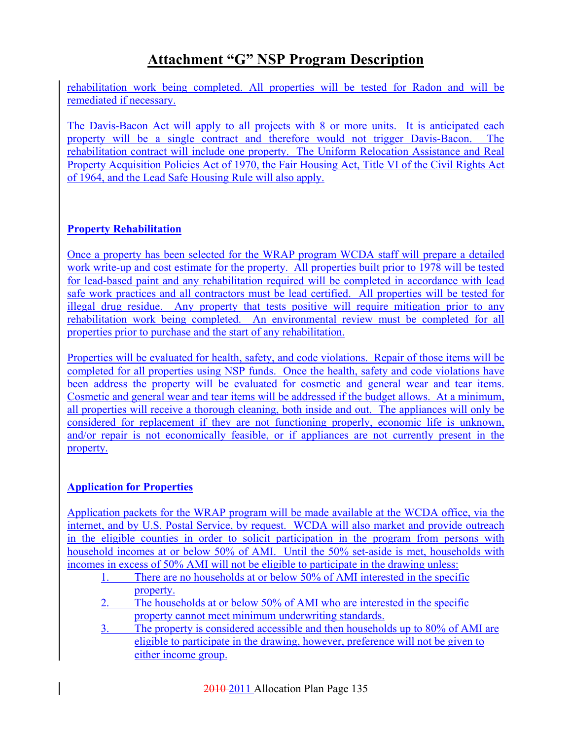# Attachment "G" NSP Program Description

rehabilitation work being completed. All properties will be tested for Radon and will be remediated if necessary.

The Davis-Bacon Act will apply to all projects with 8 or more units. It is anticipated each property will be a single contract and therefore would not trigger Davis-Bacon. The rehabilitation contract will include one property. The Uniform Relocation Assistance and Real Property Acquisition Policies Act of 1970, the Fair Housing Act, Title VI of the Civil Rights Act of 1964, and the Lead Safe Housing Rule will also apply.

**Property Rehabilitation**

Once a property has been selected for the WRAP program WCDA staff will prepare a detailed work write-up and cost estimate for the property. All properties built prior to 1978 will be tested for lead-based paint and any rehabilitation required will be completed in accordance with lead safe work practices and all contractors must be lead certified. All properties will be tested for illegal drug residue. Any property that tests positive will require mitigation prior to any rehabilitation work being completed. An environmental review must be completed for all properties prior to purchase and the start of any rehabilitation.

Properties will be evaluated for health, safety, and code violations. Repair of those items will be completed for all properties using NSP funds. Once the health, safety and code violations have been address the property will be evaluated for cosmetic and general wear and tear items. Cosmetic and general wear and tear items will be addressed if the budget allows. At a minimum, all properties will receive a thorough cleaning, both inside and out. The appliances will only be considered for replacement if they are not functioning properly, economic life is unknown, and/or repair is not economically feasible, or if appliances are not currently present in the property.

**Application for Properties**

Application packets for the WRAP program will be made available at the WCDA office, via the internet, and by U.S. Postal Service, by request. WCDA will also market and provide outreach in the eligible counties in order to solicit participation in the program from persons with household incomes at or below 50% of AMI. Until the 50% set-aside is met, households with incomes in excess of 50% AMI will not be eligible to participate in the drawing unless:

1. There are no households at or below 50% of AMI interested in the specific property.
2. The households at or below 50% of AMI who are interested in the specific property cannot meet minimum underwriting standards.
3. The property is considered accessible and then households up to 80% of AMI are eligible to participate in the drawing, however, preference will not be given to either income group.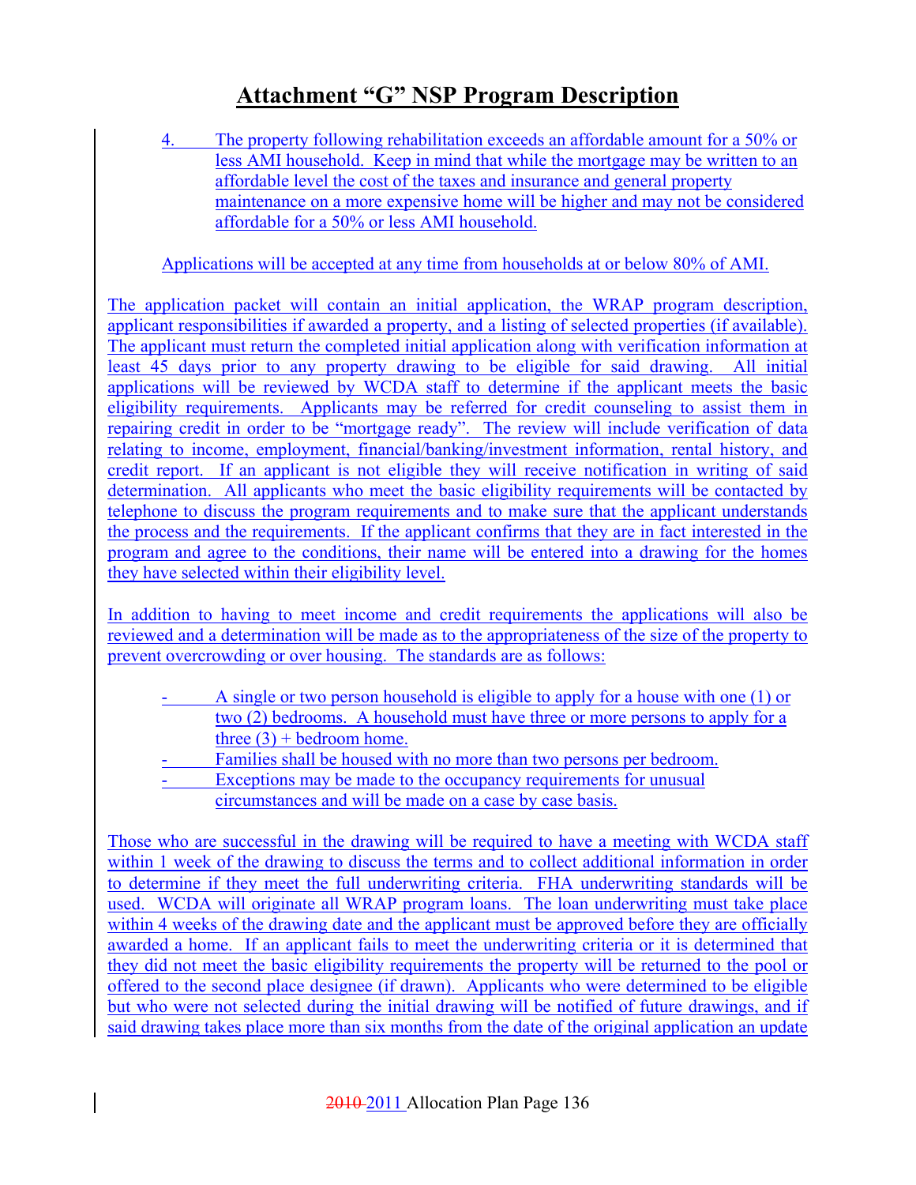# Attachment "G" NSP Program Description

4. The property following rehabilitation exceeds an affordable amount for a 50% or less AMI household. Keep in mind that while the mortgage may be written to an affordable level the cost of the taxes and insurance and general property maintenance on a more expensive home will be higher and may not be considered affordable for a 50% or less AMI household.

Applications will be accepted at any time from households at or below 80% of AMI.

The application packet will contain an initial application, the WRAP program description, applicant responsibilities if awarded a property, and a listing of selected properties (if available). The applicant must return the completed initial application along with verification information at least 45 days prior to any property drawing to be eligible for said drawing. All initial applications will be reviewed by WCDA staff to determine if the applicant meets the basic eligibility requirements. Applicants may be referred for credit counseling to assist them in repairing credit in order to be "mortgage ready". The review will include verification of data relating to income, employment, financial/banking/investment information, rental history, and credit report. If an applicant is not eligible they will receive notification in writing of said determination. All applicants who meet the basic eligibility requirements will be contacted by telephone to discuss the program requirements and to make sure that the applicant understands the process and the requirements. If the applicant confirms that they are in fact interested in the program and agree to the conditions, their name will be entered into a drawing for the homes they have selected within their eligibility level.

In addition to having to meet income and credit requirements the applications will also be reviewed and a determination will be made as to the appropriateness of the size of the property to prevent overcrowding or over housing. The standards are as follows:

- A single or two person household is eligible to apply for a house with one (1) or two (2) bedrooms. A household must have three or more persons to apply for a three (3) + bedroom home.
- Families shall be housed with no more than two persons per bedroom.
- Exceptions may be made to the occupancy requirements for unusual circumstances and will be made on a case by case basis.

Those who are successful in the drawing will be required to have a meeting with WCDA staff within 1 week of the drawing to discuss the terms and to collect additional information in order to determine if they meet the full underwriting criteria. FHA underwriting standards will be used. WCDA will originate all WRAP program loans. The loan underwriting must take place within 4 weeks of the drawing date and the applicant must be approved before they are officially awarded a home. If an applicant fails to meet the underwriting criteria or it is determined that they did not meet the basic eligibility requirements the property will be returned to the pool or offered to the second place designee (if drawn). Applicants who were determined to be eligible but who were not selected during the initial drawing will be notified of future drawings, and if said drawing takes place more than six months from the date of the original application an update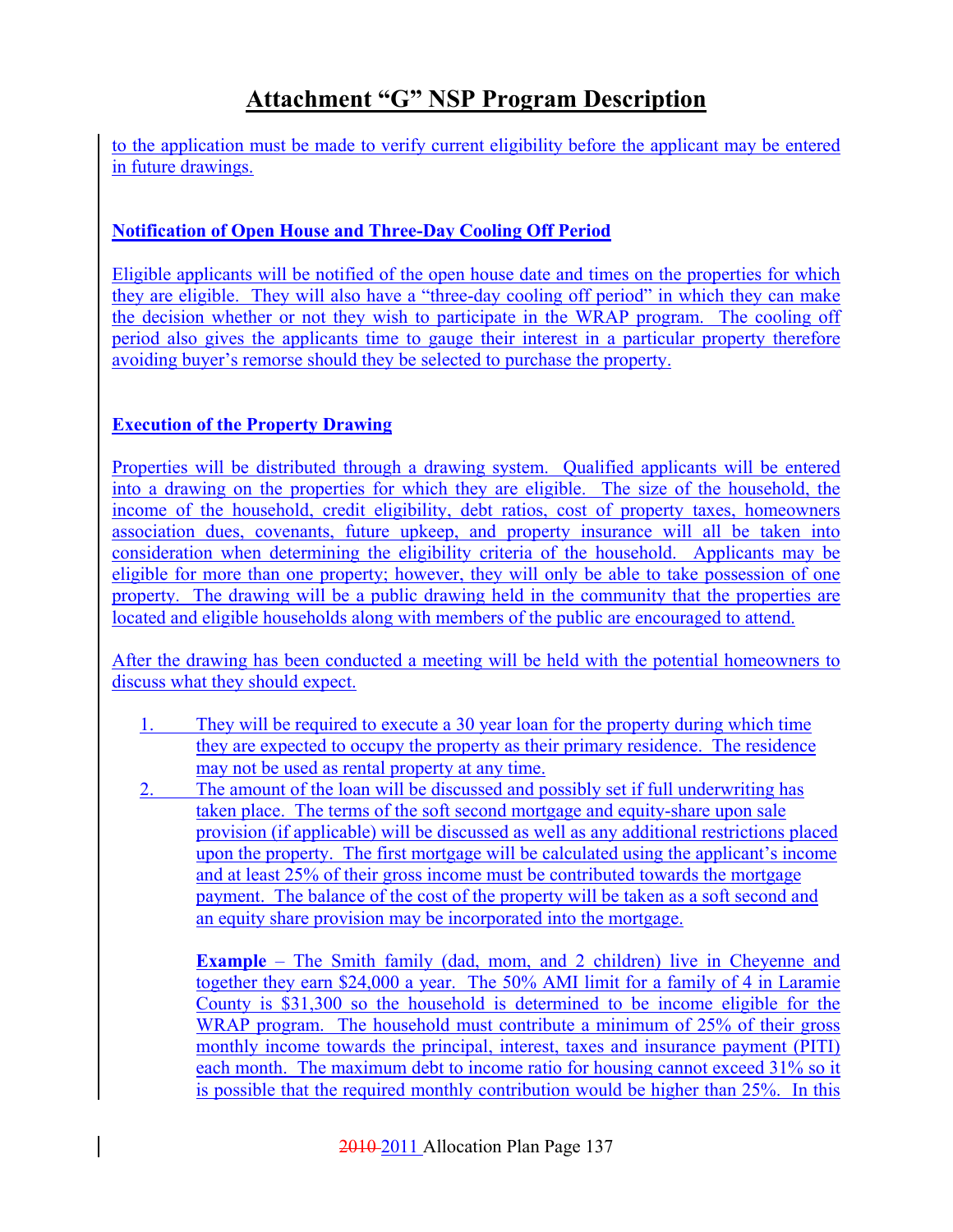# Attachment "G" NSP Program Description

to the application must be made to verify current eligibility before the applicant may be entered in future drawings.

**Notification of Open House and Three-Day Cooling Off Period**

Eligible applicants will be notified of the open house date and times on the properties for which they are eligible. They will also have a "three-day cooling off period" in which they can make the decision whether or not they wish to participate in the WRAP program. The cooling off period also gives the applicants time to gauge their interest in a particular property therefore avoiding buyer's remorse should they be selected to purchase the property.

**Execution of the Property Drawing**

Properties will be distributed through a drawing system. Qualified applicants will be entered into a drawing on the properties for which they are eligible. The size of the household, the income of the household, credit eligibility, debt ratios, cost of property taxes, homeowners association dues, covenants, future upkeep, and property insurance will all be taken into consideration when determining the eligibility criteria of the household. Applicants may be eligible for more than one property; however, they will only be able to take possession of one property. The drawing will be a public drawing held in the community that the properties are located and eligible households along with members of the public are encouraged to attend.

After the drawing has been conducted a meeting will be held with the potential homeowners to discuss what they should expect.

1. They will be required to execute a 30 year loan for the property during which time they are expected to occupy the property as their primary residence. The residence may not be used as rental property at any time.
2. The amount of the loan will be discussed and possibly set if full underwriting has taken place. The terms of the soft second mortgage and equity-share upon sale provision (if applicable) will be discussed as well as any additional restrictions placed upon the property. The first mortgage will be calculated using the applicant's income and at least 25% of their gross income must be contributed towards the mortgage payment. The balance of the cost of the property will be taken as a soft second and an equity share provision may be incorporated into the mortgage.

   **Example** – The Smith family (dad, mom, and 2 children) live in Cheyenne and together they earn $24,000 a year. The 50% AMI limit for a family of 4 in Laramie County is $31,300 so the household is determined to be income eligible for the WRAP program. The household must contribute a minimum of 25% of their gross monthly income towards the principal, interest, taxes and insurance payment (PITI) each month. The maximum debt to income ratio for housing cannot exceed 31% so it is possible that the required monthly contribution would be higher than 25%. In this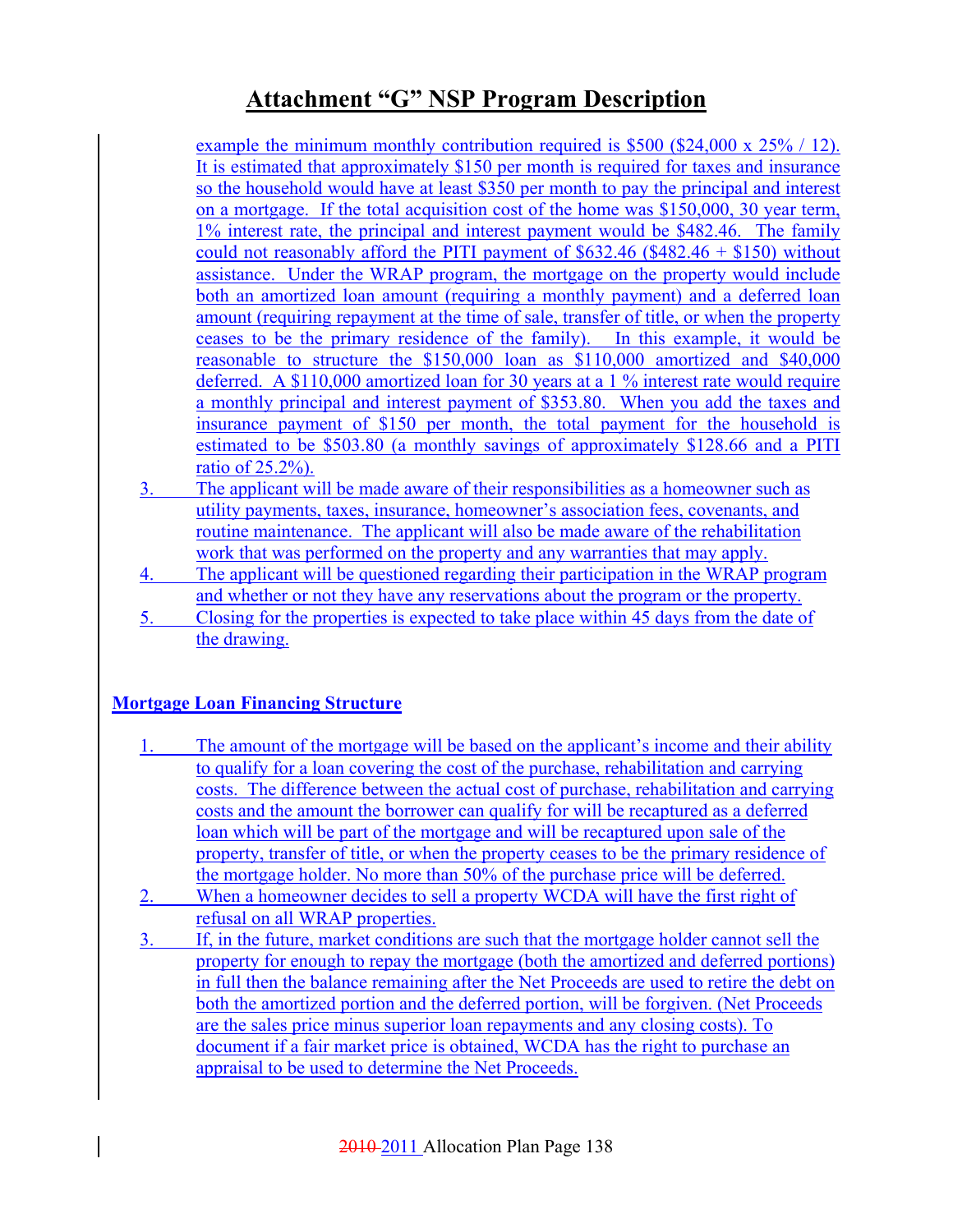# Attachment "G" NSP Program Description

example the minimum monthly contribution required is \$500 (\$24,000 x 25% / 12). It is estimated that approximately \$150 per month is required for taxes and insurance so the household would have at least \$350 per month to pay the principal and interest on a mortgage. If the total acquisition cost of the home was \$150,000, 30 year term, 1% interest rate, the principal and interest payment would be \$482.46. The family could not reasonably afford the PITI payment of \$632.46 (\$482.46 + \$150) without assistance. Under the WRAP program, the mortgage on the property would include both an amortized loan amount (requiring a monthly payment) and a deferred loan amount (requiring repayment at the time of sale, transfer of title, or when the property ceases to be the primary residence of the family). In this example, it would be reasonable to structure the \$150,000 loan as \$110,000 amortized and \$40,000 deferred. A \$110,000 amortized loan for 30 years at a 1 % interest rate would require a monthly principal and interest payment of \$353.80. When you add the taxes and insurance payment of \$150 per month, the total payment for the household is estimated to be \$503.80 (a monthly savings of approximately \$128.66 and a PITI ratio of 25.2%).

3. The applicant will be made aware of their responsibilities as a homeowner such as utility payments, taxes, insurance, homeowner's association fees, covenants, and routine maintenance. The applicant will also be made aware of the rehabilitation work that was performed on the property and any warranties that may apply.
4. The applicant will be questioned regarding their participation in the WRAP program and whether or not they have any reservations about the program or the property.
5. Closing for the properties is expected to take place within 45 days from the date of the drawing.

**Mortgage Loan Financing Structure**

1. The amount of the mortgage will be based on the applicant's income and their ability to qualify for a loan covering the cost of the purchase, rehabilitation and carrying costs. The difference between the actual cost of purchase, rehabilitation and carrying costs and the amount the borrower can qualify for will be recaptured as a deferred loan which will be part of the mortgage and will be recaptured upon sale of the property, transfer of title, or when the property ceases to be the primary residence of the mortgage holder. No more than 50% of the purchase price will be deferred.
2. When a homeowner decides to sell a property WCDA will have the first right of refusal on all WRAP properties.
3. If, in the future, market conditions are such that the mortgage holder cannot sell the property for enough to repay the mortgage (both the amortized and deferred portions) in full then the balance remaining after the Net Proceeds are used to retire the debt on both the amortized portion and the deferred portion, will be forgiven. (Net Proceeds are the sales price minus superior loan repayments and any closing costs). To document if a fair market price is obtained, WCDA has the right to purchase an appraisal to be used to determine the Net Proceeds.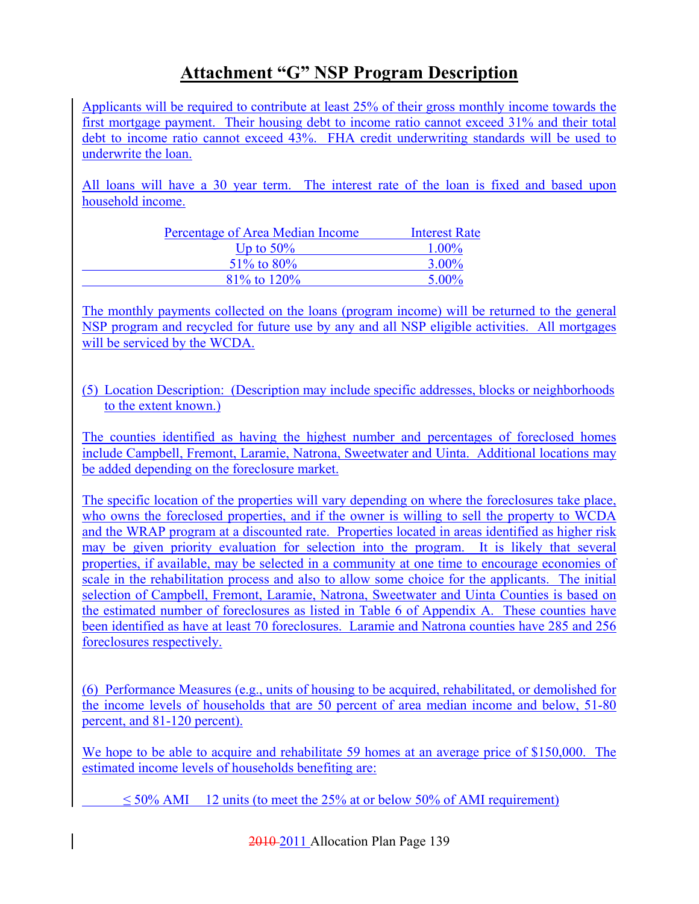# Attachment "G" NSP Program Description

Applicants will be required to contribute at least 25% of their gross monthly income towards the first mortgage payment. Their housing debt to income ratio cannot exceed 31% and their total debt to income ratio cannot exceed 43%. FHA credit underwriting standards will be used to underwrite the loan.

All loans will have a 30 year term. The interest rate of the loan is fixed and based upon household income.

| Percentage of Area Median Income | Interest Rate |
| --- | --- |
| Up to 50% | 1.00% |
| 51% to 80% | 3.00% |
| 81% to 120% | 5.00% |

The monthly payments collected on the loans (program income) will be returned to the general NSP program and recycled for future use by any and all NSP eligible activities. All mortgages will be serviced by the WCDA.

(5) Location Description: (Description may include specific addresses, blocks or neighborhoods to the extent known.)

The counties identified as having the highest number and percentages of foreclosed homes include Campbell, Fremont, Laramie, Natrona, Sweetwater and Uinta. Additional locations may be added depending on the foreclosure market.

The specific location of the properties will vary depending on where the foreclosures take place, who owns the foreclosed properties, and if the owner is willing to sell the property to WCDA and the WRAP program at a discounted rate. Properties located in areas identified as higher risk may be given priority evaluation for selection into the program. It is likely that several properties, if available, may be selected in a community at one time to encourage economies of scale in the rehabilitation process and also to allow some choice for the applicants. The initial selection of Campbell, Fremont, Laramie, Natrona, Sweetwater and Uinta Counties is based on the estimated number of foreclosures as listed in Table 6 of Appendix A. These counties have been identified as have at least 70 foreclosures. Laramie and Natrona counties have 285 and 256 foreclosures respectively.

(6) Performance Measures (e.g., units of housing to be acquired, rehabilitated, or demolished for the income levels of households that are 50 percent of area median income and below, 51-80 percent, and 81-120 percent).

We hope to be able to acquire and rehabilitate 59 homes at an average price of $150,000. The estimated income levels of households benefiting are:

≤ 50% AMI 12 units (to meet the 25% at or below 50% of AMI requirement)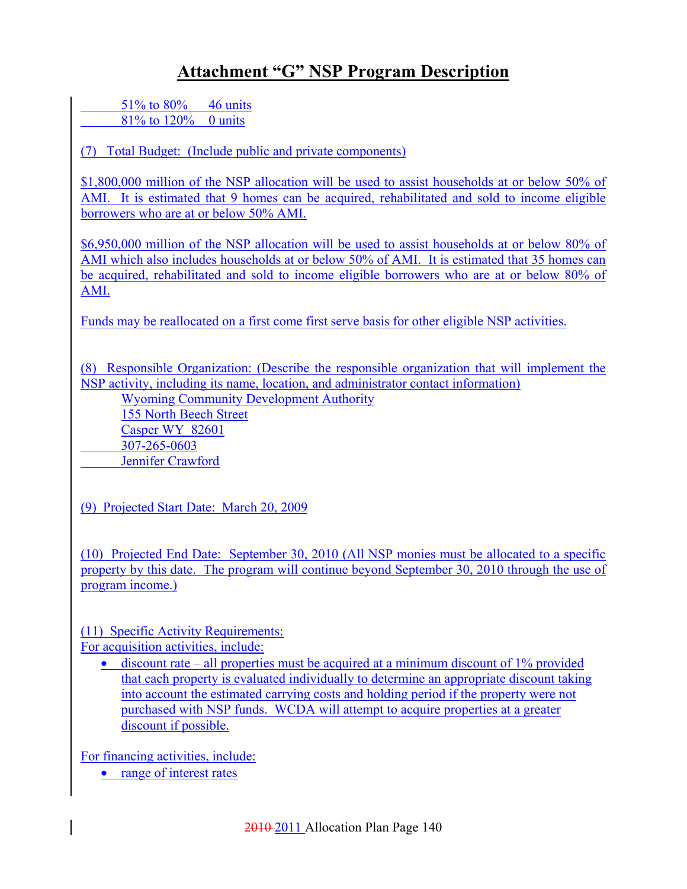# Attachment "G" NSP Program Description

51% to 80% 46 units
81% to 120% 0 units

(7) Total Budget: (Include public and private components)

$1,800,000 million of the NSP allocation will be used to assist households at or below 50% of AMI. It is estimated that 9 homes can be acquired, rehabilitated and sold to income eligible borrowers who are at or below 50% AMI.

$6,950,000 million of the NSP allocation will be used to assist households at or below 80% of AMI which also includes households at or below 50% of AMI. It is estimated that 35 homes can be acquired, rehabilitated and sold to income eligible borrowers who are at or below 80% of AMI.

Funds may be reallocated on a first come first serve basis for other eligible NSP activities.

(8) Responsible Organization: (Describe the responsible organization that will implement the NSP activity, including its name, location, and administrator contact information)

Wyoming Community Development Authority
155 North Beech Street
Casper WY 82601
307-265-0603
Jennifer Crawford

(9) Projected Start Date: March 20, 2009

(10) Projected End Date: September 30, 2010 (All NSP monies must be allocated to a specific property by this date. The program will continue beyond September 30, 2010 through the use of program income.)

(11) Specific Activity Requirements:
For acquisition activities, include:

- discount rate – all properties must be acquired at a minimum discount of 1% provided that each property is evaluated individually to determine an appropriate discount taking into account the estimated carrying costs and holding period if the property were not purchased with NSP funds. WCDA will attempt to acquire properties at a greater discount if possible.

For financing activities, include:

- range of interest rates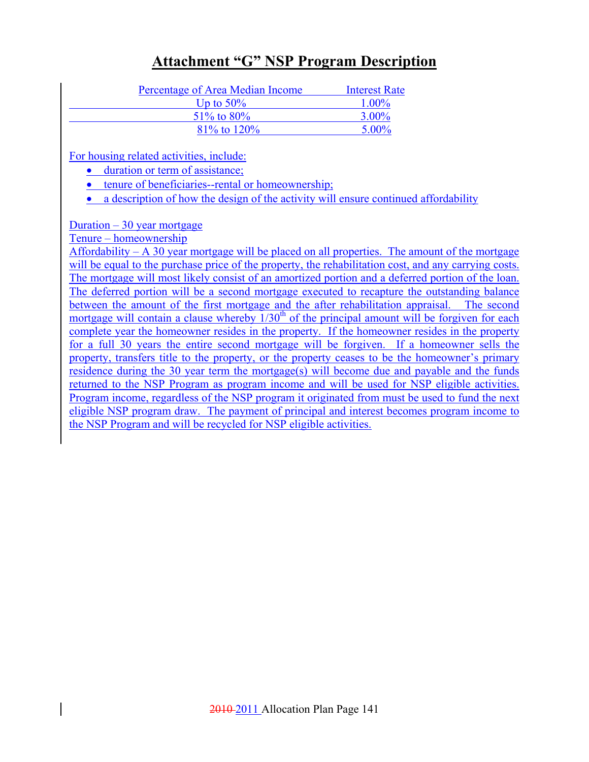# Attachment "G" NSP Program Description

| Percentage of Area Median Income | Interest Rate |
|---|---|
| Up to 50% | 1.00% |
| 51% to 80% | 3.00% |
| 81% to 120% | 5.00% |

For housing related activities, include:

- duration or term of assistance;
- tenure of beneficiaries--rental or homeownership;
- a description of how the design of the activity will ensure continued affordability

Duration – 30 year mortgage
Tenure – homeownership
Affordability – A 30 year mortgage will be placed on all properties. The amount of the mortgage will be equal to the purchase price of the property, the rehabilitation cost, and any carrying costs. The mortgage will most likely consist of an amortized portion and a deferred portion of the loan. The deferred portion will be a second mortgage executed to recapture the outstanding balance between the amount of the first mortgage and the after rehabilitation appraisal. The second mortgage will contain a clause whereby 1/30th of the principal amount will be forgiven for each complete year the homeowner resides in the property. If the homeowner resides in the property for a full 30 years the entire second mortgage will be forgiven. If a homeowner sells the property, transfers title to the property, or the property ceases to be the homeowner's primary residence during the 30 year term the mortgage(s) will become due and payable and the funds returned to the NSP Program as program income and will be used for NSP eligible activities. Program income, regardless of the NSP program it originated from must be used to fund the next eligible NSP program draw. The payment of principal and interest becomes program income to the NSP Program and will be recycled for NSP eligible activities.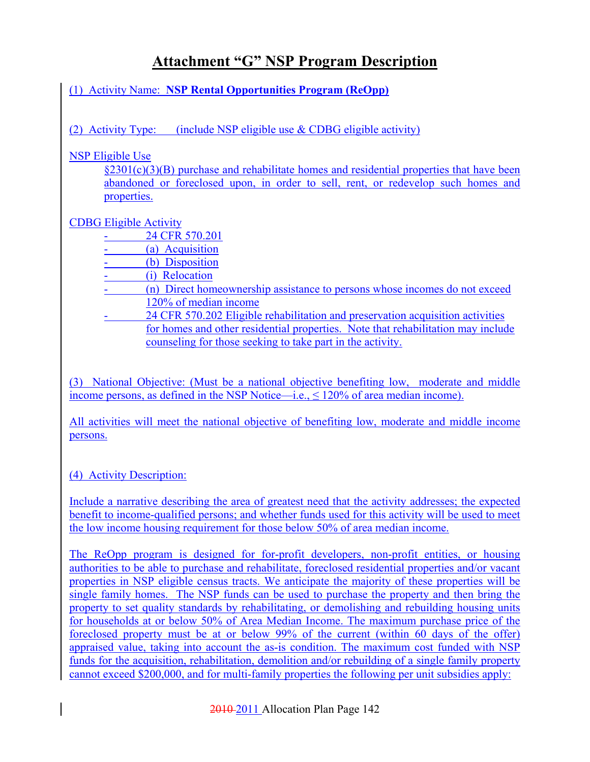# Attachment "G" NSP Program Description

(1) Activity Name: **NSP Rental Opportunities Program (ReOpp)**

(2) Activity Type: (include NSP eligible use & CDBG eligible activity)

NSP Eligible Use

§2301(c)(3)(B) purchase and rehabilitate homes and residential properties that have been abandoned or foreclosed upon, in order to sell, rent, or redevelop such homes and properties.

CDBG Eligible Activity

- 24 CFR 570.201
- (a) Acquisition
- (b) Disposition
- (i) Relocation
- (n) Direct homeownership assistance to persons whose incomes do not exceed 120% of median income
- 24 CFR 570.202 Eligible rehabilitation and preservation acquisition activities for homes and other residential properties. Note that rehabilitation may include counseling for those seeking to take part in the activity.

(3) National Objective: (Must be a national objective benefiting low, moderate and middle income persons, as defined in the NSP Notice—i.e., ≤ 120% of area median income).

All activities will meet the national objective of benefiting low, moderate and middle income persons.

(4) Activity Description:

Include a narrative describing the area of greatest need that the activity addresses; the expected benefit to income-qualified persons; and whether funds used for this activity will be used to meet the low income housing requirement for those below 50% of area median income.

The ReOpp program is designed for for-profit developers, non-profit entities, or housing authorities to be able to purchase and rehabilitate, foreclosed residential properties and/or vacant properties in NSP eligible census tracts. We anticipate the majority of these properties will be single family homes. The NSP funds can be used to purchase the property and then bring the property to set quality standards by rehabilitating, or demolishing and rebuilding housing units for households at or below 50% of Area Median Income. The maximum purchase price of the foreclosed property must be at or below 99% of the current (within 60 days of the offer) appraised value, taking into account the as-is condition. The maximum cost funded with NSP funds for the acquisition, rehabilitation, demolition and/or rebuilding of a single family property cannot exceed $200,000, and for multi-family properties the following per unit subsidies apply: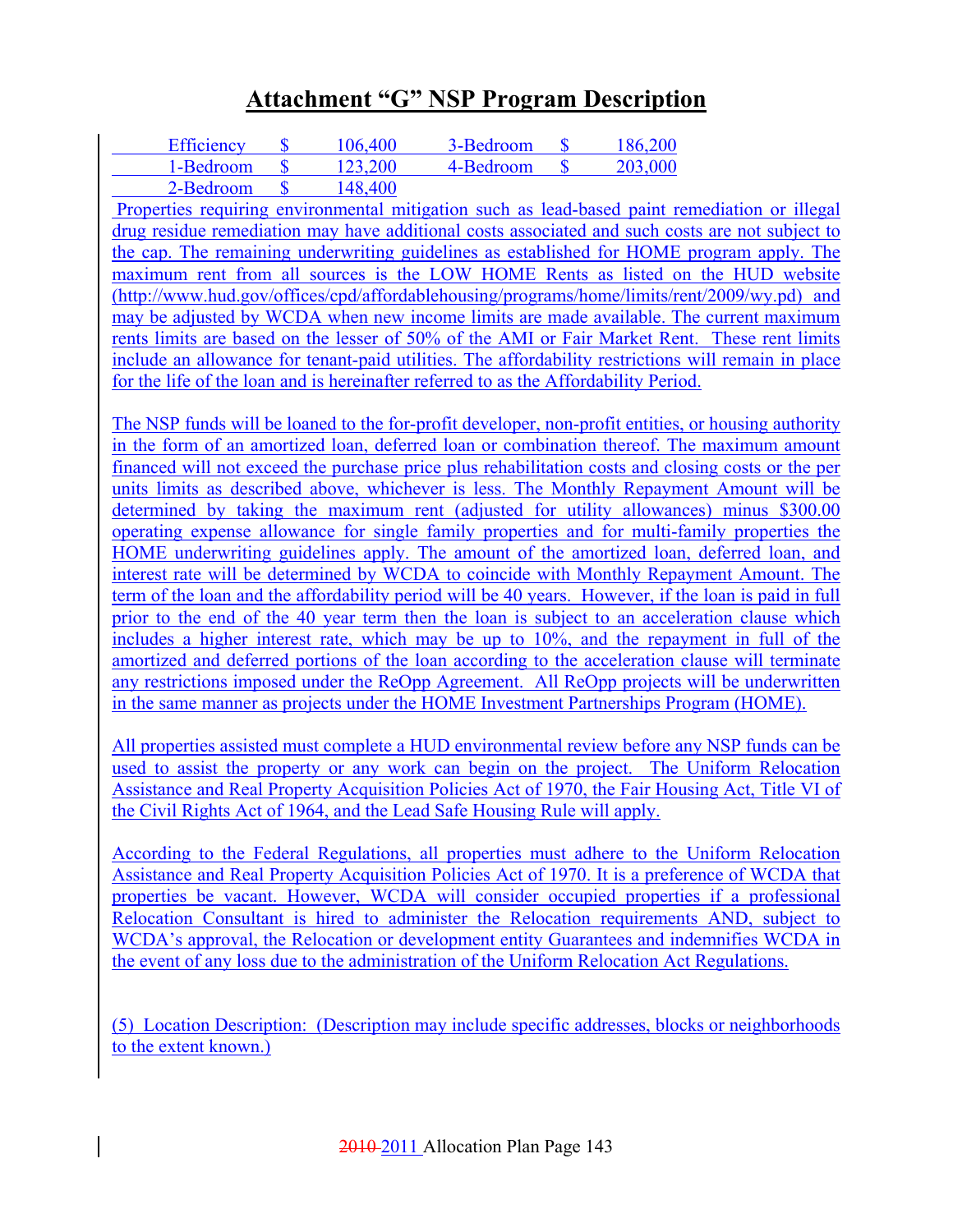# Attachment "G" NSP Program Description

| Efficiency | $ | 106,400 | 3-Bedroom | $ | 186,200 |
|---|---|---|---|---|---|
| 1-Bedroom | $ | 123,200 | 4-Bedroom | $ | 203,000 |
| 2-Bedroom | $ | 148,400 | | | |

Properties requiring environmental mitigation such as lead-based paint remediation or illegal drug residue remediation may have additional costs associated and such costs are not subject to the cap. The remaining underwriting guidelines as established for HOME program apply. The maximum rent from all sources is the LOW HOME Rents as listed on the HUD website (http://www.hud.gov/offices/cpd/affordablehousing/programs/home/limits/rent/2009/wy.pd) and may be adjusted by WCDA when new income limits are made available. The current maximum rents limits are based on the lesser of 50% of the AMI or Fair Market Rent. These rent limits include an allowance for tenant-paid utilities. The affordability restrictions will remain in place for the life of the loan and is hereinafter referred to as the Affordability Period.

The NSP funds will be loaned to the for-profit developer, non-profit entities, or housing authority in the form of an amortized loan, deferred loan or combination thereof. The maximum amount financed will not exceed the purchase price plus rehabilitation costs and closing costs or the per units limits as described above, whichever is less. The Monthly Repayment Amount will be determined by taking the maximum rent (adjusted for utility allowances) minus $300.00 operating expense allowance for single family properties and for multi-family properties the HOME underwriting guidelines apply. The amount of the amortized loan, deferred loan, and interest rate will be determined by WCDA to coincide with Monthly Repayment Amount. The term of the loan and the affordability period will be 40 years. However, if the loan is paid in full prior to the end of the 40 year term then the loan is subject to an acceleration clause which includes a higher interest rate, which may be up to 10%, and the repayment in full of the amortized and deferred portions of the loan according to the acceleration clause will terminate any restrictions imposed under the ReOpp Agreement. All ReOpp projects will be underwritten in the same manner as projects under the HOME Investment Partnerships Program (HOME).

All properties assisted must complete a HUD environmental review before any NSP funds can be used to assist the property or any work can begin on the project. The Uniform Relocation Assistance and Real Property Acquisition Policies Act of 1970, the Fair Housing Act, Title VI of the Civil Rights Act of 1964, and the Lead Safe Housing Rule will apply.

According to the Federal Regulations, all properties must adhere to the Uniform Relocation Assistance and Real Property Acquisition Policies Act of 1970. It is a preference of WCDA that properties be vacant. However, WCDA will consider occupied properties if a professional Relocation Consultant is hired to administer the Relocation requirements AND, subject to WCDA's approval, the Relocation or development entity Guarantees and indemnifies WCDA in the event of any loss due to the administration of the Uniform Relocation Act Regulations.

(5) Location Description: (Description may include specific addresses, blocks or neighborhoods to the extent known.)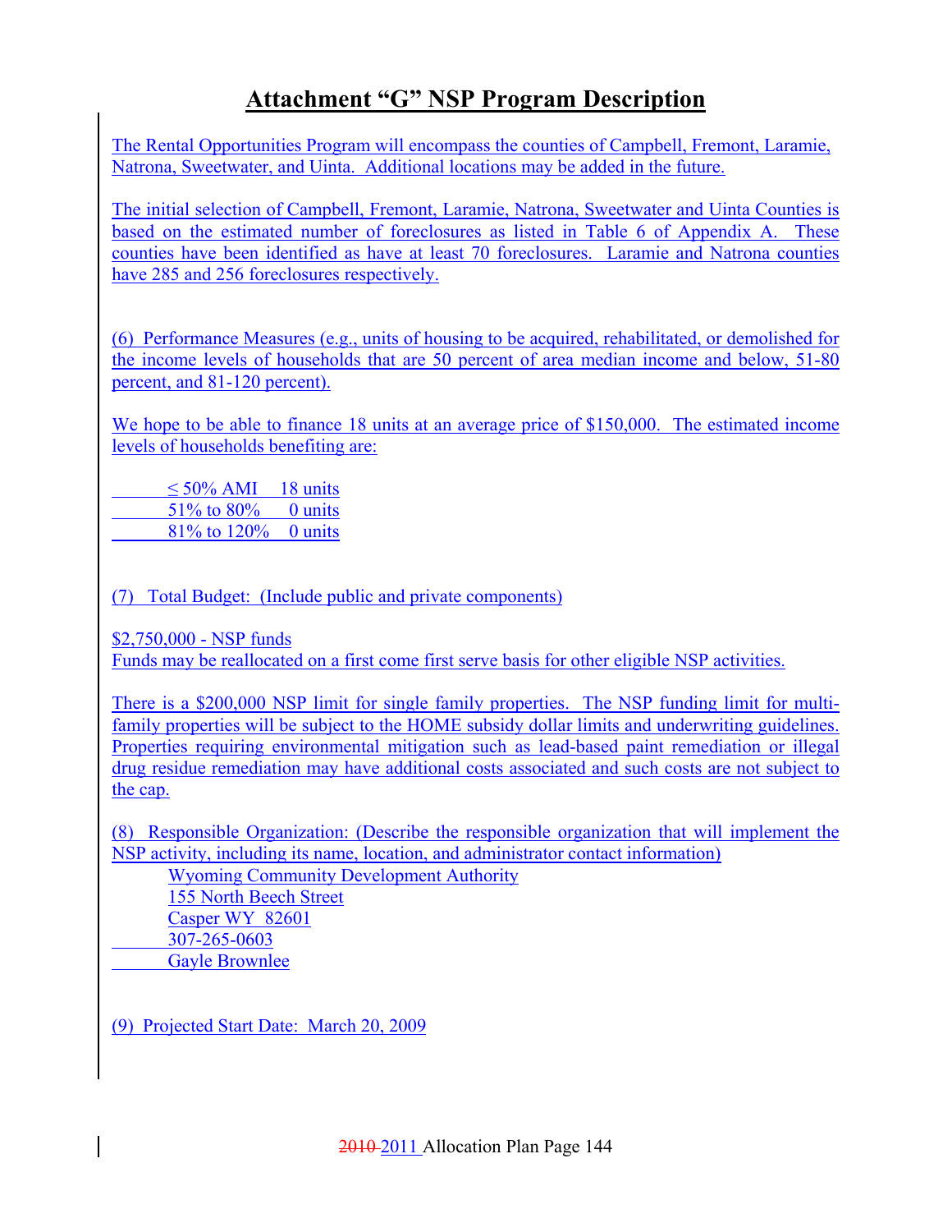# Attachment "G" NSP Program Description

The Rental Opportunities Program will encompass the counties of Campbell, Fremont, Laramie, Natrona, Sweetwater, and Uinta. Additional locations may be added in the future.

The initial selection of Campbell, Fremont, Laramie, Natrona, Sweetwater and Uinta Counties is based on the estimated number of foreclosures as listed in Table 6 of Appendix A. These counties have been identified as have at least 70 foreclosures. Laramie and Natrona counties have 285 and 256 foreclosures respectively.

(6) Performance Measures (e.g., units of housing to be acquired, rehabilitated, or demolished for the income levels of households that are 50 percent of area median income and below, 51-80 percent, and 81-120 percent).

We hope to be able to finance 18 units at an average price of $150,000. The estimated income levels of households benefiting are:

| | |
|---|---|
| ≤ 50% AMI | 18 units |
| 51% to 80% | 0 units |
| 81% to 120% | 0 units |

(7) Total Budget: (Include public and private components)

$2,750,000 - NSP funds
Funds may be reallocated on a first come first serve basis for other eligible NSP activities.

There is a $200,000 NSP limit for single family properties. The NSP funding limit for multi-family properties will be subject to the HOME subsidy dollar limits and underwriting guidelines. Properties requiring environmental mitigation such as lead-based paint remediation or illegal drug residue remediation may have additional costs associated and such costs are not subject to the cap.

(8) Responsible Organization: (Describe the responsible organization that will implement the NSP activity, including its name, location, and administrator contact information)

Wyoming Community Development Authority
155 North Beech Street
Casper WY 82601
307-265-0603
Gayle Brownlee

(9) Projected Start Date: March 20, 2009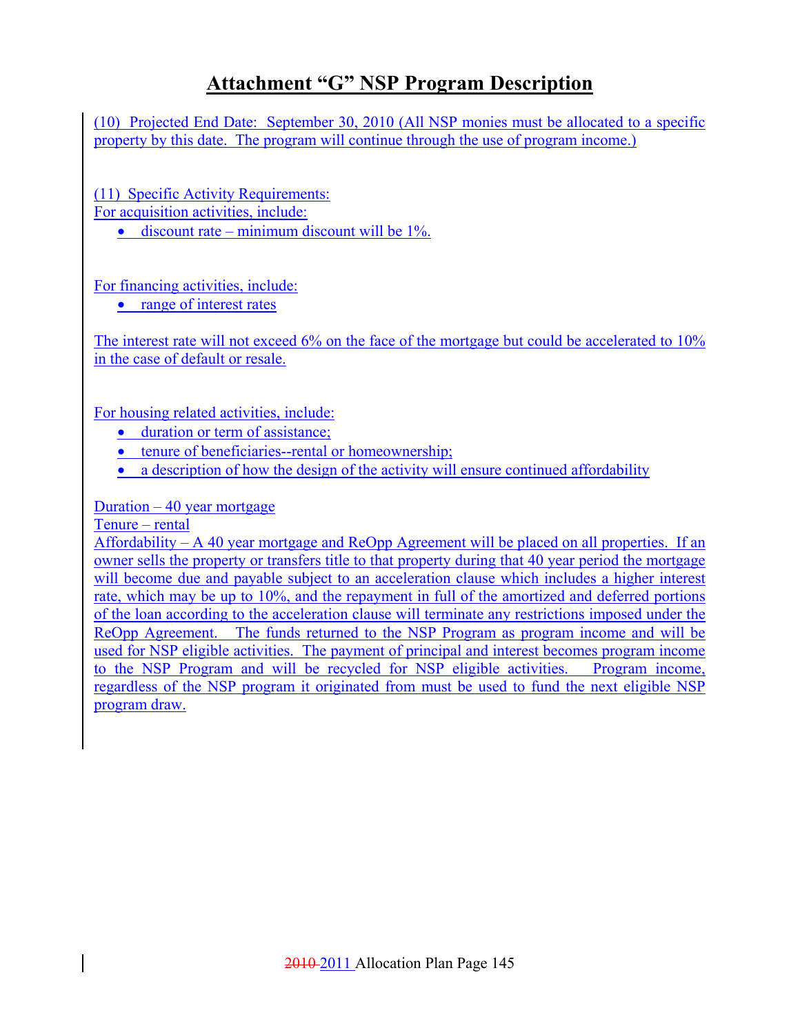# Attachment "G" NSP Program Description

(10) Projected End Date: September 30, 2010 (All NSP monies must be allocated to a specific property by this date. The program will continue through the use of program income.)

(11) Specific Activity Requirements:
For acquisition activities, include:

- discount rate – minimum discount will be 1%.

For financing activities, include:

- range of interest rates

The interest rate will not exceed 6% on the face of the mortgage but could be accelerated to 10% in the case of default or resale.

For housing related activities, include:

- duration or term of assistance;
- tenure of beneficiaries--rental or homeownership;
- a description of how the design of the activity will ensure continued affordability

Duration – 40 year mortgage
Tenure – rental
Affordability – A 40 year mortgage and ReOpp Agreement will be placed on all properties. If an owner sells the property or transfers title to that property during that 40 year period the mortgage will become due and payable subject to an acceleration clause which includes a higher interest rate, which may be up to 10%, and the repayment in full of the amortized and deferred portions of the loan according to the acceleration clause will terminate any restrictions imposed under the ReOpp Agreement. The funds returned to the NSP Program as program income and will be used for NSP eligible activities. The payment of principal and interest becomes program income to the NSP Program and will be recycled for NSP eligible activities. Program income, regardless of the NSP program it originated from must be used to fund the next eligible NSP program draw.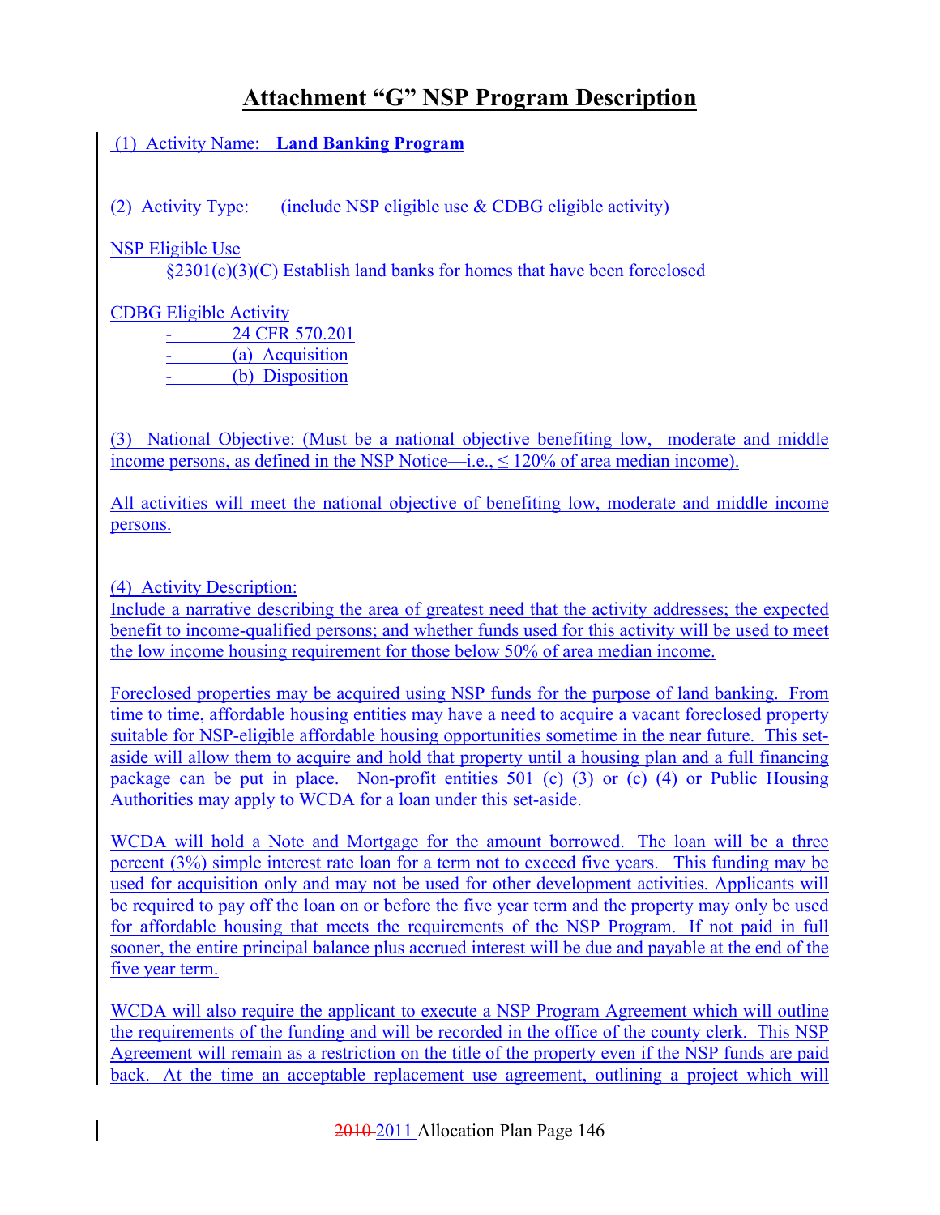# Attachment "G" NSP Program Description

(1) Activity Name: **Land Banking Program**

(2) Activity Type: (include NSP eligible use & CDBG eligible activity)

NSP Eligible Use

§2301(c)(3)(C) Establish land banks for homes that have been foreclosed

CDBG Eligible Activity

- 24 CFR 570.201
- (a) Acquisition
- (b) Disposition

(3) National Objective: (Must be a national objective benefiting low, moderate and middle income persons, as defined in the NSP Notice—i.e., ≤ 120% of area median income).

All activities will meet the national objective of benefiting low, moderate and middle income persons.

(4) Activity Description:

Include a narrative describing the area of greatest need that the activity addresses; the expected benefit to income-qualified persons; and whether funds used for this activity will be used to meet the low income housing requirement for those below 50% of area median income.

Foreclosed properties may be acquired using NSP funds for the purpose of land banking. From time to time, affordable housing entities may have a need to acquire a vacant foreclosed property suitable for NSP-eligible affordable housing opportunities sometime in the near future. This set-aside will allow them to acquire and hold that property until a housing plan and a full financing package can be put in place. Non-profit entities 501 (c) (3) or (c) (4) or Public Housing Authorities may apply to WCDA for a loan under this set-aside.

WCDA will hold a Note and Mortgage for the amount borrowed. The loan will be a three percent (3%) simple interest rate loan for a term not to exceed five years. This funding may be used for acquisition only and may not be used for other development activities. Applicants will be required to pay off the loan on or before the five year term and the property may only be used for affordable housing that meets the requirements of the NSP Program. If not paid in full sooner, the entire principal balance plus accrued interest will be due and payable at the end of the five year term.

WCDA will also require the applicant to execute a NSP Program Agreement which will outline the requirements of the funding and will be recorded in the office of the county clerk. This NSP Agreement will remain as a restriction on the title of the property even if the NSP funds are paid back. At the time an acceptable replacement use agreement, outlining a project which will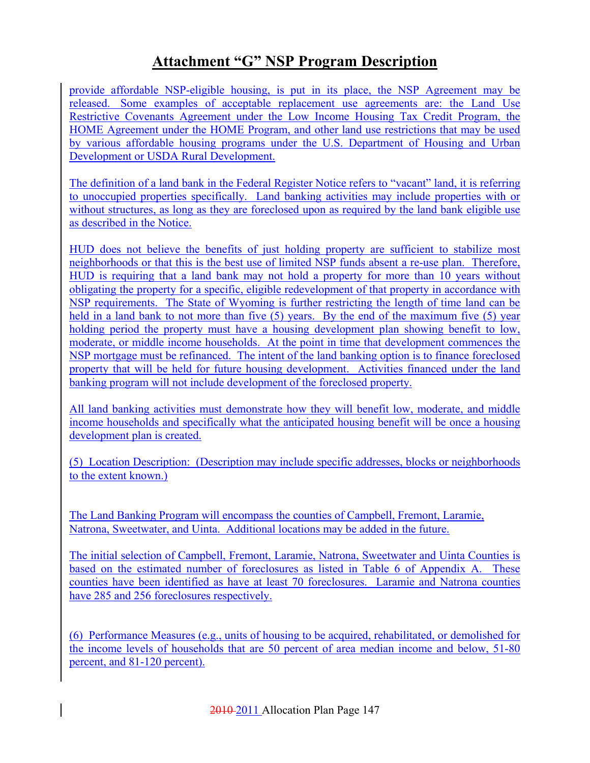# Attachment "G" NSP Program Description

provide affordable NSP-eligible housing, is put in its place, the NSP Agreement may be released. Some examples of acceptable replacement use agreements are: the Land Use Restrictive Covenants Agreement under the Low Income Housing Tax Credit Program, the HOME Agreement under the HOME Program, and other land use restrictions that may be used by various affordable housing programs under the U.S. Department of Housing and Urban Development or USDA Rural Development.

The definition of a land bank in the Federal Register Notice refers to "vacant" land, it is referring to unoccupied properties specifically. Land banking activities may include properties with or without structures, as long as they are foreclosed upon as required by the land bank eligible use as described in the Notice.

HUD does not believe the benefits of just holding property are sufficient to stabilize most neighborhoods or that this is the best use of limited NSP funds absent a re-use plan. Therefore, HUD is requiring that a land bank may not hold a property for more than 10 years without obligating the property for a specific, eligible redevelopment of that property in accordance with NSP requirements. The State of Wyoming is further restricting the length of time land can be held in a land bank to not more than five (5) years. By the end of the maximum five (5) year holding period the property must have a housing development plan showing benefit to low, moderate, or middle income households. At the point in time that development commences the NSP mortgage must be refinanced. The intent of the land banking option is to finance foreclosed property that will be held for future housing development. Activities financed under the land banking program will not include development of the foreclosed property.

All land banking activities must demonstrate how they will benefit low, moderate, and middle income households and specifically what the anticipated housing benefit will be once a housing development plan is created.

(5) Location Description: (Description may include specific addresses, blocks or neighborhoods to the extent known.)

The Land Banking Program will encompass the counties of Campbell, Fremont, Laramie, Natrona, Sweetwater, and Uinta. Additional locations may be added in the future.

The initial selection of Campbell, Fremont, Laramie, Natrona, Sweetwater and Uinta Counties is based on the estimated number of foreclosures as listed in Table 6 of Appendix A. These counties have been identified as have at least 70 foreclosures. Laramie and Natrona counties have 285 and 256 foreclosures respectively.

(6) Performance Measures (e.g., units of housing to be acquired, rehabilitated, or demolished for the income levels of households that are 50 percent of area median income and below, 51-80 percent, and 81-120 percent).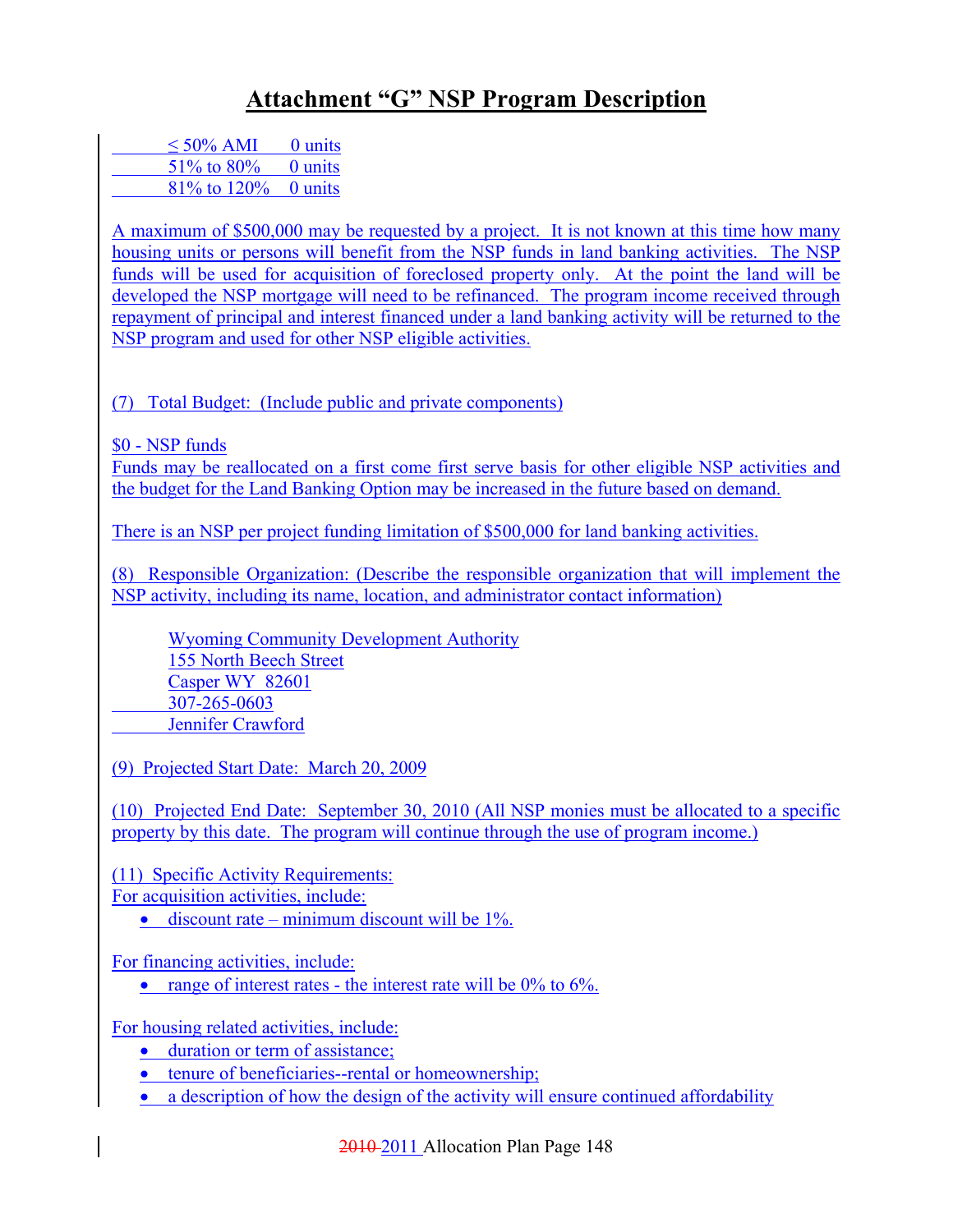# Attachment "G" NSP Program Description

| | |
|---|---|
| ≤ 50% AMI | 0 units |
| 51% to 80% | 0 units |
| 81% to 120% | 0 units |

A maximum of $500,000 may be requested by a project. It is not known at this time how many housing units or persons will benefit from the NSP funds in land banking activities. The NSP funds will be used for acquisition of foreclosed property only. At the point the land will be developed the NSP mortgage will need to be refinanced. The program income received through repayment of principal and interest financed under a land banking activity will be returned to the NSP program and used for other NSP eligible activities.

(7) Total Budget: (Include public and private components)

$0 - NSP funds
Funds may be reallocated on a first come first serve basis for other eligible NSP activities and the budget for the Land Banking Option may be increased in the future based on demand.

There is an NSP per project funding limitation of $500,000 for land banking activities.

(8) Responsible Organization: (Describe the responsible organization that will implement the NSP activity, including its name, location, and administrator contact information)

Wyoming Community Development Authority
155 North Beech Street
Casper WY 82601
307-265-0603
Jennifer Crawford

(9) Projected Start Date: March 20, 2009

(10) Projected End Date: September 30, 2010 (All NSP monies must be allocated to a specific property by this date. The program will continue through the use of program income.)

(11) Specific Activity Requirements:
For acquisition activities, include:

- discount rate – minimum discount will be 1%.

For financing activities, include:

- range of interest rates - the interest rate will be 0% to 6%.

For housing related activities, include:

- duration or term of assistance;
- tenure of beneficiaries--rental or homeownership;
- a description of how the design of the activity will ensure continued affordability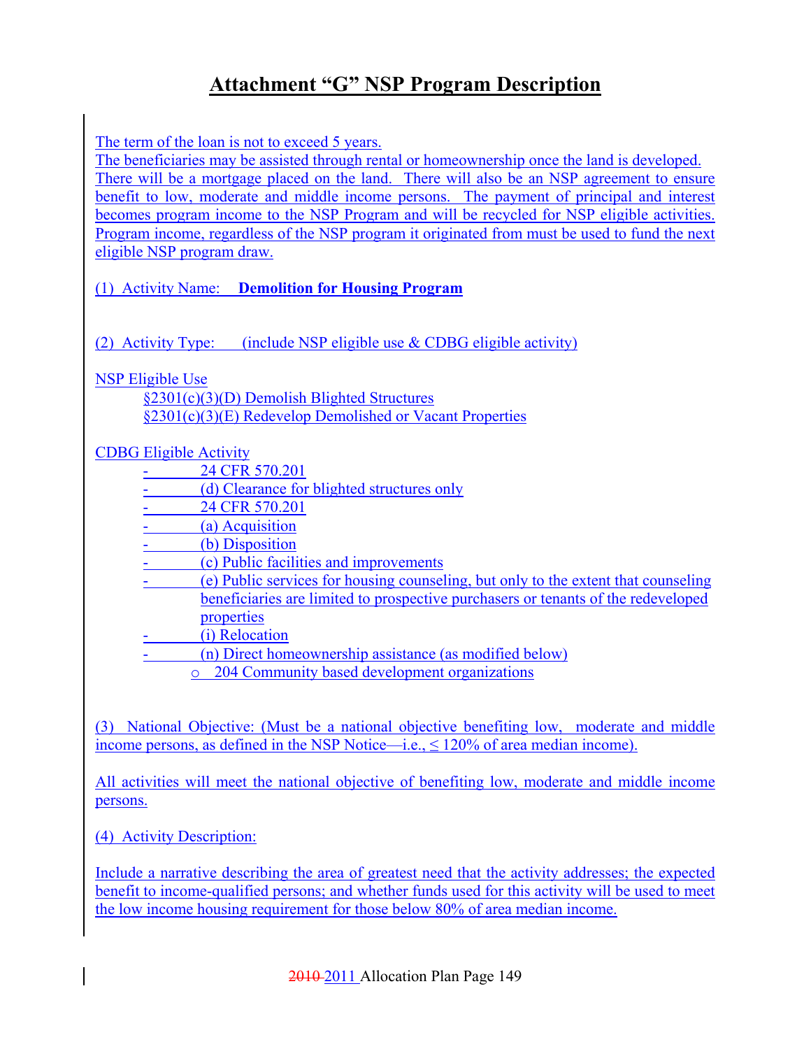# Attachment "G" NSP Program Description

The term of the loan is not to exceed 5 years.
The beneficiaries may be assisted through rental or homeownership once the land is developed. There will be a mortgage placed on the land. There will also be an NSP agreement to ensure benefit to low, moderate and middle income persons. The payment of principal and interest becomes program income to the NSP Program and will be recycled for NSP eligible activities. Program income, regardless of the NSP program it originated from must be used to fund the next eligible NSP program draw.

(1) Activity Name: **Demolition for Housing Program**

(2) Activity Type: (include NSP eligible use & CDBG eligible activity)

NSP Eligible Use
§2301(c)(3)(D) Demolish Blighted Structures
§2301(c)(3)(E) Redevelop Demolished or Vacant Properties

CDBG Eligible Activity

- 24 CFR 570.201
- (d) Clearance for blighted structures only
- 24 CFR 570.201
- (a) Acquisition
- (b) Disposition
- (c) Public facilities and improvements
- (e) Public services for housing counseling, but only to the extent that counseling beneficiaries are limited to prospective purchasers or tenants of the redeveloped properties
- (i) Relocation
- (n) Direct homeownership assistance (as modified below)
  - 204 Community based development organizations

(3) National Objective: (Must be a national objective benefiting low, moderate and middle income persons, as defined in the NSP Notice—i.e., ≤ 120% of area median income).

All activities will meet the national objective of benefiting low, moderate and middle income persons.

(4) Activity Description:

Include a narrative describing the area of greatest need that the activity addresses; the expected benefit to income-qualified persons; and whether funds used for this activity will be used to meet the low income housing requirement for those below 80% of area median income.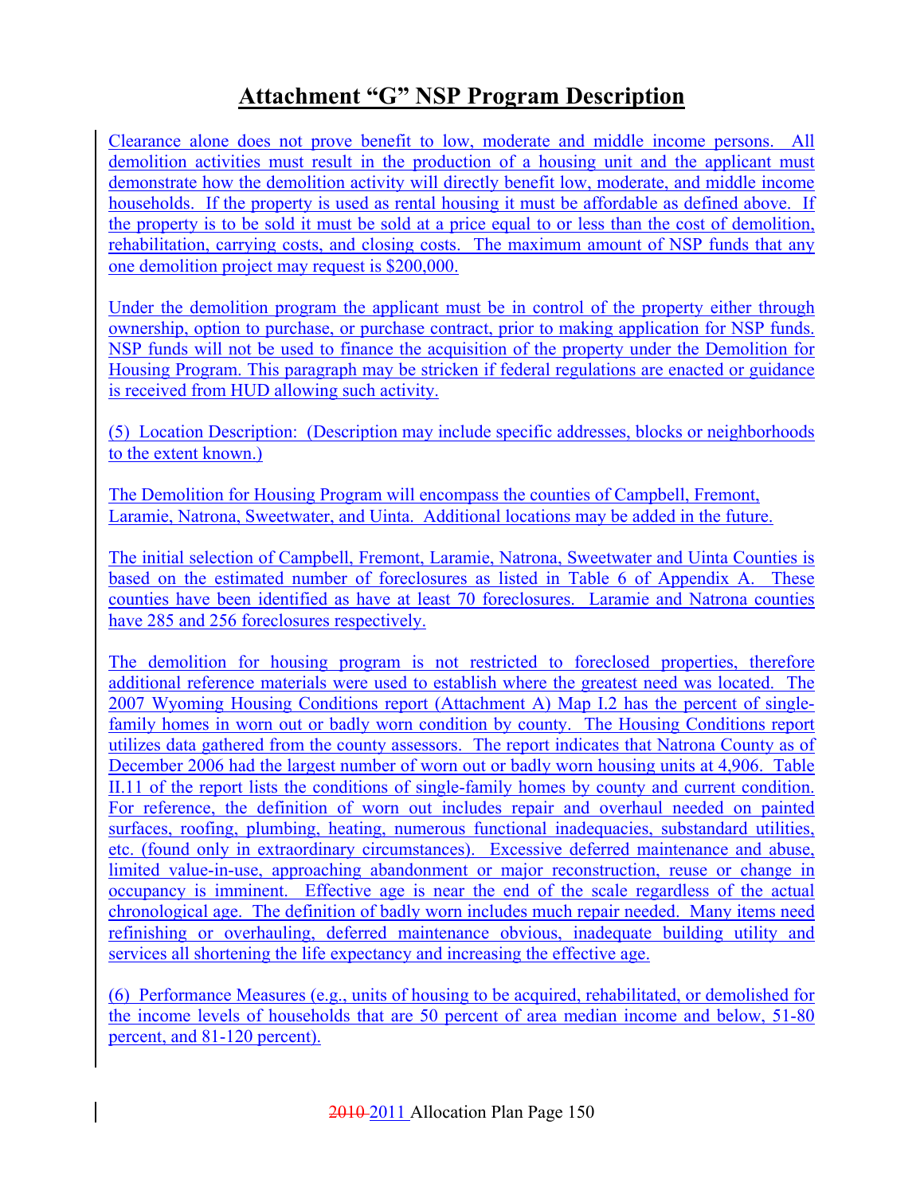# Attachment "G" NSP Program Description

Clearance alone does not prove benefit to low, moderate and middle income persons. All demolition activities must result in the production of a housing unit and the applicant must demonstrate how the demolition activity will directly benefit low, moderate, and middle income households. If the property is used as rental housing it must be affordable as defined above. If the property is to be sold it must be sold at a price equal to or less than the cost of demolition, rehabilitation, carrying costs, and closing costs. The maximum amount of NSP funds that any one demolition project may request is $200,000.

Under the demolition program the applicant must be in control of the property either through ownership, option to purchase, or purchase contract, prior to making application for NSP funds. NSP funds will not be used to finance the acquisition of the property under the Demolition for Housing Program. This paragraph may be stricken if federal regulations are enacted or guidance is received from HUD allowing such activity.

(5) Location Description: (Description may include specific addresses, blocks or neighborhoods to the extent known.)

The Demolition for Housing Program will encompass the counties of Campbell, Fremont, Laramie, Natrona, Sweetwater, and Uinta. Additional locations may be added in the future.

The initial selection of Campbell, Fremont, Laramie, Natrona, Sweetwater and Uinta Counties is based on the estimated number of foreclosures as listed in Table 6 of Appendix A. These counties have been identified as have at least 70 foreclosures. Laramie and Natrona counties have 285 and 256 foreclosures respectively.

The demolition for housing program is not restricted to foreclosed properties, therefore additional reference materials were used to establish where the greatest need was located. The 2007 Wyoming Housing Conditions report (Attachment A) Map I.2 has the percent of single-family homes in worn out or badly worn condition by county. The Housing Conditions report utilizes data gathered from the county assessors. The report indicates that Natrona County as of December 2006 had the largest number of worn out or badly worn housing units at 4,906. Table II.11 of the report lists the conditions of single-family homes by county and current condition. For reference, the definition of worn out includes repair and overhaul needed on painted surfaces, roofing, plumbing, heating, numerous functional inadequacies, substandard utilities, etc. (found only in extraordinary circumstances). Excessive deferred maintenance and abuse, limited value-in-use, approaching abandonment or major reconstruction, reuse or change in occupancy is imminent. Effective age is near the end of the scale regardless of the actual chronological age. The definition of badly worn includes much repair needed. Many items need refinishing or overhauling, deferred maintenance obvious, inadequate building utility and services all shortening the life expectancy and increasing the effective age.

(6) Performance Measures (e.g., units of housing to be acquired, rehabilitated, or demolished for the income levels of households that are 50 percent of area median income and below, 51-80 percent, and 81-120 percent).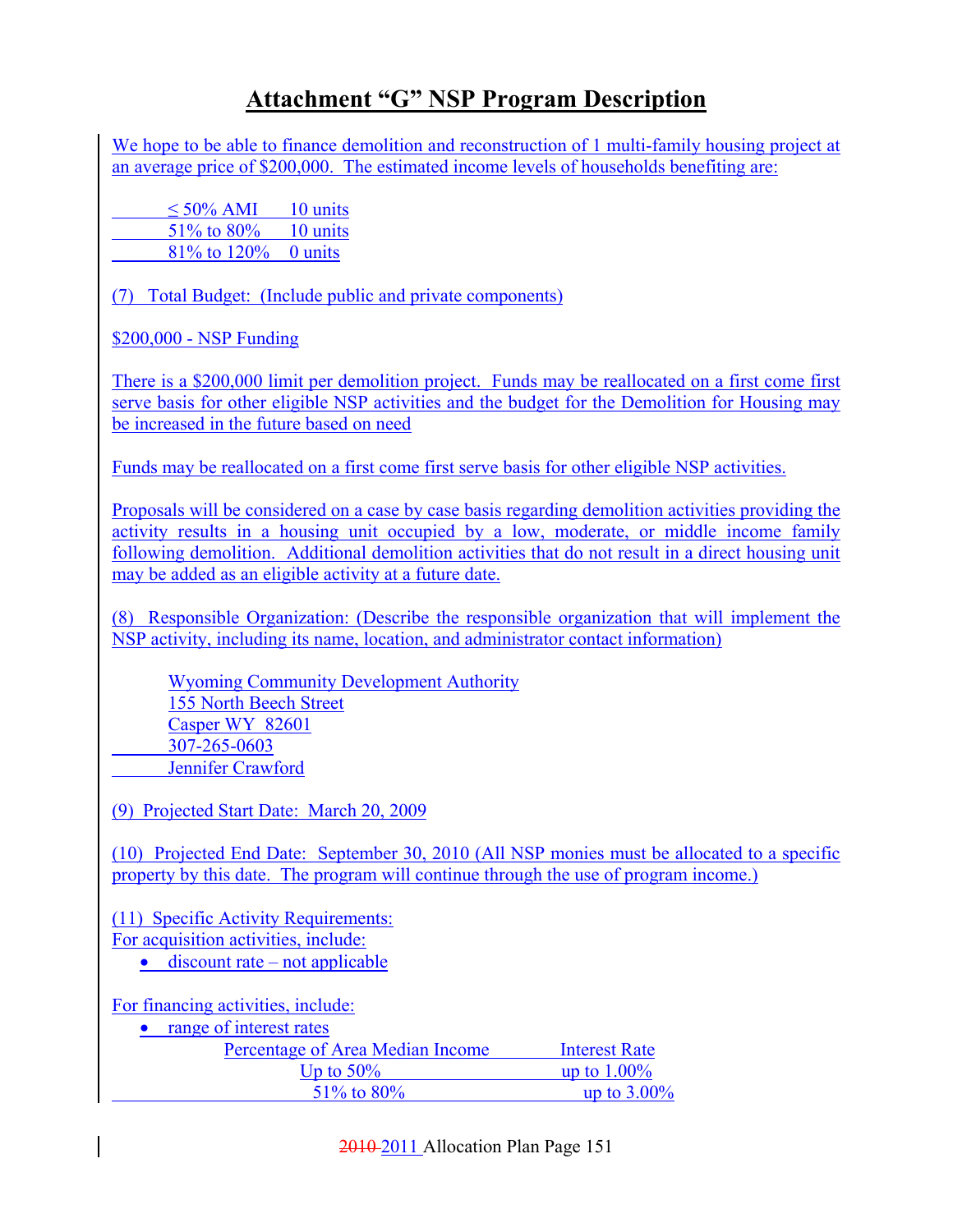# Attachment "G" NSP Program Description

We hope to be able to finance demolition and reconstruction of 1 multi-family housing project at an average price of $200,000. The estimated income levels of households benefiting are:

| | |
|---|---|
| ≤ 50% AMI | 10 units |
| 51% to 80% | 10 units |
| 81% to 120% | 0 units |

(7) Total Budget: (Include public and private components)

$200,000 - NSP Funding

There is a $200,000 limit per demolition project. Funds may be reallocated on a first come first serve basis for other eligible NSP activities and the budget for the Demolition for Housing may be increased in the future based on need

Funds may be reallocated on a first come first serve basis for other eligible NSP activities.

Proposals will be considered on a case by case basis regarding demolition activities providing the activity results in a housing unit occupied by a low, moderate, or middle income family following demolition. Additional demolition activities that do not result in a direct housing unit may be added as an eligible activity at a future date.

(8) Responsible Organization: (Describe the responsible organization that will implement the NSP activity, including its name, location, and administrator contact information)

Wyoming Community Development Authority
155 North Beech Street
Casper WY 82601
307-265-0603
Jennifer Crawford

(9) Projected Start Date: March 20, 2009

(10) Projected End Date: September 30, 2010 (All NSP monies must be allocated to a specific property by this date. The program will continue through the use of program income.)

(11) Specific Activity Requirements:
For acquisition activities, include:

- discount rate – not applicable

For financing activities, include:

- range of interest rates

| Percentage of Area Median Income | Interest Rate |
|---|---|
| Up to 50% | up to 1.00% |
| 51% to 80% | up to 3.00% |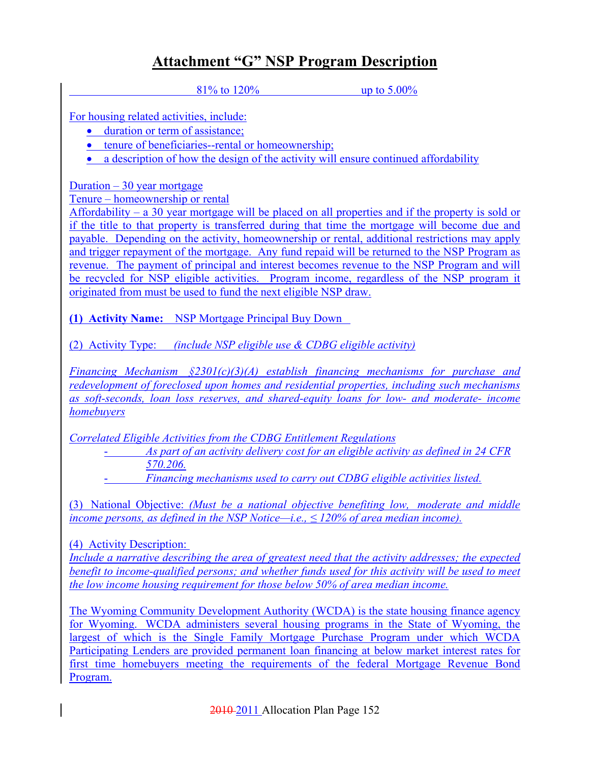# Attachment "G" NSP Program Description

| 81% to 120% | up to 5.00% |
|---|---|

For housing related activities, include:

- duration or term of assistance;
- tenure of beneficiaries--rental or homeownership;
- a description of how the design of the activity will ensure continued affordability

Duration – 30 year mortgage
Tenure – homeownership or rental
Affordability – a 30 year mortgage will be placed on all properties and if the property is sold or if the title to that property is transferred during that time the mortgage will become due and payable. Depending on the activity, homeownership or rental, additional restrictions may apply and trigger repayment of the mortgage. Any fund repaid will be returned to the NSP Program as revenue. The payment of principal and interest becomes revenue to the NSP Program and will be recycled for NSP eligible activities. Program income, regardless of the NSP program it originated from must be used to fund the next eligible NSP draw.

**(1) Activity Name:** NSP Mortgage Principal Buy Down

(2) Activity Type: *(include NSP eligible use & CDBG eligible activity)*

*Financing Mechanism §2301(c)(3)(A) establish financing mechanisms for purchase and redevelopment of foreclosed upon homes and residential properties, including such mechanisms as soft-seconds, loan loss reserves, and shared-equity loans for low- and moderate- income homebuyers*

*Correlated Eligible Activities from the CDBG Entitlement Regulations*

- *As part of an activity delivery cost for an eligible activity as defined in 24 CFR 570.206.*
- *Financing mechanisms used to carry out CDBG eligible activities listed.*

(3) National Objective: *(Must be a national objective benefiting low, moderate and middle income persons, as defined in the NSP Notice—i.e., ≤ 120% of area median income).*

(4) Activity Description:
*Include a narrative describing the area of greatest need that the activity addresses; the expected benefit to income-qualified persons; and whether funds used for this activity will be used to meet the low income housing requirement for those below 50% of area median income.*

The Wyoming Community Development Authority (WCDA) is the state housing finance agency for Wyoming. WCDA administers several housing programs in the State of Wyoming, the largest of which is the Single Family Mortgage Purchase Program under which WCDA Participating Lenders are provided permanent loan financing at below market interest rates for first time homebuyers meeting the requirements of the federal Mortgage Revenue Bond Program.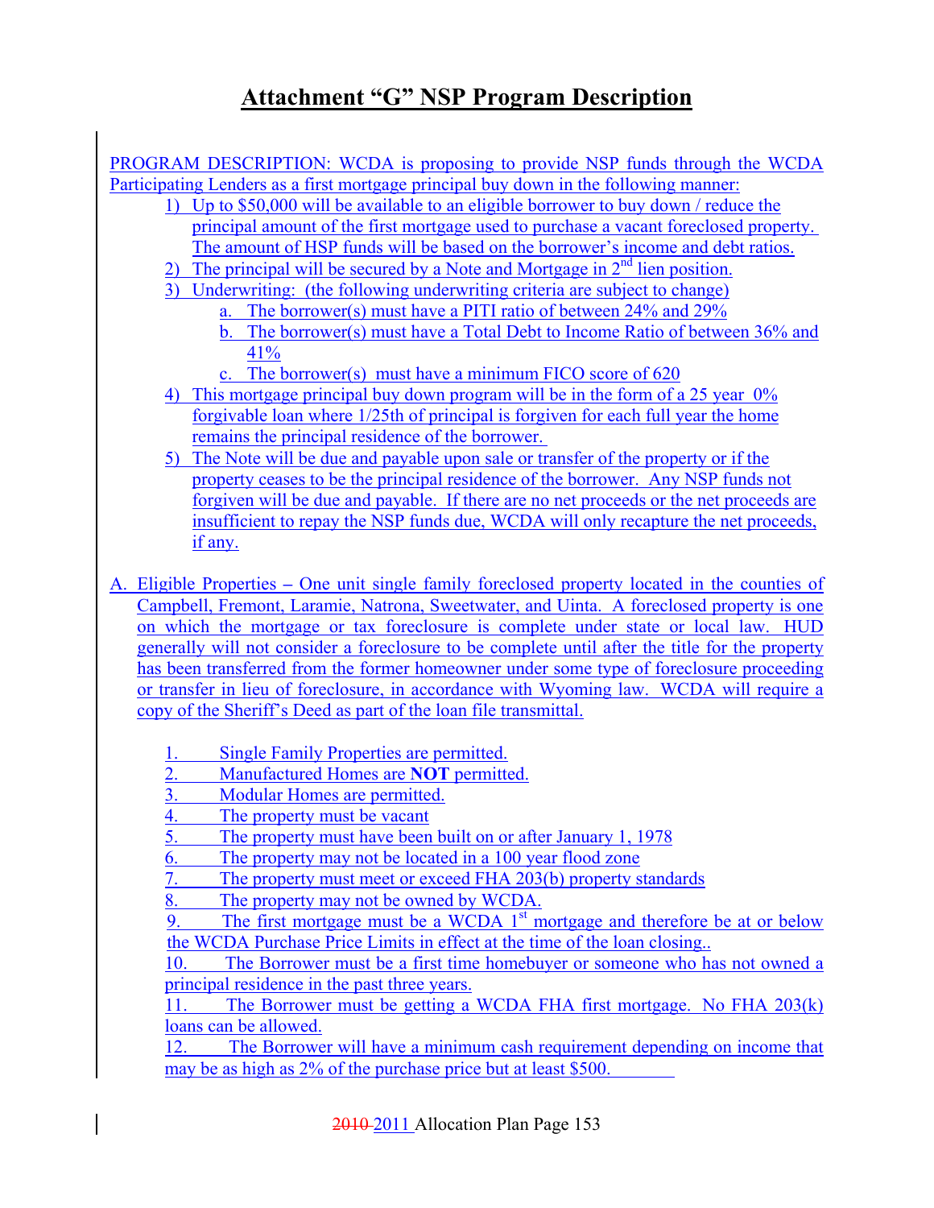# Attachment "G" NSP Program Description

PROGRAM DESCRIPTION: WCDA is proposing to provide NSP funds through the WCDA Participating Lenders as a first mortgage principal buy down in the following manner:

1) Up to $50,000 will be available to an eligible borrower to buy down / reduce the principal amount of the first mortgage used to purchase a vacant foreclosed property. The amount of HSP funds will be based on the borrower's income and debt ratios.
2) The principal will be secured by a Note and Mortgage in 2nd lien position.
3) Underwriting: (the following underwriting criteria are subject to change)
   a. The borrower(s) must have a PITI ratio of between 24% and 29%
   b. The borrower(s) must have a Total Debt to Income Ratio of between 36% and 41%
   c. The borrower(s) must have a minimum FICO score of 620
4) This mortgage principal buy down program will be in the form of a 25 year 0% forgivable loan where 1/25th of principal is forgiven for each full year the home remains the principal residence of the borrower.
5) The Note will be due and payable upon sale or transfer of the property or if the property ceases to be the principal residence of the borrower. Any NSP funds not forgiven will be due and payable. If there are no net proceeds or the net proceeds are insufficient to repay the NSP funds due, WCDA will only recapture the net proceeds, if any.

A. Eligible Properties – One unit single family foreclosed property located in the counties of Campbell, Fremont, Laramie, Natrona, Sweetwater, and Uinta. A foreclosed property is one on which the mortgage or tax foreclosure is complete under state or local law. HUD generally will not consider a foreclosure to be complete until after the title for the property has been transferred from the former homeowner under some type of foreclosure proceeding or transfer in lieu of foreclosure, in accordance with Wyoming law. WCDA will require a copy of the Sheriff's Deed as part of the loan file transmittal.

   1. Single Family Properties are permitted.
   2. Manufactured Homes are **NOT** permitted.
   3. Modular Homes are permitted.
   4. The property must be vacant
   5. The property must have been built on or after January 1, 1978
   6. The property may not be located in a 100 year flood zone
   7. The property must meet or exceed FHA 203(b) property standards
   8. The property may not be owned by WCDA.
   9. The first mortgage must be a WCDA 1st mortgage and therefore be at or below the WCDA Purchase Price Limits in effect at the time of the loan closing..
   10. The Borrower must be a first time homebuyer or someone who has not owned a principal residence in the past three years.
   11. The Borrower must be getting a WCDA FHA first mortgage. No FHA 203(k) loans can be allowed.
   12. The Borrower will have a minimum cash requirement depending on income that may be as high as 2% of the purchase price but at least $500.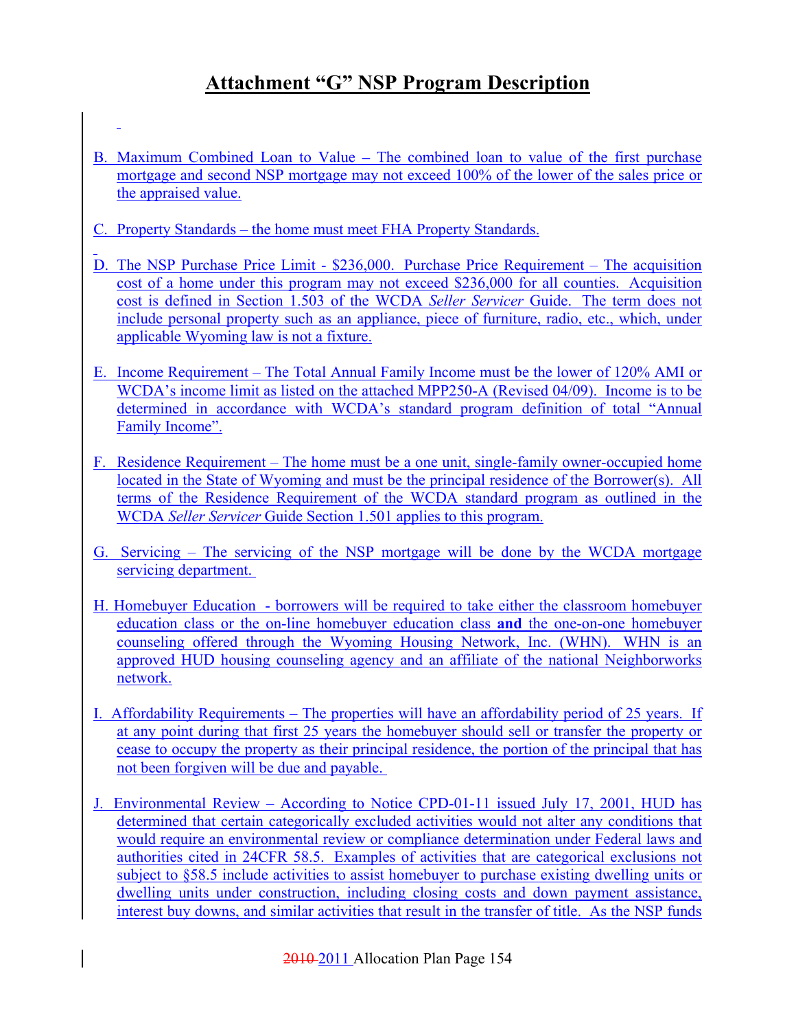# Attachment "G" NSP Program Description

B. Maximum Combined Loan to Value – The combined loan to value of the first purchase mortgage and second NSP mortgage may not exceed 100% of the lower of the sales price or the appraised value.

C. Property Standards – the home must meet FHA Property Standards.

D. The NSP Purchase Price Limit - $236,000. Purchase Price Requirement – The acquisition cost of a home under this program may not exceed $236,000 for all counties. Acquisition cost is defined in Section 1.503 of the WCDA *Seller Servicer* Guide. The term does not include personal property such as an appliance, piece of furniture, radio, etc., which, under applicable Wyoming law is not a fixture.

E. Income Requirement – The Total Annual Family Income must be the lower of 120% AMI or WCDA's income limit as listed on the attached MPP250-A (Revised 04/09). Income is to be determined in accordance with WCDA's standard program definition of total "Annual Family Income".

F. Residence Requirement – The home must be a one unit, single-family owner-occupied home located in the State of Wyoming and must be the principal residence of the Borrower(s). All terms of the Residence Requirement of the WCDA standard program as outlined in the WCDA *Seller Servicer* Guide Section 1.501 applies to this program.

G. Servicing – The servicing of the NSP mortgage will be done by the WCDA mortgage servicing department.

H. Homebuyer Education - borrowers will be required to take either the classroom homebuyer education class or the on-line homebuyer education class **and** the one-on-one homebuyer counseling offered through the Wyoming Housing Network, Inc. (WHN). WHN is an approved HUD housing counseling agency and an affiliate of the national Neighborworks network.

I. Affordability Requirements – The properties will have an affordability period of 25 years. If at any point during that first 25 years the homebuyer should sell or transfer the property or cease to occupy the property as their principal residence, the portion of the principal that has not been forgiven will be due and payable.

J. Environmental Review – According to Notice CPD-01-11 issued July 17, 2001, HUD has determined that certain categorically excluded activities would not alter any conditions that would require an environmental review or compliance determination under Federal laws and authorities cited in 24CFR 58.5. Examples of activities that are categorical exclusions not subject to §58.5 include activities to assist homebuyer to purchase existing dwelling units or dwelling units under construction, including closing costs and down payment assistance, interest buy downs, and similar activities that result in the transfer of title. As the NSP funds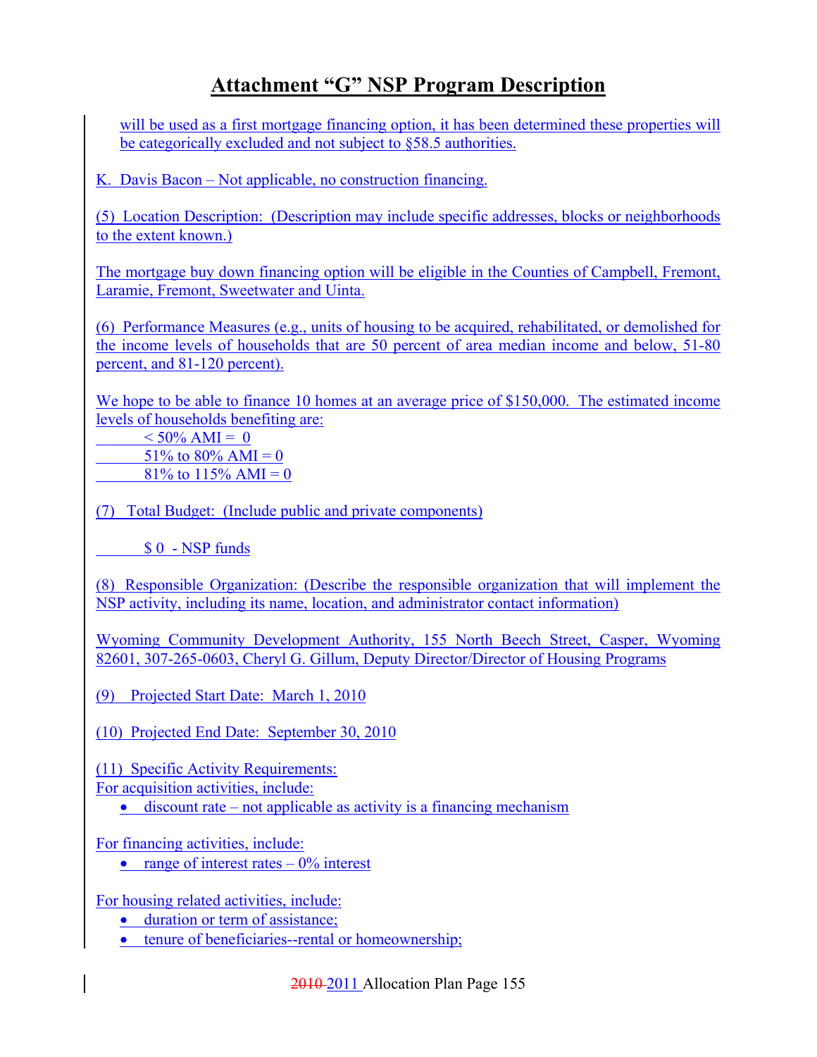# Attachment "G" NSP Program Description

will be used as a first mortgage financing option, it has been determined these properties will be categorically excluded and not subject to §58.5 authorities.

K. Davis Bacon – Not applicable, no construction financing.

(5) Location Description: (Description may include specific addresses, blocks or neighborhoods to the extent known.)

The mortgage buy down financing option will be eligible in the Counties of Campbell, Fremont, Laramie, Fremont, Sweetwater and Uinta.

(6) Performance Measures (e.g., units of housing to be acquired, rehabilitated, or demolished for the income levels of households that are 50 percent of area median income and below, 51-80 percent, and 81-120 percent).

We hope to be able to finance 10 homes at an average price of $150,000. The estimated income levels of households benefiting are:

< 50% AMI = 0
51% to 80% AMI = 0
81% to 115% AMI = 0

(7) Total Budget: (Include public and private components)

$ 0 - NSP funds

(8) Responsible Organization: (Describe the responsible organization that will implement the NSP activity, including its name, location, and administrator contact information)

Wyoming Community Development Authority, 155 North Beech Street, Casper, Wyoming 82601, 307-265-0603, Cheryl G. Gillum, Deputy Director/Director of Housing Programs

(9) Projected Start Date: March 1, 2010

(10) Projected End Date: September 30, 2010

(11) Specific Activity Requirements:
For acquisition activities, include:

- discount rate – not applicable as activity is a financing mechanism

For financing activities, include:

- range of interest rates – 0% interest

For housing related activities, include:

- duration or term of assistance;
- tenure of beneficiaries--rental or homeownership;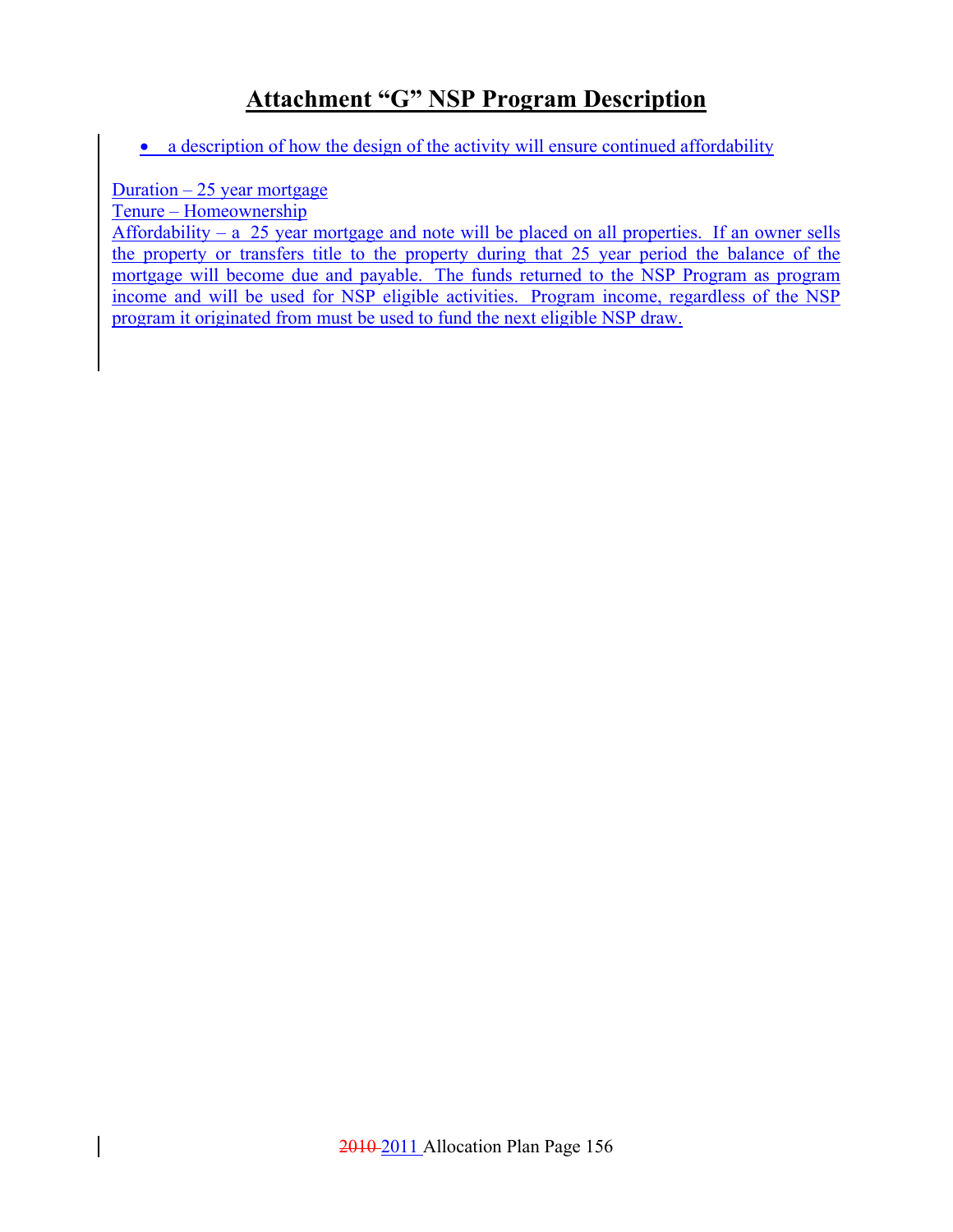# Attachment "G" NSP Program Description

- a description of how the design of the activity will ensure continued affordability

Duration – 25 year mortgage
Tenure – Homeownership
Affordability – a 25 year mortgage and note will be placed on all properties. If an owner sells the property or transfers title to the property during that 25 year period the balance of the mortgage will become due and payable. The funds returned to the NSP Program as program income and will be used for NSP eligible activities. Program income, regardless of the NSP program it originated from must be used to fund the next eligible NSP draw.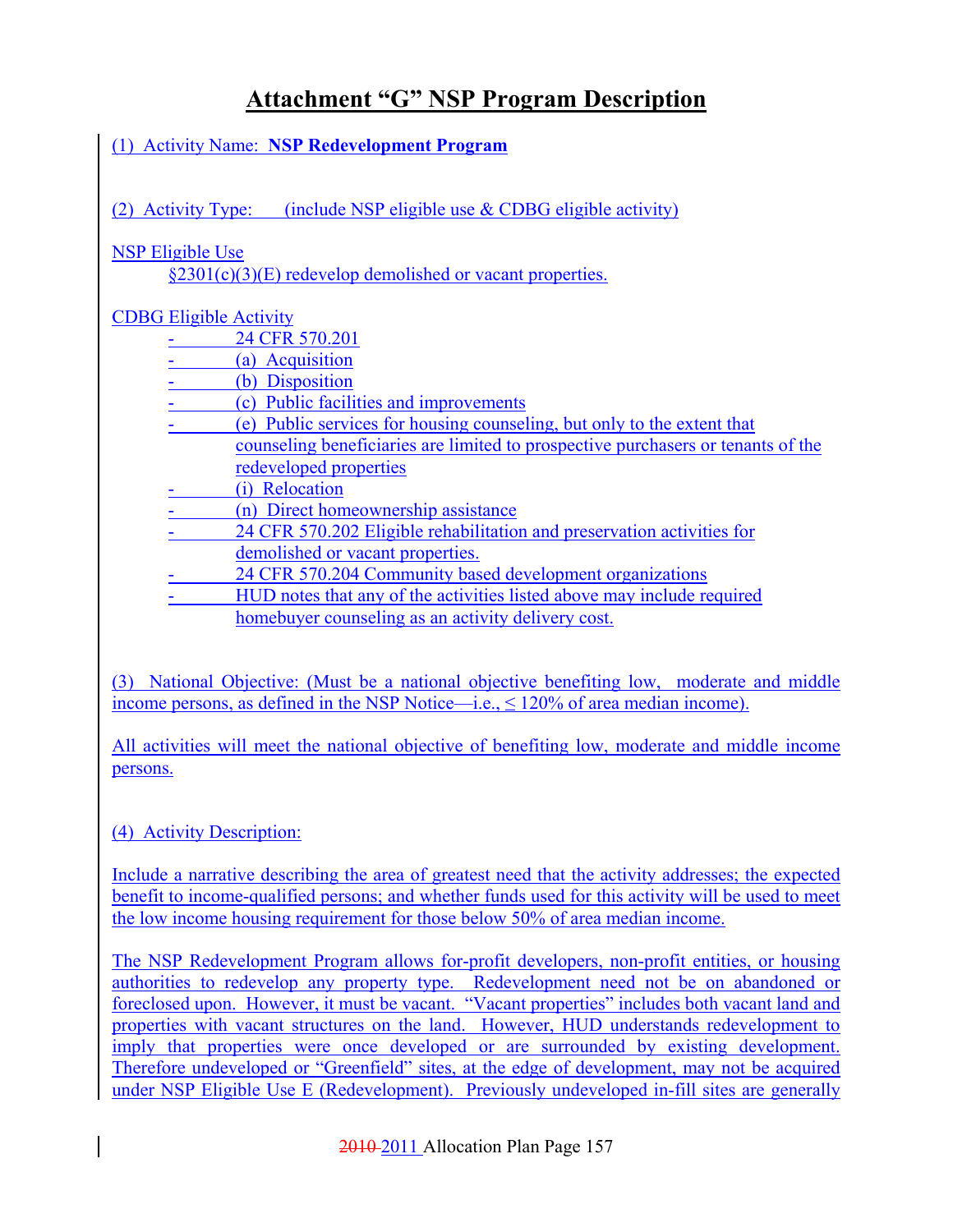# Attachment "G" NSP Program Description

(1) Activity Name: **NSP Redevelopment Program**

(2) Activity Type: (include NSP eligible use & CDBG eligible activity)

NSP Eligible Use

§2301(c)(3)(E) redevelop demolished or vacant properties.

CDBG Eligible Activity

- 24 CFR 570.201
- (a) Acquisition
- (b) Disposition
- (c) Public facilities and improvements
- (e) Public services for housing counseling, but only to the extent that counseling beneficiaries are limited to prospective purchasers or tenants of the redeveloped properties
- (i) Relocation
- (n) Direct homeownership assistance
- 24 CFR 570.202 Eligible rehabilitation and preservation activities for demolished or vacant properties.
- 24 CFR 570.204 Community based development organizations
- HUD notes that any of the activities listed above may include required homebuyer counseling as an activity delivery cost.

(3) National Objective: (Must be a national objective benefiting low, moderate and middle income persons, as defined in the NSP Notice—i.e., ≤ 120% of area median income).

All activities will meet the national objective of benefiting low, moderate and middle income persons.

(4) Activity Description:

Include a narrative describing the area of greatest need that the activity addresses; the expected benefit to income-qualified persons; and whether funds used for this activity will be used to meet the low income housing requirement for those below 50% of area median income.

The NSP Redevelopment Program allows for-profit developers, non-profit entities, or housing authorities to redevelop any property type. Redevelopment need not be on abandoned or foreclosed upon. However, it must be vacant. "Vacant properties" includes both vacant land and properties with vacant structures on the land. However, HUD understands redevelopment to imply that properties were once developed or are surrounded by existing development. Therefore undeveloped or "Greenfield" sites, at the edge of development, may not be acquired under NSP Eligible Use E (Redevelopment). Previously undeveloped in-fill sites are generally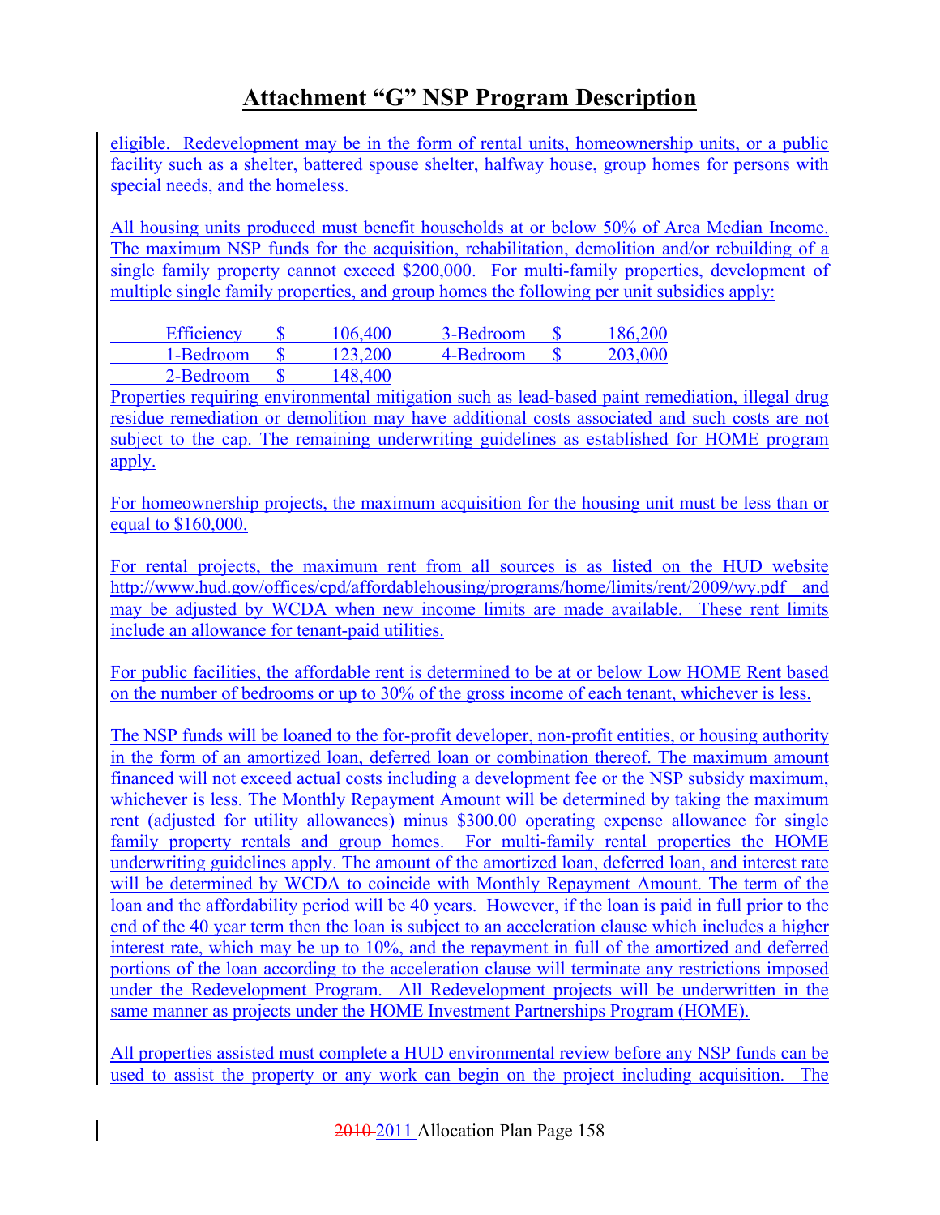# Attachment "G" NSP Program Description

eligible. Redevelopment may be in the form of rental units, homeownership units, or a public facility such as a shelter, battered spouse shelter, halfway house, group homes for persons with special needs, and the homeless.

All housing units produced must benefit households at or below 50% of Area Median Income. The maximum NSP funds for the acquisition, rehabilitation, demolition and/or rebuilding of a single family property cannot exceed $200,000. For multi-family properties, development of multiple single family properties, and group homes the following per unit subsidies apply:

| Unit | Amount | Unit | Amount |
|---|---|---|---|
| Efficiency | $ 106,400 | 3-Bedroom | $ 186,200 |
| 1-Bedroom | $ 123,200 | 4-Bedroom | $ 203,000 |
| 2-Bedroom | $ 148,400 | | |

Properties requiring environmental mitigation such as lead-based paint remediation, illegal drug residue remediation or demolition may have additional costs associated and such costs are not subject to the cap. The remaining underwriting guidelines as established for HOME program apply.

For homeownership projects, the maximum acquisition for the housing unit must be less than or equal to $160,000.

For rental projects, the maximum rent from all sources is as listed on the HUD website http://www.hud.gov/offices/cpd/affordablehousing/programs/home/limits/rent/2009/wy.pdf and may be adjusted by WCDA when new income limits are made available. These rent limits include an allowance for tenant-paid utilities.

For public facilities, the affordable rent is determined to be at or below Low HOME Rent based on the number of bedrooms or up to 30% of the gross income of each tenant, whichever is less.

The NSP funds will be loaned to the for-profit developer, non-profit entities, or housing authority in the form of an amortized loan, deferred loan or combination thereof. The maximum amount financed will not exceed actual costs including a development fee or the NSP subsidy maximum, whichever is less. The Monthly Repayment Amount will be determined by taking the maximum rent (adjusted for utility allowances) minus $300.00 operating expense allowance for single family property rentals and group homes. For multi-family rental properties the HOME underwriting guidelines apply. The amount of the amortized loan, deferred loan, and interest rate will be determined by WCDA to coincide with Monthly Repayment Amount. The term of the loan and the affordability period will be 40 years. However, if the loan is paid in full prior to the end of the 40 year term then the loan is subject to an acceleration clause which includes a higher interest rate, which may be up to 10%, and the repayment in full of the amortized and deferred portions of the loan according to the acceleration clause will terminate any restrictions imposed under the Redevelopment Program. All Redevelopment projects will be underwritten in the same manner as projects under the HOME Investment Partnerships Program (HOME).

All properties assisted must complete a HUD environmental review before any NSP funds can be used to assist the property or any work can begin on the project including acquisition. The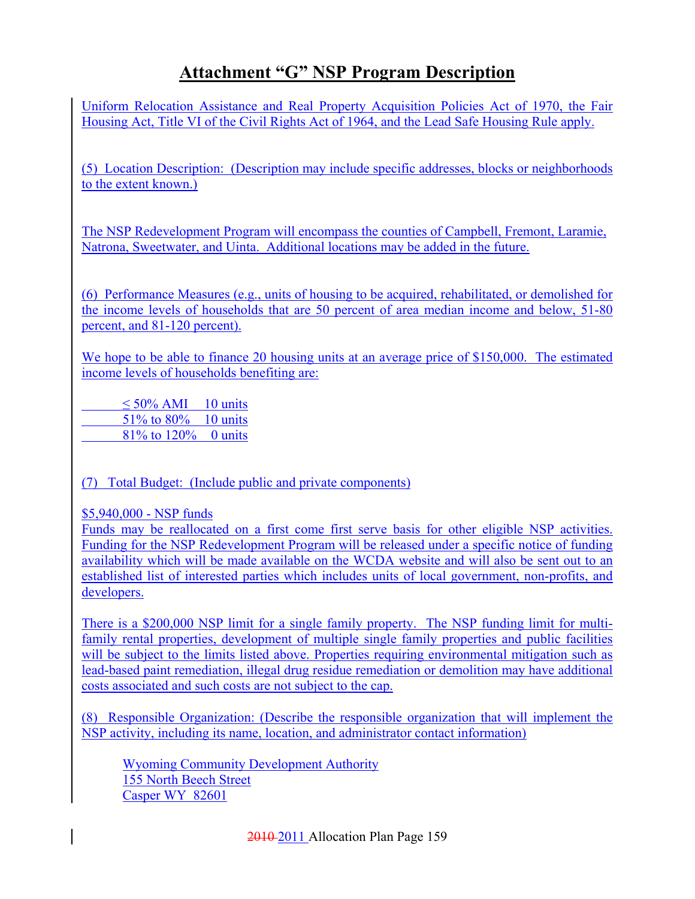# Attachment "G" NSP Program Description

Uniform Relocation Assistance and Real Property Acquisition Policies Act of 1970, the Fair Housing Act, Title VI of the Civil Rights Act of 1964, and the Lead Safe Housing Rule apply.

(5) Location Description: (Description may include specific addresses, blocks or neighborhoods to the extent known.)

The NSP Redevelopment Program will encompass the counties of Campbell, Fremont, Laramie, Natrona, Sweetwater, and Uinta. Additional locations may be added in the future.

(6) Performance Measures (e.g., units of housing to be acquired, rehabilitated, or demolished for the income levels of households that are 50 percent of area median income and below, 51-80 percent, and 81-120 percent).

We hope to be able to finance 20 housing units at an average price of $150,000. The estimated income levels of households benefiting are:

| | |
|---|---|
| ≤ 50% AMI | 10 units |
| 51% to 80% | 10 units |
| 81% to 120% | 0 units |

(7) Total Budget: (Include public and private components)

$5,940,000 - NSP funds

Funds may be reallocated on a first come first serve basis for other eligible NSP activities. Funding for the NSP Redevelopment Program will be released under a specific notice of funding availability which will be made available on the WCDA website and will also be sent out to an established list of interested parties which includes units of local government, non-profits, and developers.

There is a $200,000 NSP limit for a single family property. The NSP funding limit for multi-family rental properties, development of multiple single family properties and public facilities will be subject to the limits listed above. Properties requiring environmental mitigation such as lead-based paint remediation, illegal drug residue remediation or demolition may have additional costs associated and such costs are not subject to the cap.

(8) Responsible Organization: (Describe the responsible organization that will implement the NSP activity, including its name, location, and administrator contact information)

Wyoming Community Development Authority
155 North Beech Street
Casper WY 82601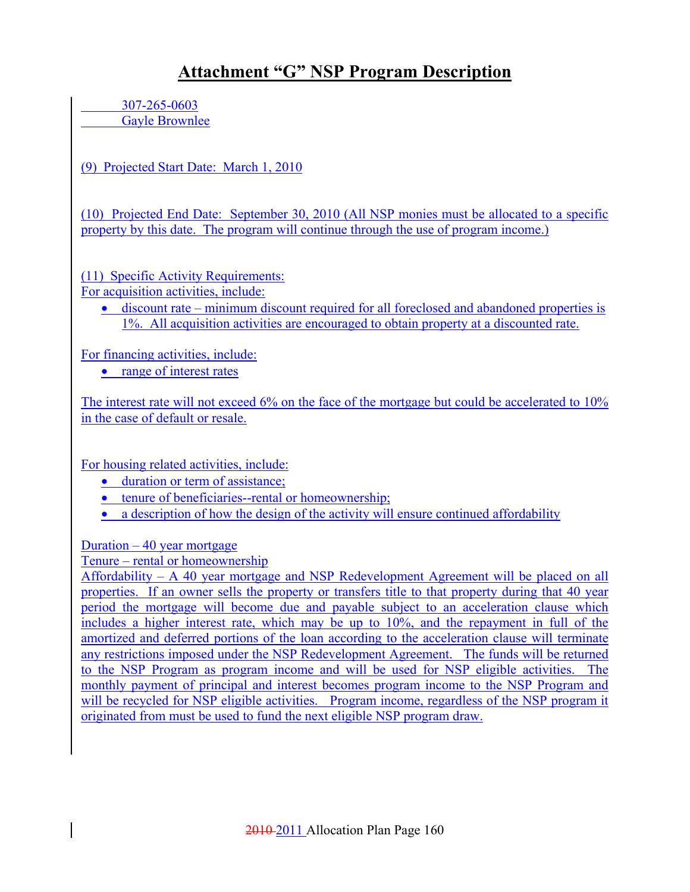# Attachment "G" NSP Program Description

307-265-0603
Gayle Brownlee

(9) Projected Start Date: March 1, 2010

(10) Projected End Date: September 30, 2010 (All NSP monies must be allocated to a specific property by this date. The program will continue through the use of program income.)

(11) Specific Activity Requirements:
For acquisition activities, include:

- discount rate – minimum discount required for all foreclosed and abandoned properties is 1%. All acquisition activities are encouraged to obtain property at a discounted rate.

For financing activities, include:

- range of interest rates

The interest rate will not exceed 6% on the face of the mortgage but could be accelerated to 10% in the case of default or resale.

For housing related activities, include:

- duration or term of assistance;
- tenure of beneficiaries--rental or homeownership;
- a description of how the design of the activity will ensure continued affordability

Duration – 40 year mortgage
Tenure – rental or homeownership
Affordability – A 40 year mortgage and NSP Redevelopment Agreement will be placed on all properties. If an owner sells the property or transfers title to that property during that 40 year period the mortgage will become due and payable subject to an acceleration clause which includes a higher interest rate, which may be up to 10%, and the repayment in full of the amortized and deferred portions of the loan according to the acceleration clause will terminate any restrictions imposed under the NSP Redevelopment Agreement. The funds will be returned to the NSP Program as program income and will be used for NSP eligible activities. The monthly payment of principal and interest becomes program income to the NSP Program and will be recycled for NSP eligible activities. Program income, regardless of the NSP program it originated from must be used to fund the next eligible NSP program draw.